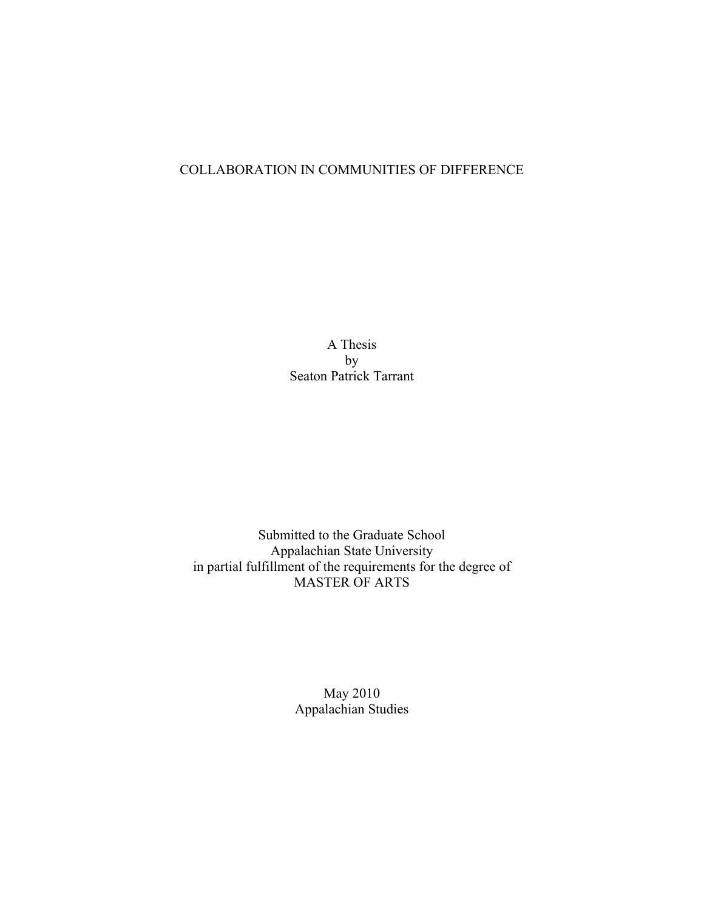# COLLABORATION IN COMMUNITIES OF DIFFERENCE

A Thesis
by
Seaton Patrick Tarrant

Submitted to the Graduate School
Appalachian State University
in partial fulfillment of the requirements for the degree of
MASTER OF ARTS

May 2010
Appalachian Studies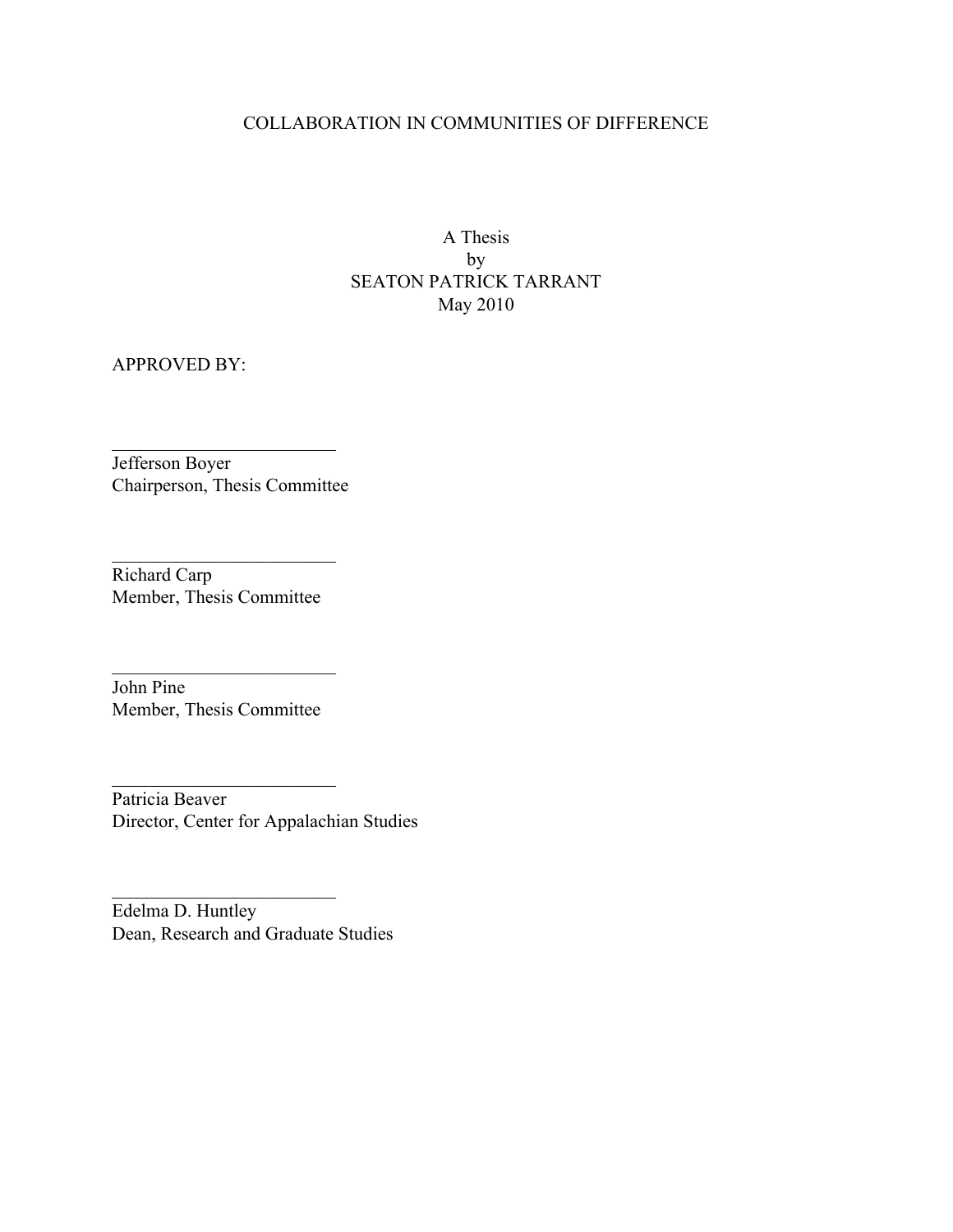COLLABORATION IN COMMUNITIES OF DIFFERENCE

A Thesis
by
SEATON PATRICK TARRANT
May 2010

APPROVED BY:

\_\_\_\_\_\_\_\_\_\_\_\_\_\_\_\_\_\_\_\_\_\_\_\_\_
Jefferson Boyer
Chairperson, Thesis Committee

\_\_\_\_\_\_\_\_\_\_\_\_\_\_\_\_\_\_\_\_\_\_\_\_\_
Richard Carp
Member, Thesis Committee

\_\_\_\_\_\_\_\_\_\_\_\_\_\_\_\_\_\_\_\_\_\_\_\_\_
John Pine
Member, Thesis Committee

\_\_\_\_\_\_\_\_\_\_\_\_\_\_\_\_\_\_\_\_\_\_\_\_\_
Patricia Beaver
Director, Center for Appalachian Studies

\_\_\_\_\_\_\_\_\_\_\_\_\_\_\_\_\_\_\_\_\_\_\_\_\_
Edelma D. Huntley
Dean, Research and Graduate Studies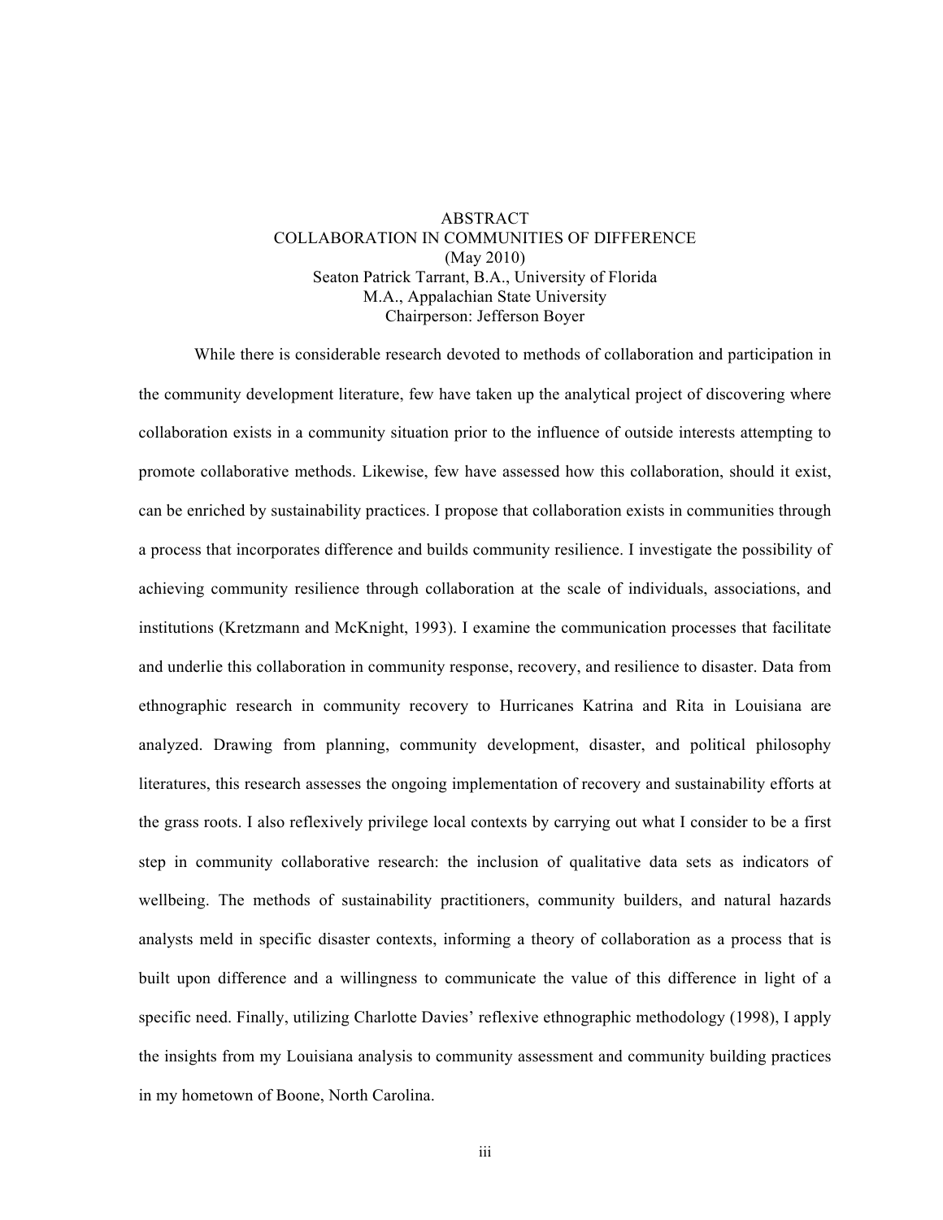# ABSTRACT

## COLLABORATION IN COMMUNITIES OF DIFFERENCE

(May 2010)

Seaton Patrick Tarrant, B.A., University of Florida

M.A., Appalachian State University

Chairperson: Jefferson Boyer

While there is considerable research devoted to methods of collaboration and participation in the community development literature, few have taken up the analytical project of discovering where collaboration exists in a community situation prior to the influence of outside interests attempting to promote collaborative methods. Likewise, few have assessed how this collaboration, should it exist, can be enriched by sustainability practices. I propose that collaboration exists in communities through a process that incorporates difference and builds community resilience. I investigate the possibility of achieving community resilience through collaboration at the scale of individuals, associations, and institutions (Kretzmann and McKnight, 1993). I examine the communication processes that facilitate and underlie this collaboration in community response, recovery, and resilience to disaster. Data from ethnographic research in community recovery to Hurricanes Katrina and Rita in Louisiana are analyzed. Drawing from planning, community development, disaster, and political philosophy literatures, this research assesses the ongoing implementation of recovery and sustainability efforts at the grass roots. I also reflexively privilege local contexts by carrying out what I consider to be a first step in community collaborative research: the inclusion of qualitative data sets as indicators of wellbeing. The methods of sustainability practitioners, community builders, and natural hazards analysts meld in specific disaster contexts, informing a theory of collaboration as a process that is built upon difference and a willingness to communicate the value of this difference in light of a specific need. Finally, utilizing Charlotte Davies' reflexive ethnographic methodology (1998), I apply the insights from my Louisiana analysis to community assessment and community building practices in my hometown of Boone, North Carolina.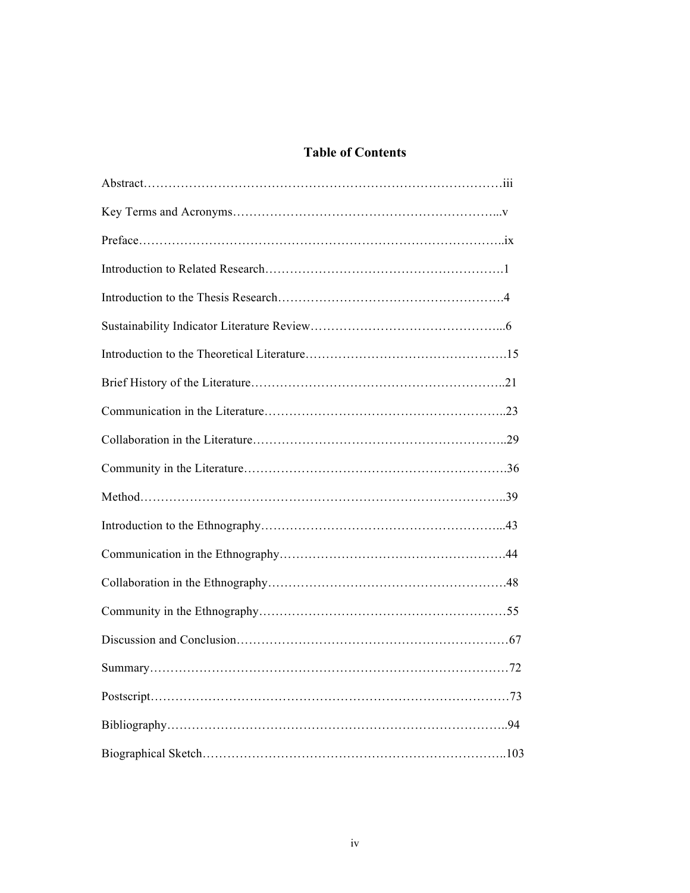# Table of Contents

Abstract……………………………………………………………………………iii

Key Terms and Acronyms……………………………………………………...v

Preface……………………………………………………………………………..ix

Introduction to Related Research………………………………………………….1

Introduction to the Thesis Research……………………………………………….4

Sustainability Indicator Literature Review………………………………………...6

Introduction to the Theoretical Literature………………………………………….15

Brief History of the Literature……………………………………………………..21

Communication in the Literature…………………………………………………..23

Collaboration in the Literature……………………………………………………..29

Community in the Literature……………………………………………………….36

Method……………………………………………………………………………..39

Introduction to the Ethnography…………………………………………………...43

Communication in the Ethnography……………………………………………….44

Collaboration in the Ethnography………………………………………………….48

Community in the Ethnography……………………………………………………55

Discussion and Conclusion…………………………………………………………67

Summary……………………………………………………………………………72

Postscript……………………………………………………………………………73

Bibliography………………………………………………………………………..94

Biographical Sketch………………………………………………………………..103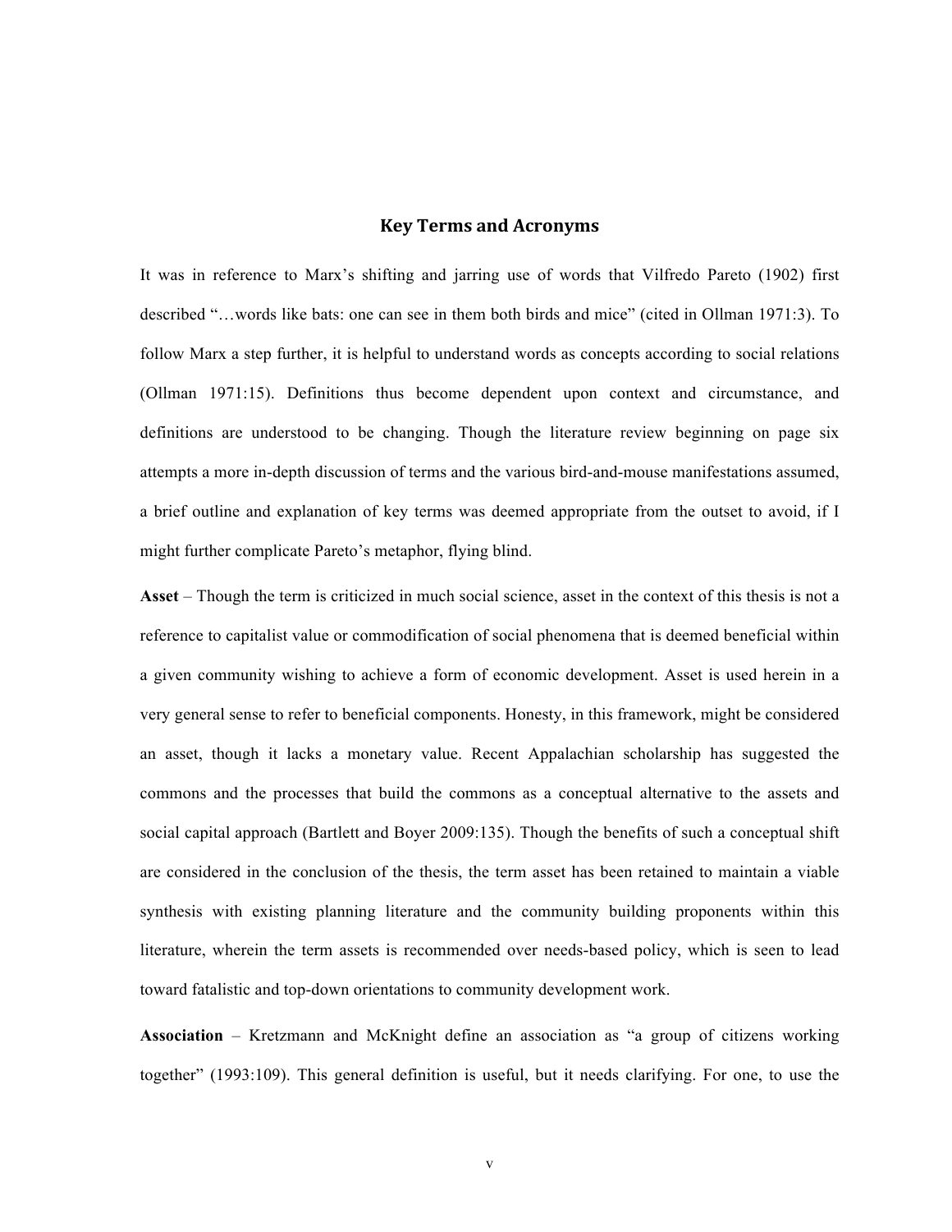## Key Terms and Acronyms

It was in reference to Marx's shifting and jarring use of words that Vilfredo Pareto (1902) first described "…words like bats: one can see in them both birds and mice" (cited in Ollman 1971:3). To follow Marx a step further, it is helpful to understand words as concepts according to social relations (Ollman 1971:15). Definitions thus become dependent upon context and circumstance, and definitions are understood to be changing. Though the literature review beginning on page six attempts a more in-depth discussion of terms and the various bird-and-mouse manifestations assumed, a brief outline and explanation of key terms was deemed appropriate from the outset to avoid, if I might further complicate Pareto's metaphor, flying blind.

**Asset** – Though the term is criticized in much social science, asset in the context of this thesis is not a reference to capitalist value or commodification of social phenomena that is deemed beneficial within a given community wishing to achieve a form of economic development. Asset is used herein in a very general sense to refer to beneficial components. Honesty, in this framework, might be considered an asset, though it lacks a monetary value. Recent Appalachian scholarship has suggested the commons and the processes that build the commons as a conceptual alternative to the assets and social capital approach (Bartlett and Boyer 2009:135). Though the benefits of such a conceptual shift are considered in the conclusion of the thesis, the term asset has been retained to maintain a viable synthesis with existing planning literature and the community building proponents within this literature, wherein the term assets is recommended over needs-based policy, which is seen to lead toward fatalistic and top-down orientations to community development work.

**Association** – Kretzmann and McKnight define an association as "a group of citizens working together" (1993:109). This general definition is useful, but it needs clarifying. For one, to use the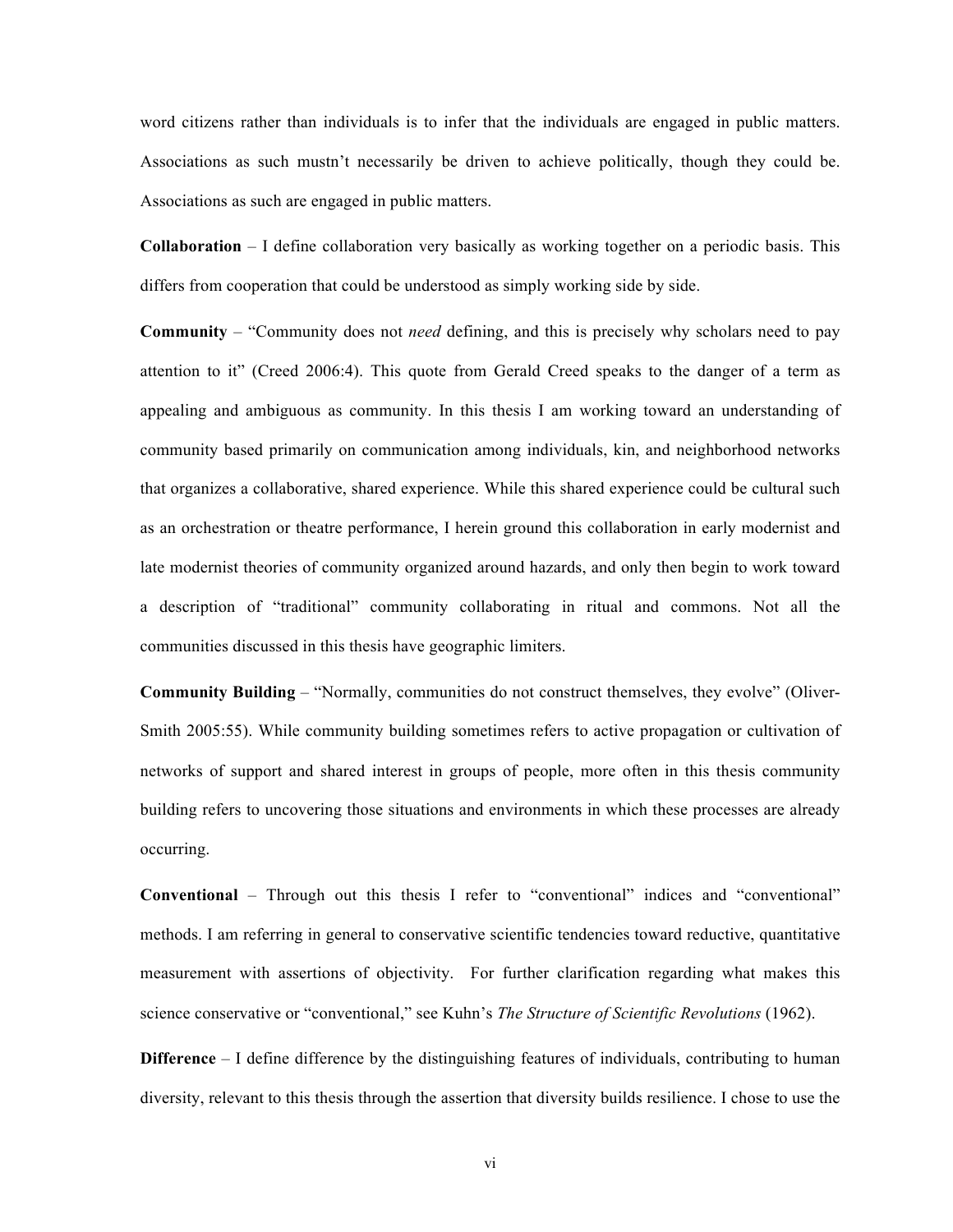word citizens rather than individuals is to infer that the individuals are engaged in public matters. Associations as such mustn't necessarily be driven to achieve politically, though they could be. Associations as such are engaged in public matters.

**Collaboration** – I define collaboration very basically as working together on a periodic basis. This differs from cooperation that could be understood as simply working side by side.

**Community** – "Community does not *need* defining, and this is precisely why scholars need to pay attention to it" (Creed 2006:4). This quote from Gerald Creed speaks to the danger of a term as appealing and ambiguous as community. In this thesis I am working toward an understanding of community based primarily on communication among individuals, kin, and neighborhood networks that organizes a collaborative, shared experience. While this shared experience could be cultural such as an orchestration or theatre performance, I herein ground this collaboration in early modernist and late modernist theories of community organized around hazards, and only then begin to work toward a description of "traditional" community collaborating in ritual and commons. Not all the communities discussed in this thesis have geographic limiters.

**Community Building** – "Normally, communities do not construct themselves, they evolve" (Oliver-Smith 2005:55). While community building sometimes refers to active propagation or cultivation of networks of support and shared interest in groups of people, more often in this thesis community building refers to uncovering those situations and environments in which these processes are already occurring.

**Conventional** – Through out this thesis I refer to "conventional" indices and "conventional" methods. I am referring in general to conservative scientific tendencies toward reductive, quantitative measurement with assertions of objectivity. For further clarification regarding what makes this science conservative or "conventional," see Kuhn's *The Structure of Scientific Revolutions* (1962).

**Difference** – I define difference by the distinguishing features of individuals, contributing to human diversity, relevant to this thesis through the assertion that diversity builds resilience. I chose to use the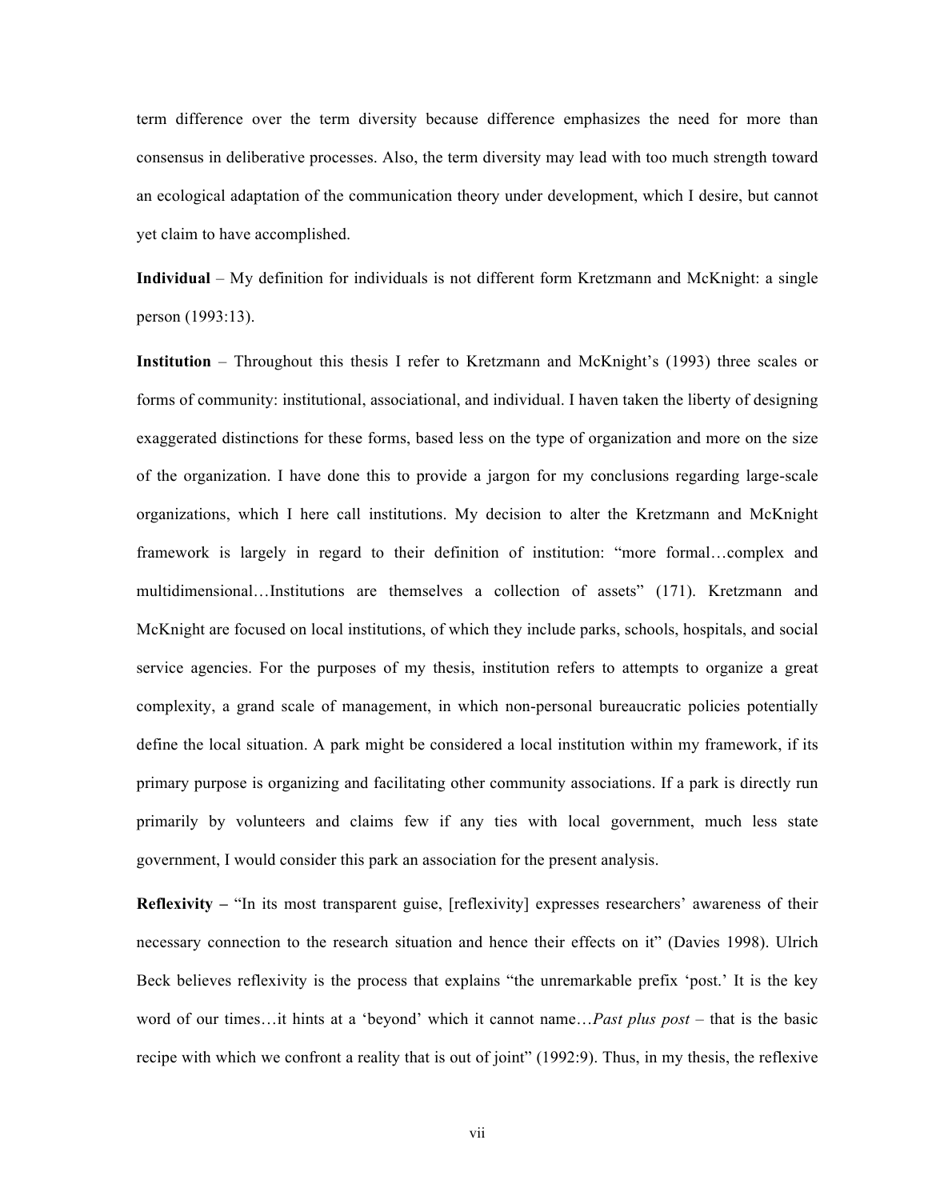term difference over the term diversity because difference emphasizes the need for more than consensus in deliberative processes. Also, the term diversity may lead with too much strength toward an ecological adaptation of the communication theory under development, which I desire, but cannot yet claim to have accomplished.

**Individual** – My definition for individuals is not different form Kretzmann and McKnight: a single person (1993:13).

**Institution** – Throughout this thesis I refer to Kretzmann and McKnight's (1993) three scales or forms of community: institutional, associational, and individual. I haven taken the liberty of designing exaggerated distinctions for these forms, based less on the type of organization and more on the size of the organization. I have done this to provide a jargon for my conclusions regarding large-scale organizations, which I here call institutions. My decision to alter the Kretzmann and McKnight framework is largely in regard to their definition of institution: "more formal…complex and multidimensional…Institutions are themselves a collection of assets" (171). Kretzmann and McKnight are focused on local institutions, of which they include parks, schools, hospitals, and social service agencies. For the purposes of my thesis, institution refers to attempts to organize a great complexity, a grand scale of management, in which non-personal bureaucratic policies potentially define the local situation. A park might be considered a local institution within my framework, if its primary purpose is organizing and facilitating other community associations. If a park is directly run primarily by volunteers and claims few if any ties with local government, much less state government, I would consider this park an association for the present analysis.

**Reflexivity –** "In its most transparent guise, [reflexivity] expresses researchers' awareness of their necessary connection to the research situation and hence their effects on it" (Davies 1998). Ulrich Beck believes reflexivity is the process that explains "the unremarkable prefix 'post.' It is the key word of our times…it hints at a 'beyond' which it cannot name…*Past plus post* – that is the basic recipe with which we confront a reality that is out of joint" (1992:9). Thus, in my thesis, the reflexive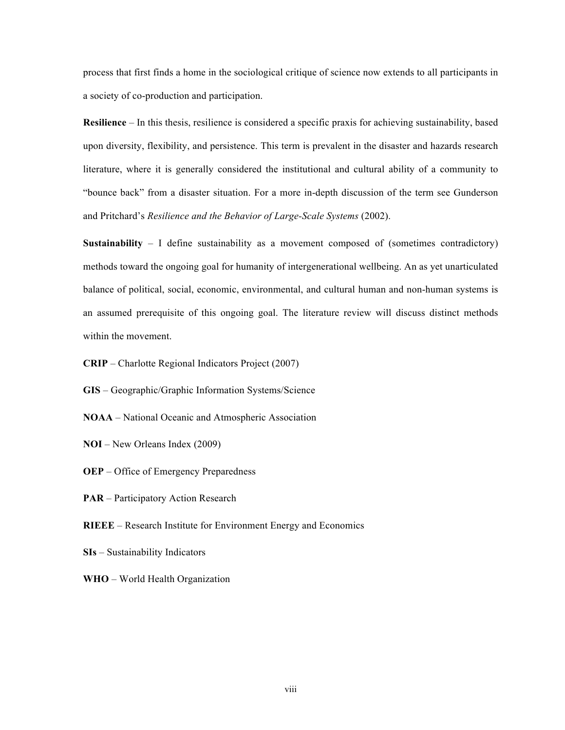process that first finds a home in the sociological critique of science now extends to all participants in a society of co-production and participation.

**Resilience** – In this thesis, resilience is considered a specific praxis for achieving sustainability, based upon diversity, flexibility, and persistence. This term is prevalent in the disaster and hazards research literature, where it is generally considered the institutional and cultural ability of a community to "bounce back" from a disaster situation. For a more in-depth discussion of the term see Gunderson and Pritchard's *Resilience and the Behavior of Large-Scale Systems* (2002).

**Sustainability** – I define sustainability as a movement composed of (sometimes contradictory) methods toward the ongoing goal for humanity of intergenerational wellbeing. An as yet unarticulated balance of political, social, economic, environmental, and cultural human and non-human systems is an assumed prerequisite of this ongoing goal. The literature review will discuss distinct methods within the movement.

**CRIP** – Charlotte Regional Indicators Project (2007)

**GIS** – Geographic/Graphic Information Systems/Science

**NOAA** – National Oceanic and Atmospheric Association

**NOI** – New Orleans Index (2009)

**OEP** – Office of Emergency Preparedness

**PAR** – Participatory Action Research

**RIEEE** – Research Institute for Environment Energy and Economics

**SIs** – Sustainability Indicators

**WHO** – World Health Organization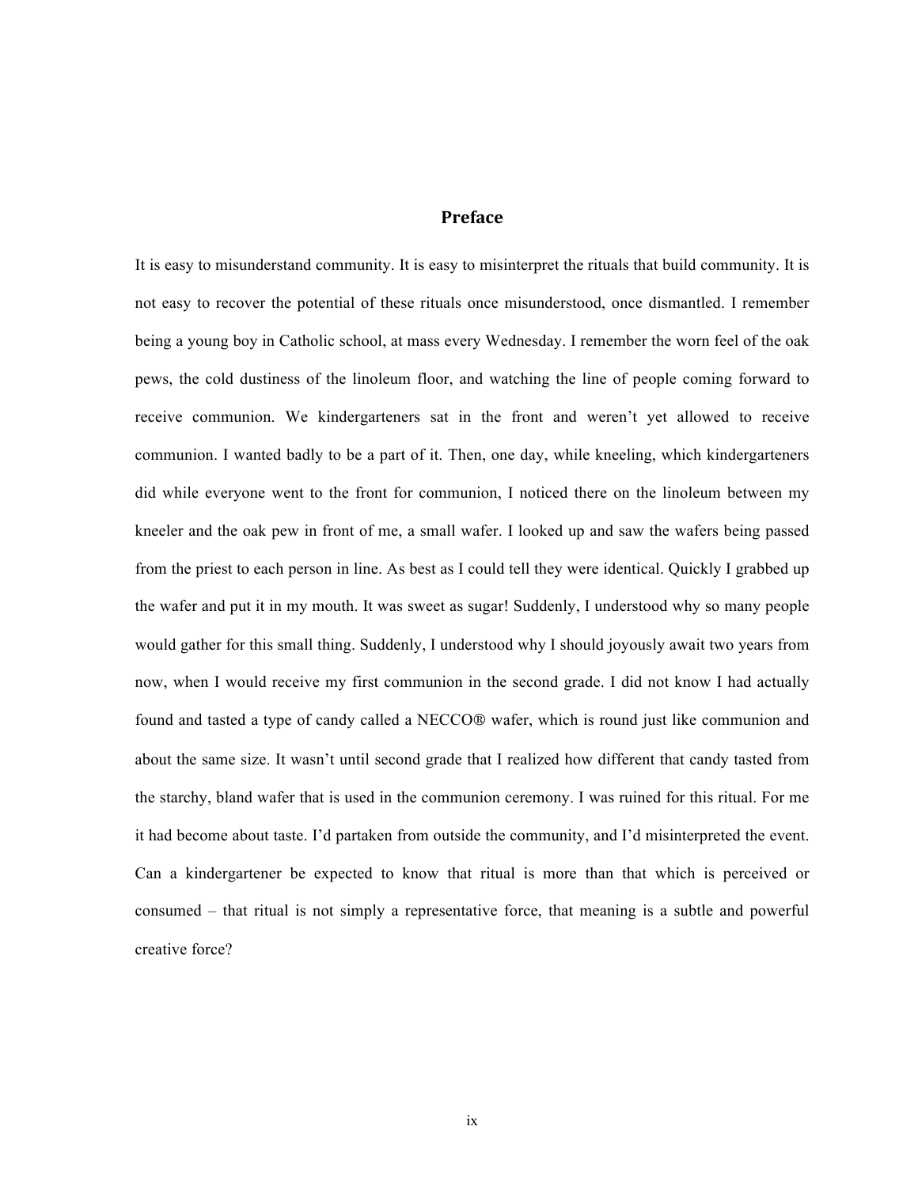# Preface

It is easy to misunderstand community. It is easy to misinterpret the rituals that build community. It is not easy to recover the potential of these rituals once misunderstood, once dismantled. I remember being a young boy in Catholic school, at mass every Wednesday. I remember the worn feel of the oak pews, the cold dustiness of the linoleum floor, and watching the line of people coming forward to receive communion. We kindergarteners sat in the front and weren't yet allowed to receive communion. I wanted badly to be a part of it. Then, one day, while kneeling, which kindergarteners did while everyone went to the front for communion, I noticed there on the linoleum between my kneeler and the oak pew in front of me, a small wafer. I looked up and saw the wafers being passed from the priest to each person in line. As best as I could tell they were identical. Quickly I grabbed up the wafer and put it in my mouth. It was sweet as sugar! Suddenly, I understood why so many people would gather for this small thing. Suddenly, I understood why I should joyously await two years from now, when I would receive my first communion in the second grade. I did not know I had actually found and tasted a type of candy called a NECCO® wafer, which is round just like communion and about the same size. It wasn't until second grade that I realized how different that candy tasted from the starchy, bland wafer that is used in the communion ceremony. I was ruined for this ritual. For me it had become about taste. I'd partaken from outside the community, and I'd misinterpreted the event. Can a kindergartener be expected to know that ritual is more than that which is perceived or consumed – that ritual is not simply a representative force, that meaning is a subtle and powerful creative force?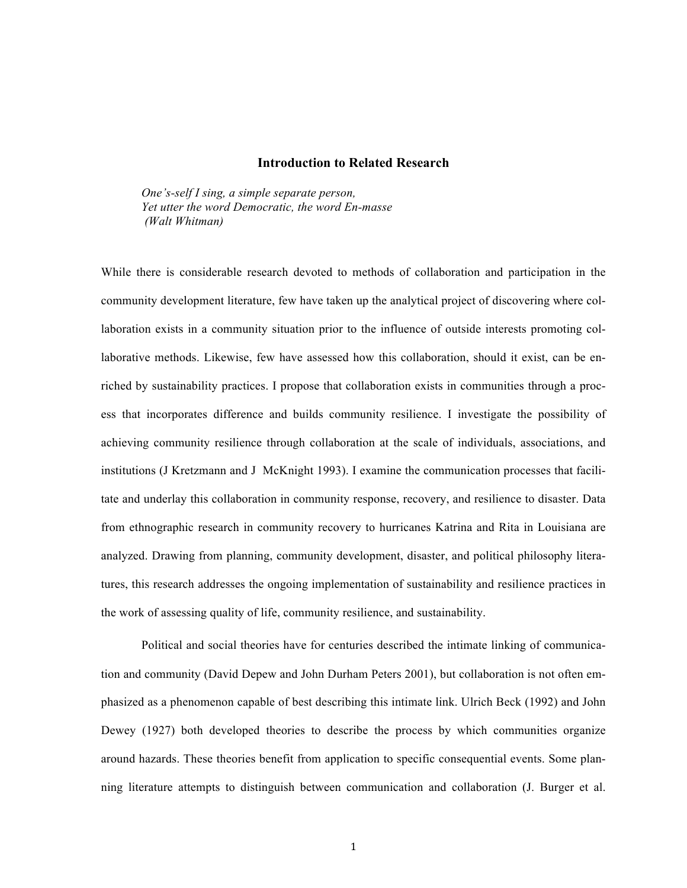## Introduction to Related Research

*One's-self I sing, a simple separate person,*
*Yet utter the word Democratic, the word En-masse*
*(Walt Whitman)*

While there is considerable research devoted to methods of collaboration and participation in the community development literature, few have taken up the analytical project of discovering where collaboration exists in a community situation prior to the influence of outside interests promoting collaborative methods. Likewise, few have assessed how this collaboration, should it exist, can be enriched by sustainability practices. I propose that collaboration exists in communities through a process that incorporates difference and builds community resilience. I investigate the possibility of achieving community resilience through collaboration at the scale of individuals, associations, and institutions (J Kretzmann and J McKnight 1993). I examine the communication processes that facilitate and underlay this collaboration in community response, recovery, and resilience to disaster. Data from ethnographic research in community recovery to hurricanes Katrina and Rita in Louisiana are analyzed. Drawing from planning, community development, disaster, and political philosophy literatures, this research addresses the ongoing implementation of sustainability and resilience practices in the work of assessing quality of life, community resilience, and sustainability.

Political and social theories have for centuries described the intimate linking of communication and community (David Depew and John Durham Peters 2001), but collaboration is not often emphasized as a phenomenon capable of best describing this intimate link. Ulrich Beck (1992) and John Dewey (1927) both developed theories to describe the process by which communities organize around hazards. These theories benefit from application to specific consequential events. Some planning literature attempts to distinguish between communication and collaboration (J. Burger et al.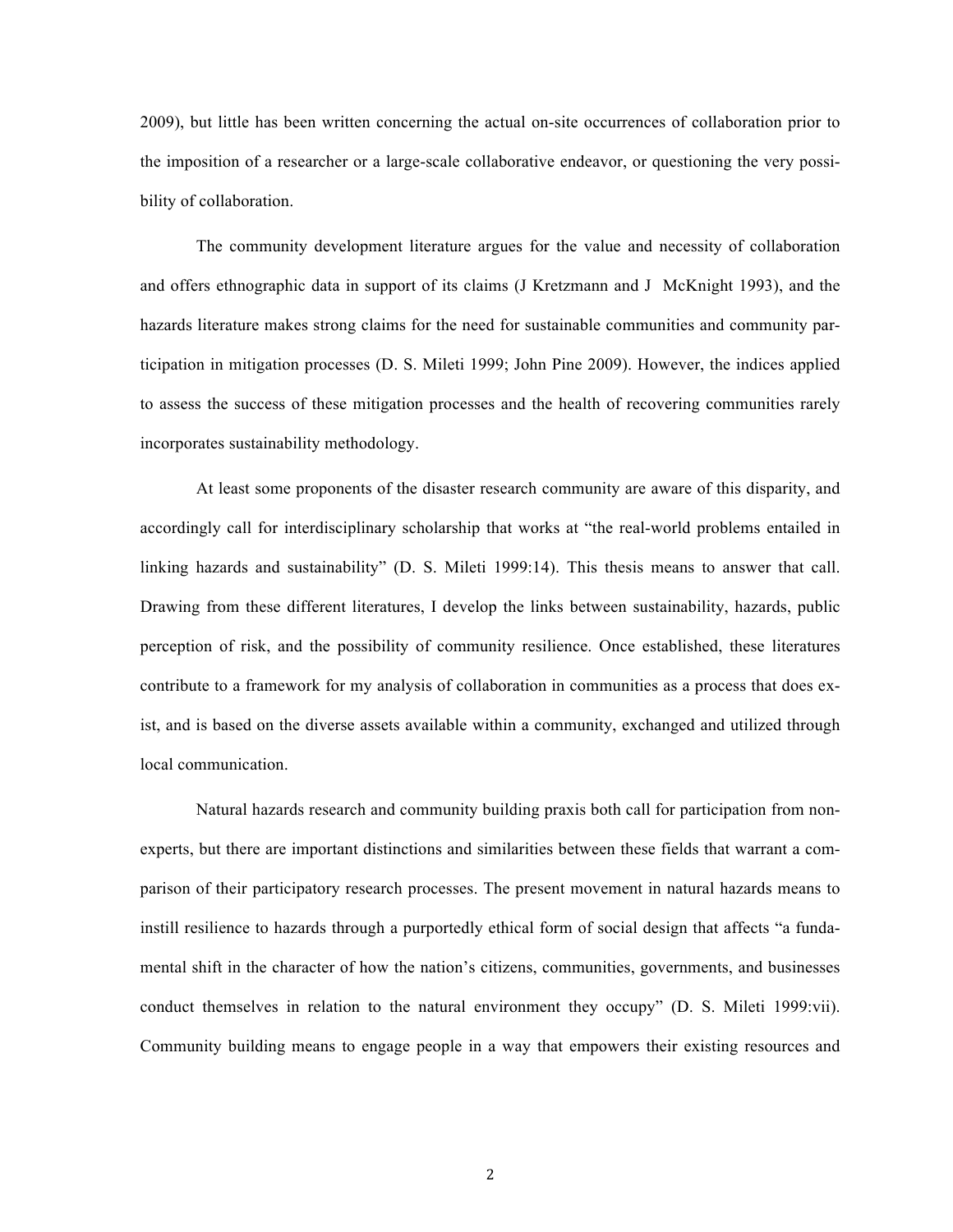2009), but little has been written concerning the actual on-site occurrences of collaboration prior to the imposition of a researcher or a large-scale collaborative endeavor, or questioning the very possibility of collaboration.

The community development literature argues for the value and necessity of collaboration and offers ethnographic data in support of its claims (J Kretzmann and J McKnight 1993), and the hazards literature makes strong claims for the need for sustainable communities and community participation in mitigation processes (D. S. Mileti 1999; John Pine 2009). However, the indices applied to assess the success of these mitigation processes and the health of recovering communities rarely incorporates sustainability methodology.

At least some proponents of the disaster research community are aware of this disparity, and accordingly call for interdisciplinary scholarship that works at "the real-world problems entailed in linking hazards and sustainability" (D. S. Mileti 1999:14). This thesis means to answer that call. Drawing from these different literatures, I develop the links between sustainability, hazards, public perception of risk, and the possibility of community resilience. Once established, these literatures contribute to a framework for my analysis of collaboration in communities as a process that does exist, and is based on the diverse assets available within a community, exchanged and utilized through local communication.

Natural hazards research and community building praxis both call for participation from non-experts, but there are important distinctions and similarities between these fields that warrant a comparison of their participatory research processes. The present movement in natural hazards means to instill resilience to hazards through a purportedly ethical form of social design that affects "a fundamental shift in the character of how the nation's citizens, communities, governments, and businesses conduct themselves in relation to the natural environment they occupy" (D. S. Mileti 1999:vii). Community building means to engage people in a way that empowers their existing resources and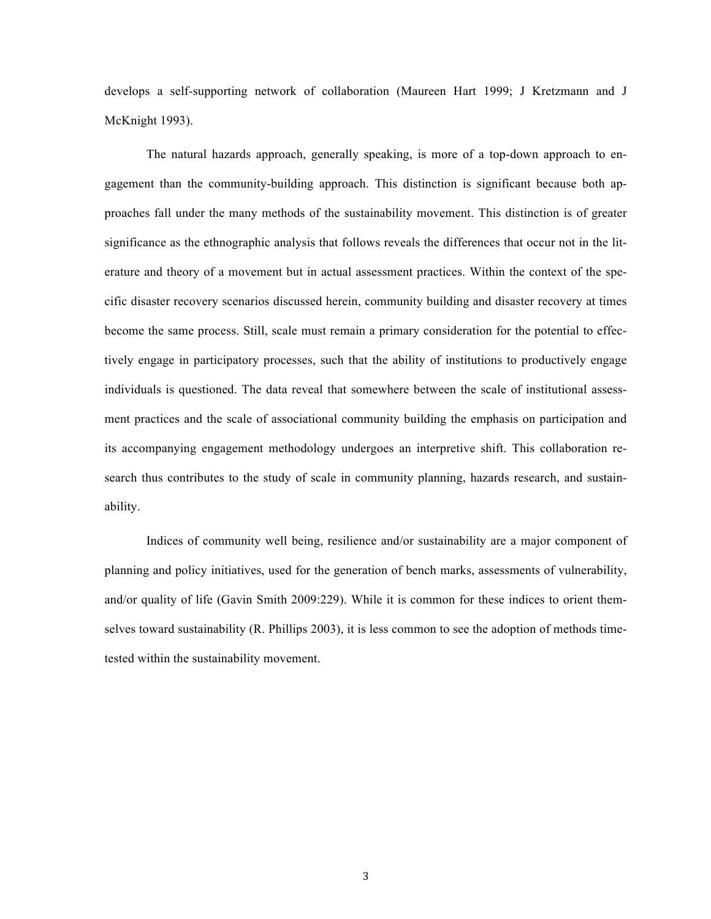develops a self-supporting network of collaboration (Maureen Hart 1999; J Kretzmann and J McKnight 1993).

The natural hazards approach, generally speaking, is more of a top-down approach to engagement than the community-building approach. This distinction is significant because both approaches fall under the many methods of the sustainability movement. This distinction is of greater significance as the ethnographic analysis that follows reveals the differences that occur not in the literature and theory of a movement but in actual assessment practices. Within the context of the specific disaster recovery scenarios discussed herein, community building and disaster recovery at times become the same process. Still, scale must remain a primary consideration for the potential to effectively engage in participatory processes, such that the ability of institutions to productively engage individuals is questioned. The data reveal that somewhere between the scale of institutional assessment practices and the scale of associational community building the emphasis on participation and its accompanying engagement methodology undergoes an interpretive shift. This collaboration research thus contributes to the study of scale in community planning, hazards research, and sustainability.

Indices of community well being, resilience and/or sustainability are a major component of planning and policy initiatives, used for the generation of bench marks, assessments of vulnerability, and/or quality of life (Gavin Smith 2009:229). While it is common for these indices to orient themselves toward sustainability (R. Phillips 2003), it is less common to see the adoption of methods time-tested within the sustainability movement.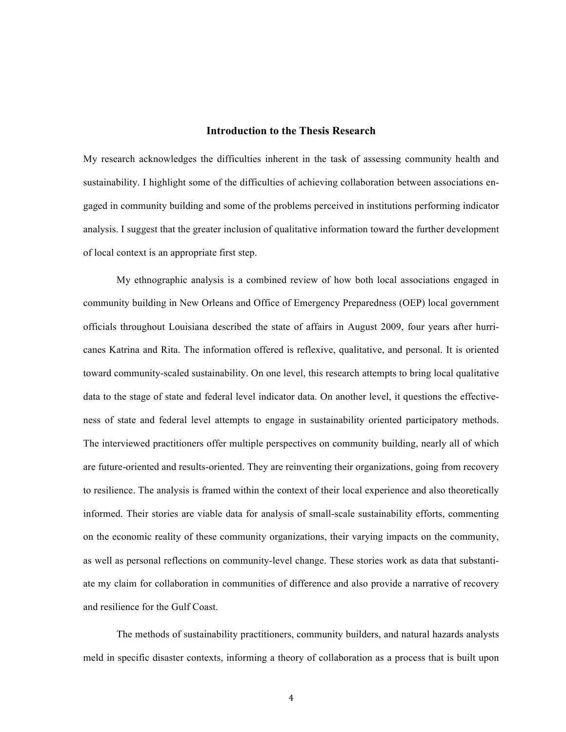## Introduction to the Thesis Research

My research acknowledges the difficulties inherent in the task of assessing community health and sustainability. I highlight some of the difficulties of achieving collaboration between associations engaged in community building and some of the problems perceived in institutions performing indicator analysis. I suggest that the greater inclusion of qualitative information toward the further development of local context is an appropriate first step.

My ethnographic analysis is a combined review of how both local associations engaged in community building in New Orleans and Office of Emergency Preparedness (OEP) local government officials throughout Louisiana described the state of affairs in August 2009, four years after hurricanes Katrina and Rita. The information offered is reflexive, qualitative, and personal. It is oriented toward community-scaled sustainability. On one level, this research attempts to bring local qualitative data to the stage of state and federal level indicator data. On another level, it questions the effectiveness of state and federal level attempts to engage in sustainability oriented participatory methods. The interviewed practitioners offer multiple perspectives on community building, nearly all of which are future-oriented and results-oriented. They are reinventing their organizations, going from recovery to resilience. The analysis is framed within the context of their local experience and also theoretically informed. Their stories are viable data for analysis of small-scale sustainability efforts, commenting on the economic reality of these community organizations, their varying impacts on the community, as well as personal reflections on community-level change. These stories work as data that substantiate my claim for collaboration in communities of difference and also provide a narrative of recovery and resilience for the Gulf Coast.

The methods of sustainability practitioners, community builders, and natural hazards analysts meld in specific disaster contexts, informing a theory of collaboration as a process that is built upon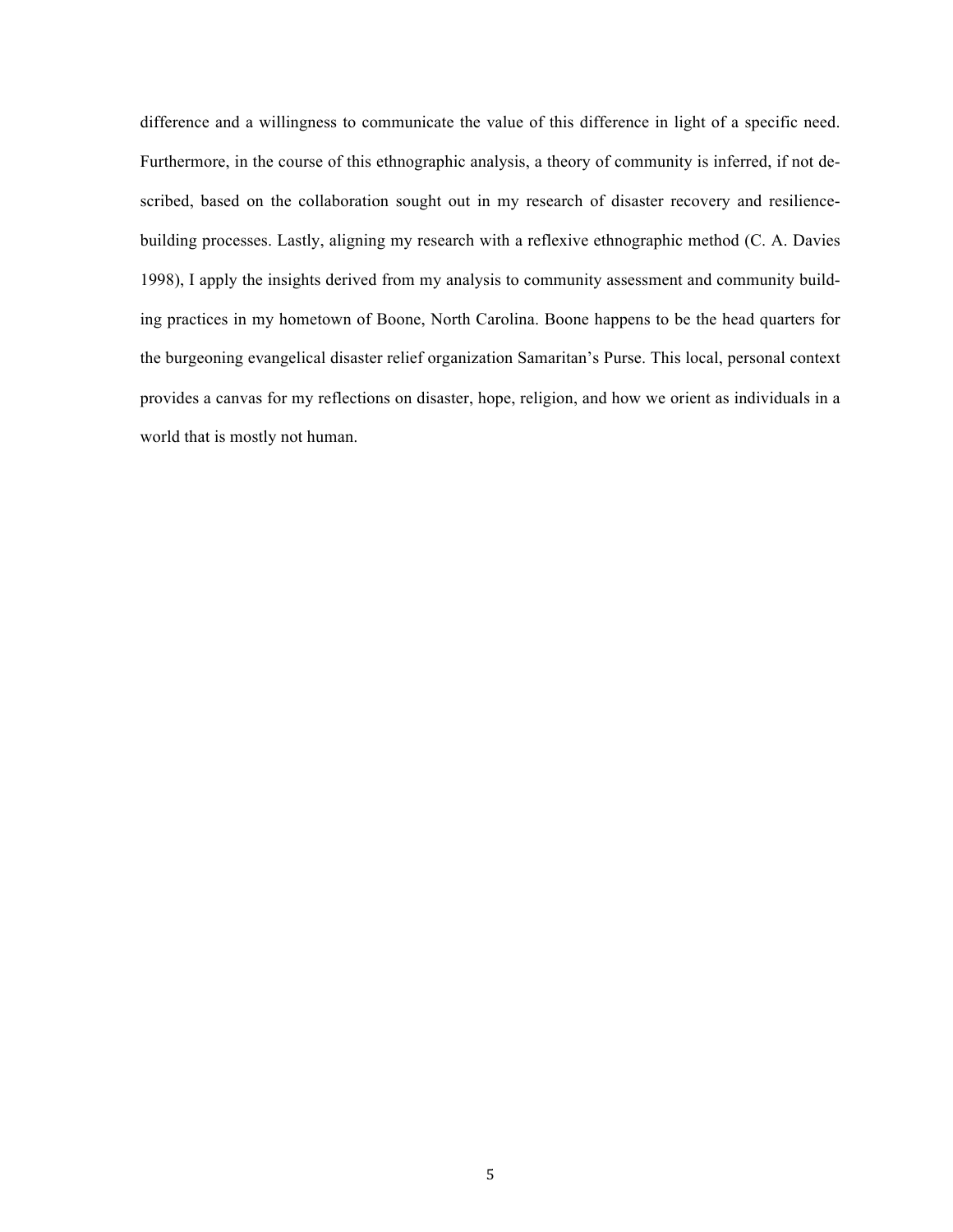difference and a willingness to communicate the value of this difference in light of a specific need. Furthermore, in the course of this ethnographic analysis, a theory of community is inferred, if not described, based on the collaboration sought out in my research of disaster recovery and resilience-building processes. Lastly, aligning my research with a reflexive ethnographic method (C. A. Davies 1998), I apply the insights derived from my analysis to community assessment and community building practices in my hometown of Boone, North Carolina. Boone happens to be the head quarters for the burgeoning evangelical disaster relief organization Samaritan's Purse. This local, personal context provides a canvas for my reflections on disaster, hope, religion, and how we orient as individuals in a world that is mostly not human.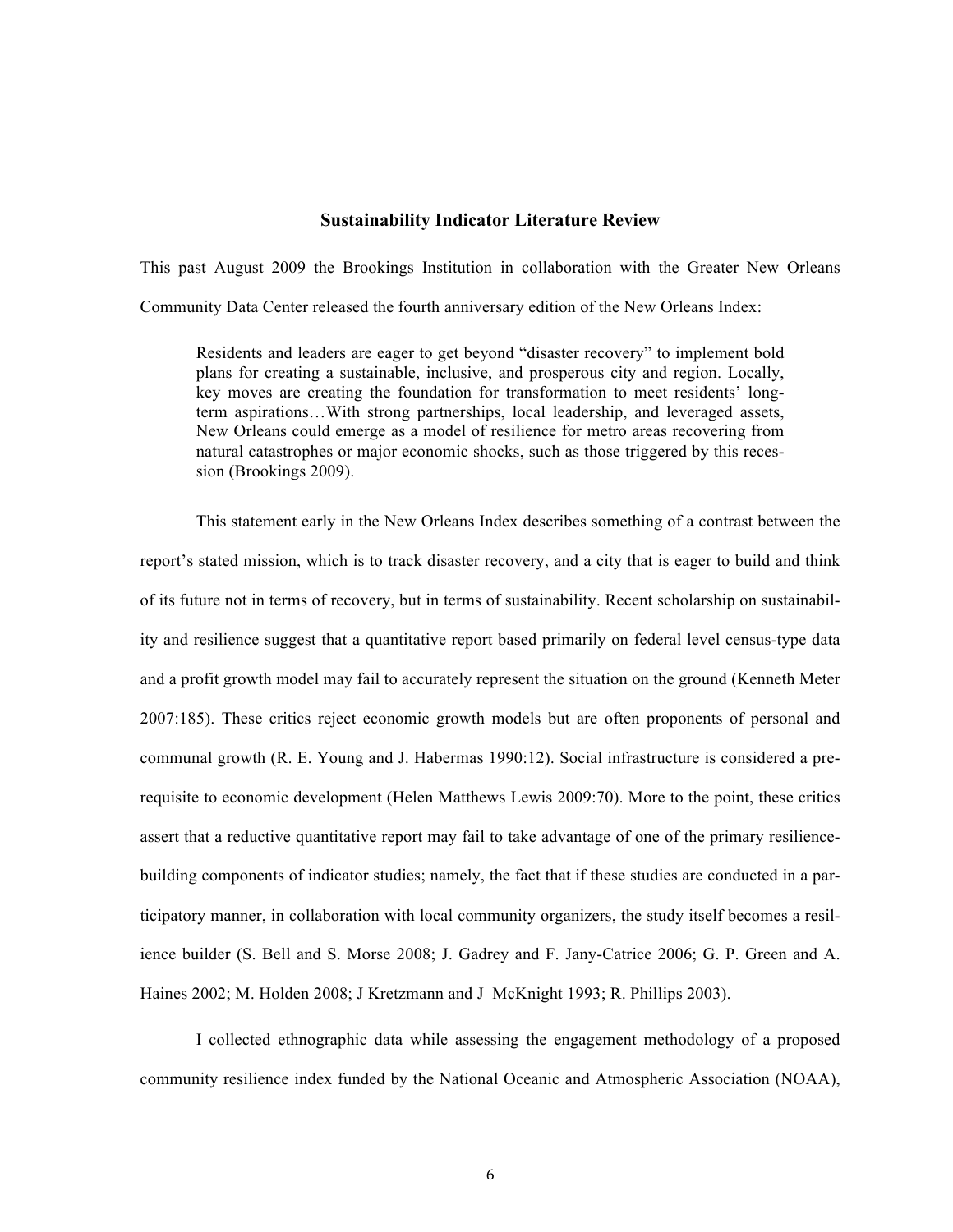## Sustainability Indicator Literature Review

This past August 2009 the Brookings Institution in collaboration with the Greater New Orleans Community Data Center released the fourth anniversary edition of the New Orleans Index:

> Residents and leaders are eager to get beyond "disaster recovery" to implement bold plans for creating a sustainable, inclusive, and prosperous city and region. Locally, key moves are creating the foundation for transformation to meet residents' long-term aspirations…With strong partnerships, local leadership, and leveraged assets, New Orleans could emerge as a model of resilience for metro areas recovering from natural catastrophes or major economic shocks, such as those triggered by this recession (Brookings 2009).

This statement early in the New Orleans Index describes something of a contrast between the report's stated mission, which is to track disaster recovery, and a city that is eager to build and think of its future not in terms of recovery, but in terms of sustainability. Recent scholarship on sustainability and resilience suggest that a quantitative report based primarily on federal level census-type data and a profit growth model may fail to accurately represent the situation on the ground (Kenneth Meter 2007:185). These critics reject economic growth models but are often proponents of personal and communal growth (R. E. Young and J. Habermas 1990:12). Social infrastructure is considered a prerequisite to economic development (Helen Matthews Lewis 2009:70). More to the point, these critics assert that a reductive quantitative report may fail to take advantage of one of the primary resilience-building components of indicator studies; namely, the fact that if these studies are conducted in a participatory manner, in collaboration with local community organizers, the study itself becomes a resilience builder (S. Bell and S. Morse 2008; J. Gadrey and F. Jany-Catrice 2006; G. P. Green and A. Haines 2002; M. Holden 2008; J Kretzmann and J McKnight 1993; R. Phillips 2003).

I collected ethnographic data while assessing the engagement methodology of a proposed community resilience index funded by the National Oceanic and Atmospheric Association (NOAA),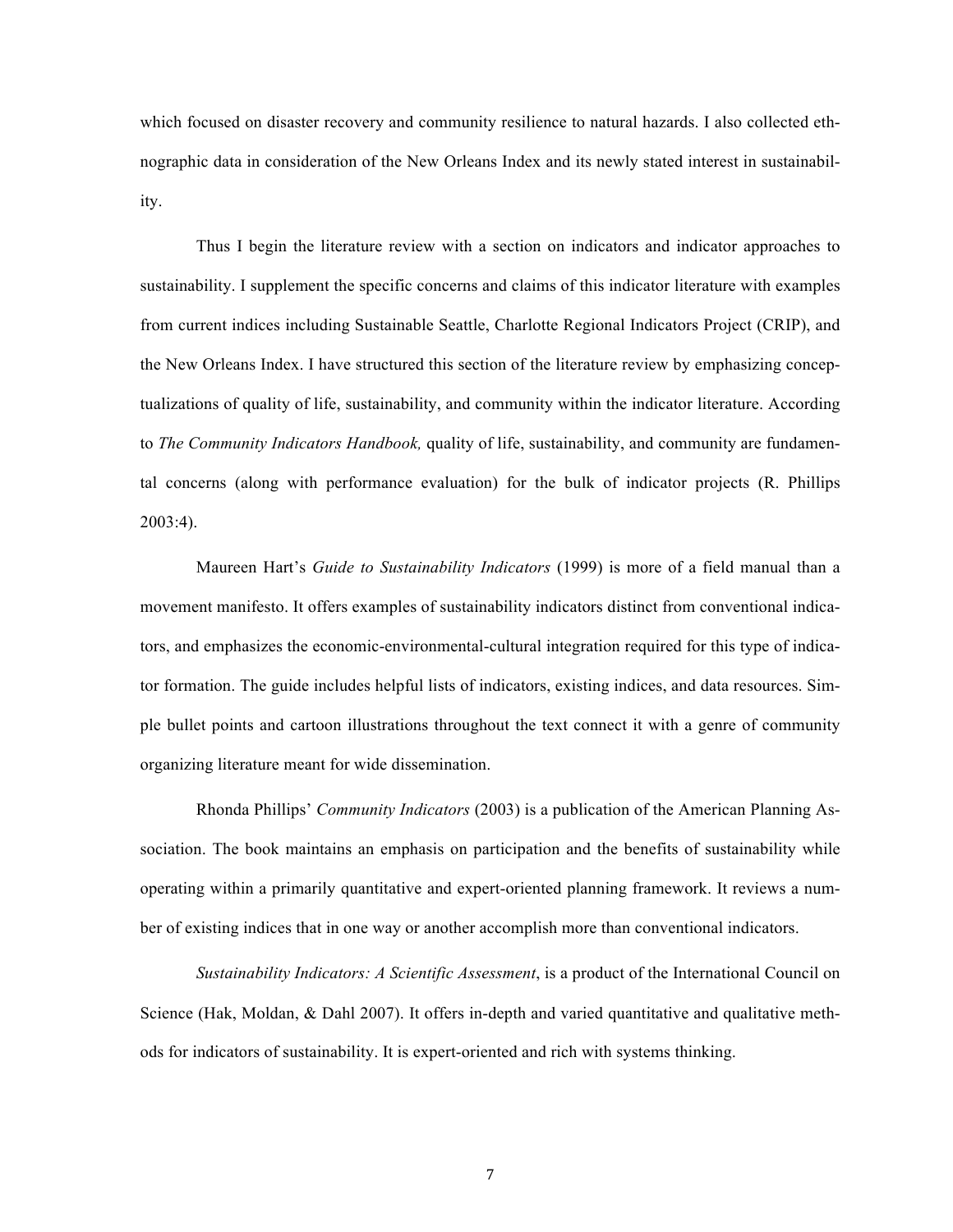which focused on disaster recovery and community resilience to natural hazards. I also collected ethnographic data in consideration of the New Orleans Index and its newly stated interest in sustainability.

Thus I begin the literature review with a section on indicators and indicator approaches to sustainability. I supplement the specific concerns and claims of this indicator literature with examples from current indices including Sustainable Seattle, Charlotte Regional Indicators Project (CRIP), and the New Orleans Index. I have structured this section of the literature review by emphasizing conceptualizations of quality of life, sustainability, and community within the indicator literature. According to *The Community Indicators Handbook,* quality of life, sustainability, and community are fundamental concerns (along with performance evaluation) for the bulk of indicator projects (R. Phillips 2003:4).

Maureen Hart's *Guide to Sustainability Indicators* (1999) is more of a field manual than a movement manifesto. It offers examples of sustainability indicators distinct from conventional indicators, and emphasizes the economic-environmental-cultural integration required for this type of indicator formation. The guide includes helpful lists of indicators, existing indices, and data resources. Simple bullet points and cartoon illustrations throughout the text connect it with a genre of community organizing literature meant for wide dissemination.

Rhonda Phillips' *Community Indicators* (2003) is a publication of the American Planning Association. The book maintains an emphasis on participation and the benefits of sustainability while operating within a primarily quantitative and expert-oriented planning framework. It reviews a number of existing indices that in one way or another accomplish more than conventional indicators.

*Sustainability Indicators: A Scientific Assessment*, is a product of the International Council on Science (Hak, Moldan, & Dahl 2007). It offers in-depth and varied quantitative and qualitative methods for indicators of sustainability. It is expert-oriented and rich with systems thinking.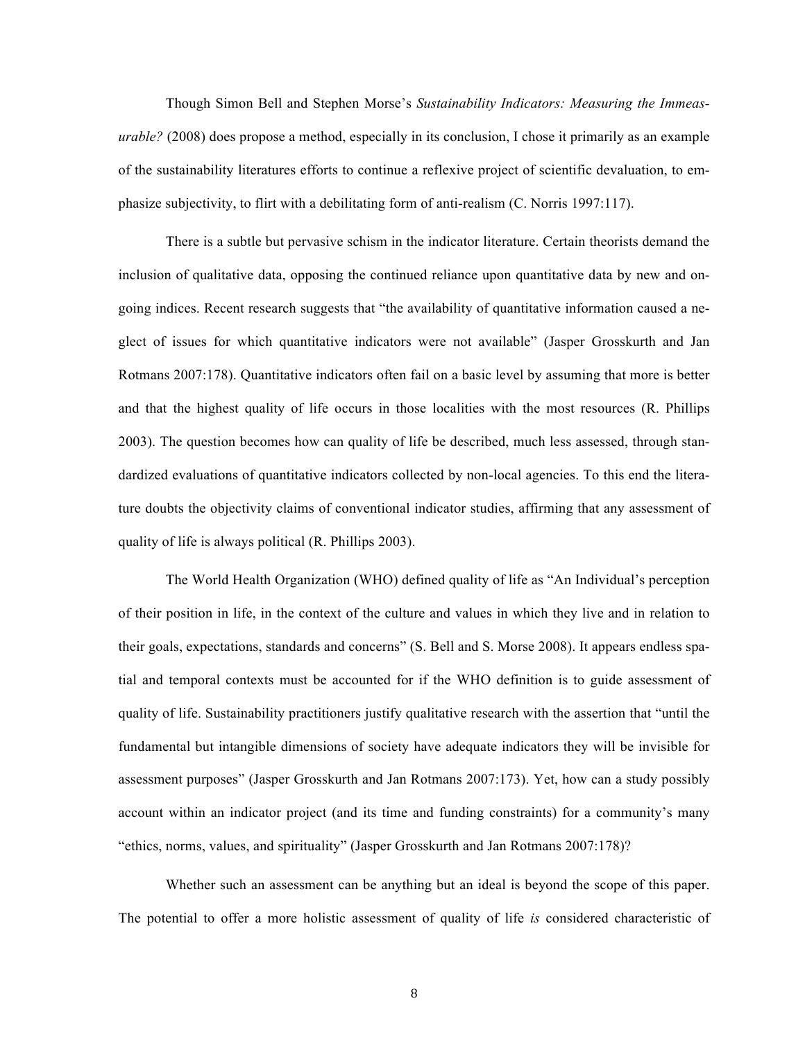Though Simon Bell and Stephen Morse's *Sustainability Indicators: Measuring the Immeasurable?* (2008) does propose a method, especially in its conclusion, I chose it primarily as an example of the sustainability literatures efforts to continue a reflexive project of scientific devaluation, to emphasize subjectivity, to flirt with a debilitating form of anti-realism (C. Norris 1997:117).

There is a subtle but pervasive schism in the indicator literature. Certain theorists demand the inclusion of qualitative data, opposing the continued reliance upon quantitative data by new and ongoing indices. Recent research suggests that "the availability of quantitative information caused a neglect of issues for which quantitative indicators were not available" (Jasper Grosskurth and Jan Rotmans 2007:178). Quantitative indicators often fail on a basic level by assuming that more is better and that the highest quality of life occurs in those localities with the most resources (R. Phillips 2003). The question becomes how can quality of life be described, much less assessed, through standardized evaluations of quantitative indicators collected by non-local agencies. To this end the literature doubts the objectivity claims of conventional indicator studies, affirming that any assessment of quality of life is always political (R. Phillips 2003).

The World Health Organization (WHO) defined quality of life as "An Individual's perception of their position in life, in the context of the culture and values in which they live and in relation to their goals, expectations, standards and concerns" (S. Bell and S. Morse 2008). It appears endless spatial and temporal contexts must be accounted for if the WHO definition is to guide assessment of quality of life. Sustainability practitioners justify qualitative research with the assertion that "until the fundamental but intangible dimensions of society have adequate indicators they will be invisible for assessment purposes" (Jasper Grosskurth and Jan Rotmans 2007:173). Yet, how can a study possibly account within an indicator project (and its time and funding constraints) for a community's many "ethics, norms, values, and spirituality" (Jasper Grosskurth and Jan Rotmans 2007:178)?

Whether such an assessment can be anything but an ideal is beyond the scope of this paper. The potential to offer a more holistic assessment of quality of life *is* considered characteristic of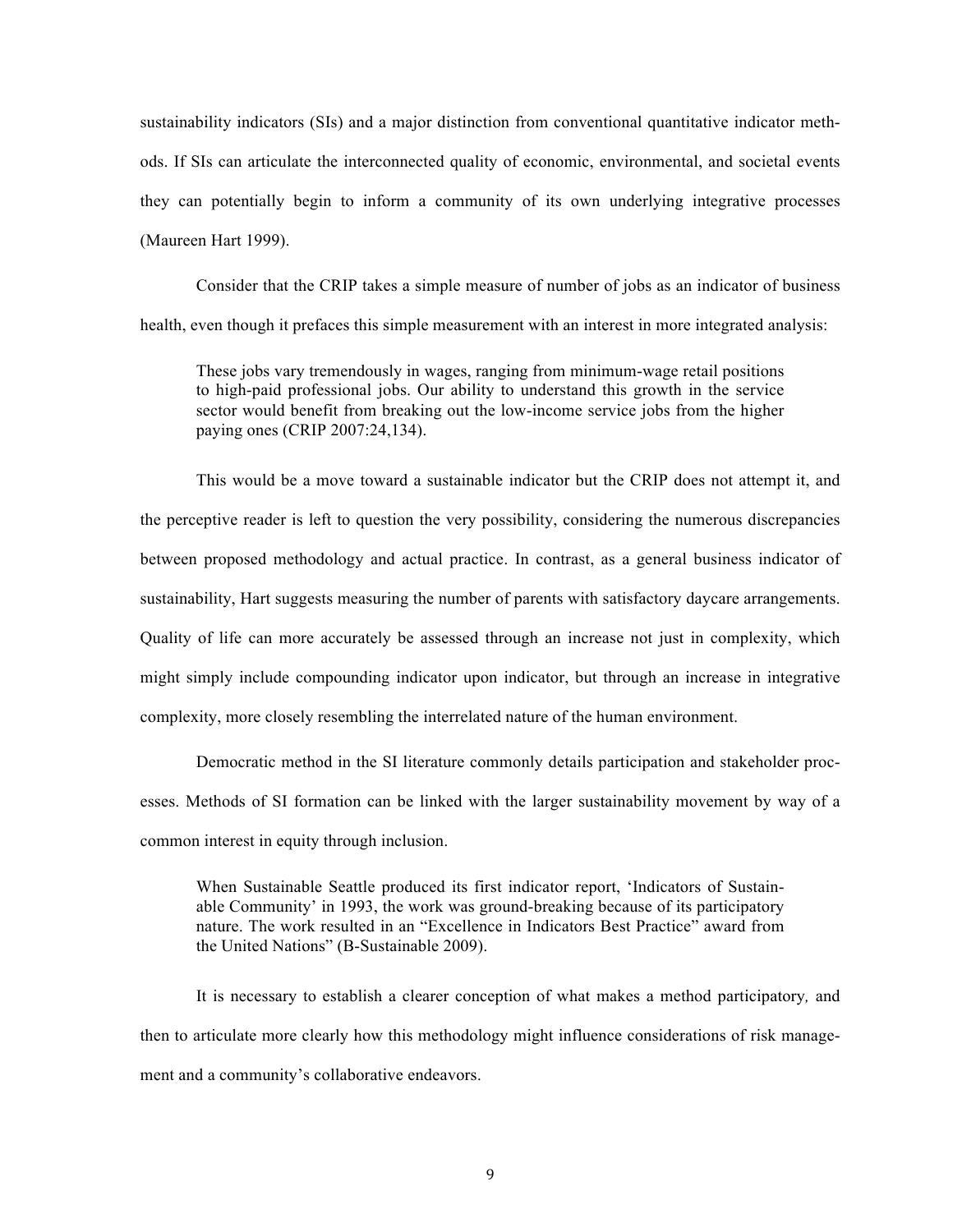sustainability indicators (SIs) and a major distinction from conventional quantitative indicator methods. If SIs can articulate the interconnected quality of economic, environmental, and societal events they can potentially begin to inform a community of its own underlying integrative processes (Maureen Hart 1999).

Consider that the CRIP takes a simple measure of number of jobs as an indicator of business health, even though it prefaces this simple measurement with an interest in more integrated analysis:

> These jobs vary tremendously in wages, ranging from minimum-wage retail positions to high-paid professional jobs. Our ability to understand this growth in the service sector would benefit from breaking out the low-income service jobs from the higher paying ones (CRIP 2007:24,134).

This would be a move toward a sustainable indicator but the CRIP does not attempt it, and the perceptive reader is left to question the very possibility, considering the numerous discrepancies between proposed methodology and actual practice. In contrast, as a general business indicator of sustainability, Hart suggests measuring the number of parents with satisfactory daycare arrangements. Quality of life can more accurately be assessed through an increase not just in complexity, which might simply include compounding indicator upon indicator, but through an increase in integrative complexity, more closely resembling the interrelated nature of the human environment.

Democratic method in the SI literature commonly details participation and stakeholder processes. Methods of SI formation can be linked with the larger sustainability movement by way of a common interest in equity through inclusion.

> When Sustainable Seattle produced its first indicator report, 'Indicators of Sustainable Community' in 1993, the work was ground-breaking because of its participatory nature. The work resulted in an "Excellence in Indicators Best Practice" award from the United Nations" (B-Sustainable 2009).

It is necessary to establish a clearer conception of what makes a method participatory*,* and then to articulate more clearly how this methodology might influence considerations of risk management and a community's collaborative endeavors.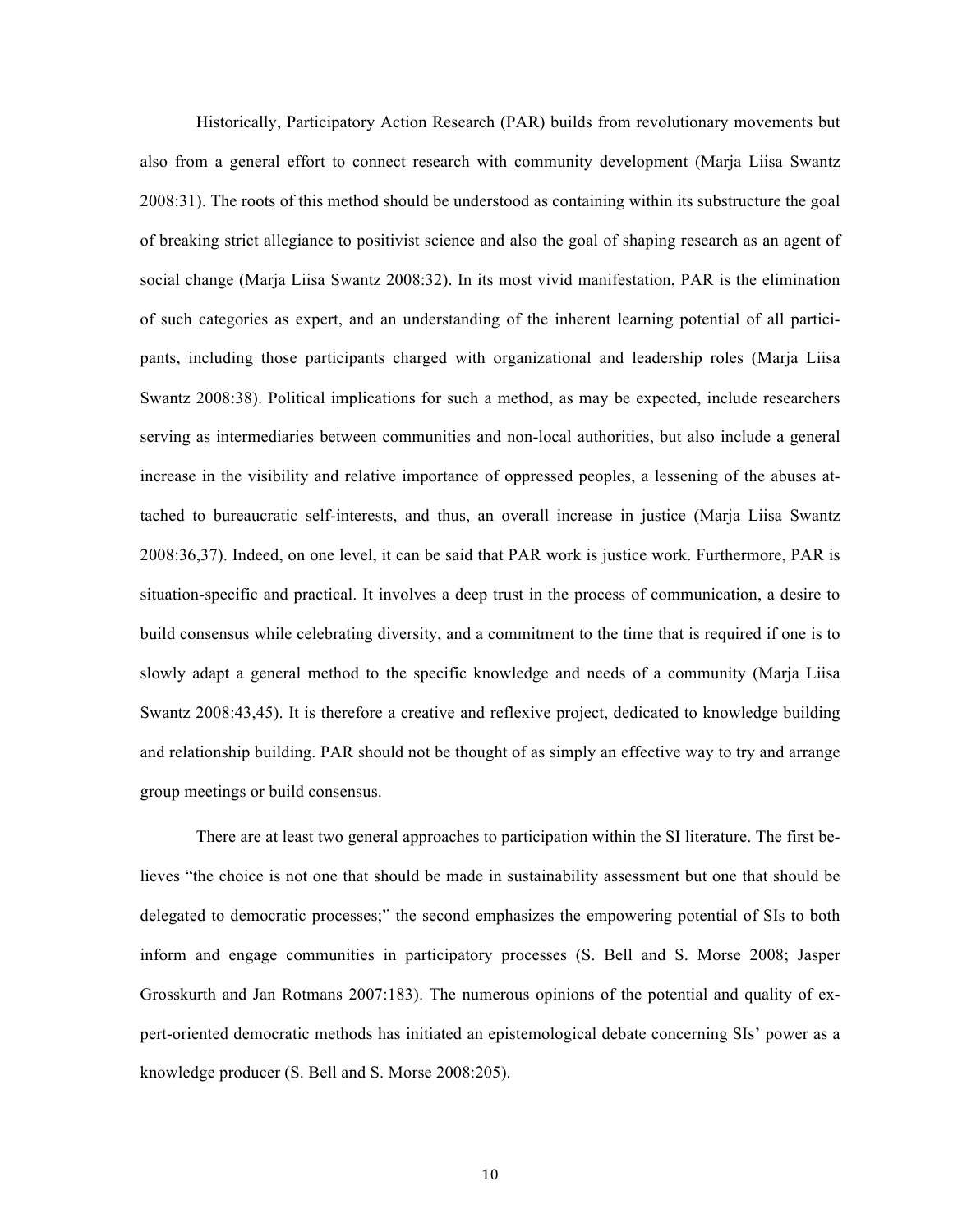Historically, Participatory Action Research (PAR) builds from revolutionary movements but also from a general effort to connect research with community development (Marja Liisa Swantz 2008:31). The roots of this method should be understood as containing within its substructure the goal of breaking strict allegiance to positivist science and also the goal of shaping research as an agent of social change (Marja Liisa Swantz 2008:32). In its most vivid manifestation, PAR is the elimination of such categories as expert, and an understanding of the inherent learning potential of all participants, including those participants charged with organizational and leadership roles (Marja Liisa Swantz 2008:38). Political implications for such a method, as may be expected, include researchers serving as intermediaries between communities and non-local authorities, but also include a general increase in the visibility and relative importance of oppressed peoples, a lessening of the abuses attached to bureaucratic self-interests, and thus, an overall increase in justice (Marja Liisa Swantz 2008:36,37). Indeed, on one level, it can be said that PAR work is justice work. Furthermore, PAR is situation-specific and practical. It involves a deep trust in the process of communication, a desire to build consensus while celebrating diversity, and a commitment to the time that is required if one is to slowly adapt a general method to the specific knowledge and needs of a community (Marja Liisa Swantz 2008:43,45). It is therefore a creative and reflexive project, dedicated to knowledge building and relationship building. PAR should not be thought of as simply an effective way to try and arrange group meetings or build consensus.

There are at least two general approaches to participation within the SI literature. The first believes "the choice is not one that should be made in sustainability assessment but one that should be delegated to democratic processes;" the second emphasizes the empowering potential of SIs to both inform and engage communities in participatory processes (S. Bell and S. Morse 2008; Jasper Grosskurth and Jan Rotmans 2007:183). The numerous opinions of the potential and quality of expert-oriented democratic methods has initiated an epistemological debate concerning SIs' power as a knowledge producer (S. Bell and S. Morse 2008:205).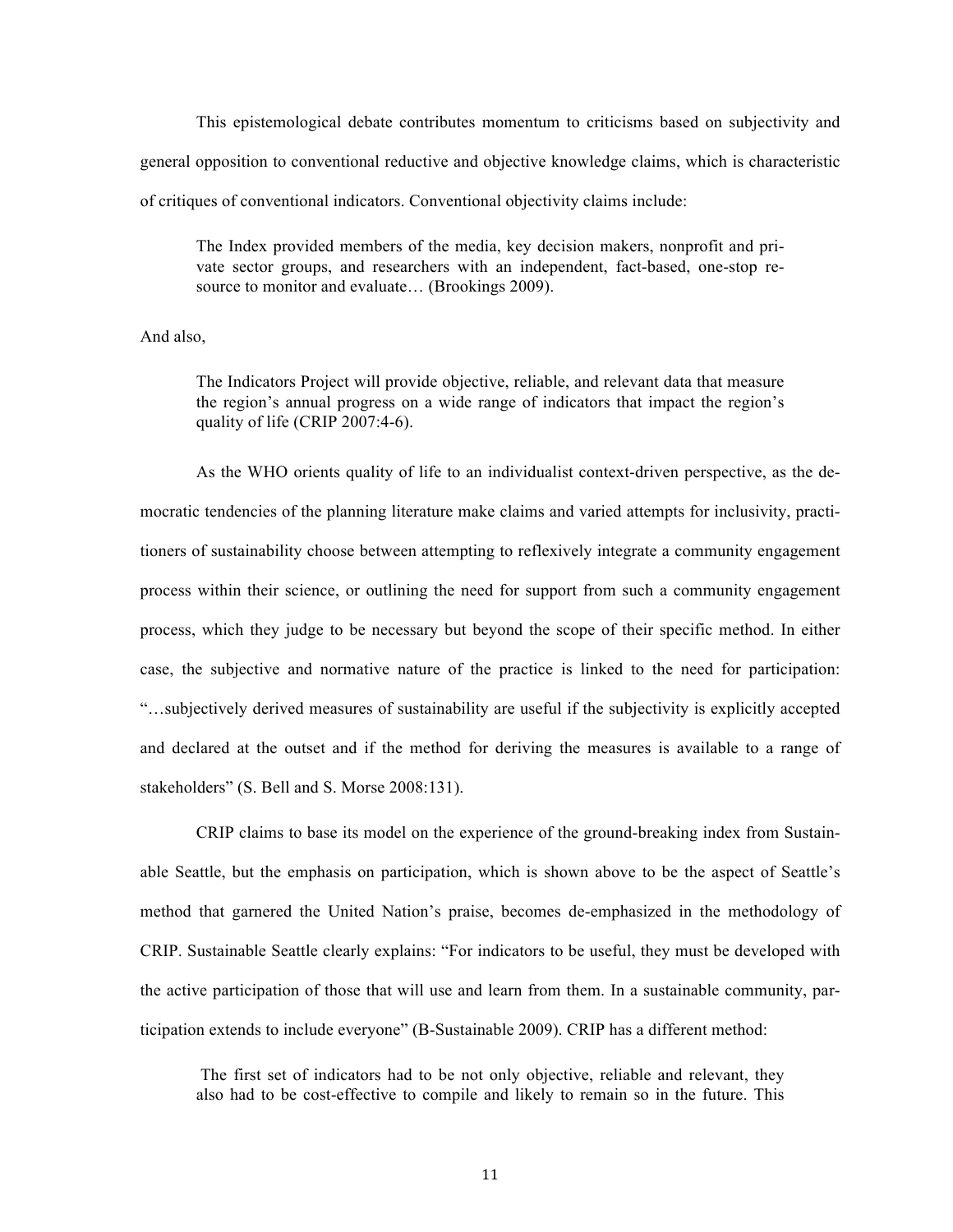This epistemological debate contributes momentum to criticisms based on subjectivity and general opposition to conventional reductive and objective knowledge claims, which is characteristic of critiques of conventional indicators. Conventional objectivity claims include:

> The Index provided members of the media, key decision makers, nonprofit and private sector groups, and researchers with an independent, fact-based, one-stop resource to monitor and evaluate… (Brookings 2009).

And also,

> The Indicators Project will provide objective, reliable, and relevant data that measure the region's annual progress on a wide range of indicators that impact the region's quality of life (CRIP 2007:4-6).

As the WHO orients quality of life to an individualist context-driven perspective, as the democratic tendencies of the planning literature make claims and varied attempts for inclusivity, practitioners of sustainability choose between attempting to reflexively integrate a community engagement process within their science, or outlining the need for support from such a community engagement process, which they judge to be necessary but beyond the scope of their specific method. In either case, the subjective and normative nature of the practice is linked to the need for participation: "…subjectively derived measures of sustainability are useful if the subjectivity is explicitly accepted and declared at the outset and if the method for deriving the measures is available to a range of stakeholders" (S. Bell and S. Morse 2008:131).

CRIP claims to base its model on the experience of the ground-breaking index from Sustainable Seattle, but the emphasis on participation, which is shown above to be the aspect of Seattle's method that garnered the United Nation's praise, becomes de-emphasized in the methodology of CRIP. Sustainable Seattle clearly explains: "For indicators to be useful, they must be developed with the active participation of those that will use and learn from them. In a sustainable community, participation extends to include everyone" (B-Sustainable 2009). CRIP has a different method:

> The first set of indicators had to be not only objective, reliable and relevant, they also had to be cost-effective to compile and likely to remain so in the future. This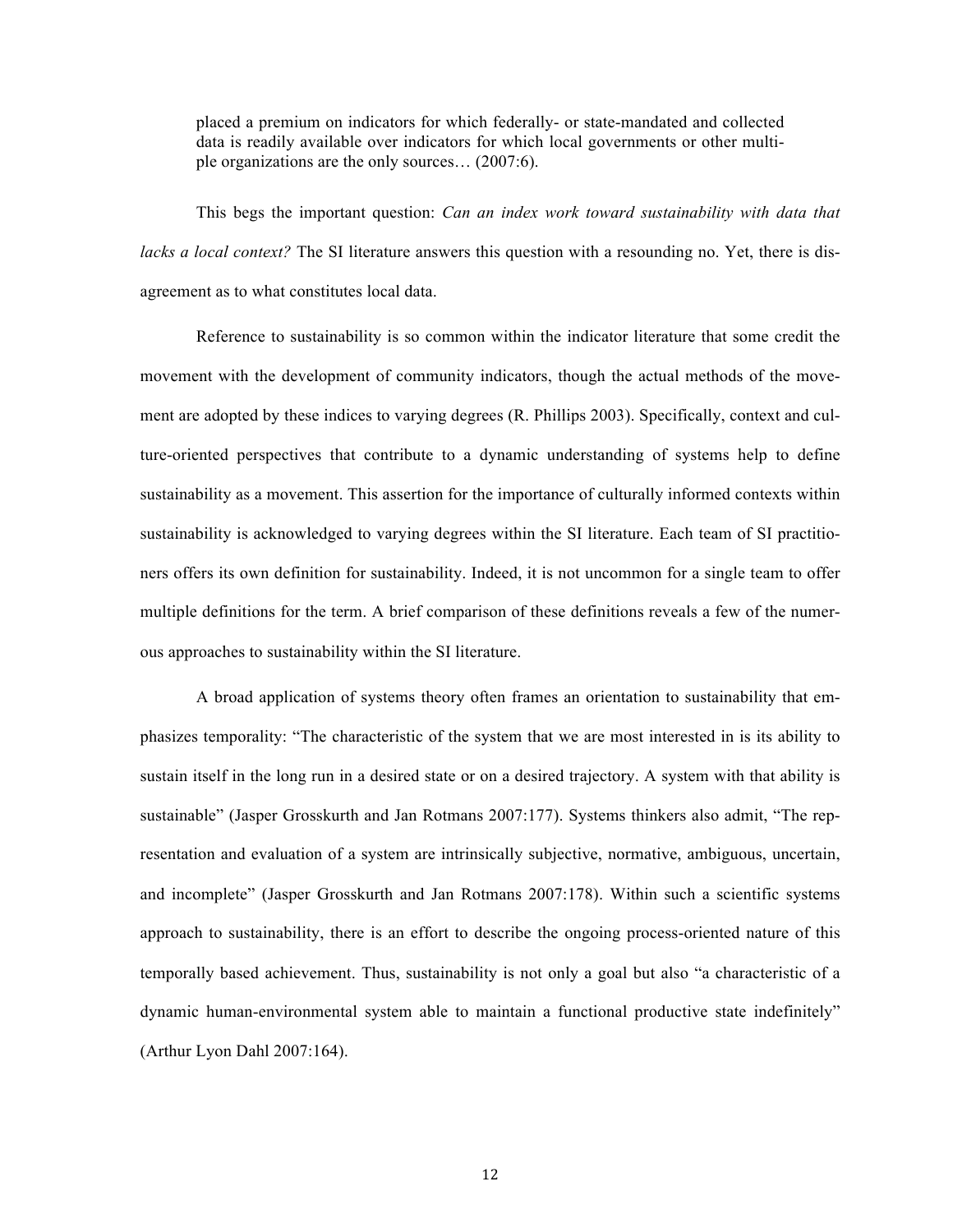> placed a premium on indicators for which federally- or state-mandated and collected data is readily available over indicators for which local governments or other multiple organizations are the only sources… (2007:6).

This begs the important question: *Can an index work toward sustainability with data that lacks a local context?* The SI literature answers this question with a resounding no. Yet, there is disagreement as to what constitutes local data.

Reference to sustainability is so common within the indicator literature that some credit the movement with the development of community indicators, though the actual methods of the movement are adopted by these indices to varying degrees (R. Phillips 2003). Specifically, context and culture-oriented perspectives that contribute to a dynamic understanding of systems help to define sustainability as a movement. This assertion for the importance of culturally informed contexts within sustainability is acknowledged to varying degrees within the SI literature. Each team of SI practitioners offers its own definition for sustainability. Indeed, it is not uncommon for a single team to offer multiple definitions for the term. A brief comparison of these definitions reveals a few of the numerous approaches to sustainability within the SI literature.

A broad application of systems theory often frames an orientation to sustainability that emphasizes temporality: "The characteristic of the system that we are most interested in is its ability to sustain itself in the long run in a desired state or on a desired trajectory. A system with that ability is sustainable" (Jasper Grosskurth and Jan Rotmans 2007:177). Systems thinkers also admit, "The representation and evaluation of a system are intrinsically subjective, normative, ambiguous, uncertain, and incomplete" (Jasper Grosskurth and Jan Rotmans 2007:178). Within such a scientific systems approach to sustainability, there is an effort to describe the ongoing process-oriented nature of this temporally based achievement. Thus, sustainability is not only a goal but also "a characteristic of a dynamic human-environmental system able to maintain a functional productive state indefinitely" (Arthur Lyon Dahl 2007:164).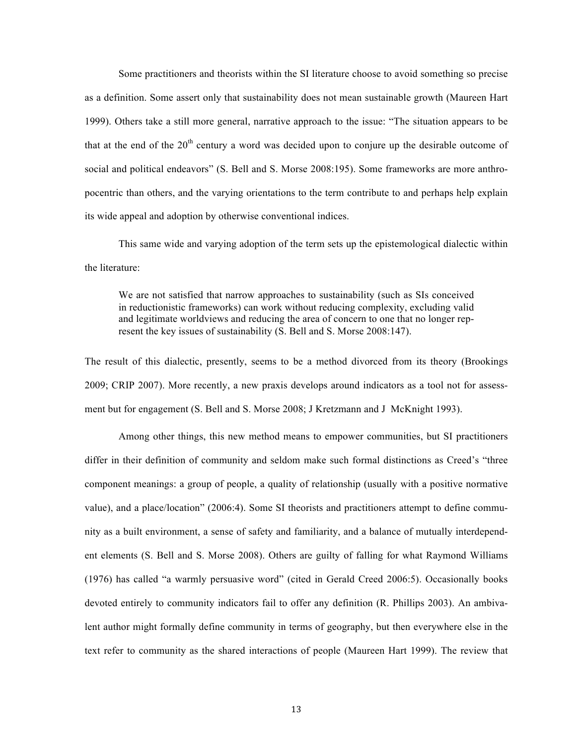Some practitioners and theorists within the SI literature choose to avoid something so precise as a definition. Some assert only that sustainability does not mean sustainable growth (Maureen Hart 1999). Others take a still more general, narrative approach to the issue: "The situation appears to be that at the end of the 20th century a word was decided upon to conjure up the desirable outcome of social and political endeavors" (S. Bell and S. Morse 2008:195). Some frameworks are more anthropocentric than others, and the varying orientations to the term contribute to and perhaps help explain its wide appeal and adoption by otherwise conventional indices.

This same wide and varying adoption of the term sets up the epistemological dialectic within the literature:

> We are not satisfied that narrow approaches to sustainability (such as SIs conceived in reductionistic frameworks) can work without reducing complexity, excluding valid and legitimate worldviews and reducing the area of concern to one that no longer represent the key issues of sustainability (S. Bell and S. Morse 2008:147).

The result of this dialectic, presently, seems to be a method divorced from its theory (Brookings 2009; CRIP 2007). More recently, a new praxis develops around indicators as a tool not for assessment but for engagement (S. Bell and S. Morse 2008; J Kretzmann and J McKnight 1993).

Among other things, this new method means to empower communities, but SI practitioners differ in their definition of community and seldom make such formal distinctions as Creed's "three component meanings: a group of people, a quality of relationship (usually with a positive normative value), and a place/location" (2006:4). Some SI theorists and practitioners attempt to define community as a built environment, a sense of safety and familiarity, and a balance of mutually interdependent elements (S. Bell and S. Morse 2008). Others are guilty of falling for what Raymond Williams (1976) has called "a warmly persuasive word" (cited in Gerald Creed 2006:5). Occasionally books devoted entirely to community indicators fail to offer any definition (R. Phillips 2003). An ambivalent author might formally define community in terms of geography, but then everywhere else in the text refer to community as the shared interactions of people (Maureen Hart 1999). The review that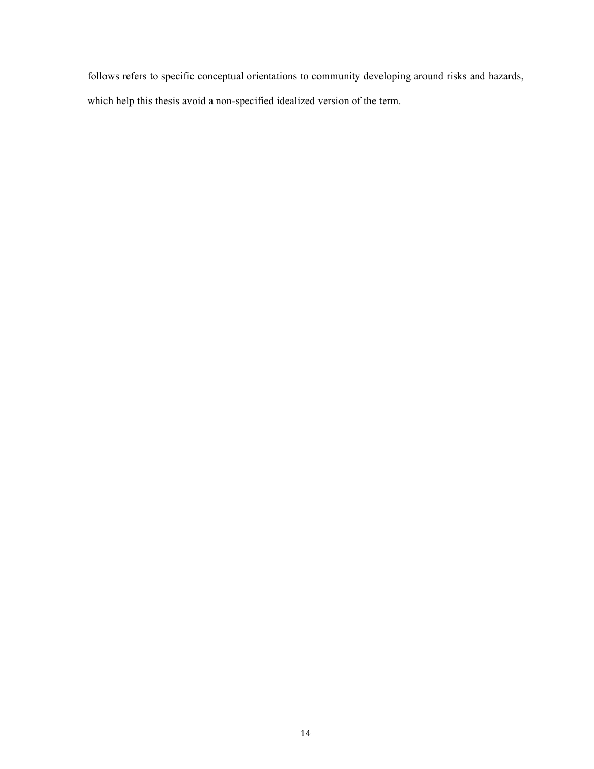follows refers to specific conceptual orientations to community developing around risks and hazards, which help this thesis avoid a non-specified idealized version of the term.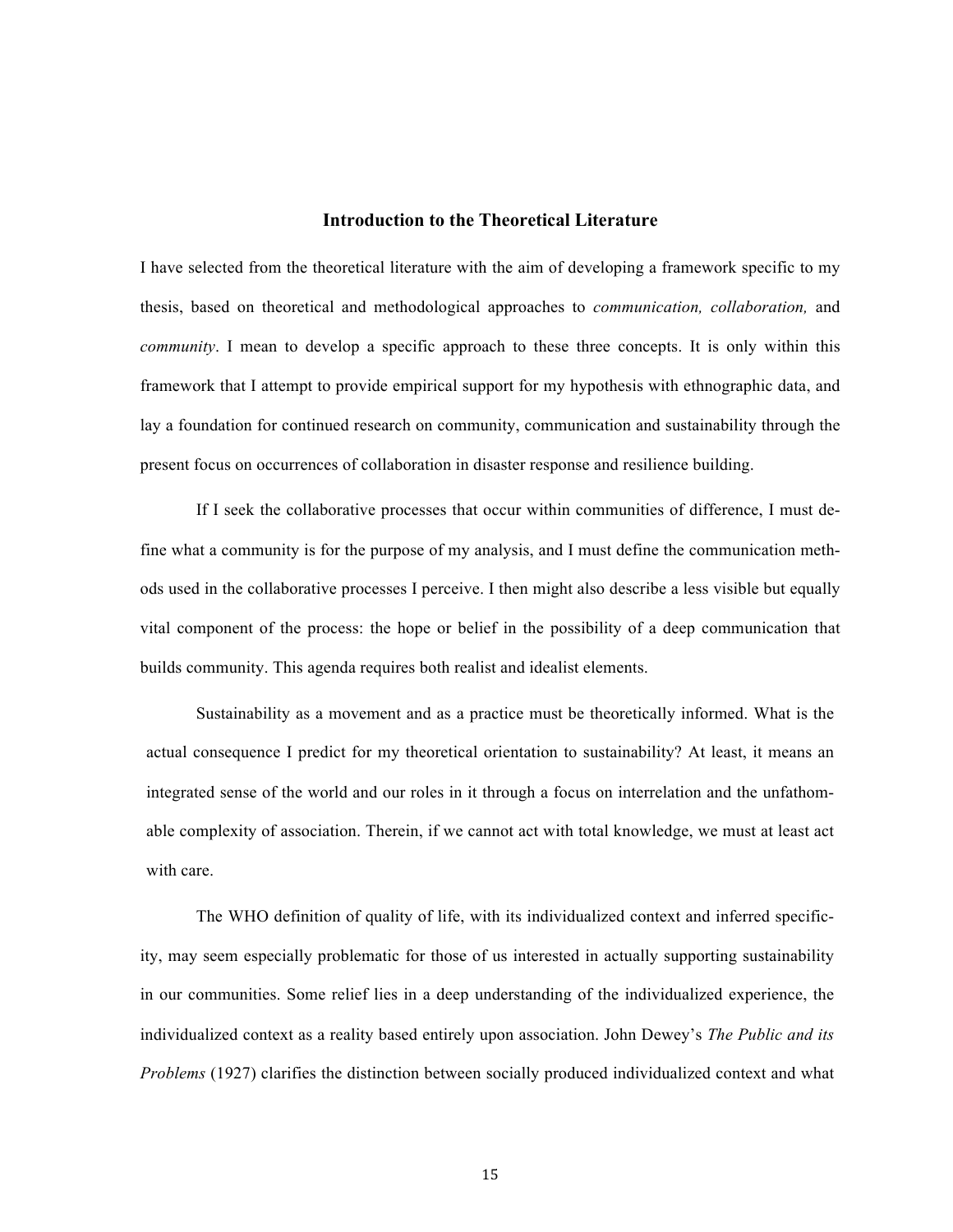## Introduction to the Theoretical Literature

I have selected from the theoretical literature with the aim of developing a framework specific to my thesis, based on theoretical and methodological approaches to *communication, collaboration,* and *community*. I mean to develop a specific approach to these three concepts. It is only within this framework that I attempt to provide empirical support for my hypothesis with ethnographic data, and lay a foundation for continued research on community, communication and sustainability through the present focus on occurrences of collaboration in disaster response and resilience building.

If I seek the collaborative processes that occur within communities of difference, I must define what a community is for the purpose of my analysis, and I must define the communication methods used in the collaborative processes I perceive. I then might also describe a less visible but equally vital component of the process: the hope or belief in the possibility of a deep communication that builds community. This agenda requires both realist and idealist elements.

Sustainability as a movement and as a practice must be theoretically informed. What is the actual consequence I predict for my theoretical orientation to sustainability? At least, it means an integrated sense of the world and our roles in it through a focus on interrelation and the unfathomable complexity of association. Therein, if we cannot act with total knowledge, we must at least act with care.

The WHO definition of quality of life, with its individualized context and inferred specificity, may seem especially problematic for those of us interested in actually supporting sustainability in our communities. Some relief lies in a deep understanding of the individualized experience, the individualized context as a reality based entirely upon association. John Dewey's *The Public and its Problems* (1927) clarifies the distinction between socially produced individualized context and what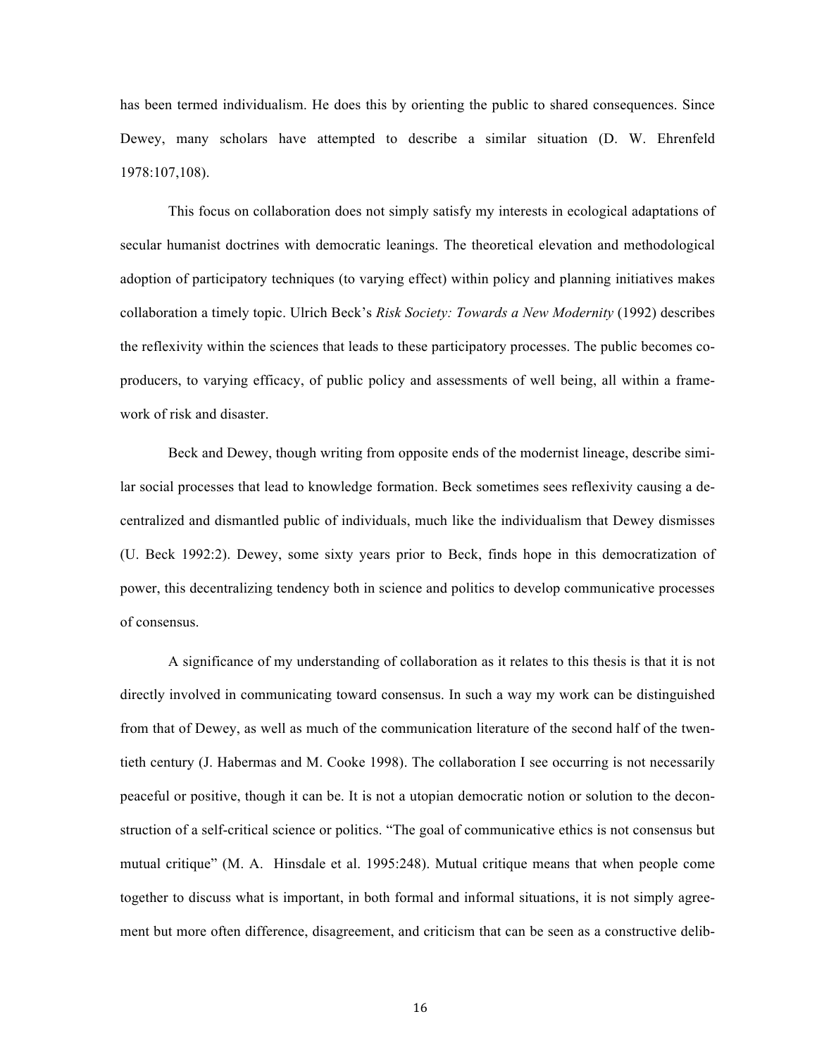has been termed individualism. He does this by orienting the public to shared consequences. Since Dewey, many scholars have attempted to describe a similar situation (D. W. Ehrenfeld 1978:107,108).

This focus on collaboration does not simply satisfy my interests in ecological adaptations of secular humanist doctrines with democratic leanings. The theoretical elevation and methodological adoption of participatory techniques (to varying effect) within policy and planning initiatives makes collaboration a timely topic. Ulrich Beck's *Risk Society: Towards a New Modernity* (1992) describes the reflexivity within the sciences that leads to these participatory processes. The public becomes co-producers, to varying efficacy, of public policy and assessments of well being, all within a framework of risk and disaster.

Beck and Dewey, though writing from opposite ends of the modernist lineage, describe similar social processes that lead to knowledge formation. Beck sometimes sees reflexivity causing a decentralized and dismantled public of individuals, much like the individualism that Dewey dismisses (U. Beck 1992:2). Dewey, some sixty years prior to Beck, finds hope in this democratization of power, this decentralizing tendency both in science and politics to develop communicative processes of consensus.

A significance of my understanding of collaboration as it relates to this thesis is that it is not directly involved in communicating toward consensus. In such a way my work can be distinguished from that of Dewey, as well as much of the communication literature of the second half of the twentieth century (J. Habermas and M. Cooke 1998). The collaboration I see occurring is not necessarily peaceful or positive, though it can be. It is not a utopian democratic notion or solution to the deconstruction of a self-critical science or politics. "The goal of communicative ethics is not consensus but mutual critique" (M. A. Hinsdale et al. 1995:248). Mutual critique means that when people come together to discuss what is important, in both formal and informal situations, it is not simply agreement but more often difference, disagreement, and criticism that can be seen as a constructive delib-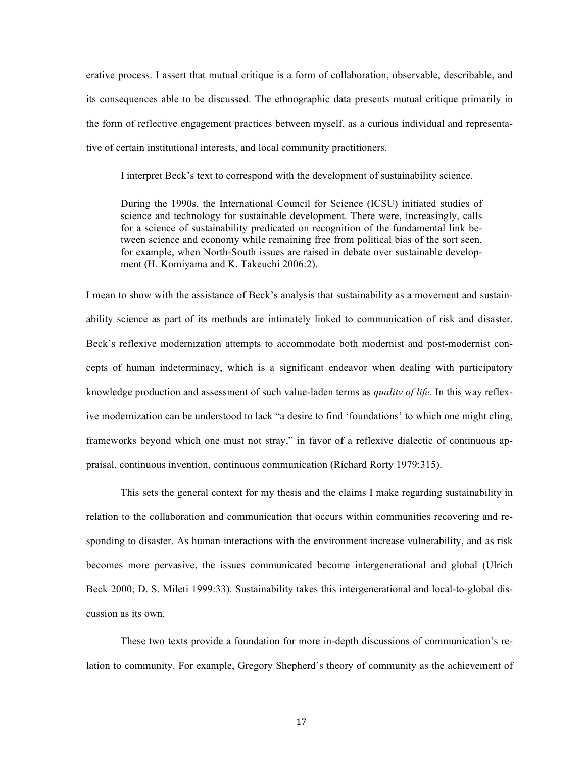erative process. I assert that mutual critique is a form of collaboration, observable, describable, and its consequences able to be discussed. The ethnographic data presents mutual critique primarily in the form of reflective engagement practices between myself, as a curious individual and representative of certain institutional interests, and local community practitioners.

I interpret Beck's text to correspond with the development of sustainability science.

> During the 1990s, the International Council for Science (ICSU) initiated studies of science and technology for sustainable development. There were, increasingly, calls for a science of sustainability predicated on recognition of the fundamental link between science and economy while remaining free from political bias of the sort seen, for example, when North-South issues are raised in debate over sustainable development (H. Komiyama and K. Takeuchi 2006:2).

I mean to show with the assistance of Beck's analysis that sustainability as a movement and sustainability science as part of its methods are intimately linked to communication of risk and disaster. Beck's reflexive modernization attempts to accommodate both modernist and post-modernist concepts of human indeterminacy, which is a significant endeavor when dealing with participatory knowledge production and assessment of such value-laden terms as *quality of life*. In this way reflexive modernization can be understood to lack "a desire to find 'foundations' to which one might cling, frameworks beyond which one must not stray," in favor of a reflexive dialectic of continuous appraisal, continuous invention, continuous communication (Richard Rorty 1979:315).

This sets the general context for my thesis and the claims I make regarding sustainability in relation to the collaboration and communication that occurs within communities recovering and responding to disaster. As human interactions with the environment increase vulnerability, and as risk becomes more pervasive, the issues communicated become intergenerational and global (Ulrich Beck 2000; D. S. Mileti 1999:33). Sustainability takes this intergenerational and local-to-global discussion as its own.

These two texts provide a foundation for more in-depth discussions of communication's relation to community. For example, Gregory Shepherd's theory of community as the achievement of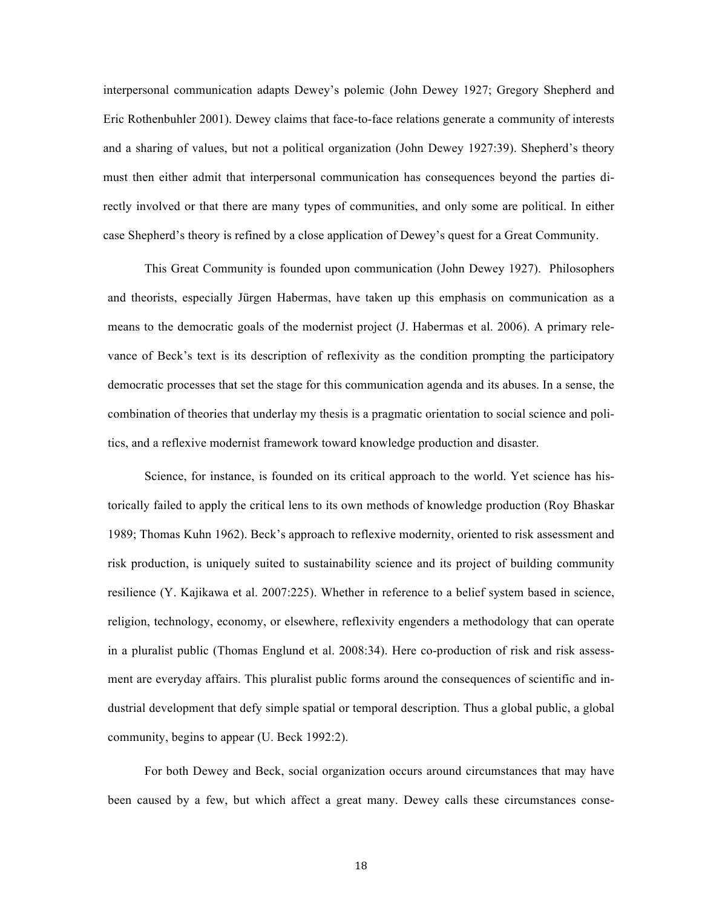interpersonal communication adapts Dewey's polemic (John Dewey 1927; Gregory Shepherd and Eric Rothenbuhler 2001). Dewey claims that face-to-face relations generate a community of interests and a sharing of values, but not a political organization (John Dewey 1927:39). Shepherd's theory must then either admit that interpersonal communication has consequences beyond the parties directly involved or that there are many types of communities, and only some are political. In either case Shepherd's theory is refined by a close application of Dewey's quest for a Great Community.

This Great Community is founded upon communication (John Dewey 1927). Philosophers and theorists, especially Jürgen Habermas, have taken up this emphasis on communication as a means to the democratic goals of the modernist project (J. Habermas et al. 2006). A primary relevance of Beck's text is its description of reflexivity as the condition prompting the participatory democratic processes that set the stage for this communication agenda and its abuses. In a sense, the combination of theories that underlay my thesis is a pragmatic orientation to social science and politics, and a reflexive modernist framework toward knowledge production and disaster.

Science, for instance, is founded on its critical approach to the world. Yet science has historically failed to apply the critical lens to its own methods of knowledge production (Roy Bhaskar 1989; Thomas Kuhn 1962). Beck's approach to reflexive modernity, oriented to risk assessment and risk production, is uniquely suited to sustainability science and its project of building community resilience (Y. Kajikawa et al. 2007:225). Whether in reference to a belief system based in science, religion, technology, economy, or elsewhere, reflexivity engenders a methodology that can operate in a pluralist public (Thomas Englund et al. 2008:34). Here co-production of risk and risk assessment are everyday affairs. This pluralist public forms around the consequences of scientific and industrial development that defy simple spatial or temporal description. Thus a global public, a global community, begins to appear (U. Beck 1992:2).

For both Dewey and Beck, social organization occurs around circumstances that may have been caused by a few, but which affect a great many. Dewey calls these circumstances conse-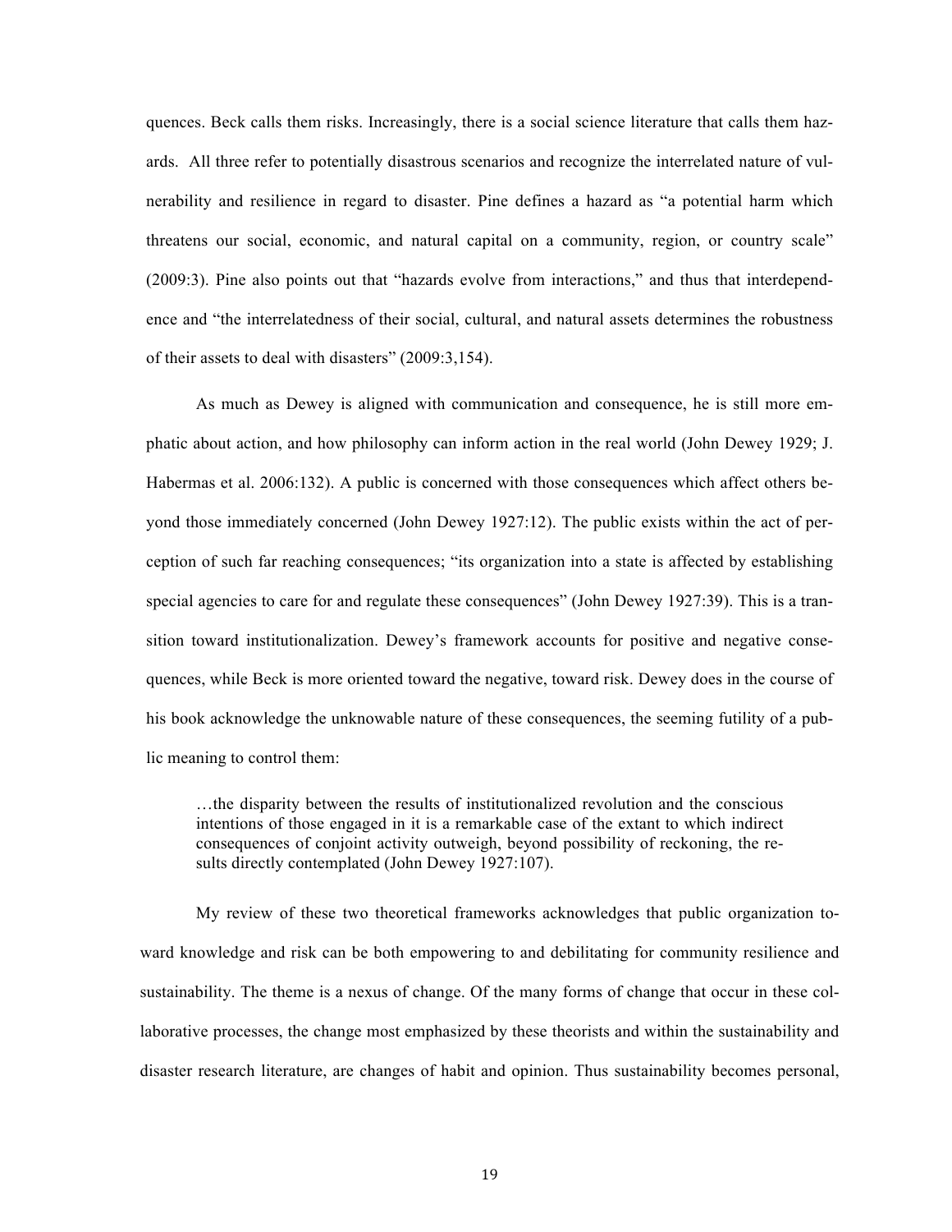quences. Beck calls them risks. Increasingly, there is a social science literature that calls them hazards. All three refer to potentially disastrous scenarios and recognize the interrelated nature of vulnerability and resilience in regard to disaster. Pine defines a hazard as "a potential harm which threatens our social, economic, and natural capital on a community, region, or country scale" (2009:3). Pine also points out that "hazards evolve from interactions," and thus that interdependence and "the interrelatedness of their social, cultural, and natural assets determines the robustness of their assets to deal with disasters" (2009:3,154).

As much as Dewey is aligned with communication and consequence, he is still more emphatic about action, and how philosophy can inform action in the real world (John Dewey 1929; J. Habermas et al. 2006:132). A public is concerned with those consequences which affect others beyond those immediately concerned (John Dewey 1927:12). The public exists within the act of perception of such far reaching consequences; "its organization into a state is affected by establishing special agencies to care for and regulate these consequences" (John Dewey 1927:39). This is a transition toward institutionalization. Dewey's framework accounts for positive and negative consequences, while Beck is more oriented toward the negative, toward risk. Dewey does in the course of his book acknowledge the unknowable nature of these consequences, the seeming futility of a public meaning to control them:

> …the disparity between the results of institutionalized revolution and the conscious intentions of those engaged in it is a remarkable case of the extant to which indirect consequences of conjoint activity outweigh, beyond possibility of reckoning, the results directly contemplated (John Dewey 1927:107).

My review of these two theoretical frameworks acknowledges that public organization toward knowledge and risk can be both empowering to and debilitating for community resilience and sustainability. The theme is a nexus of change. Of the many forms of change that occur in these collaborative processes, the change most emphasized by these theorists and within the sustainability and disaster research literature, are changes of habit and opinion. Thus sustainability becomes personal,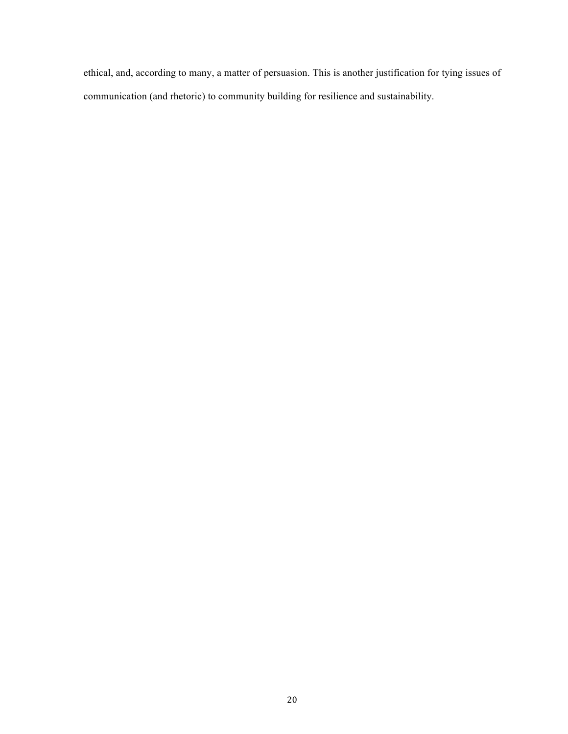ethical, and, according to many, a matter of persuasion. This is another justification for tying issues of communication (and rhetoric) to community building for resilience and sustainability.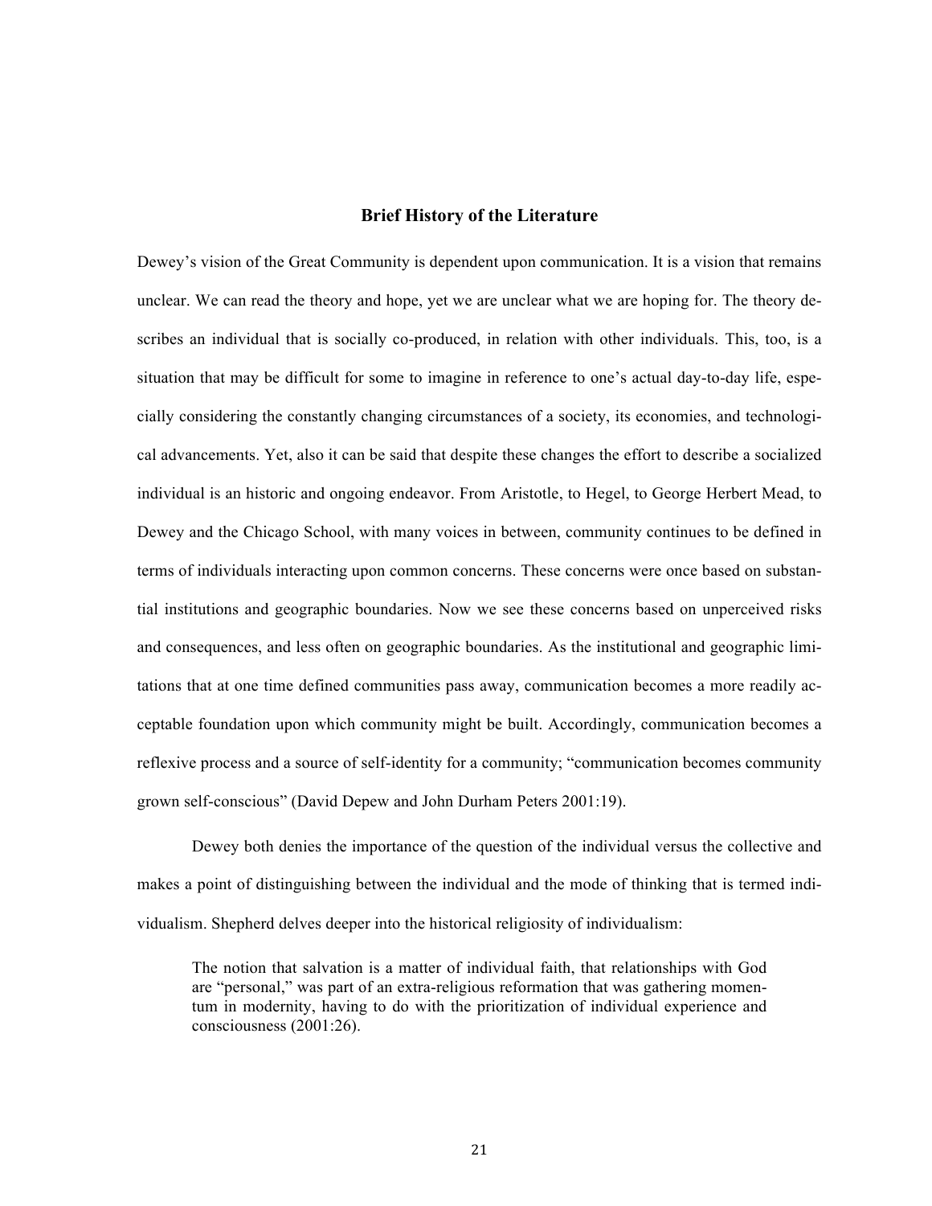## Brief History of the Literature

Dewey's vision of the Great Community is dependent upon communication. It is a vision that remains unclear. We can read the theory and hope, yet we are unclear what we are hoping for. The theory describes an individual that is socially co-produced, in relation with other individuals. This, too, is a situation that may be difficult for some to imagine in reference to one's actual day-to-day life, especially considering the constantly changing circumstances of a society, its economies, and technological advancements. Yet, also it can be said that despite these changes the effort to describe a socialized individual is an historic and ongoing endeavor. From Aristotle, to Hegel, to George Herbert Mead, to Dewey and the Chicago School, with many voices in between, community continues to be defined in terms of individuals interacting upon common concerns. These concerns were once based on substantial institutions and geographic boundaries. Now we see these concerns based on unperceived risks and consequences, and less often on geographic boundaries. As the institutional and geographic limitations that at one time defined communities pass away, communication becomes a more readily acceptable foundation upon which community might be built. Accordingly, communication becomes a reflexive process and a source of self-identity for a community; "communication becomes community grown self-conscious" (David Depew and John Durham Peters 2001:19).

Dewey both denies the importance of the question of the individual versus the collective and makes a point of distinguishing between the individual and the mode of thinking that is termed individualism. Shepherd delves deeper into the historical religiosity of individualism:

> The notion that salvation is a matter of individual faith, that relationships with God are "personal," was part of an extra-religious reformation that was gathering momentum in modernity, having to do with the prioritization of individual experience and consciousness (2001:26).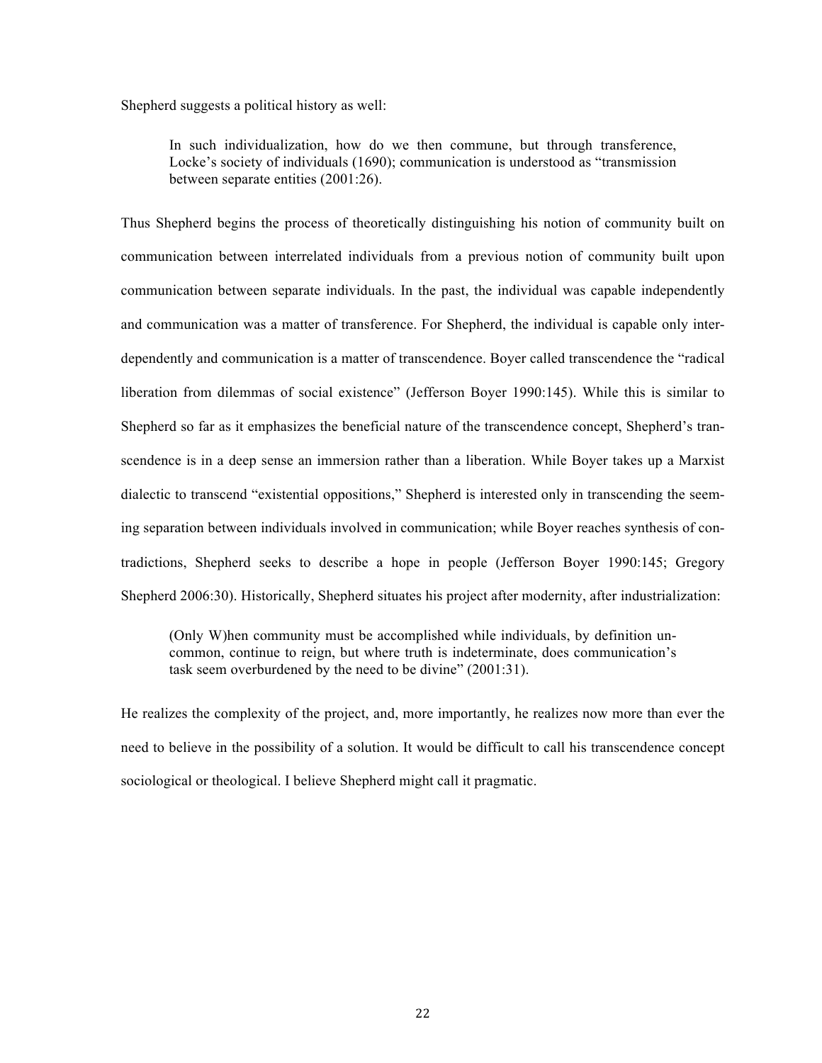Shepherd suggests a political history as well:

> In such individualization, how do we then commune, but through transference, Locke's society of individuals (1690); communication is understood as "transmission between separate entities (2001:26).

Thus Shepherd begins the process of theoretically distinguishing his notion of community built on communication between interrelated individuals from a previous notion of community built upon communication between separate individuals. In the past, the individual was capable independently and communication was a matter of transference. For Shepherd, the individual is capable only inter-dependently and communication is a matter of transcendence. Boyer called transcendence the "radical liberation from dilemmas of social existence" (Jefferson Boyer 1990:145). While this is similar to Shepherd so far as it emphasizes the beneficial nature of the transcendence concept, Shepherd's transcendence is in a deep sense an immersion rather than a liberation. While Boyer takes up a Marxist dialectic to transcend "existential oppositions," Shepherd is interested only in transcending the seeming separation between individuals involved in communication; while Boyer reaches synthesis of contradictions, Shepherd seeks to describe a hope in people (Jefferson Boyer 1990:145; Gregory Shepherd 2006:30). Historically, Shepherd situates his project after modernity, after industrialization:

> (Only W)hen community must be accomplished while individuals, by definition uncommon, continue to reign, but where truth is indeterminate, does communication's task seem overburdened by the need to be divine" (2001:31).

He realizes the complexity of the project, and, more importantly, he realizes now more than ever the need to believe in the possibility of a solution. It would be difficult to call his transcendence concept sociological or theological. I believe Shepherd might call it pragmatic.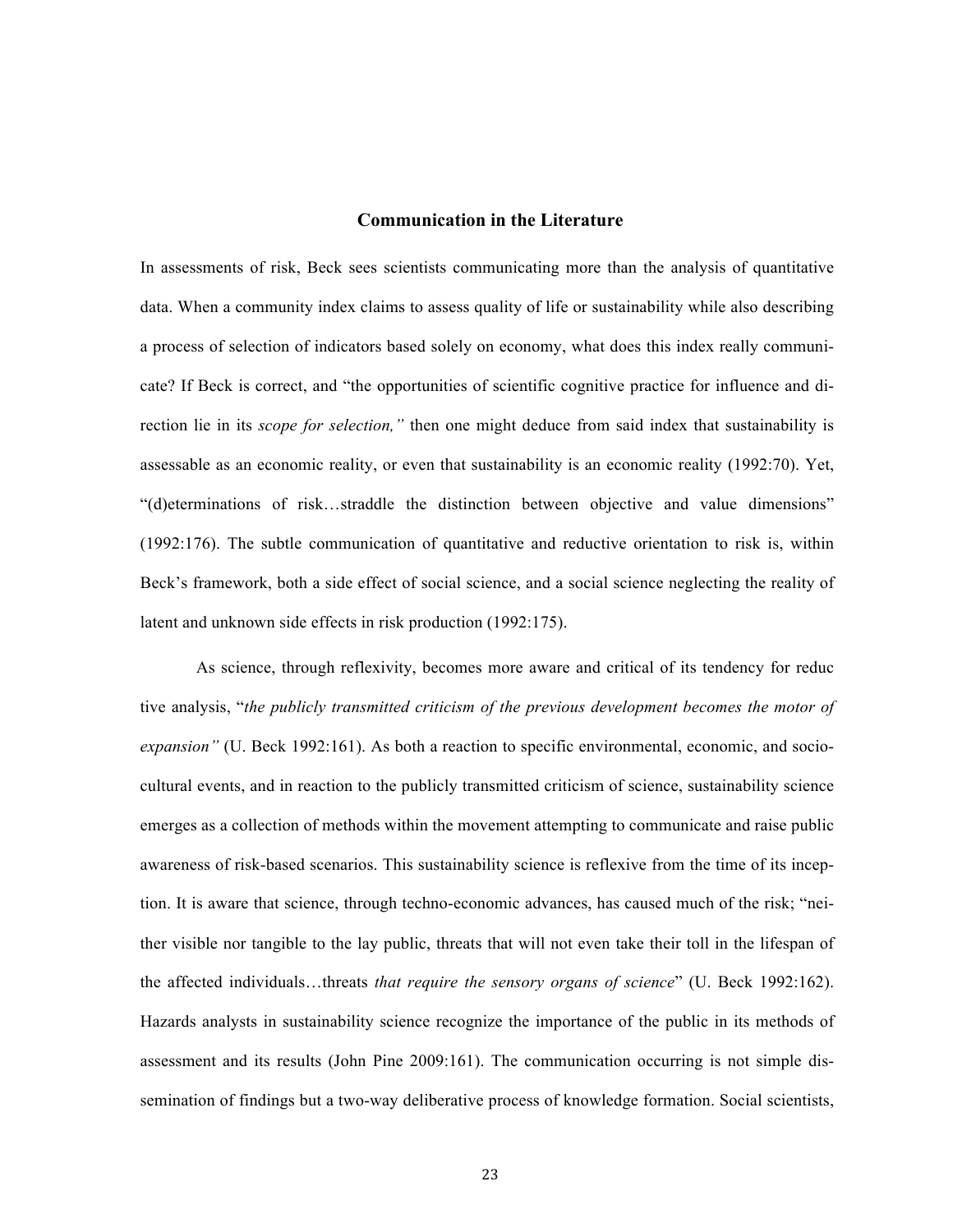## Communication in the Literature

In assessments of risk, Beck sees scientists communicating more than the analysis of quantitative data. When a community index claims to assess quality of life or sustainability while also describing a process of selection of indicators based solely on economy, what does this index really communicate? If Beck is correct, and "the opportunities of scientific cognitive practice for influence and direction lie in its *scope for selection,"* then one might deduce from said index that sustainability is assessable as an economic reality, or even that sustainability is an economic reality (1992:70). Yet, "(d)eterminations of risk…straddle the distinction between objective and value dimensions" (1992:176). The subtle communication of quantitative and reductive orientation to risk is, within Beck's framework, both a side effect of social science, and a social science neglecting the reality of latent and unknown side effects in risk production (1992:175).

As science, through reflexivity, becomes more aware and critical of its tendency for reductive analysis, "*the publicly transmitted criticism of the previous development becomes the motor of expansion"* (U. Beck 1992:161). As both a reaction to specific environmental, economic, and socio-cultural events, and in reaction to the publicly transmitted criticism of science, sustainability science emerges as a collection of methods within the movement attempting to communicate and raise public awareness of risk-based scenarios. This sustainability science is reflexive from the time of its inception. It is aware that science, through techno-economic advances, has caused much of the risk; "neither visible nor tangible to the lay public, threats that will not even take their toll in the lifespan of the affected individuals…threats *that require the sensory organs of science*" (U. Beck 1992:162). Hazards analysts in sustainability science recognize the importance of the public in its methods of assessment and its results (John Pine 2009:161). The communication occurring is not simple dissemination of findings but a two-way deliberative process of knowledge formation. Social scientists,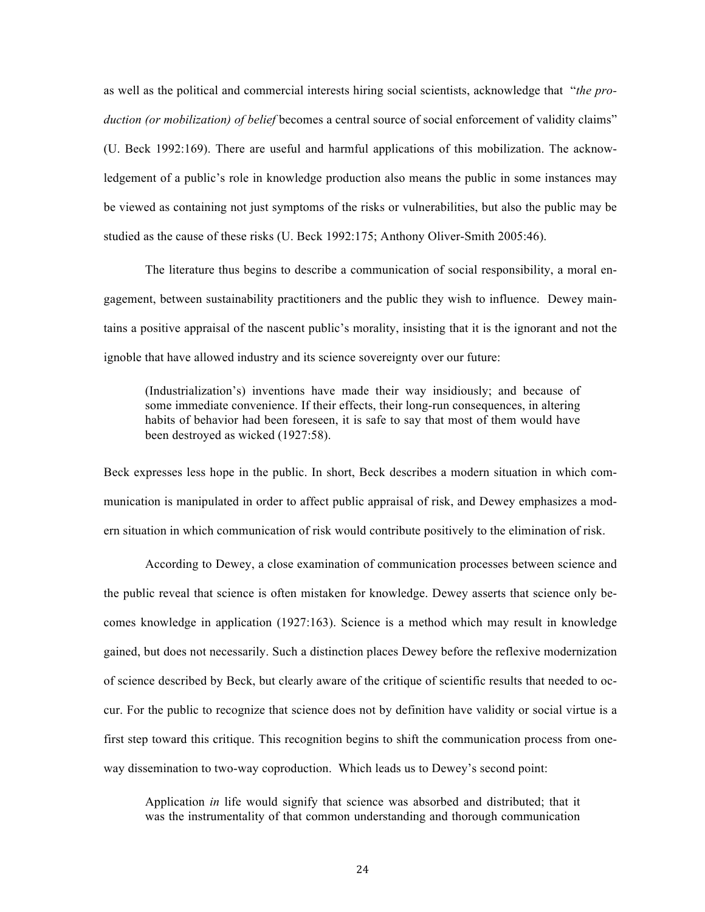as well as the political and commercial interests hiring social scientists, acknowledge that "*the production (or mobilization) of belief* becomes a central source of social enforcement of validity claims" (U. Beck 1992:169). There are useful and harmful applications of this mobilization. The acknowledgement of a public's role in knowledge production also means the public in some instances may be viewed as containing not just symptoms of the risks or vulnerabilities, but also the public may be studied as the cause of these risks (U. Beck 1992:175; Anthony Oliver-Smith 2005:46).

The literature thus begins to describe a communication of social responsibility, a moral engagement, between sustainability practitioners and the public they wish to influence. Dewey maintains a positive appraisal of the nascent public's morality, insisting that it is the ignorant and not the ignoble that have allowed industry and its science sovereignty over our future:

> (Industrialization's) inventions have made their way insidiously; and because of some immediate convenience. If their effects, their long-run consequences, in altering habits of behavior had been foreseen, it is safe to say that most of them would have been destroyed as wicked (1927:58).

Beck expresses less hope in the public. In short, Beck describes a modern situation in which communication is manipulated in order to affect public appraisal of risk, and Dewey emphasizes a modern situation in which communication of risk would contribute positively to the elimination of risk.

According to Dewey, a close examination of communication processes between science and the public reveal that science is often mistaken for knowledge. Dewey asserts that science only becomes knowledge in application (1927:163). Science is a method which may result in knowledge gained, but does not necessarily. Such a distinction places Dewey before the reflexive modernization of science described by Beck, but clearly aware of the critique of scientific results that needed to occur. For the public to recognize that science does not by definition have validity or social virtue is a first step toward this critique. This recognition begins to shift the communication process from one-way dissemination to two-way coproduction. Which leads us to Dewey's second point:

> Application *in* life would signify that science was absorbed and distributed; that it was the instrumentality of that common understanding and thorough communication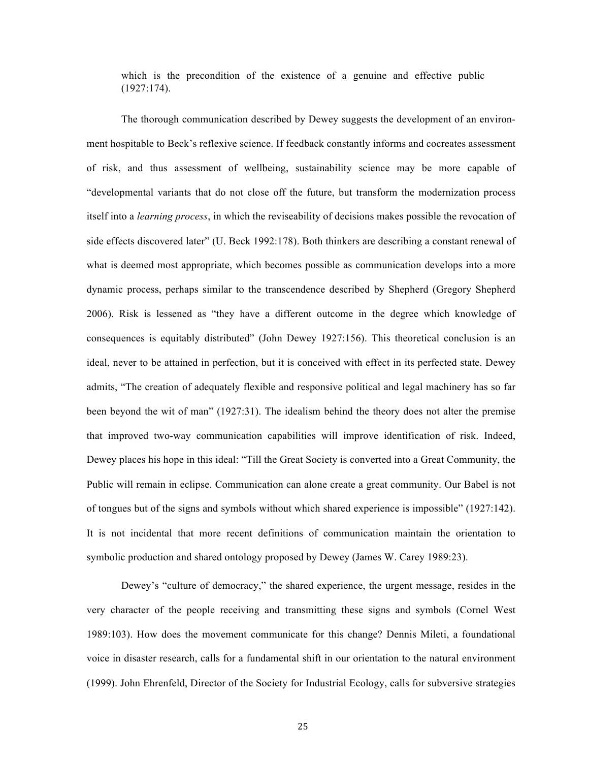which is the precondition of the existence of a genuine and effective public (1927:174).

The thorough communication described by Dewey suggests the development of an environment hospitable to Beck's reflexive science. If feedback constantly informs and cocreates assessment of risk, and thus assessment of wellbeing, sustainability science may be more capable of "developmental variants that do not close off the future, but transform the modernization process itself into a *learning process*, in which the reviseability of decisions makes possible the revocation of side effects discovered later" (U. Beck 1992:178). Both thinkers are describing a constant renewal of what is deemed most appropriate, which becomes possible as communication develops into a more dynamic process, perhaps similar to the transcendence described by Shepherd (Gregory Shepherd 2006). Risk is lessened as "they have a different outcome in the degree which knowledge of consequences is equitably distributed" (John Dewey 1927:156). This theoretical conclusion is an ideal, never to be attained in perfection, but it is conceived with effect in its perfected state. Dewey admits, "The creation of adequately flexible and responsive political and legal machinery has so far been beyond the wit of man" (1927:31). The idealism behind the theory does not alter the premise that improved two-way communication capabilities will improve identification of risk. Indeed, Dewey places his hope in this ideal: "Till the Great Society is converted into a Great Community, the Public will remain in eclipse. Communication can alone create a great community. Our Babel is not of tongues but of the signs and symbols without which shared experience is impossible" (1927:142). It is not incidental that more recent definitions of communication maintain the orientation to symbolic production and shared ontology proposed by Dewey (James W. Carey 1989:23).

Dewey's "culture of democracy," the shared experience, the urgent message, resides in the very character of the people receiving and transmitting these signs and symbols (Cornel West 1989:103). How does the movement communicate for this change? Dennis Mileti, a foundational voice in disaster research, calls for a fundamental shift in our orientation to the natural environment (1999). John Ehrenfeld, Director of the Society for Industrial Ecology, calls for subversive strategies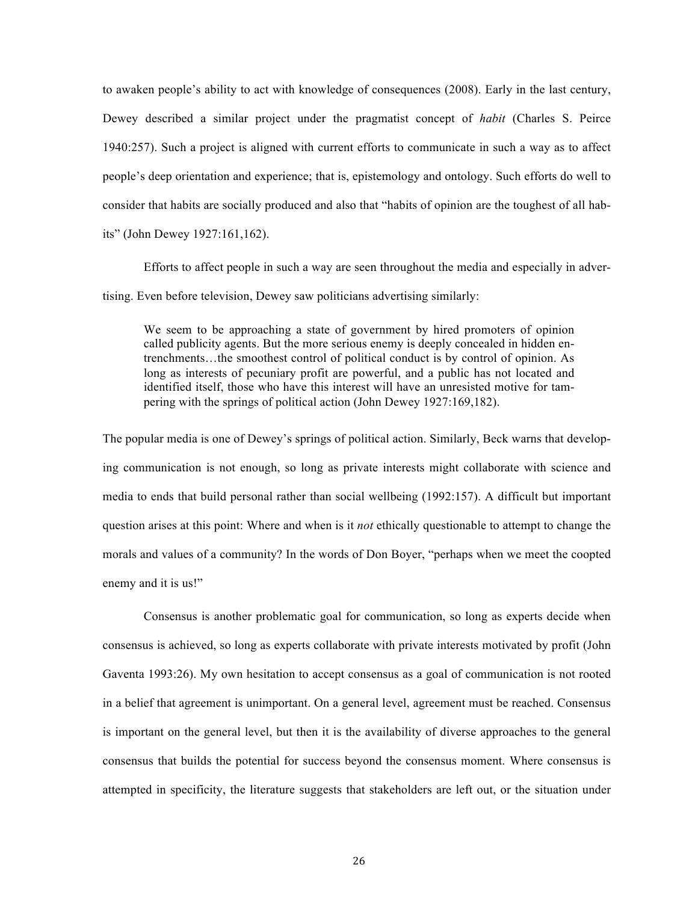to awaken people's ability to act with knowledge of consequences (2008). Early in the last century, Dewey described a similar project under the pragmatist concept of *habit* (Charles S. Peirce 1940:257). Such a project is aligned with current efforts to communicate in such a way as to affect people's deep orientation and experience; that is, epistemology and ontology. Such efforts do well to consider that habits are socially produced and also that "habits of opinion are the toughest of all habits" (John Dewey 1927:161,162).

Efforts to affect people in such a way are seen throughout the media and especially in advertising. Even before television, Dewey saw politicians advertising similarly:

> We seem to be approaching a state of government by hired promoters of opinion called publicity agents. But the more serious enemy is deeply concealed in hidden entrenchments…the smoothest control of political conduct is by control of opinion. As long as interests of pecuniary profit are powerful, and a public has not located and identified itself, those who have this interest will have an unresisted motive for tampering with the springs of political action (John Dewey 1927:169,182).

The popular media is one of Dewey's springs of political action. Similarly, Beck warns that developing communication is not enough, so long as private interests might collaborate with science and media to ends that build personal rather than social wellbeing (1992:157). A difficult but important question arises at this point: Where and when is it *not* ethically questionable to attempt to change the morals and values of a community? In the words of Don Boyer, "perhaps when we meet the coopted enemy and it is us!"

Consensus is another problematic goal for communication, so long as experts decide when consensus is achieved, so long as experts collaborate with private interests motivated by profit (John Gaventa 1993:26). My own hesitation to accept consensus as a goal of communication is not rooted in a belief that agreement is unimportant. On a general level, agreement must be reached. Consensus is important on the general level, but then it is the availability of diverse approaches to the general consensus that builds the potential for success beyond the consensus moment. Where consensus is attempted in specificity, the literature suggests that stakeholders are left out, or the situation under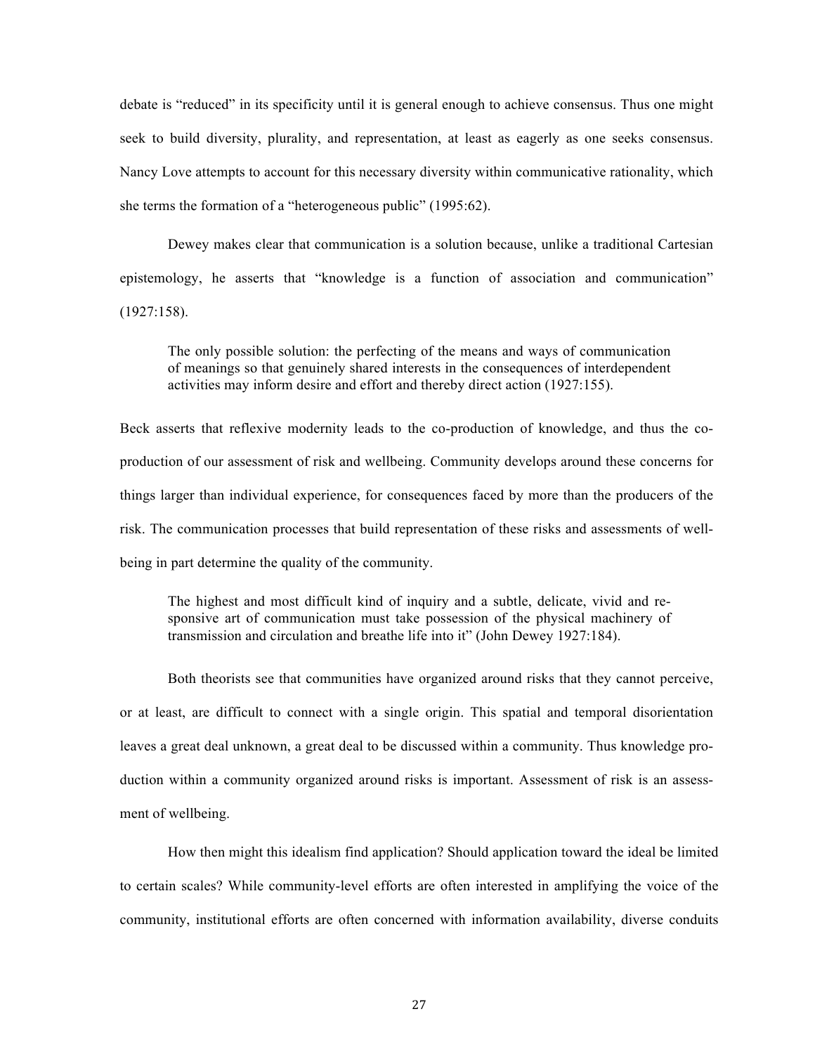debate is "reduced" in its specificity until it is general enough to achieve consensus. Thus one might seek to build diversity, plurality, and representation, at least as eagerly as one seeks consensus. Nancy Love attempts to account for this necessary diversity within communicative rationality, which she terms the formation of a "heterogeneous public" (1995:62).

Dewey makes clear that communication is a solution because, unlike a traditional Cartesian epistemology, he asserts that "knowledge is a function of association and communication" (1927:158).

> The only possible solution: the perfecting of the means and ways of communication of meanings so that genuinely shared interests in the consequences of interdependent activities may inform desire and effort and thereby direct action (1927:155).

Beck asserts that reflexive modernity leads to the co-production of knowledge, and thus the co-production of our assessment of risk and wellbeing. Community develops around these concerns for things larger than individual experience, for consequences faced by more than the producers of the risk. The communication processes that build representation of these risks and assessments of well-being in part determine the quality of the community.

> The highest and most difficult kind of inquiry and a subtle, delicate, vivid and responsive art of communication must take possession of the physical machinery of transmission and circulation and breathe life into it" (John Dewey 1927:184).

Both theorists see that communities have organized around risks that they cannot perceive, or at least, are difficult to connect with a single origin. This spatial and temporal disorientation leaves a great deal unknown, a great deal to be discussed within a community. Thus knowledge production within a community organized around risks is important. Assessment of risk is an assessment of wellbeing.

How then might this idealism find application? Should application toward the ideal be limited to certain scales? While community-level efforts are often interested in amplifying the voice of the community, institutional efforts are often concerned with information availability, diverse conduits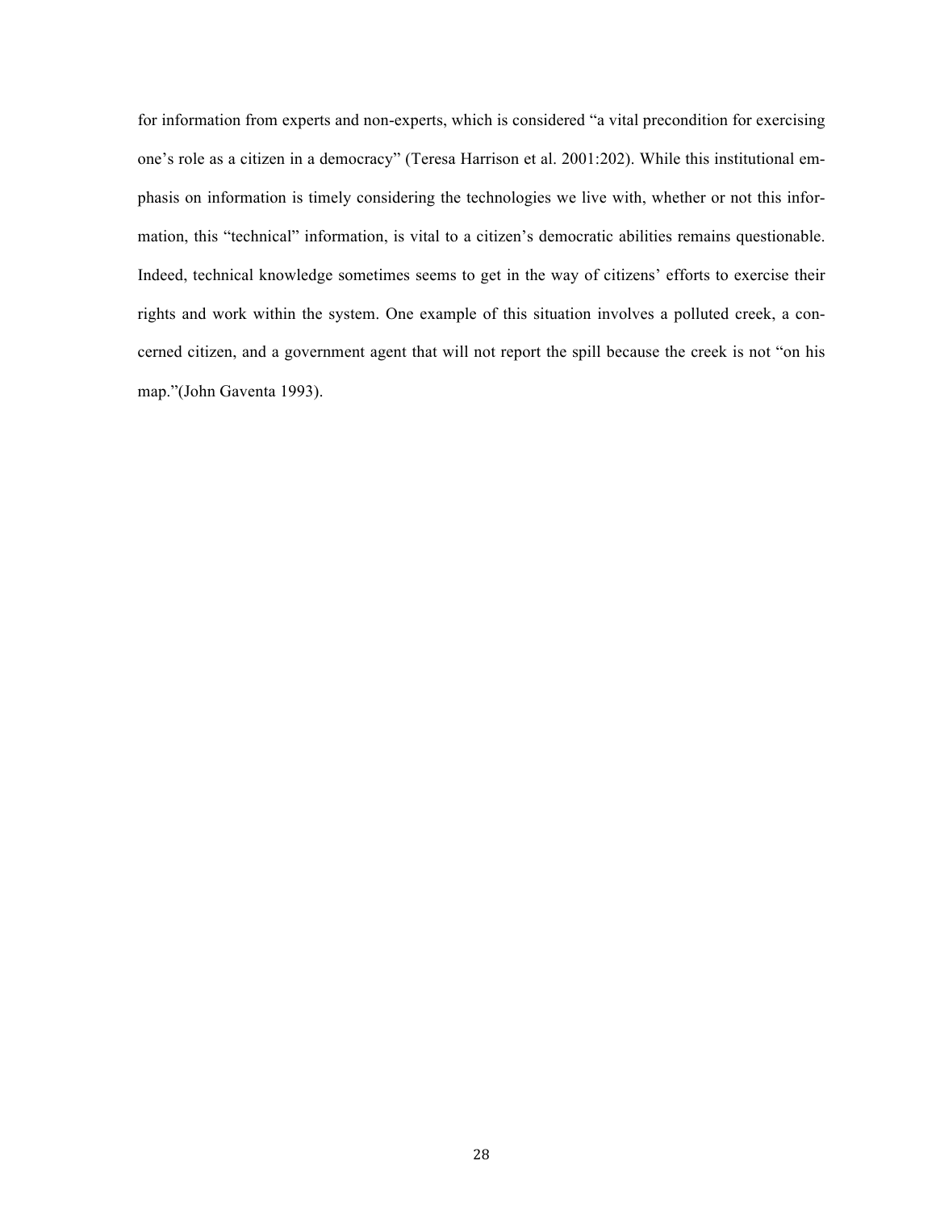for information from experts and non-experts, which is considered "a vital precondition for exercising one's role as a citizen in a democracy" (Teresa Harrison et al. 2001:202). While this institutional emphasis on information is timely considering the technologies we live with, whether or not this information, this "technical" information, is vital to a citizen's democratic abilities remains questionable. Indeed, technical knowledge sometimes seems to get in the way of citizens' efforts to exercise their rights and work within the system. One example of this situation involves a polluted creek, a concerned citizen, and a government agent that will not report the spill because the creek is not "on his map."(John Gaventa 1993).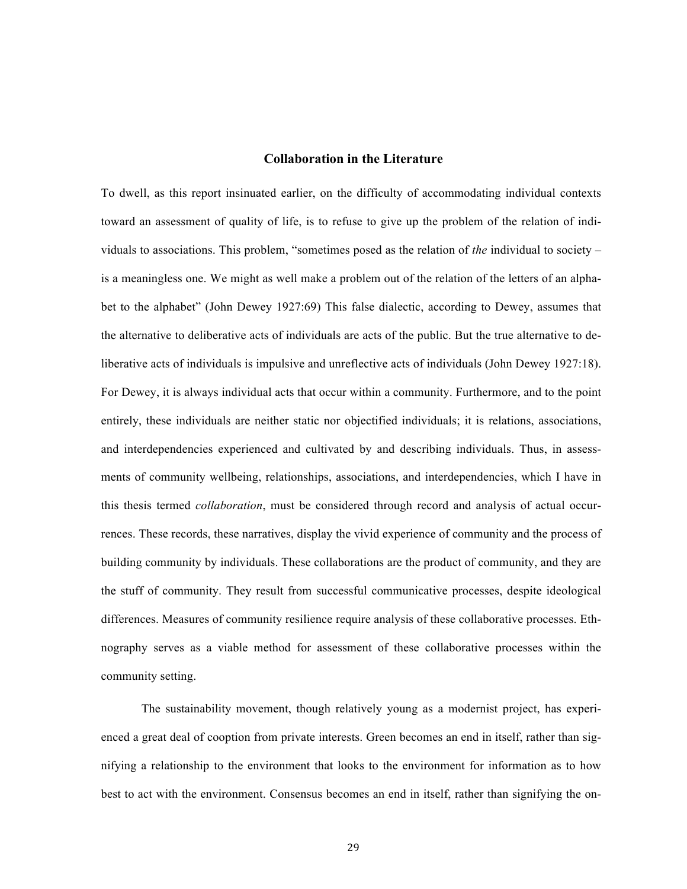## Collaboration in the Literature

To dwell, as this report insinuated earlier, on the difficulty of accommodating individual contexts toward an assessment of quality of life, is to refuse to give up the problem of the relation of individuals to associations. This problem, "sometimes posed as the relation of *the* individual to society – is a meaningless one. We might as well make a problem out of the relation of the letters of an alphabet to the alphabet" (John Dewey 1927:69) This false dialectic, according to Dewey, assumes that the alternative to deliberative acts of individuals are acts of the public. But the true alternative to deliberative acts of individuals is impulsive and unreflective acts of individuals (John Dewey 1927:18). For Dewey, it is always individual acts that occur within a community. Furthermore, and to the point entirely, these individuals are neither static nor objectified individuals; it is relations, associations, and interdependencies experienced and cultivated by and describing individuals. Thus, in assessments of community wellbeing, relationships, associations, and interdependencies, which I have in this thesis termed *collaboration*, must be considered through record and analysis of actual occurrences. These records, these narratives, display the vivid experience of community and the process of building community by individuals. These collaborations are the product of community, and they are the stuff of community. They result from successful communicative processes, despite ideological differences. Measures of community resilience require analysis of these collaborative processes. Ethnography serves as a viable method for assessment of these collaborative processes within the community setting.

The sustainability movement, though relatively young as a modernist project, has experienced a great deal of cooption from private interests. Green becomes an end in itself, rather than signifying a relationship to the environment that looks to the environment for information as to how best to act with the environment. Consensus becomes an end in itself, rather than signifying the on-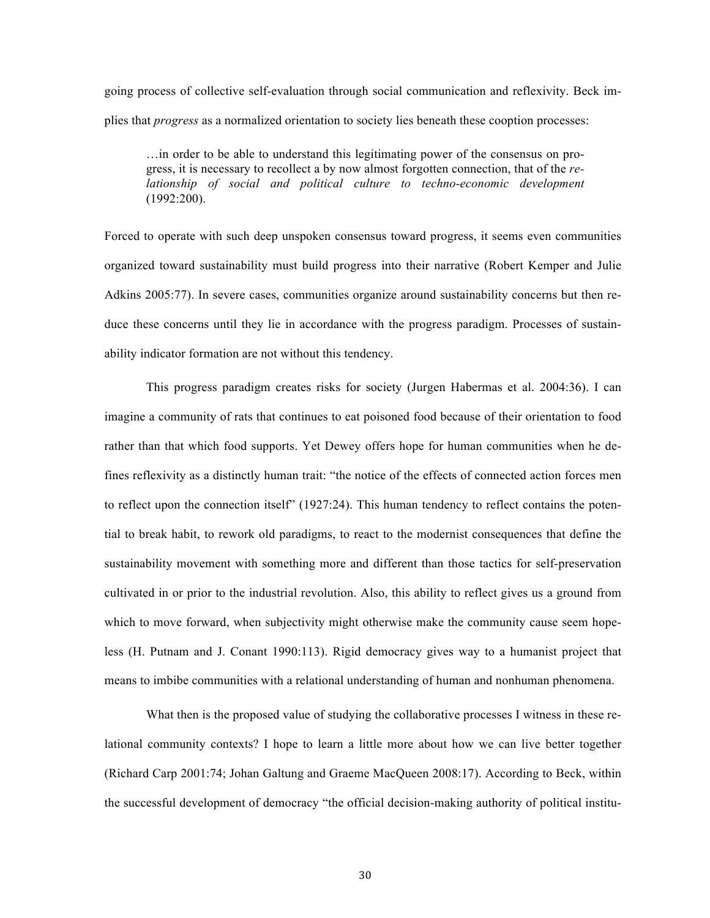going process of collective self-evaluation through social communication and reflexivity. Beck implies that *progress* as a normalized orientation to society lies beneath these cooption processes:

> …in order to be able to understand this legitimating power of the consensus on progress, it is necessary to recollect a by now almost forgotten connection, that of the *relationship of social and political culture to techno-economic development* (1992:200).

Forced to operate with such deep unspoken consensus toward progress, it seems even communities organized toward sustainability must build progress into their narrative (Robert Kemper and Julie Adkins 2005:77). In severe cases, communities organize around sustainability concerns but then reduce these concerns until they lie in accordance with the progress paradigm. Processes of sustainability indicator formation are not without this tendency.

This progress paradigm creates risks for society (Jurgen Habermas et al. 2004:36). I can imagine a community of rats that continues to eat poisoned food because of their orientation to food rather than that which food supports. Yet Dewey offers hope for human communities when he defines reflexivity as a distinctly human trait: "the notice of the effects of connected action forces men to reflect upon the connection itself" (1927:24). This human tendency to reflect contains the potential to break habit, to rework old paradigms, to react to the modernist consequences that define the sustainability movement with something more and different than those tactics for self-preservation cultivated in or prior to the industrial revolution. Also, this ability to reflect gives us a ground from which to move forward, when subjectivity might otherwise make the community cause seem hopeless (H. Putnam and J. Conant 1990:113). Rigid democracy gives way to a humanist project that means to imbibe communities with a relational understanding of human and nonhuman phenomena.

What then is the proposed value of studying the collaborative processes I witness in these relational community contexts? I hope to learn a little more about how we can live better together (Richard Carp 2001:74; Johan Galtung and Graeme MacQueen 2008:17). According to Beck, within the successful development of democracy "the official decision-making authority of political institu-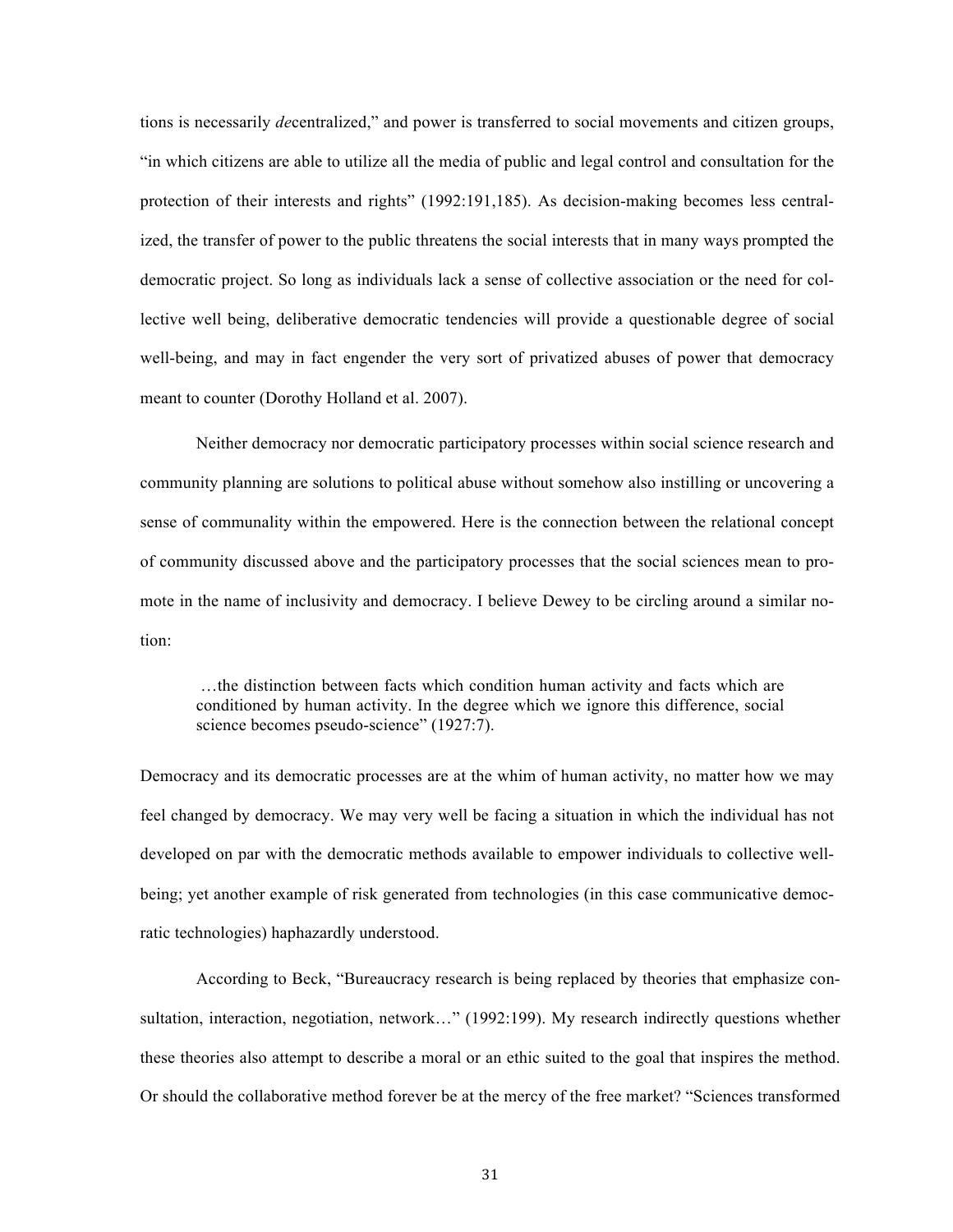tions is necessarily *de*centralized," and power is transferred to social movements and citizen groups, "in which citizens are able to utilize all the media of public and legal control and consultation for the protection of their interests and rights" (1992:191,185). As decision-making becomes less centralized, the transfer of power to the public threatens the social interests that in many ways prompted the democratic project. So long as individuals lack a sense of collective association or the need for collective well being, deliberative democratic tendencies will provide a questionable degree of social well-being, and may in fact engender the very sort of privatized abuses of power that democracy meant to counter (Dorothy Holland et al. 2007).

Neither democracy nor democratic participatory processes within social science research and community planning are solutions to political abuse without somehow also instilling or uncovering a sense of communality within the empowered. Here is the connection between the relational concept of community discussed above and the participatory processes that the social sciences mean to promote in the name of inclusivity and democracy. I believe Dewey to be circling around a similar notion:

> …the distinction between facts which condition human activity and facts which are conditioned by human activity. In the degree which we ignore this difference, social science becomes pseudo-science" (1927:7).

Democracy and its democratic processes are at the whim of human activity, no matter how we may feel changed by democracy. We may very well be facing a situation in which the individual has not developed on par with the democratic methods available to empower individuals to collective well-being; yet another example of risk generated from technologies (in this case communicative democratic technologies) haphazardly understood.

According to Beck, "Bureaucracy research is being replaced by theories that emphasize consultation, interaction, negotiation, network…" (1992:199). My research indirectly questions whether these theories also attempt to describe a moral or an ethic suited to the goal that inspires the method. Or should the collaborative method forever be at the mercy of the free market? "Sciences transformed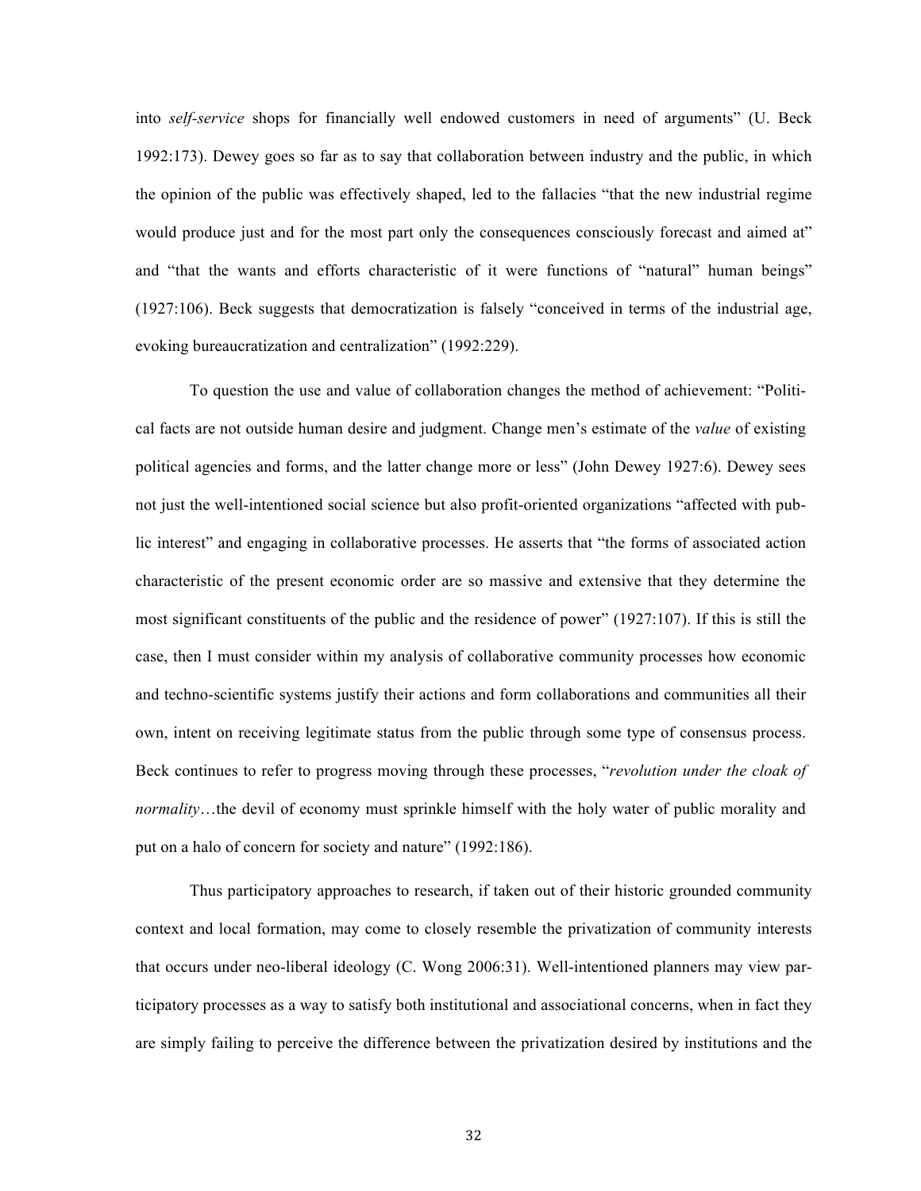into *self-service* shops for financially well endowed customers in need of arguments" (U. Beck 1992:173). Dewey goes so far as to say that collaboration between industry and the public, in which the opinion of the public was effectively shaped, led to the fallacies "that the new industrial regime would produce just and for the most part only the consequences consciously forecast and aimed at" and "that the wants and efforts characteristic of it were functions of "natural" human beings" (1927:106). Beck suggests that democratization is falsely "conceived in terms of the industrial age, evoking bureaucratization and centralization" (1992:229).

To question the use and value of collaboration changes the method of achievement: "Political facts are not outside human desire and judgment. Change men's estimate of the *value* of existing political agencies and forms, and the latter change more or less" (John Dewey 1927:6). Dewey sees not just the well-intentioned social science but also profit-oriented organizations "affected with public interest" and engaging in collaborative processes. He asserts that "the forms of associated action characteristic of the present economic order are so massive and extensive that they determine the most significant constituents of the public and the residence of power" (1927:107). If this is still the case, then I must consider within my analysis of collaborative community processes how economic and techno-scientific systems justify their actions and form collaborations and communities all their own, intent on receiving legitimate status from the public through some type of consensus process. Beck continues to refer to progress moving through these processes, "*revolution under the cloak of normality*…the devil of economy must sprinkle himself with the holy water of public morality and put on a halo of concern for society and nature" (1992:186).

Thus participatory approaches to research, if taken out of their historic grounded community context and local formation, may come to closely resemble the privatization of community interests that occurs under neo-liberal ideology (C. Wong 2006:31). Well-intentioned planners may view participatory processes as a way to satisfy both institutional and associational concerns, when in fact they are simply failing to perceive the difference between the privatization desired by institutions and the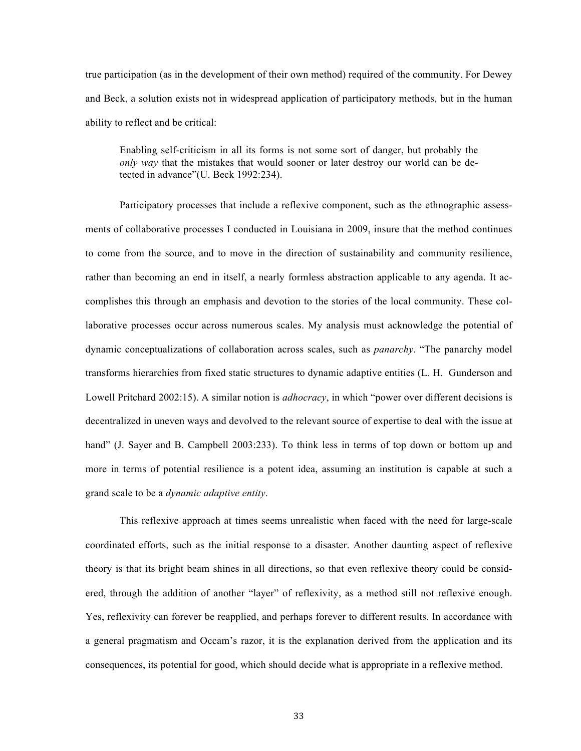true participation (as in the development of their own method) required of the community. For Dewey and Beck, a solution exists not in widespread application of participatory methods, but in the human ability to reflect and be critical:

> Enabling self-criticism in all its forms is not some sort of danger, but probably the *only way* that the mistakes that would sooner or later destroy our world can be detected in advance"(U. Beck 1992:234).

Participatory processes that include a reflexive component, such as the ethnographic assessments of collaborative processes I conducted in Louisiana in 2009, insure that the method continues to come from the source, and to move in the direction of sustainability and community resilience, rather than becoming an end in itself, a nearly formless abstraction applicable to any agenda. It accomplishes this through an emphasis and devotion to the stories of the local community. These collaborative processes occur across numerous scales. My analysis must acknowledge the potential of dynamic conceptualizations of collaboration across scales, such as *panarchy*. "The panarchy model transforms hierarchies from fixed static structures to dynamic adaptive entities (L. H. Gunderson and Lowell Pritchard 2002:15). A similar notion is *adhocracy*, in which "power over different decisions is decentralized in uneven ways and devolved to the relevant source of expertise to deal with the issue at hand" (J. Sayer and B. Campbell 2003:233). To think less in terms of top down or bottom up and more in terms of potential resilience is a potent idea, assuming an institution is capable at such a grand scale to be a *dynamic adaptive entity*.

This reflexive approach at times seems unrealistic when faced with the need for large-scale coordinated efforts, such as the initial response to a disaster. Another daunting aspect of reflexive theory is that its bright beam shines in all directions, so that even reflexive theory could be considered, through the addition of another "layer" of reflexivity, as a method still not reflexive enough. Yes, reflexivity can forever be reapplied, and perhaps forever to different results. In accordance with a general pragmatism and Occam's razor, it is the explanation derived from the application and its consequences, its potential for good, which should decide what is appropriate in a reflexive method.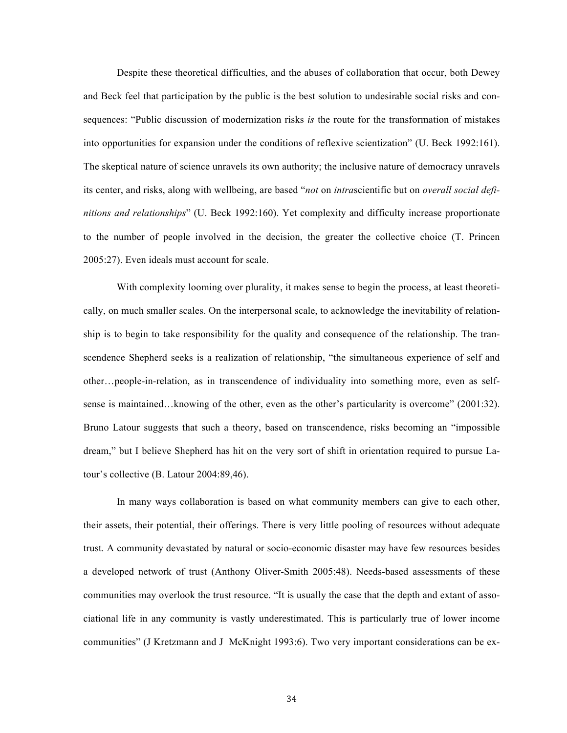Despite these theoretical difficulties, and the abuses of collaboration that occur, both Dewey and Beck feel that participation by the public is the best solution to undesirable social risks and consequences: "Public discussion of modernization risks *is* the route for the transformation of mistakes into opportunities for expansion under the conditions of reflexive scientization" (U. Beck 1992:161). The skeptical nature of science unravels its own authority; the inclusive nature of democracy unravels its center, and risks, along with wellbeing, are based "*not* on *intra*scientific but on *overall social definitions and relationships*" (U. Beck 1992:160). Yet complexity and difficulty increase proportionate to the number of people involved in the decision, the greater the collective choice (T. Princen 2005:27). Even ideals must account for scale.

With complexity looming over plurality, it makes sense to begin the process, at least theoretically, on much smaller scales. On the interpersonal scale, to acknowledge the inevitability of relationship is to begin to take responsibility for the quality and consequence of the relationship. The transcendence Shepherd seeks is a realization of relationship, "the simultaneous experience of self and other…people-in-relation, as in transcendence of individuality into something more, even as self-sense is maintained…knowing of the other, even as the other's particularity is overcome" (2001:32). Bruno Latour suggests that such a theory, based on transcendence, risks becoming an "impossible dream," but I believe Shepherd has hit on the very sort of shift in orientation required to pursue Latour's collective (B. Latour 2004:89,46).

In many ways collaboration is based on what community members can give to each other, their assets, their potential, their offerings. There is very little pooling of resources without adequate trust. A community devastated by natural or socio-economic disaster may have few resources besides a developed network of trust (Anthony Oliver-Smith 2005:48). Needs-based assessments of these communities may overlook the trust resource. "It is usually the case that the depth and extant of associational life in any community is vastly underestimated. This is particularly true of lower income communities" (J Kretzmann and J McKnight 1993:6). Two very important considerations can be ex-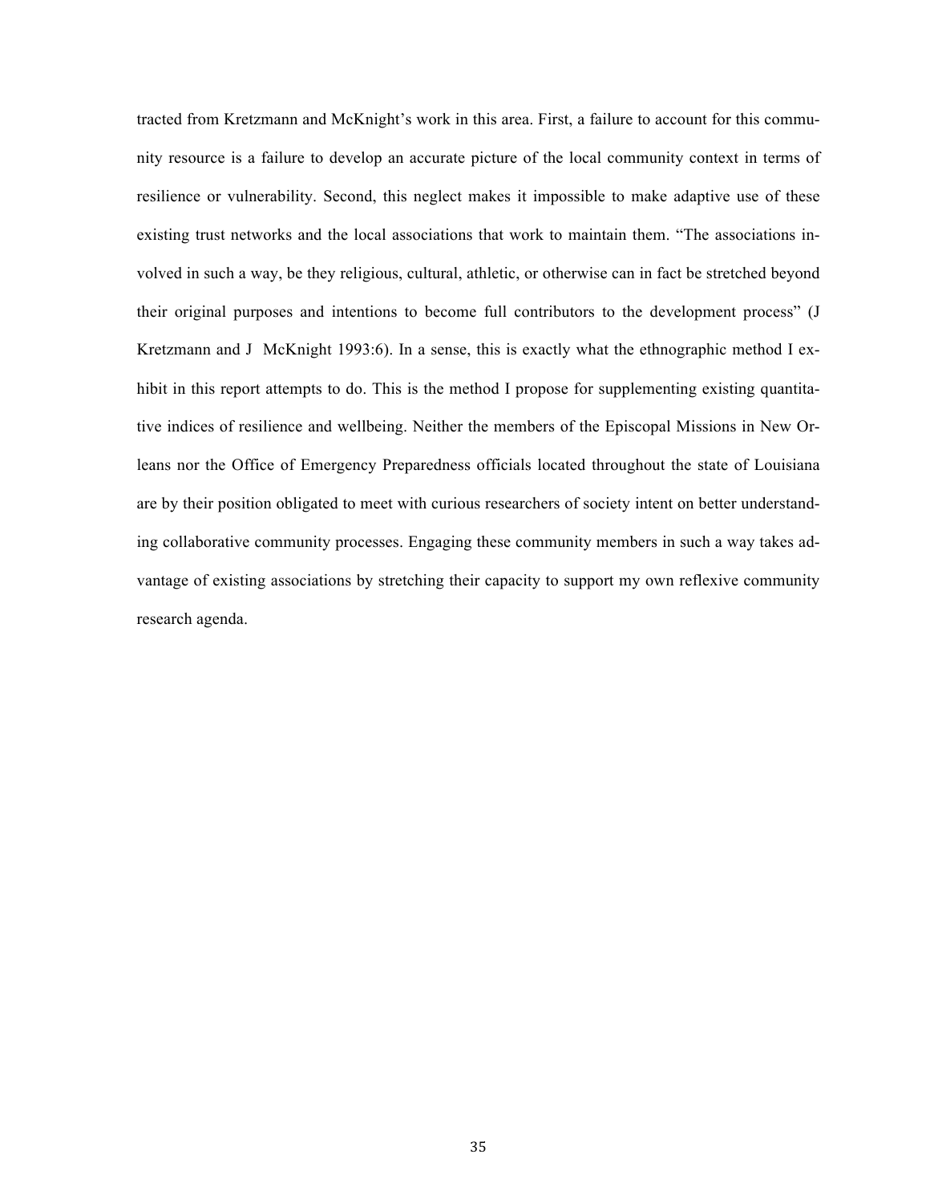tracted from Kretzmann and McKnight's work in this area. First, a failure to account for this community resource is a failure to develop an accurate picture of the local community context in terms of resilience or vulnerability. Second, this neglect makes it impossible to make adaptive use of these existing trust networks and the local associations that work to maintain them. "The associations involved in such a way, be they religious, cultural, athletic, or otherwise can in fact be stretched beyond their original purposes and intentions to become full contributors to the development process" (J Kretzmann and J McKnight 1993:6). In a sense, this is exactly what the ethnographic method I exhibit in this report attempts to do. This is the method I propose for supplementing existing quantitative indices of resilience and wellbeing. Neither the members of the Episcopal Missions in New Orleans nor the Office of Emergency Preparedness officials located throughout the state of Louisiana are by their position obligated to meet with curious researchers of society intent on better understanding collaborative community processes. Engaging these community members in such a way takes advantage of existing associations by stretching their capacity to support my own reflexive community research agenda.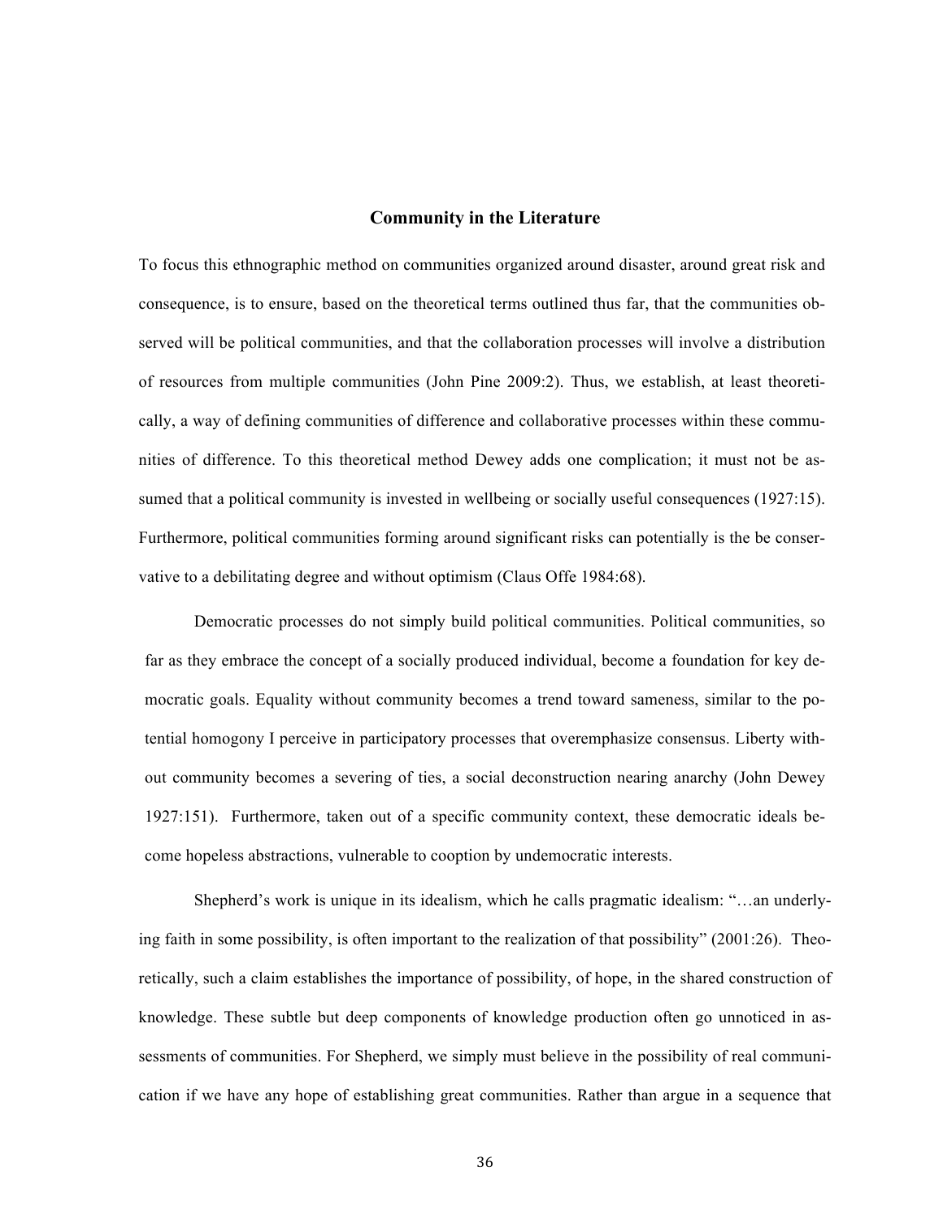## Community in the Literature

To focus this ethnographic method on communities organized around disaster, around great risk and consequence, is to ensure, based on the theoretical terms outlined thus far, that the communities observed will be political communities, and that the collaboration processes will involve a distribution of resources from multiple communities (John Pine 2009:2). Thus, we establish, at least theoretically, a way of defining communities of difference and collaborative processes within these communities of difference. To this theoretical method Dewey adds one complication; it must not be assumed that a political community is invested in wellbeing or socially useful consequences (1927:15). Furthermore, political communities forming around significant risks can potentially is the be conservative to a debilitating degree and without optimism (Claus Offe 1984:68).

Democratic processes do not simply build political communities. Political communities, so far as they embrace the concept of a socially produced individual, become a foundation for key democratic goals. Equality without community becomes a trend toward sameness, similar to the potential homogony I perceive in participatory processes that overemphasize consensus. Liberty without community becomes a severing of ties, a social deconstruction nearing anarchy (John Dewey 1927:151). Furthermore, taken out of a specific community context, these democratic ideals become hopeless abstractions, vulnerable to cooption by undemocratic interests.

Shepherd's work is unique in its idealism, which he calls pragmatic idealism: "…an underlying faith in some possibility, is often important to the realization of that possibility" (2001:26). Theoretically, such a claim establishes the importance of possibility, of hope, in the shared construction of knowledge. These subtle but deep components of knowledge production often go unnoticed in assessments of communities. For Shepherd, we simply must believe in the possibility of real communication if we have any hope of establishing great communities. Rather than argue in a sequence that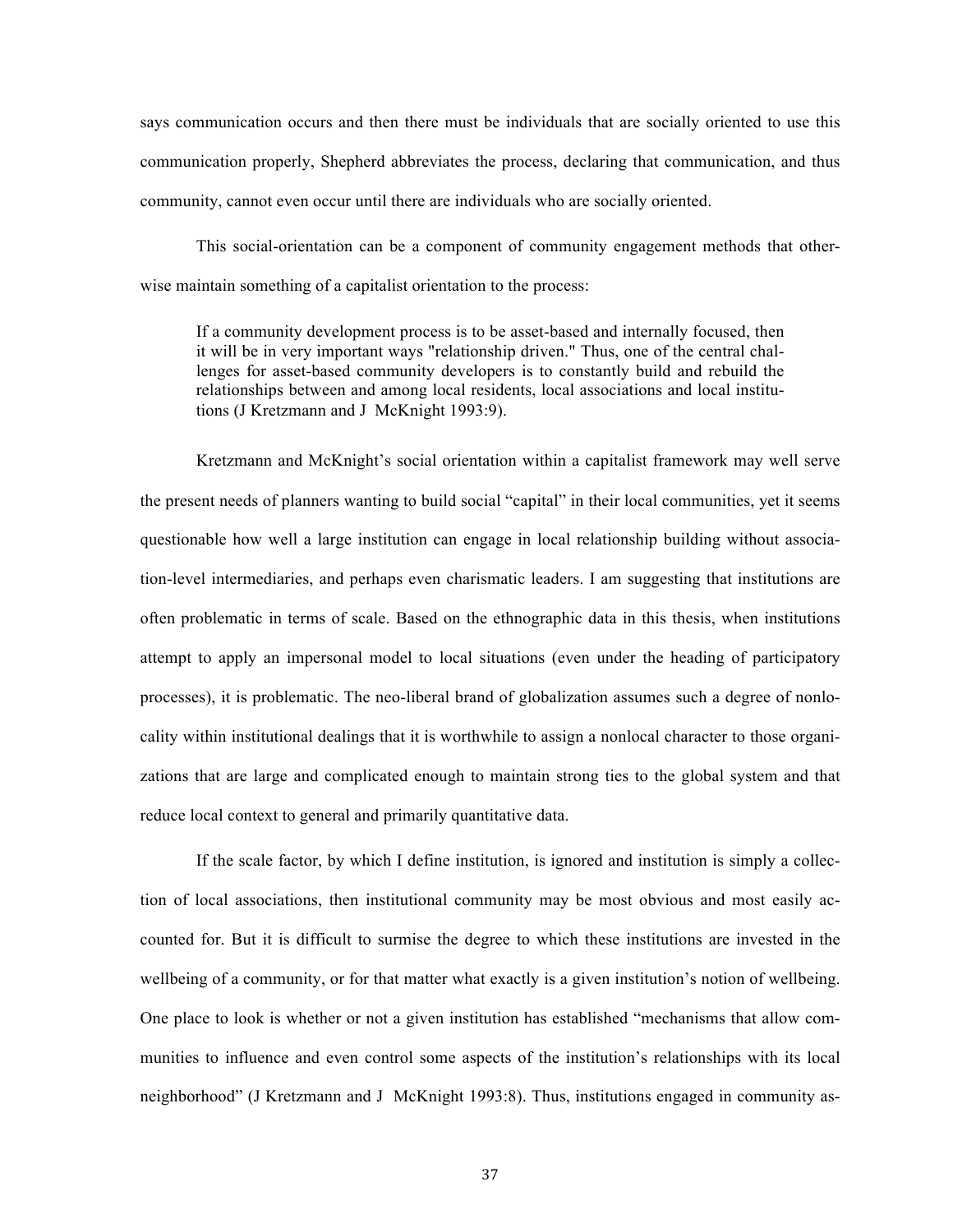says communication occurs and then there must be individuals that are socially oriented to use this communication properly, Shepherd abbreviates the process, declaring that communication, and thus community, cannot even occur until there are individuals who are socially oriented.

This social-orientation can be a component of community engagement methods that otherwise maintain something of a capitalist orientation to the process:

> If a community development process is to be asset-based and internally focused, then it will be in very important ways "relationship driven." Thus, one of the central challenges for asset-based community developers is to constantly build and rebuild the relationships between and among local residents, local associations and local institutions (J Kretzmann and J McKnight 1993:9).

Kretzmann and McKnight's social orientation within a capitalist framework may well serve the present needs of planners wanting to build social "capital" in their local communities, yet it seems questionable how well a large institution can engage in local relationship building without association-level intermediaries, and perhaps even charismatic leaders. I am suggesting that institutions are often problematic in terms of scale. Based on the ethnographic data in this thesis, when institutions attempt to apply an impersonal model to local situations (even under the heading of participatory processes), it is problematic. The neo-liberal brand of globalization assumes such a degree of nonlocality within institutional dealings that it is worthwhile to assign a nonlocal character to those organizations that are large and complicated enough to maintain strong ties to the global system and that reduce local context to general and primarily quantitative data.

If the scale factor, by which I define institution, is ignored and institution is simply a collection of local associations, then institutional community may be most obvious and most easily accounted for. But it is difficult to surmise the degree to which these institutions are invested in the wellbeing of a community, or for that matter what exactly is a given institution's notion of wellbeing. One place to look is whether or not a given institution has established "mechanisms that allow communities to influence and even control some aspects of the institution's relationships with its local neighborhood" (J Kretzmann and J McKnight 1993:8). Thus, institutions engaged in community as-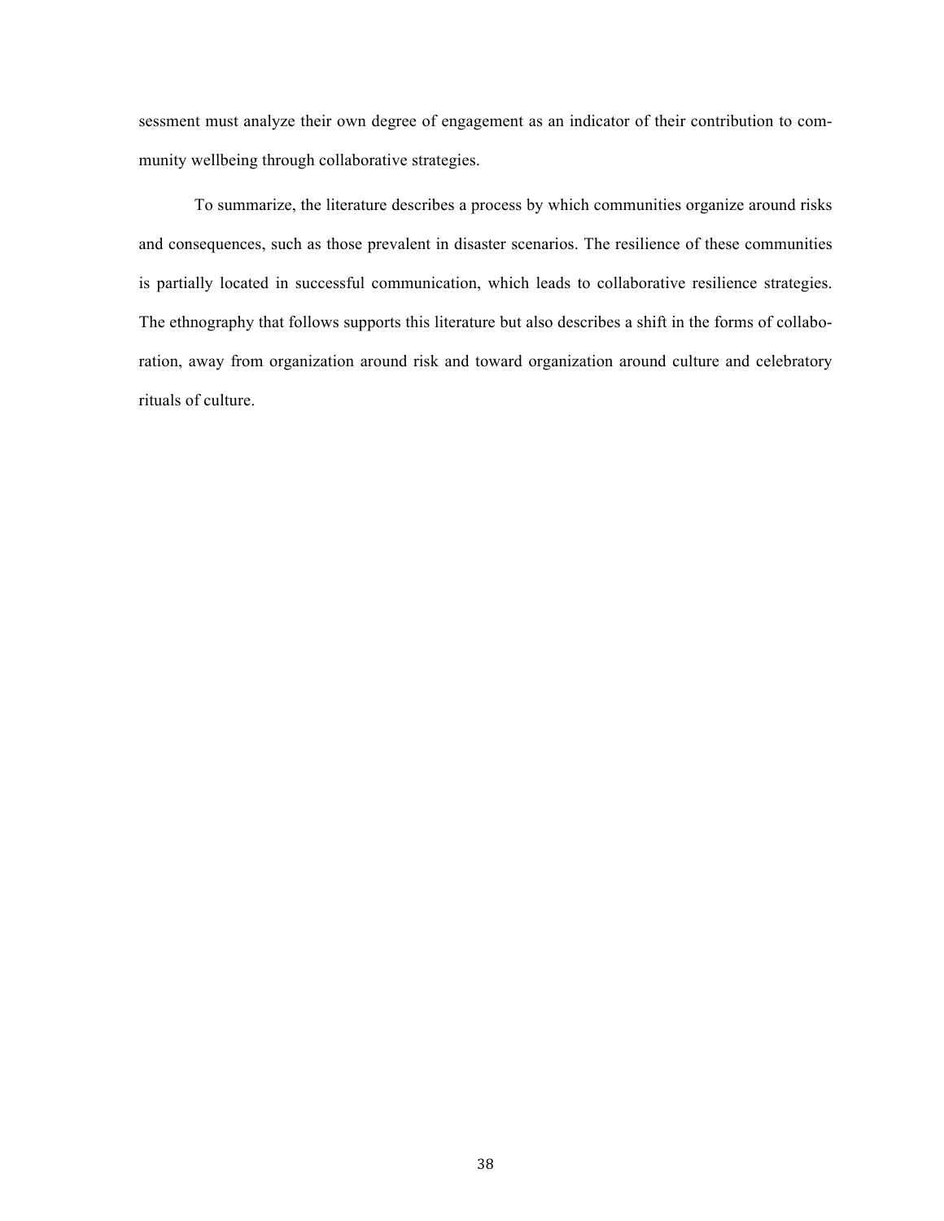sessment must analyze their own degree of engagement as an indicator of their contribution to community wellbeing through collaborative strategies.

To summarize, the literature describes a process by which communities organize around risks and consequences, such as those prevalent in disaster scenarios. The resilience of these communities is partially located in successful communication, which leads to collaborative resilience strategies. The ethnography that follows supports this literature but also describes a shift in the forms of collaboration, away from organization around risk and toward organization around culture and celebratory rituals of culture.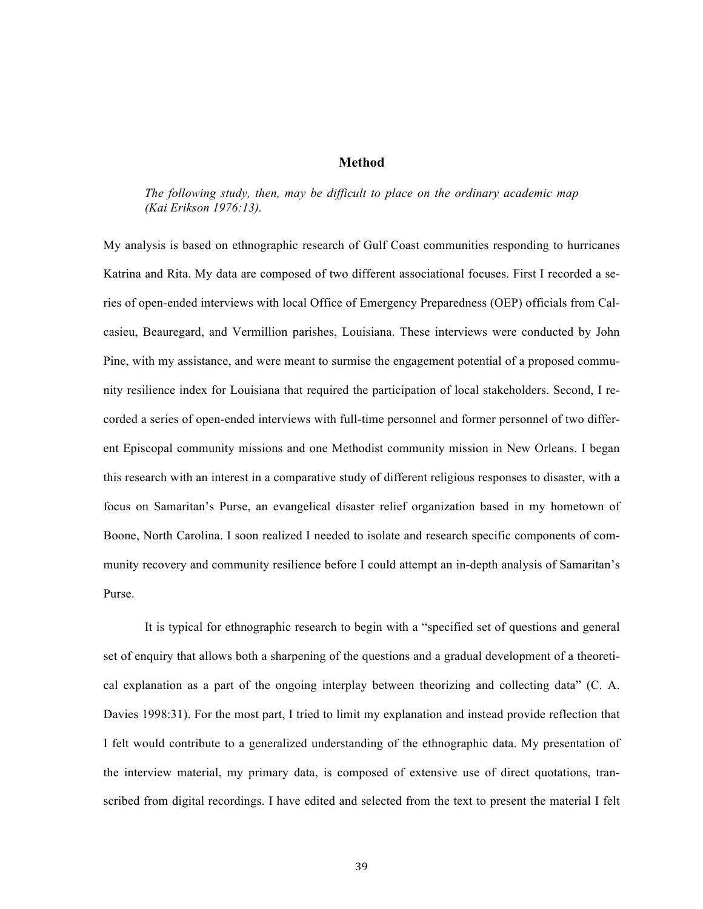## Method

*The following study, then, may be difficult to place on the ordinary academic map (Kai Erikson 1976:13).*

My analysis is based on ethnographic research of Gulf Coast communities responding to hurricanes Katrina and Rita. My data are composed of two different associational focuses. First I recorded a series of open-ended interviews with local Office of Emergency Preparedness (OEP) officials from Calcasieu, Beauregard, and Vermillion parishes, Louisiana. These interviews were conducted by John Pine, with my assistance, and were meant to surmise the engagement potential of a proposed community resilience index for Louisiana that required the participation of local stakeholders. Second, I recorded a series of open-ended interviews with full-time personnel and former personnel of two different Episcopal community missions and one Methodist community mission in New Orleans. I began this research with an interest in a comparative study of different religious responses to disaster, with a focus on Samaritan's Purse, an evangelical disaster relief organization based in my hometown of Boone, North Carolina. I soon realized I needed to isolate and research specific components of community recovery and community resilience before I could attempt an in-depth analysis of Samaritan's Purse.

It is typical for ethnographic research to begin with a "specified set of questions and general set of enquiry that allows both a sharpening of the questions and a gradual development of a theoretical explanation as a part of the ongoing interplay between theorizing and collecting data" (C. A. Davies 1998:31). For the most part, I tried to limit my explanation and instead provide reflection that I felt would contribute to a generalized understanding of the ethnographic data. My presentation of the interview material, my primary data, is composed of extensive use of direct quotations, transcribed from digital recordings. I have edited and selected from the text to present the material I felt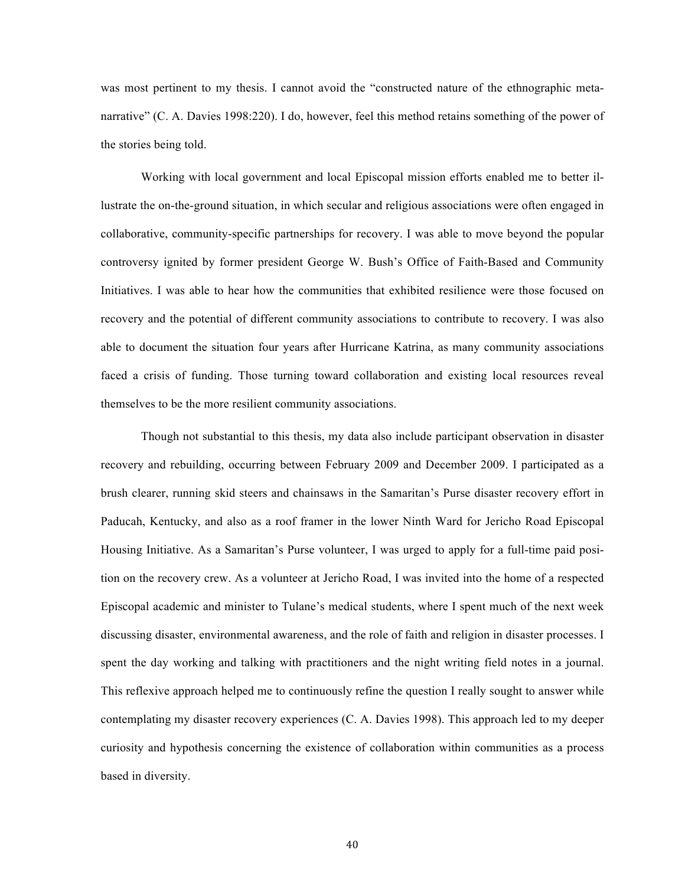was most pertinent to my thesis. I cannot avoid the "constructed nature of the ethnographic meta-narrative" (C. A. Davies 1998:220). I do, however, feel this method retains something of the power of the stories being told.

Working with local government and local Episcopal mission efforts enabled me to better illustrate the on-the-ground situation, in which secular and religious associations were often engaged in collaborative, community-specific partnerships for recovery. I was able to move beyond the popular controversy ignited by former president George W. Bush's Office of Faith-Based and Community Initiatives. I was able to hear how the communities that exhibited resilience were those focused on recovery and the potential of different community associations to contribute to recovery. I was also able to document the situation four years after Hurricane Katrina, as many community associations faced a crisis of funding. Those turning toward collaboration and existing local resources reveal themselves to be the more resilient community associations.

Though not substantial to this thesis, my data also include participant observation in disaster recovery and rebuilding, occurring between February 2009 and December 2009. I participated as a brush clearer, running skid steers and chainsaws in the Samaritan's Purse disaster recovery effort in Paducah, Kentucky, and also as a roof framer in the lower Ninth Ward for Jericho Road Episcopal Housing Initiative. As a Samaritan's Purse volunteer, I was urged to apply for a full-time paid position on the recovery crew. As a volunteer at Jericho Road, I was invited into the home of a respected Episcopal academic and minister to Tulane's medical students, where I spent much of the next week discussing disaster, environmental awareness, and the role of faith and religion in disaster processes. I spent the day working and talking with practitioners and the night writing field notes in a journal. This reflexive approach helped me to continuously refine the question I really sought to answer while contemplating my disaster recovery experiences (C. A. Davies 1998). This approach led to my deeper curiosity and hypothesis concerning the existence of collaboration within communities as a process based in diversity.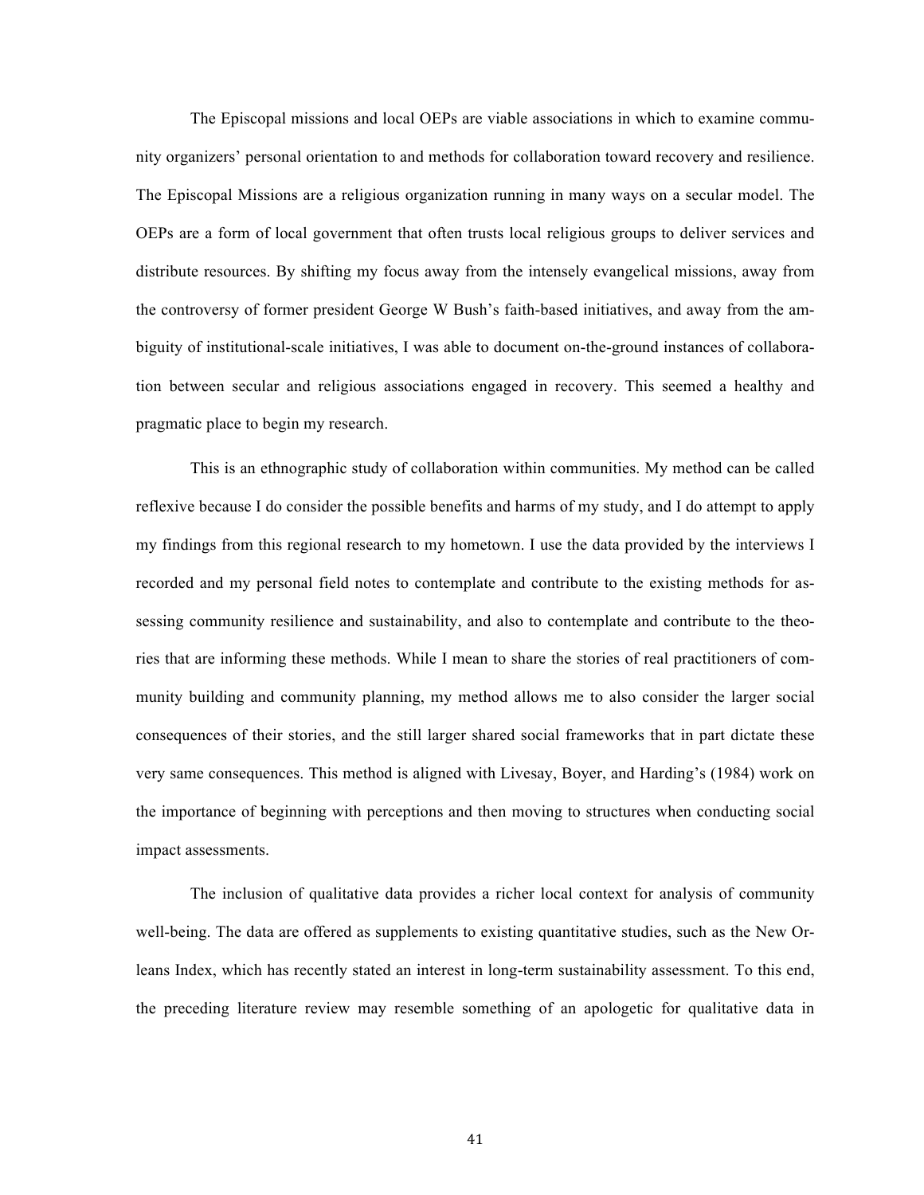The Episcopal missions and local OEPs are viable associations in which to examine community organizers' personal orientation to and methods for collaboration toward recovery and resilience. The Episcopal Missions are a religious organization running in many ways on a secular model. The OEPs are a form of local government that often trusts local religious groups to deliver services and distribute resources. By shifting my focus away from the intensely evangelical missions, away from the controversy of former president George W Bush's faith-based initiatives, and away from the ambiguity of institutional-scale initiatives, I was able to document on-the-ground instances of collaboration between secular and religious associations engaged in recovery. This seemed a healthy and pragmatic place to begin my research.

This is an ethnographic study of collaboration within communities. My method can be called reflexive because I do consider the possible benefits and harms of my study, and I do attempt to apply my findings from this regional research to my hometown. I use the data provided by the interviews I recorded and my personal field notes to contemplate and contribute to the existing methods for assessing community resilience and sustainability, and also to contemplate and contribute to the theories that are informing these methods. While I mean to share the stories of real practitioners of community building and community planning, my method allows me to also consider the larger social consequences of their stories, and the still larger shared social frameworks that in part dictate these very same consequences. This method is aligned with Livesay, Boyer, and Harding's (1984) work on the importance of beginning with perceptions and then moving to structures when conducting social impact assessments.

The inclusion of qualitative data provides a richer local context for analysis of community well-being. The data are offered as supplements to existing quantitative studies, such as the New Orleans Index, which has recently stated an interest in long-term sustainability assessment. To this end, the preceding literature review may resemble something of an apologetic for qualitative data in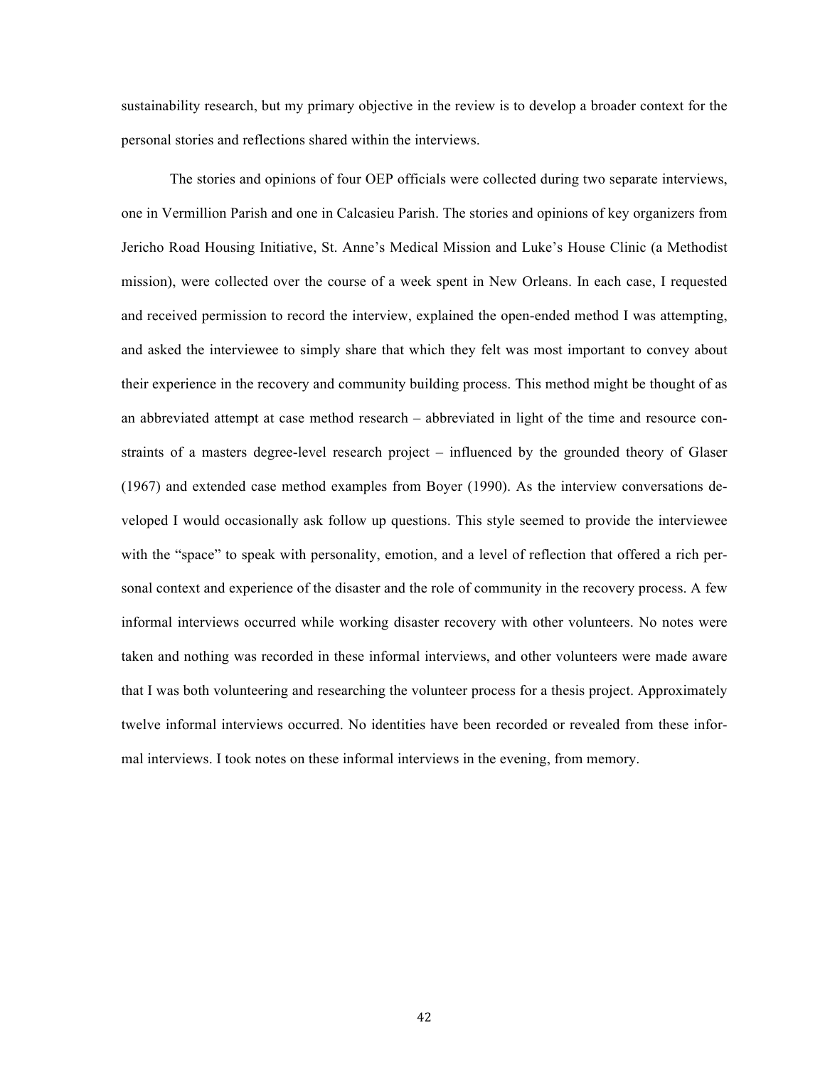sustainability research, but my primary objective in the review is to develop a broader context for the personal stories and reflections shared within the interviews.

The stories and opinions of four OEP officials were collected during two separate interviews, one in Vermillion Parish and one in Calcasieu Parish. The stories and opinions of key organizers from Jericho Road Housing Initiative, St. Anne's Medical Mission and Luke's House Clinic (a Methodist mission), were collected over the course of a week spent in New Orleans. In each case, I requested and received permission to record the interview, explained the open-ended method I was attempting, and asked the interviewee to simply share that which they felt was most important to convey about their experience in the recovery and community building process. This method might be thought of as an abbreviated attempt at case method research – abbreviated in light of the time and resource constraints of a masters degree-level research project – influenced by the grounded theory of Glaser (1967) and extended case method examples from Boyer (1990). As the interview conversations developed I would occasionally ask follow up questions. This style seemed to provide the interviewee with the "space" to speak with personality, emotion, and a level of reflection that offered a rich personal context and experience of the disaster and the role of community in the recovery process. A few informal interviews occurred while working disaster recovery with other volunteers. No notes were taken and nothing was recorded in these informal interviews, and other volunteers were made aware that I was both volunteering and researching the volunteer process for a thesis project. Approximately twelve informal interviews occurred. No identities have been recorded or revealed from these informal interviews. I took notes on these informal interviews in the evening, from memory.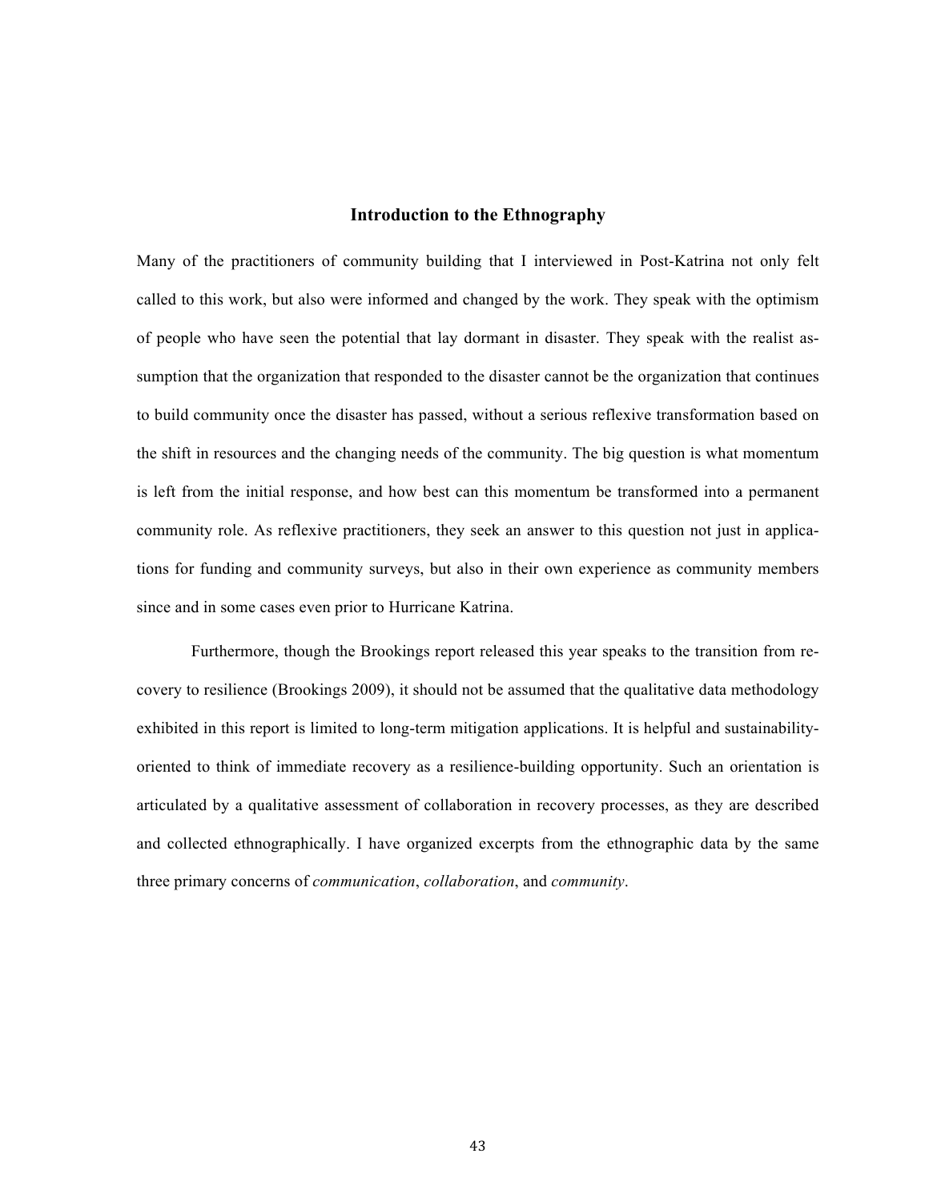## Introduction to the Ethnography

Many of the practitioners of community building that I interviewed in Post-Katrina not only felt called to this work, but also were informed and changed by the work. They speak with the optimism of people who have seen the potential that lay dormant in disaster. They speak with the realist assumption that the organization that responded to the disaster cannot be the organization that continues to build community once the disaster has passed, without a serious reflexive transformation based on the shift in resources and the changing needs of the community. The big question is what momentum is left from the initial response, and how best can this momentum be transformed into a permanent community role. As reflexive practitioners, they seek an answer to this question not just in applications for funding and community surveys, but also in their own experience as community members since and in some cases even prior to Hurricane Katrina.

Furthermore, though the Brookings report released this year speaks to the transition from recovery to resilience (Brookings 2009), it should not be assumed that the qualitative data methodology exhibited in this report is limited to long-term mitigation applications. It is helpful and sustainability-oriented to think of immediate recovery as a resilience-building opportunity. Such an orientation is articulated by a qualitative assessment of collaboration in recovery processes, as they are described and collected ethnographically. I have organized excerpts from the ethnographic data by the same three primary concerns of *communication*, *collaboration*, and *community*.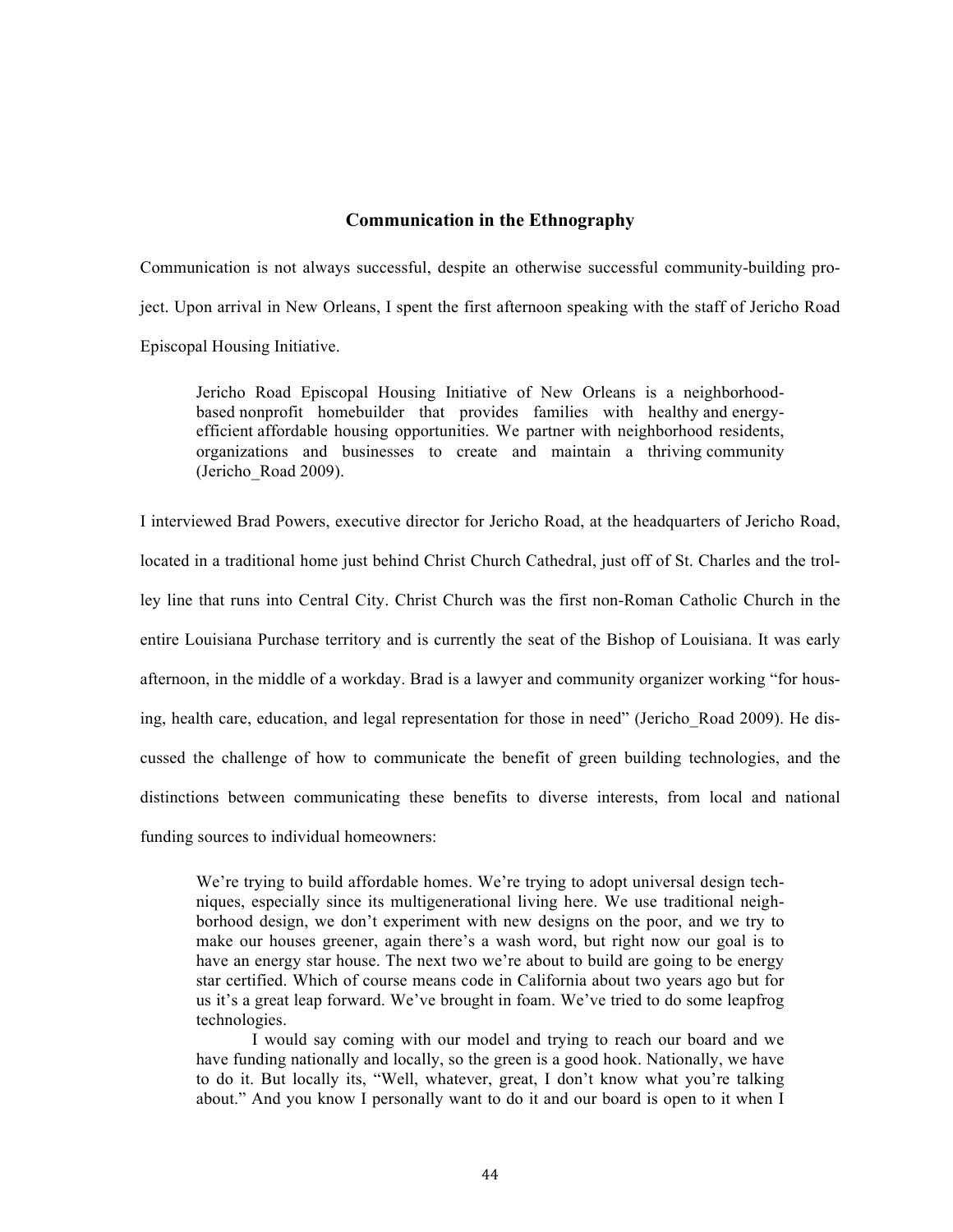## Communication in the Ethnography

Communication is not always successful, despite an otherwise successful community-building project. Upon arrival in New Orleans, I spent the first afternoon speaking with the staff of Jericho Road Episcopal Housing Initiative.

> Jericho Road Episcopal Housing Initiative of New Orleans is a neighborhood-based nonprofit homebuilder that provides families with healthy and energy-efficient affordable housing opportunities. We partner with neighborhood residents, organizations and businesses to create and maintain a thriving community (Jericho_Road 2009).

I interviewed Brad Powers, executive director for Jericho Road, at the headquarters of Jericho Road, located in a traditional home just behind Christ Church Cathedral, just off of St. Charles and the trolley line that runs into Central City. Christ Church was the first non-Roman Catholic Church in the entire Louisiana Purchase territory and is currently the seat of the Bishop of Louisiana. It was early afternoon, in the middle of a workday. Brad is a lawyer and community organizer working "for housing, health care, education, and legal representation for those in need" (Jericho_Road 2009). He discussed the challenge of how to communicate the benefit of green building technologies, and the distinctions between communicating these benefits to diverse interests, from local and national funding sources to individual homeowners:

> We're trying to build affordable homes. We're trying to adopt universal design techniques, especially since its multigenerational living here. We use traditional neighborhood design, we don't experiment with new designs on the poor, and we try to make our houses greener, again there's a wash word, but right now our goal is to have an energy star house. The next two we're about to build are going to be energy star certified. Which of course means code in California about two years ago but for us it's a great leap forward. We've brought in foam. We've tried to do some leapfrog technologies.
>
> I would say coming with our model and trying to reach our board and we have funding nationally and locally, so the green is a good hook. Nationally, we have to do it. But locally its, "Well, whatever, great, I don't know what you're talking about." And you know I personally want to do it and our board is open to it when I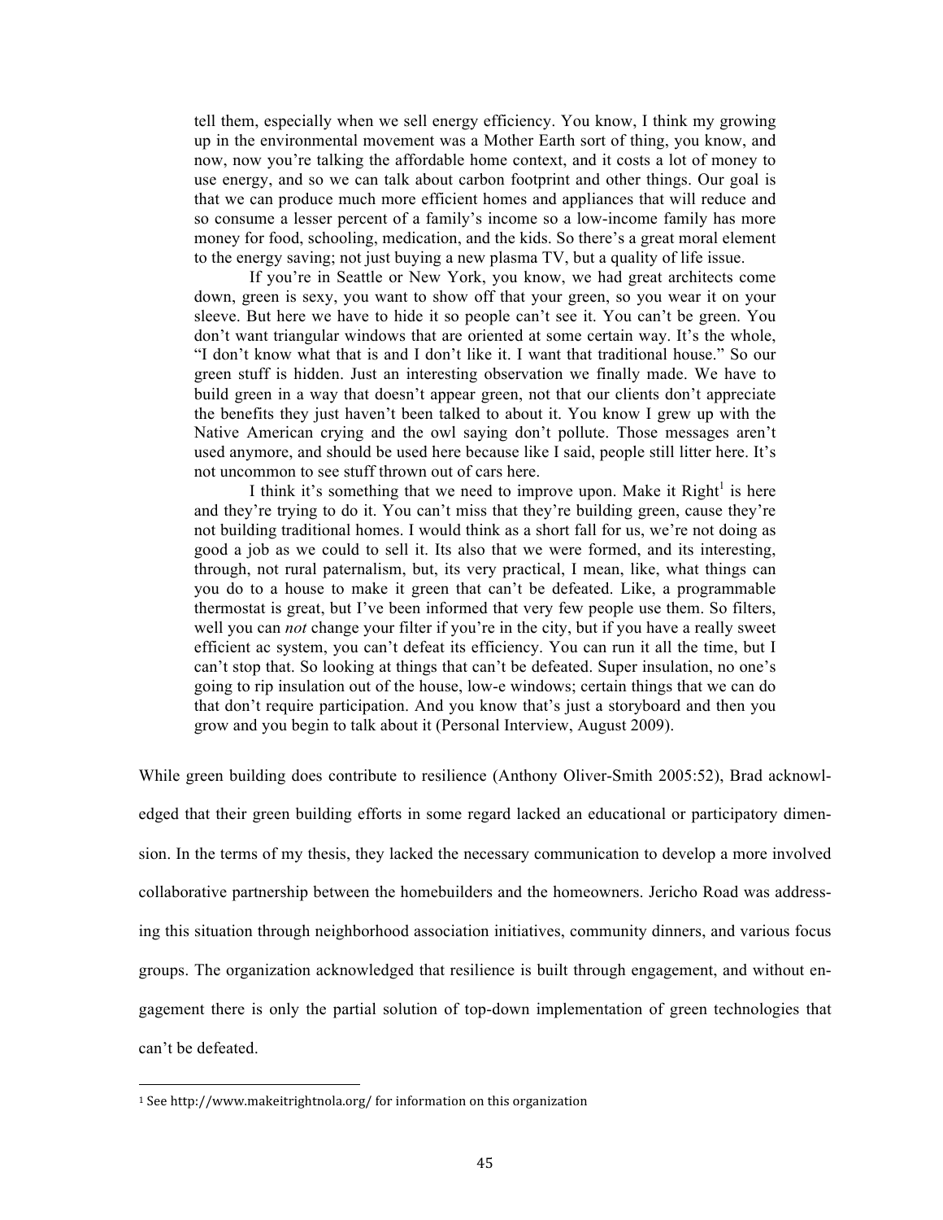> tell them, especially when we sell energy efficiency. You know, I think my growing up in the environmental movement was a Mother Earth sort of thing, you know, and now, now you're talking the affordable home context, and it costs a lot of money to use energy, and so we can talk about carbon footprint and other things. Our goal is that we can produce much more efficient homes and appliances that will reduce and so consume a lesser percent of a family's income so a low-income family has more money for food, schooling, medication, and the kids. So there's a great moral element to the energy saving; not just buying a new plasma TV, but a quality of life issue.
>
> If you're in Seattle or New York, you know, we had great architects come down, green is sexy, you want to show off that your green, so you wear it on your sleeve. But here we have to hide it so people can't see it. You can't be green. You don't want triangular windows that are oriented at some certain way. It's the whole, "I don't know what that is and I don't like it. I want that traditional house." So our green stuff is hidden. Just an interesting observation we finally made. We have to build green in a way that doesn't appear green, not that our clients don't appreciate the benefits they just haven't been talked to about it. You know I grew up with the Native American crying and the owl saying don't pollute. Those messages aren't used anymore, and should be used here because like I said, people still litter here. It's not uncommon to see stuff thrown out of cars here.
>
> I think it's something that we need to improve upon. Make it Right[1] is here and they're trying to do it. You can't miss that they're building green, cause they're not building traditional homes. I would think as a short fall for us, we're not doing as good a job as we could to sell it. Its also that we were formed, and its interesting, through, not rural paternalism, but, its very practical, I mean, like, what things can you do to a house to make it green that can't be defeated. Like, a programmable thermostat is great, but I've been informed that very few people use them. So filters, well you can *not* change your filter if you're in the city, but if you have a really sweet efficient ac system, you can't defeat its efficiency. You can run it all the time, but I can't stop that. So looking at things that can't be defeated. Super insulation, no one's going to rip insulation out of the house, low-e windows; certain things that we can do that don't require participation. And you know that's just a storyboard and then you grow and you begin to talk about it (Personal Interview, August 2009).

While green building does contribute to resilience (Anthony Oliver-Smith 2005:52), Brad acknowledged that their green building efforts in some regard lacked an educational or participatory dimension. In the terms of my thesis, they lacked the necessary communication to develop a more involved collaborative partnership between the homebuilders and the homeowners. Jericho Road was addressing this situation through neighborhood association initiatives, community dinners, and various focus groups. The organization acknowledged that resilience is built through engagement, and without engagement there is only the partial solution of top-down implementation of green technologies that can't be defeated.

[1] See http://www.makeitrightnola.org/ for information on this organization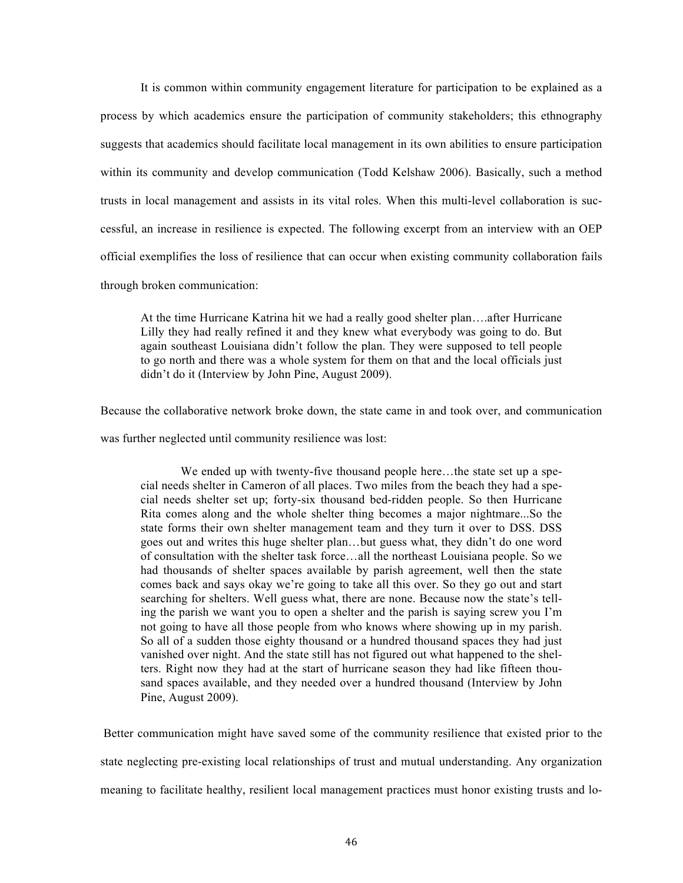It is common within community engagement literature for participation to be explained as a process by which academics ensure the participation of community stakeholders; this ethnography suggests that academics should facilitate local management in its own abilities to ensure participation within its community and develop communication (Todd Kelshaw 2006). Basically, such a method trusts in local management and assists in its vital roles. When this multi-level collaboration is successful, an increase in resilience is expected. The following excerpt from an interview with an OEP official exemplifies the loss of resilience that can occur when existing community collaboration fails through broken communication:

> At the time Hurricane Katrina hit we had a really good shelter plan….after Hurricane Lilly they had really refined it and they knew what everybody was going to do. But again southeast Louisiana didn't follow the plan. They were supposed to tell people to go north and there was a whole system for them on that and the local officials just didn't do it (Interview by John Pine, August 2009).

Because the collaborative network broke down, the state came in and took over, and communication was further neglected until community resilience was lost:

> We ended up with twenty-five thousand people here…the state set up a special needs shelter in Cameron of all places. Two miles from the beach they had a special needs shelter set up; forty-six thousand bed-ridden people. So then Hurricane Rita comes along and the whole shelter thing becomes a major nightmare...So the state forms their own shelter management team and they turn it over to DSS. DSS goes out and writes this huge shelter plan…but guess what, they didn't do one word of consultation with the shelter task force…all the northeast Louisiana people. So we had thousands of shelter spaces available by parish agreement, well then the state comes back and says okay we're going to take all this over. So they go out and start searching for shelters. Well guess what, there are none. Because now the state's telling the parish we want you to open a shelter and the parish is saying screw you I'm not going to have all those people from who knows where showing up in my parish. So all of a sudden those eighty thousand or a hundred thousand spaces they had just vanished over night. And the state still has not figured out what happened to the shelters. Right now they had at the start of hurricane season they had like fifteen thousand spaces available, and they needed over a hundred thousand (Interview by John Pine, August 2009).

Better communication might have saved some of the community resilience that existed prior to the state neglecting pre-existing local relationships of trust and mutual understanding. Any organization meaning to facilitate healthy, resilient local management practices must honor existing trusts and lo-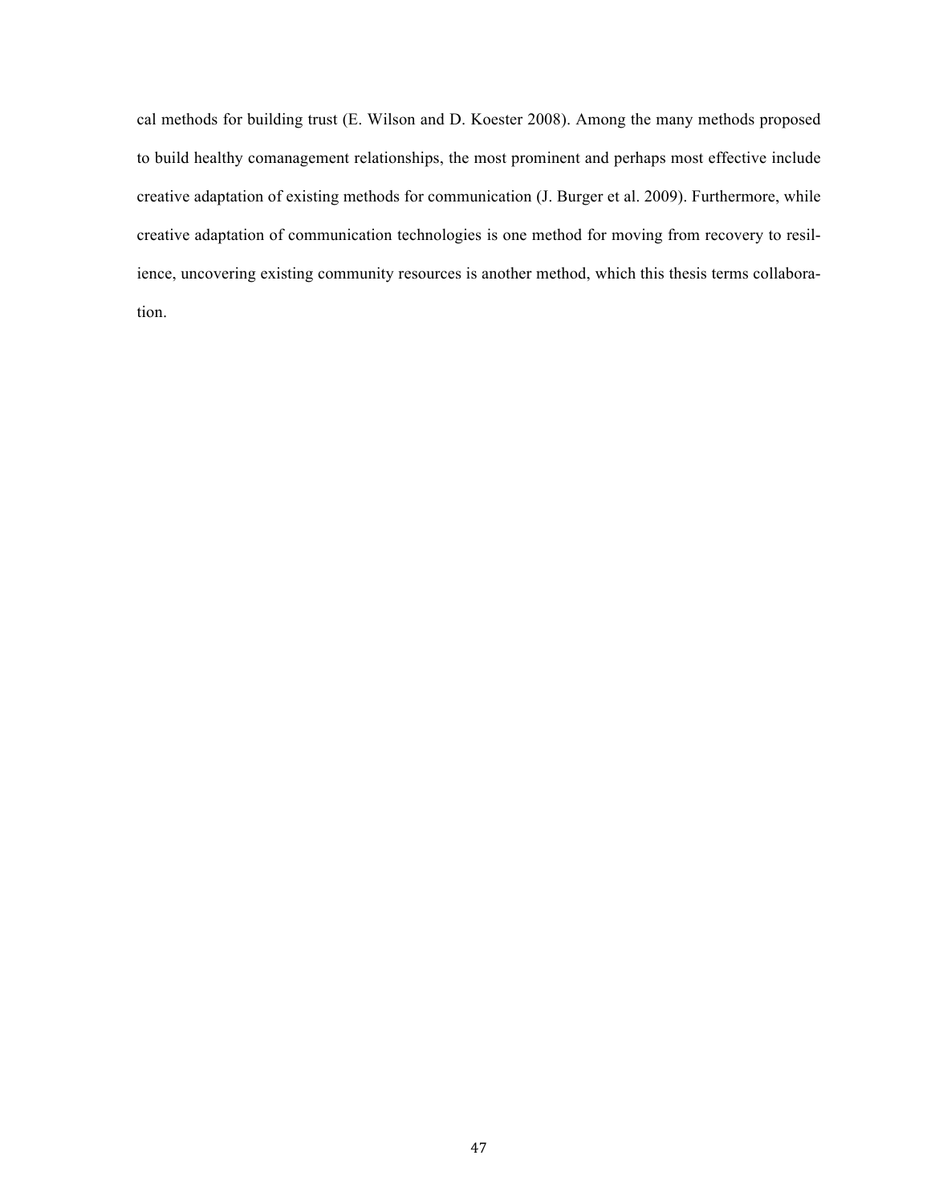cal methods for building trust (E. Wilson and D. Koester 2008). Among the many methods proposed to build healthy comanagement relationships, the most prominent and perhaps most effective include creative adaptation of existing methods for communication (J. Burger et al. 2009). Furthermore, while creative adaptation of communication technologies is one method for moving from recovery to resilience, uncovering existing community resources is another method, which this thesis terms collaboration.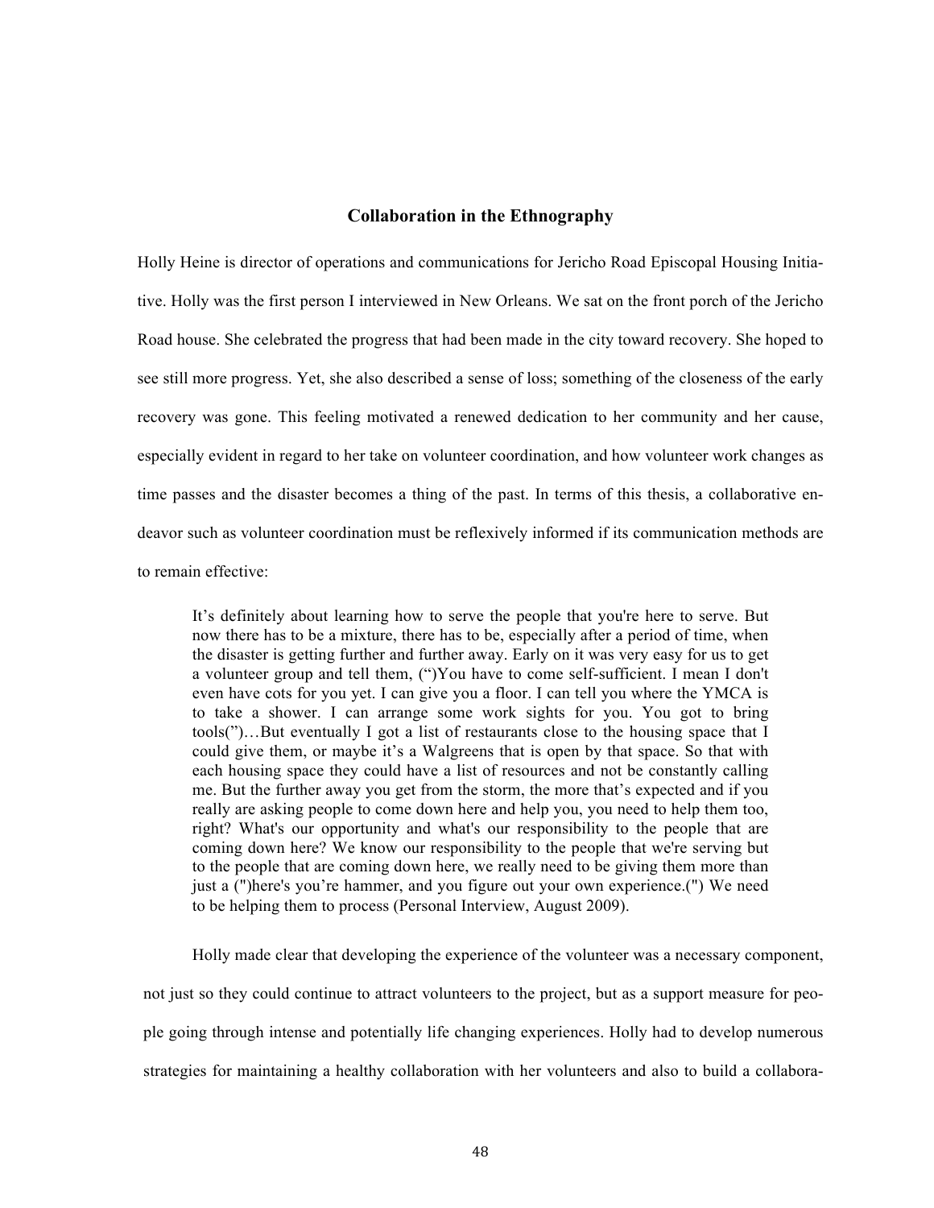## Collaboration in the Ethnography

Holly Heine is director of operations and communications for Jericho Road Episcopal Housing Initiative. Holly was the first person I interviewed in New Orleans. We sat on the front porch of the Jericho Road house. She celebrated the progress that had been made in the city toward recovery. She hoped to see still more progress. Yet, she also described a sense of loss; something of the closeness of the early recovery was gone. This feeling motivated a renewed dedication to her community and her cause, especially evident in regard to her take on volunteer coordination, and how volunteer work changes as time passes and the disaster becomes a thing of the past. In terms of this thesis, a collaborative endeavor such as volunteer coordination must be reflexively informed if its communication methods are to remain effective:

> It's definitely about learning how to serve the people that you're here to serve. But now there has to be a mixture, there has to be, especially after a period of time, when the disaster is getting further and further away. Early on it was very easy for us to get a volunteer group and tell them, (")You have to come self-sufficient. I mean I don't even have cots for you yet. I can give you a floor. I can tell you where the YMCA is to take a shower. I can arrange some work sights for you. You got to bring tools(")…But eventually I got a list of restaurants close to the housing space that I could give them, or maybe it's a Walgreens that is open by that space. So that with each housing space they could have a list of resources and not be constantly calling me. But the further away you get from the storm, the more that's expected and if you really are asking people to come down here and help you, you need to help them too, right? What's our opportunity and what's our responsibility to the people that are coming down here? We know our responsibility to the people that we're serving but to the people that are coming down here, we really need to be giving them more than just a (")here's you're hammer, and you figure out your own experience.(") We need to be helping them to process (Personal Interview, August 2009).

Holly made clear that developing the experience of the volunteer was a necessary component, not just so they could continue to attract volunteers to the project, but as a support measure for people going through intense and potentially life changing experiences. Holly had to develop numerous strategies for maintaining a healthy collaboration with her volunteers and also to build a collabora-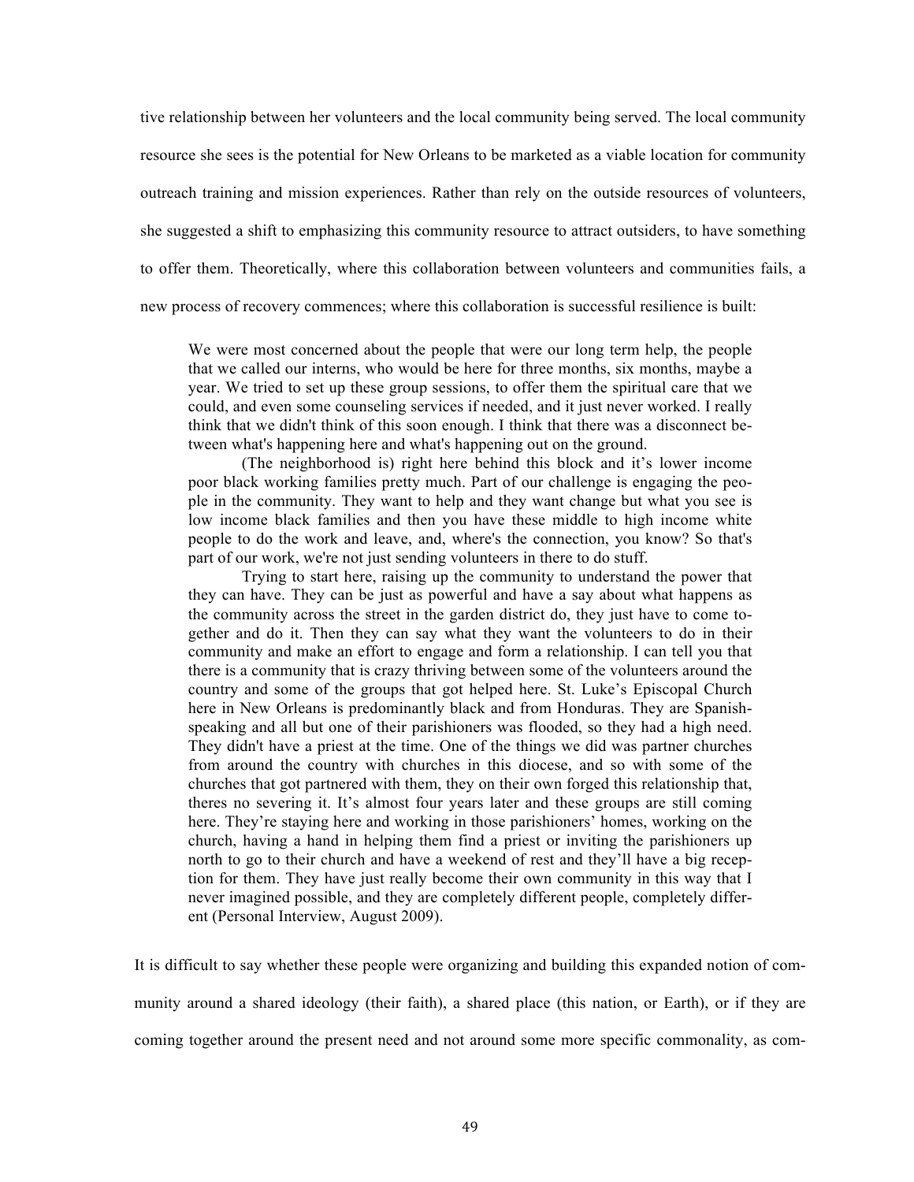tive relationship between her volunteers and the local community being served. The local community resource she sees is the potential for New Orleans to be marketed as a viable location for community outreach training and mission experiences. Rather than rely on the outside resources of volunteers, she suggested a shift to emphasizing this community resource to attract outsiders, to have something to offer them. Theoretically, where this collaboration between volunteers and communities fails, a new process of recovery commences; where this collaboration is successful resilience is built:

> We were most concerned about the people that were our long term help, the people that we called our interns, who would be here for three months, six months, maybe a year. We tried to set up these group sessions, to offer them the spiritual care that we could, and even some counseling services if needed, and it just never worked. I really think that we didn't think of this soon enough. I think that there was a disconnect between what's happening here and what's happening out on the ground.
>
> (The neighborhood is) right here behind this block and it's lower income poor black working families pretty much. Part of our challenge is engaging the people in the community. They want to help and they want change but what you see is low income black families and then you have these middle to high income white people to do the work and leave, and, where's the connection, you know? So that's part of our work, we're not just sending volunteers in there to do stuff.
>
> Trying to start here, raising up the community to understand the power that they can have. They can be just as powerful and have a say about what happens as the community across the street in the garden district do, they just have to come together and do it. Then they can say what they want the volunteers to do in their community and make an effort to engage and form a relationship. I can tell you that there is a community that is crazy thriving between some of the volunteers around the country and some of the groups that got helped here. St. Luke's Episcopal Church here in New Orleans is predominantly black and from Honduras. They are Spanish-speaking and all but one of their parishioners was flooded, so they had a high need. They didn't have a priest at the time. One of the things we did was partner churches from around the country with churches in this diocese, and so with some of the churches that got partnered with them, they on their own forged this relationship that, theres no severing it. It's almost four years later and these groups are still coming here. They're staying here and working in those parishioners' homes, working on the church, having a hand in helping them find a priest or inviting the parishioners up north to go to their church and have a weekend of rest and they'll have a big reception for them. They have just really become their own community in this way that I never imagined possible, and they are completely different people, completely different (Personal Interview, August 2009).

It is difficult to say whether these people were organizing and building this expanded notion of community around a shared ideology (their faith), a shared place (this nation, or Earth), or if they are coming together around the present need and not around some more specific commonality, as com-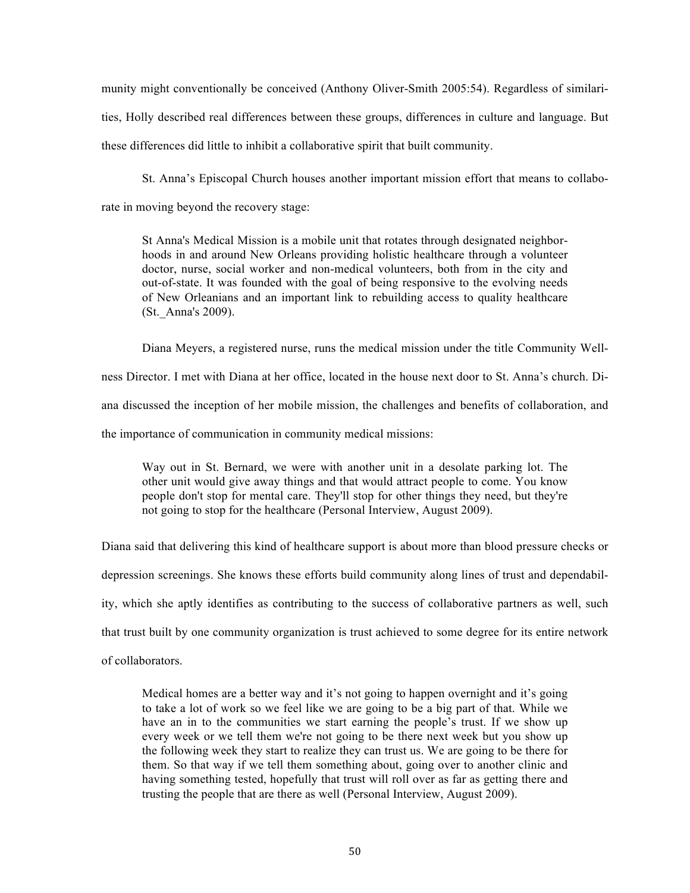munity might conventionally be conceived (Anthony Oliver-Smith 2005:54). Regardless of similarities, Holly described real differences between these groups, differences in culture and language. But these differences did little to inhibit a collaborative spirit that built community.

St. Anna's Episcopal Church houses another important mission effort that means to collaborate in moving beyond the recovery stage:

> St Anna's Medical Mission is a mobile unit that rotates through designated neighborhoods in and around New Orleans providing holistic healthcare through a volunteer doctor, nurse, social worker and non-medical volunteers, both from in the city and out-of-state. It was founded with the goal of being responsive to the evolving needs of New Orleanians and an important link to rebuilding access to quality healthcare (St._Anna's 2009).

Diana Meyers, a registered nurse, runs the medical mission under the title Community Wellness Director. I met with Diana at her office, located in the house next door to St. Anna's church. Diana discussed the inception of her mobile mission, the challenges and benefits of collaboration, and the importance of communication in community medical missions:

> Way out in St. Bernard, we were with another unit in a desolate parking lot. The other unit would give away things and that would attract people to come. You know people don't stop for mental care. They'll stop for other things they need, but they're not going to stop for the healthcare (Personal Interview, August 2009).

Diana said that delivering this kind of healthcare support is about more than blood pressure checks or depression screenings. She knows these efforts build community along lines of trust and dependability, which she aptly identifies as contributing to the success of collaborative partners as well, such that trust built by one community organization is trust achieved to some degree for its entire network of collaborators.

> Medical homes are a better way and it's not going to happen overnight and it's going to take a lot of work so we feel like we are going to be a big part of that. While we have an in to the communities we start earning the people's trust. If we show up every week or we tell them we're not going to be there next week but you show up the following week they start to realize they can trust us. We are going to be there for them. So that way if we tell them something about, going over to another clinic and having something tested, hopefully that trust will roll over as far as getting there and trusting the people that are there as well (Personal Interview, August 2009).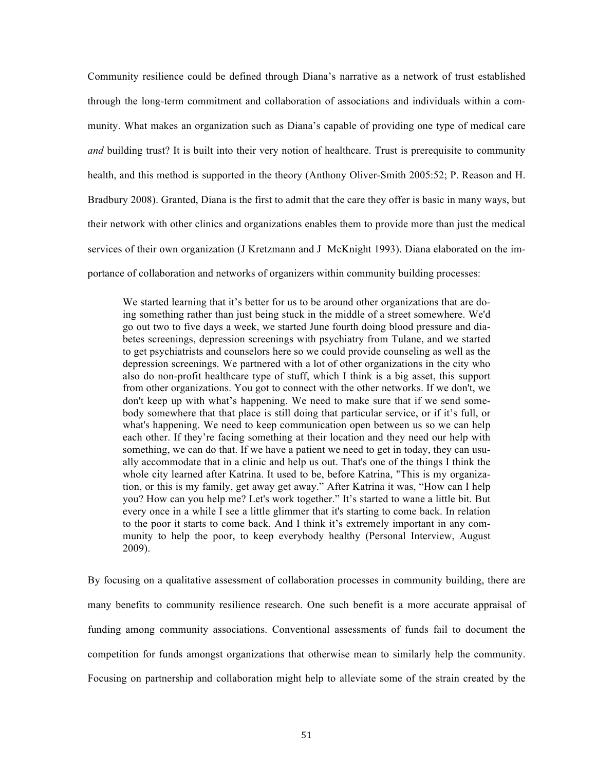Community resilience could be defined through Diana's narrative as a network of trust established through the long-term commitment and collaboration of associations and individuals within a community. What makes an organization such as Diana's capable of providing one type of medical care *and* building trust? It is built into their very notion of healthcare. Trust is prerequisite to community health, and this method is supported in the theory (Anthony Oliver-Smith 2005:52; P. Reason and H. Bradbury 2008). Granted, Diana is the first to admit that the care they offer is basic in many ways, but their network with other clinics and organizations enables them to provide more than just the medical services of their own organization (J Kretzmann and J McKnight 1993). Diana elaborated on the importance of collaboration and networks of organizers within community building processes:

> We started learning that it's better for us to be around other organizations that are doing something rather than just being stuck in the middle of a street somewhere. We'd go out two to five days a week, we started June fourth doing blood pressure and diabetes screenings, depression screenings with psychiatry from Tulane, and we started to get psychiatrists and counselors here so we could provide counseling as well as the depression screenings. We partnered with a lot of other organizations in the city who also do non-profit healthcare type of stuff, which I think is a big asset, this support from other organizations. You got to connect with the other networks. If we don't, we don't keep up with what's happening. We need to make sure that if we send somebody somewhere that that place is still doing that particular service, or if it's full, or what's happening. We need to keep communication open between us so we can help each other. If they're facing something at their location and they need our help with something, we can do that. If we have a patient we need to get in today, they can usually accommodate that in a clinic and help us out. That's one of the things I think the whole city learned after Katrina. It used to be, before Katrina, "This is my organization, or this is my family, get away get away." After Katrina it was, "How can I help you? How can you help me? Let's work together." It's started to wane a little bit. But every once in a while I see a little glimmer that it's starting to come back. In relation to the poor it starts to come back. And I think it's extremely important in any community to help the poor, to keep everybody healthy (Personal Interview, August 2009).

By focusing on a qualitative assessment of collaboration processes in community building, there are many benefits to community resilience research. One such benefit is a more accurate appraisal of funding among community associations. Conventional assessments of funds fail to document the competition for funds amongst organizations that otherwise mean to similarly help the community. Focusing on partnership and collaboration might help to alleviate some of the strain created by the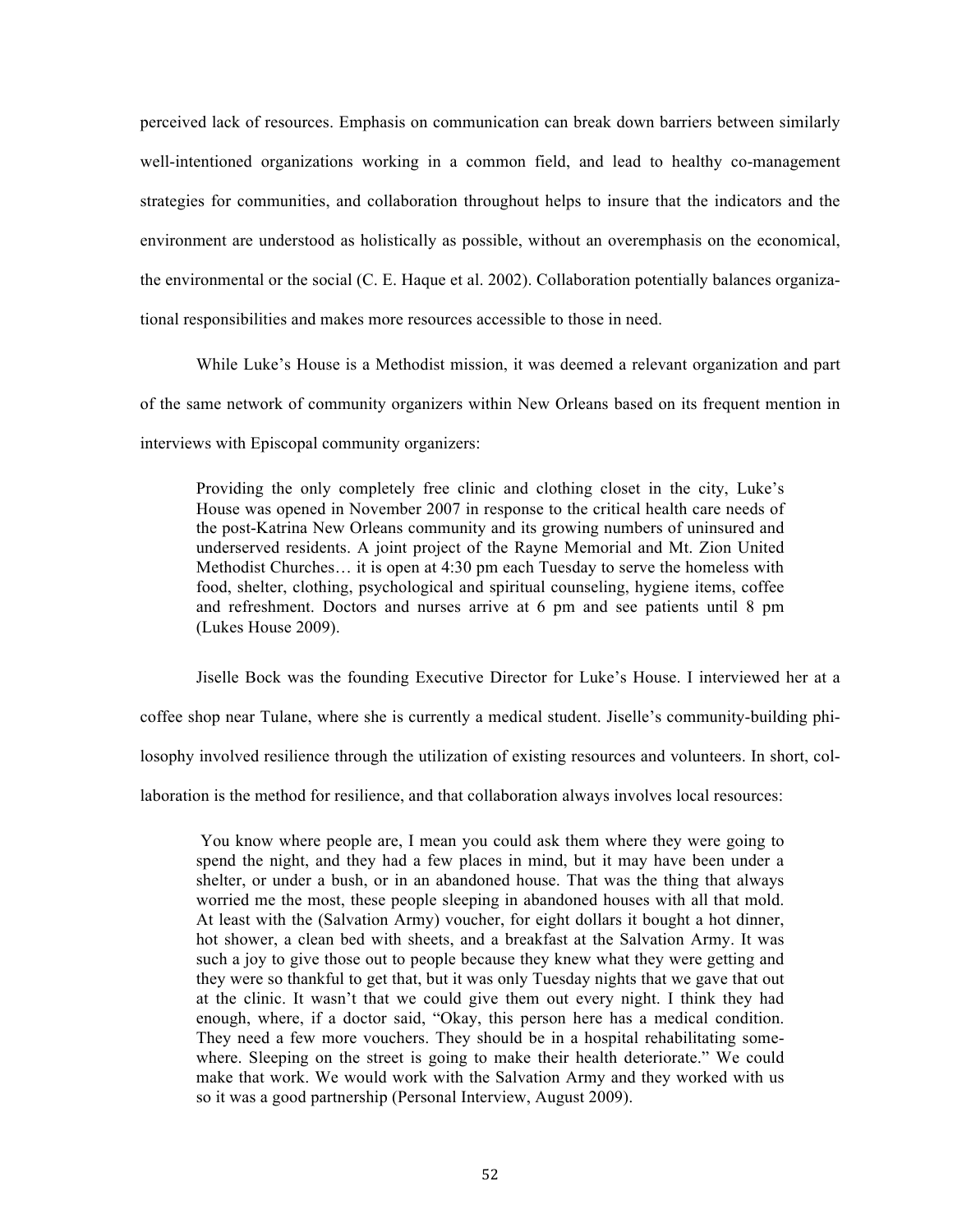perceived lack of resources. Emphasis on communication can break down barriers between similarly well-intentioned organizations working in a common field, and lead to healthy co-management strategies for communities, and collaboration throughout helps to insure that the indicators and the environment are understood as holistically as possible, without an overemphasis on the economical, the environmental or the social (C. E. Haque et al. 2002). Collaboration potentially balances organizational responsibilities and makes more resources accessible to those in need.

While Luke's House is a Methodist mission, it was deemed a relevant organization and part of the same network of community organizers within New Orleans based on its frequent mention in interviews with Episcopal community organizers:

> Providing the only completely free clinic and clothing closet in the city, Luke's House was opened in November 2007 in response to the critical health care needs of the post-Katrina New Orleans community and its growing numbers of uninsured and underserved residents. A joint project of the Rayne Memorial and Mt. Zion United Methodist Churches… it is open at 4:30 pm each Tuesday to serve the homeless with food, shelter, clothing, psychological and spiritual counseling, hygiene items, coffee and refreshment. Doctors and nurses arrive at 6 pm and see patients until 8 pm (Lukes House 2009).

Jiselle Bock was the founding Executive Director for Luke's House. I interviewed her at a coffee shop near Tulane, where she is currently a medical student. Jiselle's community-building philosophy involved resilience through the utilization of existing resources and volunteers. In short, collaboration is the method for resilience, and that collaboration always involves local resources:

> You know where people are, I mean you could ask them where they were going to spend the night, and they had a few places in mind, but it may have been under a shelter, or under a bush, or in an abandoned house. That was the thing that always worried me the most, these people sleeping in abandoned houses with all that mold. At least with the (Salvation Army) voucher, for eight dollars it bought a hot dinner, hot shower, a clean bed with sheets, and a breakfast at the Salvation Army. It was such a joy to give those out to people because they knew what they were getting and they were so thankful to get that, but it was only Tuesday nights that we gave that out at the clinic. It wasn't that we could give them out every night. I think they had enough, where, if a doctor said, "Okay, this person here has a medical condition. They need a few more vouchers. They should be in a hospital rehabilitating somewhere. Sleeping on the street is going to make their health deteriorate." We could make that work. We would work with the Salvation Army and they worked with us so it was a good partnership (Personal Interview, August 2009).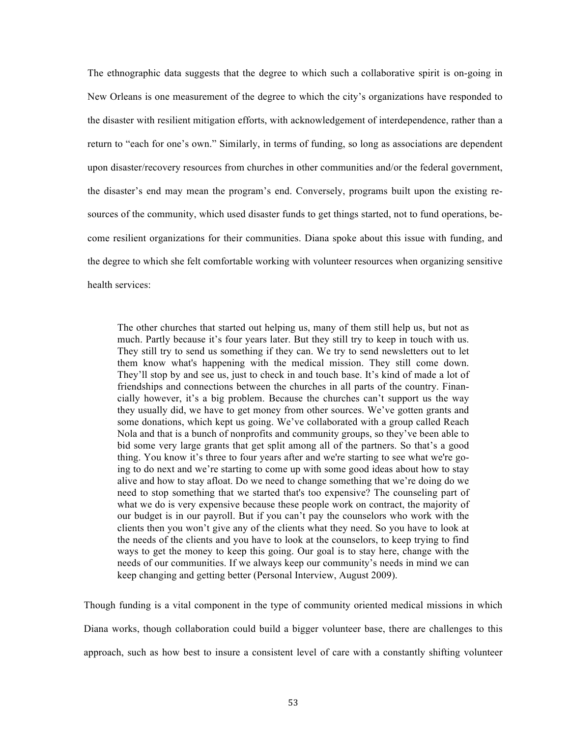The ethnographic data suggests that the degree to which such a collaborative spirit is on-going in New Orleans is one measurement of the degree to which the city's organizations have responded to the disaster with resilient mitigation efforts, with acknowledgement of interdependence, rather than a return to "each for one's own." Similarly, in terms of funding, so long as associations are dependent upon disaster/recovery resources from churches in other communities and/or the federal government, the disaster's end may mean the program's end. Conversely, programs built upon the existing resources of the community, which used disaster funds to get things started, not to fund operations, become resilient organizations for their communities. Diana spoke about this issue with funding, and the degree to which she felt comfortable working with volunteer resources when organizing sensitive health services:

> The other churches that started out helping us, many of them still help us, but not as much. Partly because it's four years later. But they still try to keep in touch with us. They still try to send us something if they can. We try to send newsletters out to let them know what's happening with the medical mission. They still come down. They'll stop by and see us, just to check in and touch base. It's kind of made a lot of friendships and connections between the churches in all parts of the country. Financially however, it's a big problem. Because the churches can't support us the way they usually did, we have to get money from other sources. We've gotten grants and some donations, which kept us going. We've collaborated with a group called Reach Nola and that is a bunch of nonprofits and community groups, so they've been able to bid some very large grants that get split among all of the partners. So that's a good thing. You know it's three to four years after and we're starting to see what we're going to do next and we're starting to come up with some good ideas about how to stay alive and how to stay afloat. Do we need to change something that we're doing do we need to stop something that we started that's too expensive? The counseling part of what we do is very expensive because these people work on contract, the majority of our budget is in our payroll. But if you can't pay the counselors who work with the clients then you won't give any of the clients what they need. So you have to look at the needs of the clients and you have to look at the counselors, to keep trying to find ways to get the money to keep this going. Our goal is to stay here, change with the needs of our communities. If we always keep our community's needs in mind we can keep changing and getting better (Personal Interview, August 2009).

Though funding is a vital component in the type of community oriented medical missions in which Diana works, though collaboration could build a bigger volunteer base, there are challenges to this approach, such as how best to insure a consistent level of care with a constantly shifting volunteer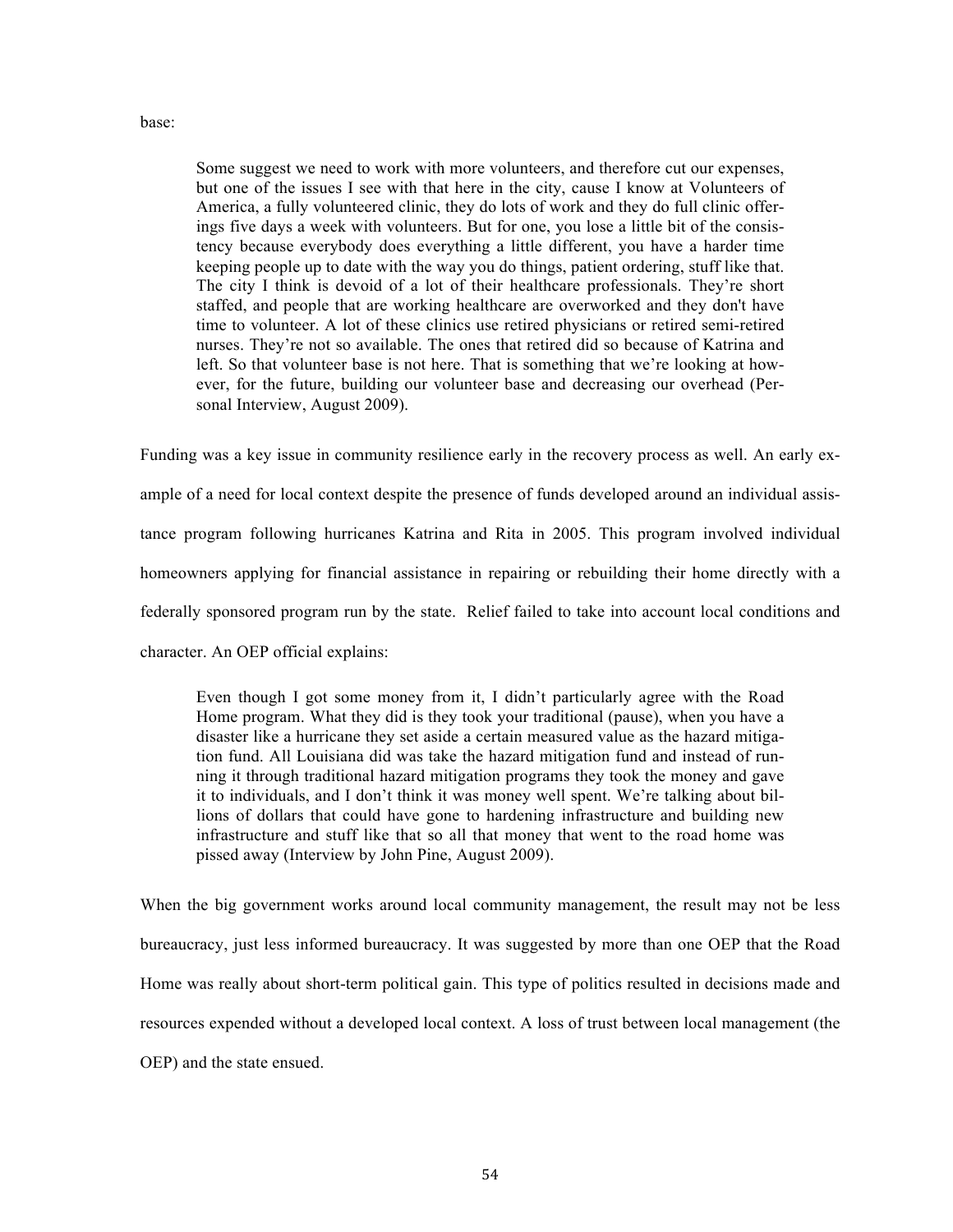base:

> Some suggest we need to work with more volunteers, and therefore cut our expenses, but one of the issues I see with that here in the city, cause I know at Volunteers of America, a fully volunteered clinic, they do lots of work and they do full clinic offerings five days a week with volunteers. But for one, you lose a little bit of the consistency because everybody does everything a little different, you have a harder time keeping people up to date with the way you do things, patient ordering, stuff like that. The city I think is devoid of a lot of their healthcare professionals. They're short staffed, and people that are working healthcare are overworked and they don't have time to volunteer. A lot of these clinics use retired physicians or retired semi-retired nurses. They're not so available. The ones that retired did so because of Katrina and left. So that volunteer base is not here. That is something that we're looking at however, for the future, building our volunteer base and decreasing our overhead (Personal Interview, August 2009).

Funding was a key issue in community resilience early in the recovery process as well. An early example of a need for local context despite the presence of funds developed around an individual assistance program following hurricanes Katrina and Rita in 2005. This program involved individual homeowners applying for financial assistance in repairing or rebuilding their home directly with a federally sponsored program run by the state. Relief failed to take into account local conditions and character. An OEP official explains:

> Even though I got some money from it, I didn't particularly agree with the Road Home program. What they did is they took your traditional (pause), when you have a disaster like a hurricane they set aside a certain measured value as the hazard mitigation fund. All Louisiana did was take the hazard mitigation fund and instead of running it through traditional hazard mitigation programs they took the money and gave it to individuals, and I don't think it was money well spent. We're talking about billions of dollars that could have gone to hardening infrastructure and building new infrastructure and stuff like that so all that money that went to the road home was pissed away (Interview by John Pine, August 2009).

When the big government works around local community management, the result may not be less bureaucracy, just less informed bureaucracy. It was suggested by more than one OEP that the Road Home was really about short-term political gain. This type of politics resulted in decisions made and resources expended without a developed local context. A loss of trust between local management (the OEP) and the state ensued.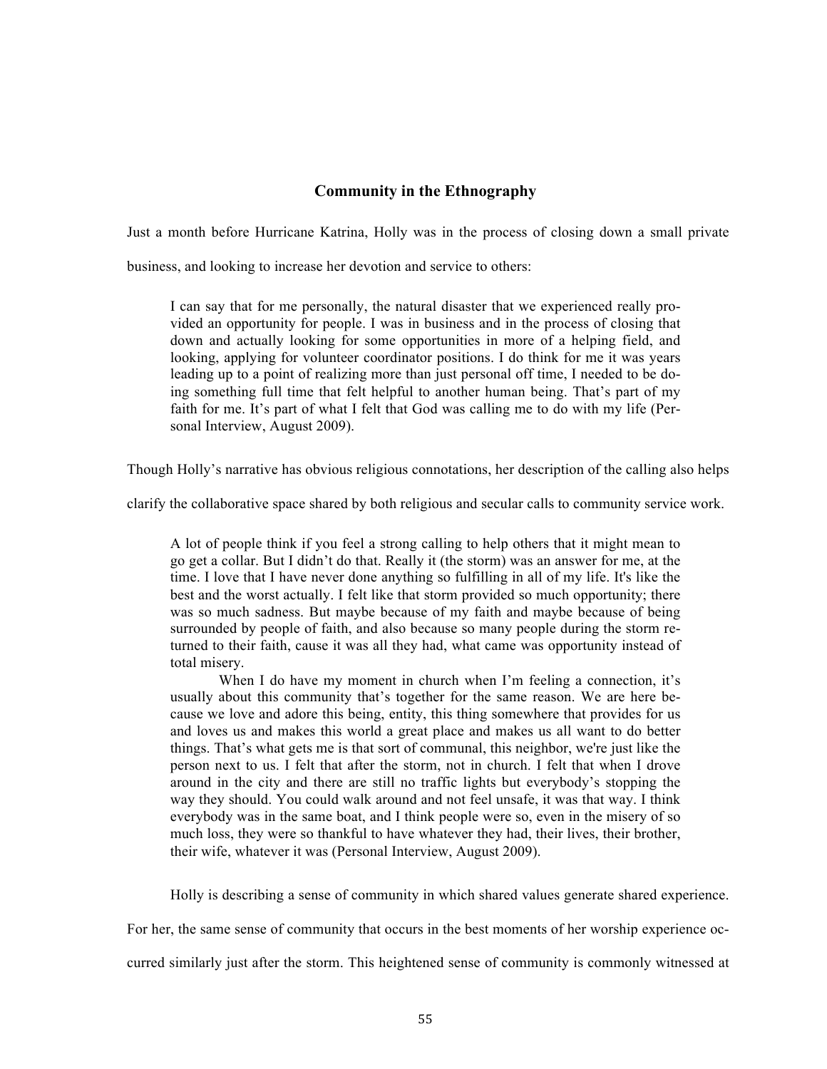## Community in the Ethnography

Just a month before Hurricane Katrina, Holly was in the process of closing down a small private business, and looking to increase her devotion and service to others:

> I can say that for me personally, the natural disaster that we experienced really provided an opportunity for people. I was in business and in the process of closing that down and actually looking for some opportunities in more of a helping field, and looking, applying for volunteer coordinator positions. I do think for me it was years leading up to a point of realizing more than just personal off time, I needed to be doing something full time that felt helpful to another human being. That's part of my faith for me. It's part of what I felt that God was calling me to do with my life (Personal Interview, August 2009).

Though Holly's narrative has obvious religious connotations, her description of the calling also helps clarify the collaborative space shared by both religious and secular calls to community service work.

> A lot of people think if you feel a strong calling to help others that it might mean to go get a collar. But I didn't do that. Really it (the storm) was an answer for me, at the time. I love that I have never done anything so fulfilling in all of my life. It's like the best and the worst actually. I felt like that storm provided so much opportunity; there was so much sadness. But maybe because of my faith and maybe because of being surrounded by people of faith, and also because so many people during the storm returned to their faith, cause it was all they had, what came was opportunity instead of total misery.
>
> When I do have my moment in church when I'm feeling a connection, it's usually about this community that's together for the same reason. We are here because we love and adore this being, entity, this thing somewhere that provides for us and loves us and makes this world a great place and makes us all want to do better things. That's what gets me is that sort of communal, this neighbor, we're just like the person next to us. I felt that after the storm, not in church. I felt that when I drove around in the city and there are still no traffic lights but everybody's stopping the way they should. You could walk around and not feel unsafe, it was that way. I think everybody was in the same boat, and I think people were so, even in the misery of so much loss, they were so thankful to have whatever they had, their lives, their brother, their wife, whatever it was (Personal Interview, August 2009).

Holly is describing a sense of community in which shared values generate shared experience. For her, the same sense of community that occurs in the best moments of her worship experience occurred similarly just after the storm. This heightened sense of community is commonly witnessed at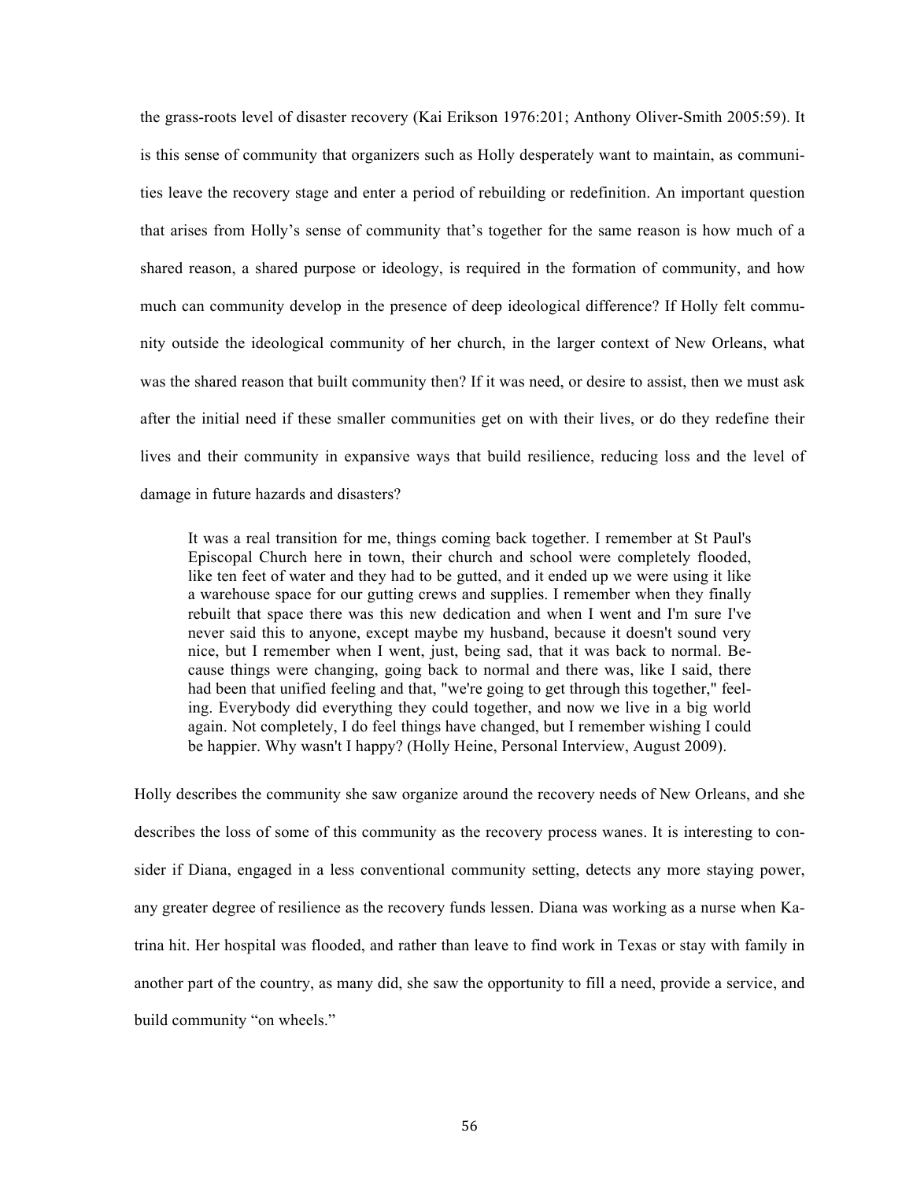the grass-roots level of disaster recovery (Kai Erikson 1976:201; Anthony Oliver-Smith 2005:59). It is this sense of community that organizers such as Holly desperately want to maintain, as communities leave the recovery stage and enter a period of rebuilding or redefinition. An important question that arises from Holly's sense of community that's together for the same reason is how much of a shared reason, a shared purpose or ideology, is required in the formation of community, and how much can community develop in the presence of deep ideological difference? If Holly felt community outside the ideological community of her church, in the larger context of New Orleans, what was the shared reason that built community then? If it was need, or desire to assist, then we must ask after the initial need if these smaller communities get on with their lives, or do they redefine their lives and their community in expansive ways that build resilience, reducing loss and the level of damage in future hazards and disasters?

> It was a real transition for me, things coming back together. I remember at St Paul's Episcopal Church here in town, their church and school were completely flooded, like ten feet of water and they had to be gutted, and it ended up we were using it like a warehouse space for our gutting crews and supplies. I remember when they finally rebuilt that space there was this new dedication and when I went and I'm sure I've never said this to anyone, except maybe my husband, because it doesn't sound very nice, but I remember when I went, just, being sad, that it was back to normal. Because things were changing, going back to normal and there was, like I said, there had been that unified feeling and that, "we're going to get through this together," feeling. Everybody did everything they could together, and now we live in a big world again. Not completely, I do feel things have changed, but I remember wishing I could be happier. Why wasn't I happy? (Holly Heine, Personal Interview, August 2009).

Holly describes the community she saw organize around the recovery needs of New Orleans, and she describes the loss of some of this community as the recovery process wanes. It is interesting to consider if Diana, engaged in a less conventional community setting, detects any more staying power, any greater degree of resilience as the recovery funds lessen. Diana was working as a nurse when Katrina hit. Her hospital was flooded, and rather than leave to find work in Texas or stay with family in another part of the country, as many did, she saw the opportunity to fill a need, provide a service, and build community "on wheels."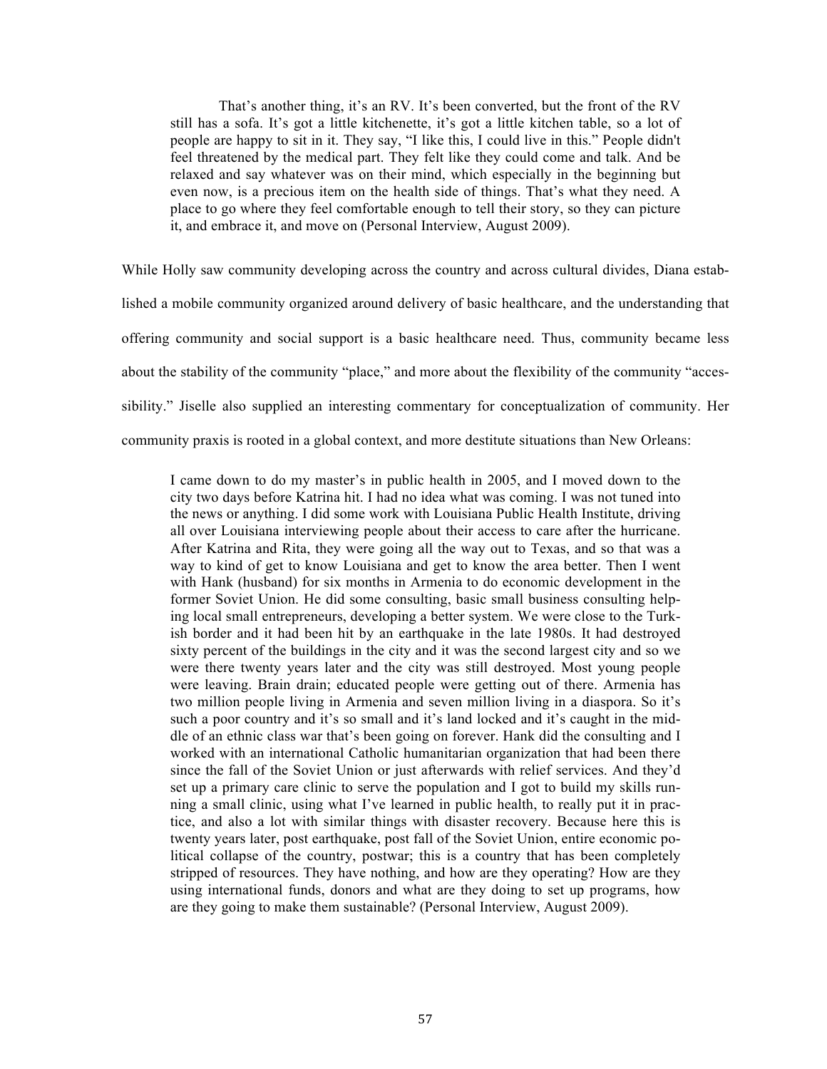> That's another thing, it's an RV. It's been converted, but the front of the RV still has a sofa. It's got a little kitchenette, it's got a little kitchen table, so a lot of people are happy to sit in it. They say, "I like this, I could live in this." People didn't feel threatened by the medical part. They felt like they could come and talk. And be relaxed and say whatever was on their mind, which especially in the beginning but even now, is a precious item on the health side of things. That's what they need. A place to go where they feel comfortable enough to tell their story, so they can picture it, and embrace it, and move on (Personal Interview, August 2009).

While Holly saw community developing across the country and across cultural divides, Diana established a mobile community organized around delivery of basic healthcare, and the understanding that offering community and social support is a basic healthcare need. Thus, community became less about the stability of the community "place," and more about the flexibility of the community "accessibility." Jiselle also supplied an interesting commentary for conceptualization of community. Her community praxis is rooted in a global context, and more destitute situations than New Orleans:

> I came down to do my master's in public health in 2005, and I moved down to the city two days before Katrina hit. I had no idea what was coming. I was not tuned into the news or anything. I did some work with Louisiana Public Health Institute, driving all over Louisiana interviewing people about their access to care after the hurricane. After Katrina and Rita, they were going all the way out to Texas, and so that was a way to kind of get to know Louisiana and get to know the area better. Then I went with Hank (husband) for six months in Armenia to do economic development in the former Soviet Union. He did some consulting, basic small business consulting helping local small entrepreneurs, developing a better system. We were close to the Turkish border and it had been hit by an earthquake in the late 1980s. It had destroyed sixty percent of the buildings in the city and it was the second largest city and so we were there twenty years later and the city was still destroyed. Most young people were leaving. Brain drain; educated people were getting out of there. Armenia has two million people living in Armenia and seven million living in a diaspora. So it's such a poor country and it's so small and it's land locked and it's caught in the middle of an ethnic class war that's been going on forever. Hank did the consulting and I worked with an international Catholic humanitarian organization that had been there since the fall of the Soviet Union or just afterwards with relief services. And they'd set up a primary care clinic to serve the population and I got to build my skills running a small clinic, using what I've learned in public health, to really put it in practice, and also a lot with similar things with disaster recovery. Because here this is twenty years later, post earthquake, post fall of the Soviet Union, entire economic political collapse of the country, postwar; this is a country that has been completely stripped of resources. They have nothing, and how are they operating? How are they using international funds, donors and what are they doing to set up programs, how are they going to make them sustainable? (Personal Interview, August 2009).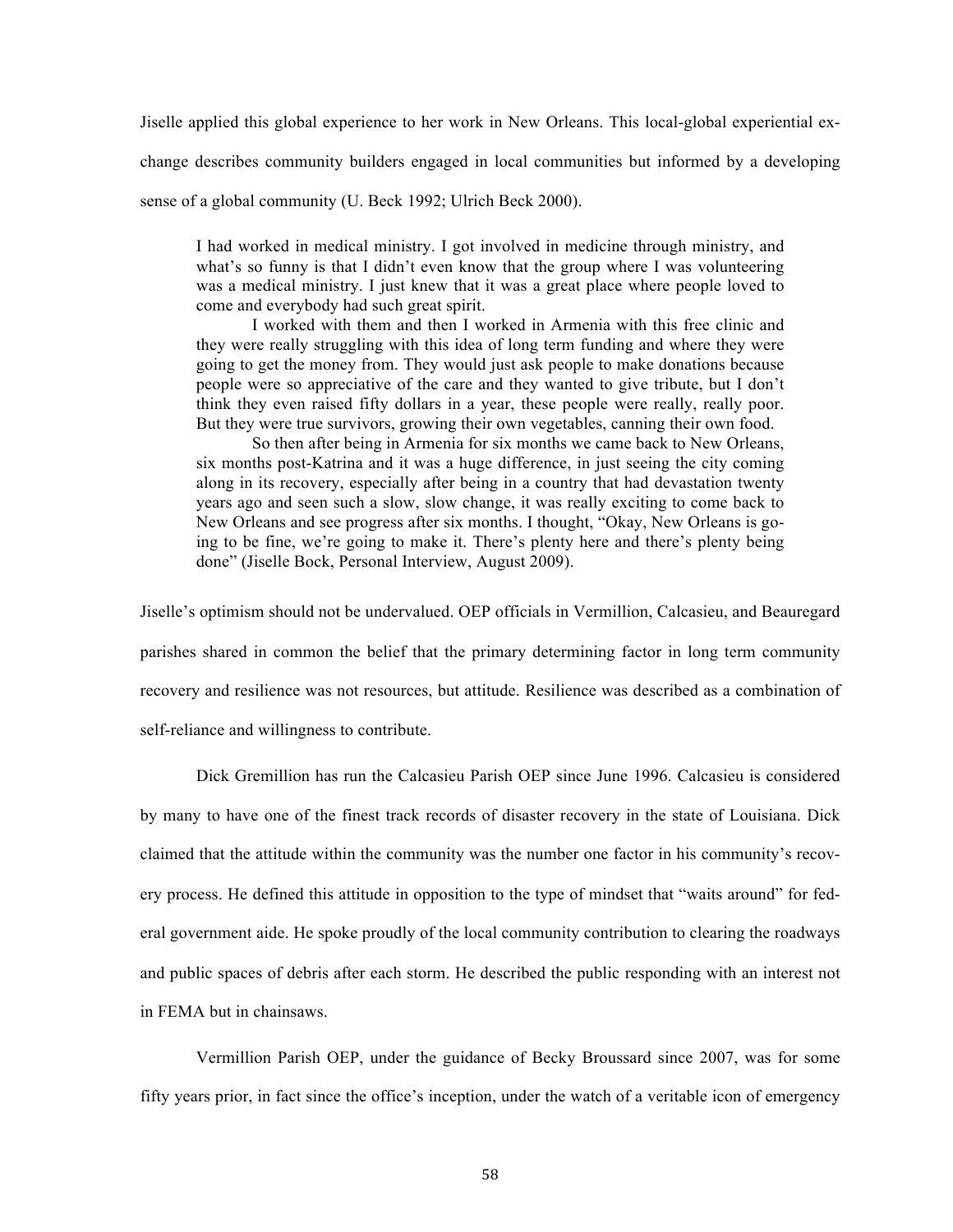Jiselle applied this global experience to her work in New Orleans. This local-global experiential exchange describes community builders engaged in local communities but informed by a developing sense of a global community (U. Beck 1992; Ulrich Beck 2000).

> I had worked in medical ministry. I got involved in medicine through ministry, and what's so funny is that I didn't even know that the group where I was volunteering was a medical ministry. I just knew that it was a great place where people loved to come and everybody had such great spirit.
>
> I worked with them and then I worked in Armenia with this free clinic and they were really struggling with this idea of long term funding and where they were going to get the money from. They would just ask people to make donations because people were so appreciative of the care and they wanted to give tribute, but I don't think they even raised fifty dollars in a year, these people were really, really poor. But they were true survivors, growing their own vegetables, canning their own food.
>
> So then after being in Armenia for six months we came back to New Orleans, six months post-Katrina and it was a huge difference, in just seeing the city coming along in its recovery, especially after being in a country that had devastation twenty years ago and seen such a slow, slow change, it was really exciting to come back to New Orleans and see progress after six months. I thought, "Okay, New Orleans is going to be fine, we're going to make it. There's plenty here and there's plenty being done" (Jiselle Bock, Personal Interview, August 2009).

Jiselle's optimism should not be undervalued. OEP officials in Vermillion, Calcasieu, and Beauregard parishes shared in common the belief that the primary determining factor in long term community recovery and resilience was not resources, but attitude. Resilience was described as a combination of self-reliance and willingness to contribute.

Dick Gremillion has run the Calcasieu Parish OEP since June 1996. Calcasieu is considered by many to have one of the finest track records of disaster recovery in the state of Louisiana. Dick claimed that the attitude within the community was the number one factor in his community's recovery process. He defined this attitude in opposition to the type of mindset that "waits around" for federal government aide. He spoke proudly of the local community contribution to clearing the roadways and public spaces of debris after each storm. He described the public responding with an interest not in FEMA but in chainsaws.

Vermillion Parish OEP, under the guidance of Becky Broussard since 2007, was for some fifty years prior, in fact since the office's inception, under the watch of a veritable icon of emergency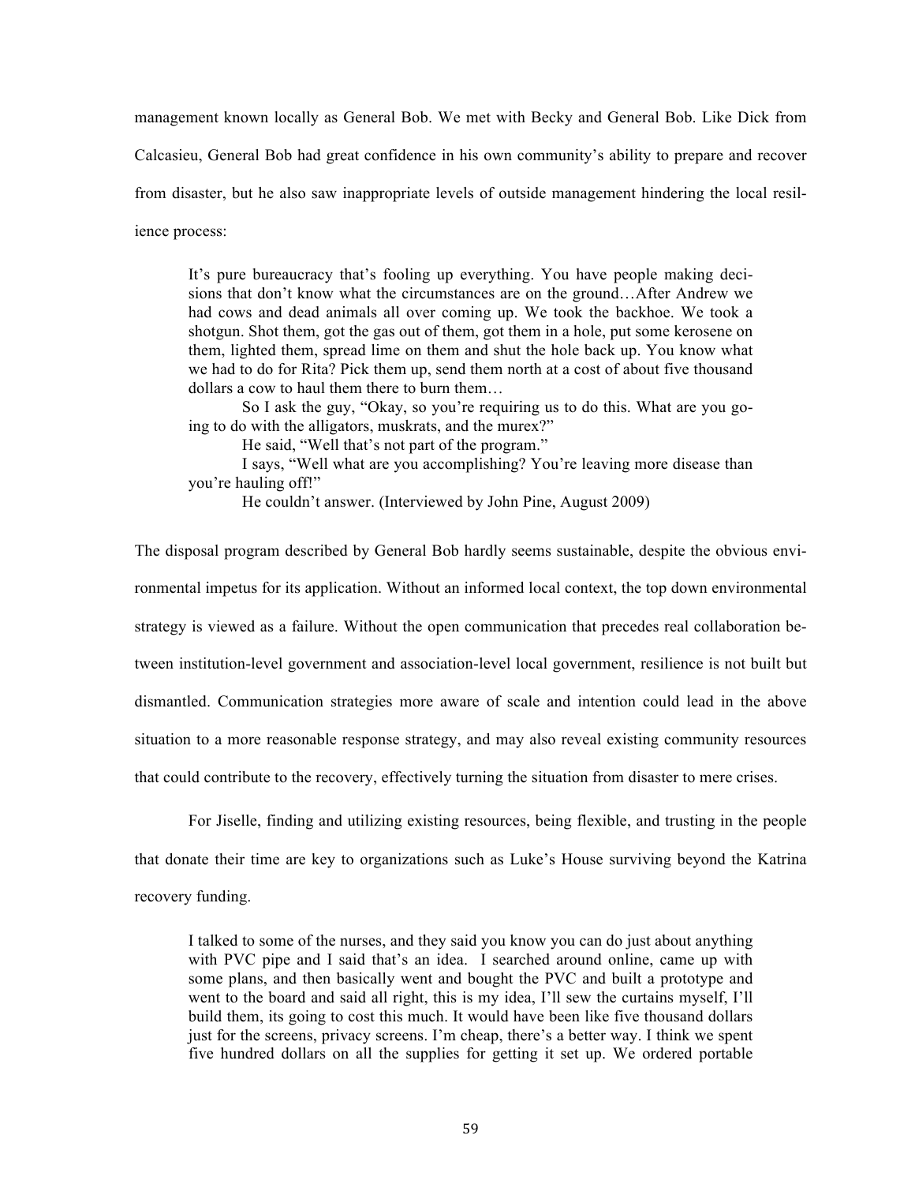management known locally as General Bob. We met with Becky and General Bob. Like Dick from Calcasieu, General Bob had great confidence in his own community's ability to prepare and recover from disaster, but he also saw inappropriate levels of outside management hindering the local resilience process:

> It's pure bureaucracy that's fooling up everything. You have people making decisions that don't know what the circumstances are on the ground…After Andrew we had cows and dead animals all over coming up. We took the backhoe. We took a shotgun. Shot them, got the gas out of them, got them in a hole, put some kerosene on them, lighted them, spread lime on them and shut the hole back up. You know what we had to do for Rita? Pick them up, send them north at a cost of about five thousand dollars a cow to haul them there to burn them…
>
> So I ask the guy, "Okay, so you're requiring us to do this. What are you going to do with the alligators, muskrats, and the murex?"
>
> He said, "Well that's not part of the program."
>
> I says, "Well what are you accomplishing? You're leaving more disease than you're hauling off!"
>
> He couldn't answer. (Interviewed by John Pine, August 2009)

The disposal program described by General Bob hardly seems sustainable, despite the obvious environmental impetus for its application. Without an informed local context, the top down environmental strategy is viewed as a failure. Without the open communication that precedes real collaboration between institution-level government and association-level local government, resilience is not built but dismantled. Communication strategies more aware of scale and intention could lead in the above situation to a more reasonable response strategy, and may also reveal existing community resources that could contribute to the recovery, effectively turning the situation from disaster to mere crises.

For Jiselle, finding and utilizing existing resources, being flexible, and trusting in the people that donate their time are key to organizations such as Luke's House surviving beyond the Katrina recovery funding.

> I talked to some of the nurses, and they said you know you can do just about anything with PVC pipe and I said that's an idea. I searched around online, came up with some plans, and then basically went and bought the PVC and built a prototype and went to the board and said all right, this is my idea, I'll sew the curtains myself, I'll build them, its going to cost this much. It would have been like five thousand dollars just for the screens, privacy screens. I'm cheap, there's a better way. I think we spent five hundred dollars on all the supplies for getting it set up. We ordered portable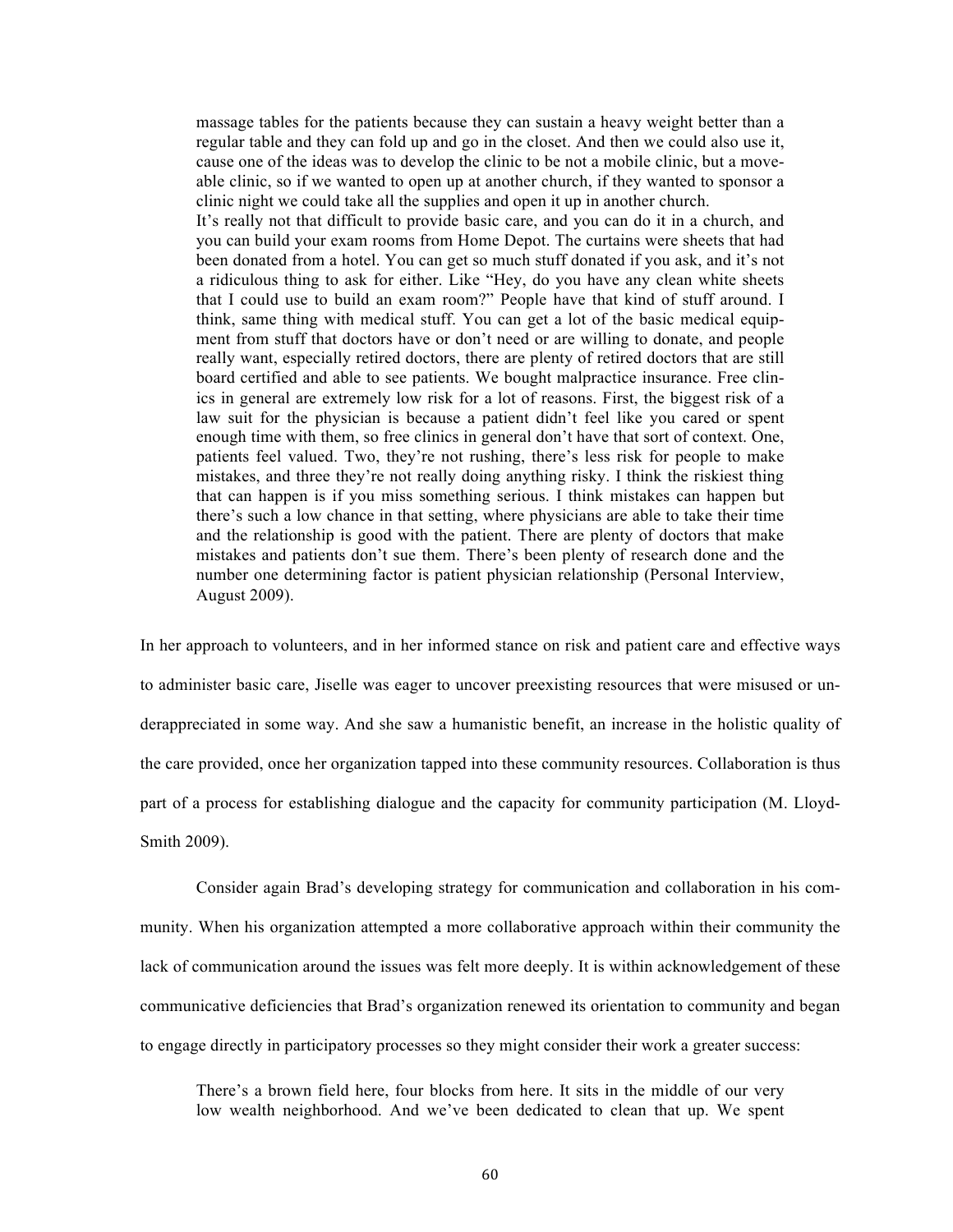> massage tables for the patients because they can sustain a heavy weight better than a regular table and they can fold up and go in the closet. And then we could also use it, cause one of the ideas was to develop the clinic to be not a mobile clinic, but a moveable clinic, so if we wanted to open up at another church, if they wanted to sponsor a clinic night we could take all the supplies and open it up in another church.
>
> It's really not that difficult to provide basic care, and you can do it in a church, and you can build your exam rooms from Home Depot. The curtains were sheets that had been donated from a hotel. You can get so much stuff donated if you ask, and it's not a ridiculous thing to ask for either. Like "Hey, do you have any clean white sheets that I could use to build an exam room?" People have that kind of stuff around. I think, same thing with medical stuff. You can get a lot of the basic medical equipment from stuff that doctors have or don't need or are willing to donate, and people really want, especially retired doctors, there are plenty of retired doctors that are still board certified and able to see patients. We bought malpractice insurance. Free clinics in general are extremely low risk for a lot of reasons. First, the biggest risk of a law suit for the physician is because a patient didn't feel like you cared or spent enough time with them, so free clinics in general don't have that sort of context. One, patients feel valued. Two, they're not rushing, there's less risk for people to make mistakes, and three they're not really doing anything risky. I think the riskiest thing that can happen is if you miss something serious. I think mistakes can happen but there's such a low chance in that setting, where physicians are able to take their time and the relationship is good with the patient. There are plenty of doctors that make mistakes and patients don't sue them. There's been plenty of research done and the number one determining factor is patient physician relationship (Personal Interview, August 2009).

In her approach to volunteers, and in her informed stance on risk and patient care and effective ways to administer basic care, Jiselle was eager to uncover preexisting resources that were misused or underappreciated in some way. And she saw a humanistic benefit, an increase in the holistic quality of the care provided, once her organization tapped into these community resources. Collaboration is thus part of a process for establishing dialogue and the capacity for community participation (M. Lloyd-Smith 2009).

Consider again Brad's developing strategy for communication and collaboration in his community. When his organization attempted a more collaborative approach within their community the lack of communication around the issues was felt more deeply. It is within acknowledgement of these communicative deficiencies that Brad's organization renewed its orientation to community and began to engage directly in participatory processes so they might consider their work a greater success:

> There's a brown field here, four blocks from here. It sits in the middle of our very low wealth neighborhood. And we've been dedicated to clean that up. We spent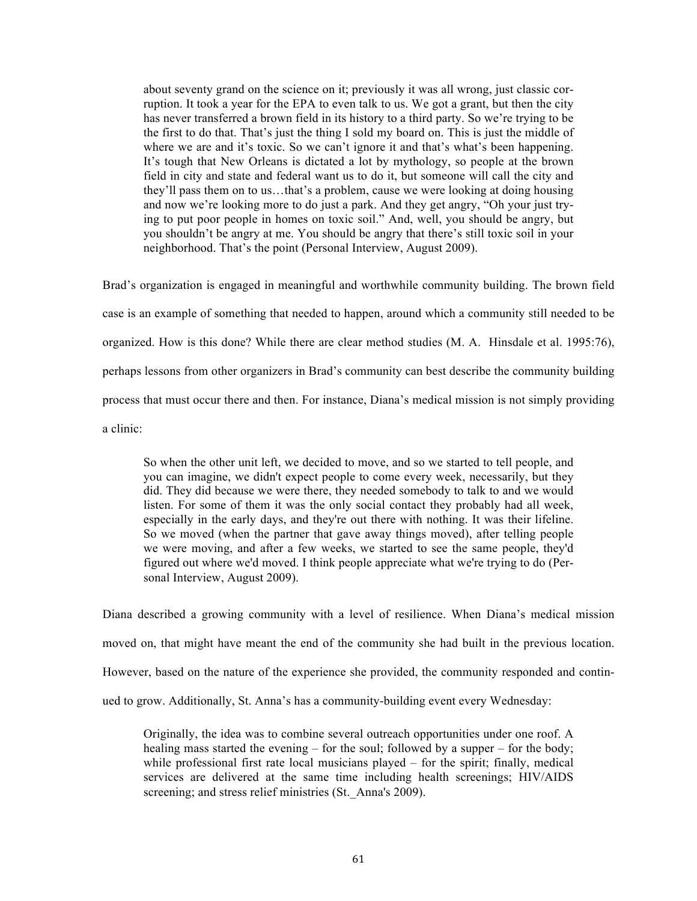> about seventy grand on the science on it; previously it was all wrong, just classic corruption. It took a year for the EPA to even talk to us. We got a grant, but then the city has never transferred a brown field in its history to a third party. So we're trying to be the first to do that. That's just the thing I sold my board on. This is just the middle of where we are and it's toxic. So we can't ignore it and that's what's been happening. It's tough that New Orleans is dictated a lot by mythology, so people at the brown field in city and state and federal want us to do it, but someone will call the city and they'll pass them on to us…that's a problem, cause we were looking at doing housing and now we're looking more to do just a park. And they get angry, "Oh your just trying to put poor people in homes on toxic soil." And, well, you should be angry, but you shouldn't be angry at me. You should be angry that there's still toxic soil in your neighborhood. That's the point (Personal Interview, August 2009).

Brad's organization is engaged in meaningful and worthwhile community building. The brown field case is an example of something that needed to happen, around which a community still needed to be organized. How is this done? While there are clear method studies (M. A. Hinsdale et al. 1995:76), perhaps lessons from other organizers in Brad's community can best describe the community building process that must occur there and then. For instance, Diana's medical mission is not simply providing a clinic:

> So when the other unit left, we decided to move, and so we started to tell people, and you can imagine, we didn't expect people to come every week, necessarily, but they did. They did because we were there, they needed somebody to talk to and we would listen. For some of them it was the only social contact they probably had all week, especially in the early days, and they're out there with nothing. It was their lifeline. So we moved (when the partner that gave away things moved), after telling people we were moving, and after a few weeks, we started to see the same people, they'd figured out where we'd moved. I think people appreciate what we're trying to do (Personal Interview, August 2009).

Diana described a growing community with a level of resilience. When Diana's medical mission moved on, that might have meant the end of the community she had built in the previous location. However, based on the nature of the experience she provided, the community responded and continued to grow. Additionally, St. Anna's has a community-building event every Wednesday:

> Originally, the idea was to combine several outreach opportunities under one roof. A healing mass started the evening – for the soul; followed by a supper – for the body; while professional first rate local musicians played – for the spirit; finally, medical services are delivered at the same time including health screenings; HIV/AIDS screening; and stress relief ministries (St._Anna's 2009).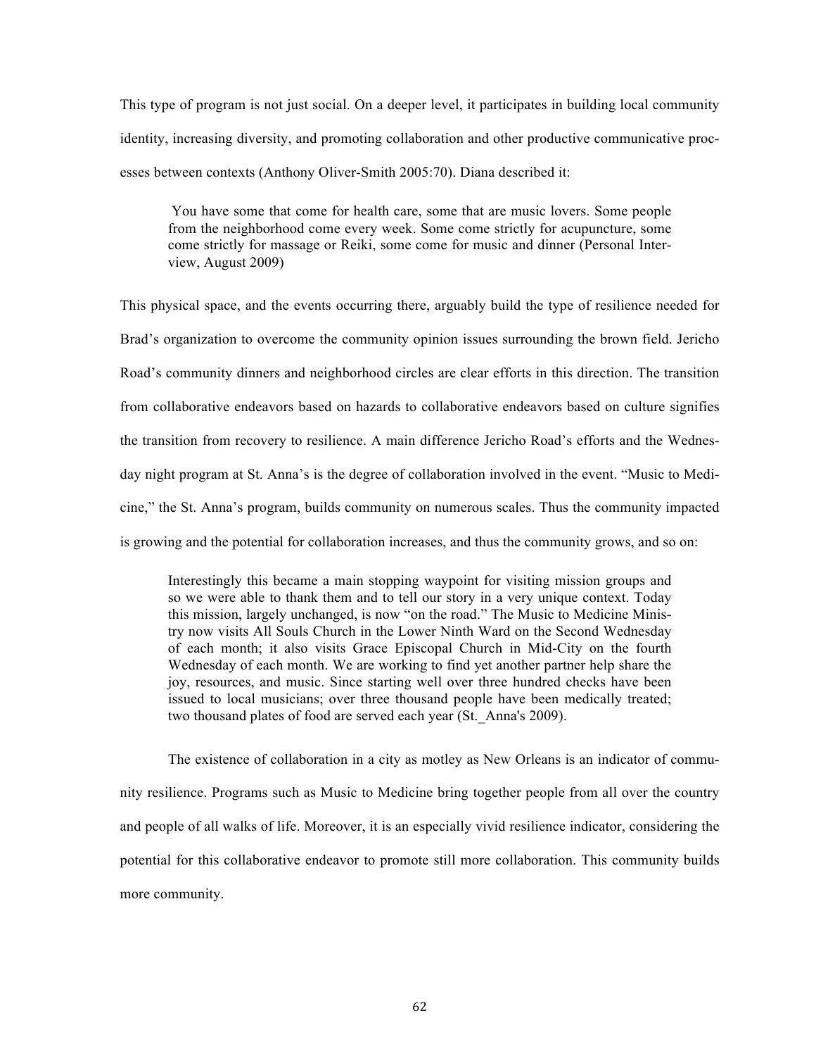This type of program is not just social. On a deeper level, it participates in building local community identity, increasing diversity, and promoting collaboration and other productive communicative processes between contexts (Anthony Oliver-Smith 2005:70). Diana described it:

> You have some that come for health care, some that are music lovers. Some people from the neighborhood come every week. Some come strictly for acupuncture, some come strictly for massage or Reiki, some come for music and dinner (Personal Interview, August 2009)

This physical space, and the events occurring there, arguably build the type of resilience needed for Brad's organization to overcome the community opinion issues surrounding the brown field. Jericho Road's community dinners and neighborhood circles are clear efforts in this direction. The transition from collaborative endeavors based on hazards to collaborative endeavors based on culture signifies the transition from recovery to resilience. A main difference Jericho Road's efforts and the Wednesday night program at St. Anna's is the degree of collaboration involved in the event. "Music to Medicine," the St. Anna's program, builds community on numerous scales. Thus the community impacted is growing and the potential for collaboration increases, and thus the community grows, and so on:

> Interestingly this became a main stopping waypoint for visiting mission groups and so we were able to thank them and to tell our story in a very unique context. Today this mission, largely unchanged, is now "on the road." The Music to Medicine Ministry now visits All Souls Church in the Lower Ninth Ward on the Second Wednesday of each month; it also visits Grace Episcopal Church in Mid-City on the fourth Wednesday of each month. We are working to find yet another partner help share the joy, resources, and music. Since starting well over three hundred checks have been issued to local musicians; over three thousand people have been medically treated; two thousand plates of food are served each year (St._Anna's 2009).

The existence of collaboration in a city as motley as New Orleans is an indicator of community resilience. Programs such as Music to Medicine bring together people from all over the country and people of all walks of life. Moreover, it is an especially vivid resilience indicator, considering the potential for this collaborative endeavor to promote still more collaboration. This community builds more community.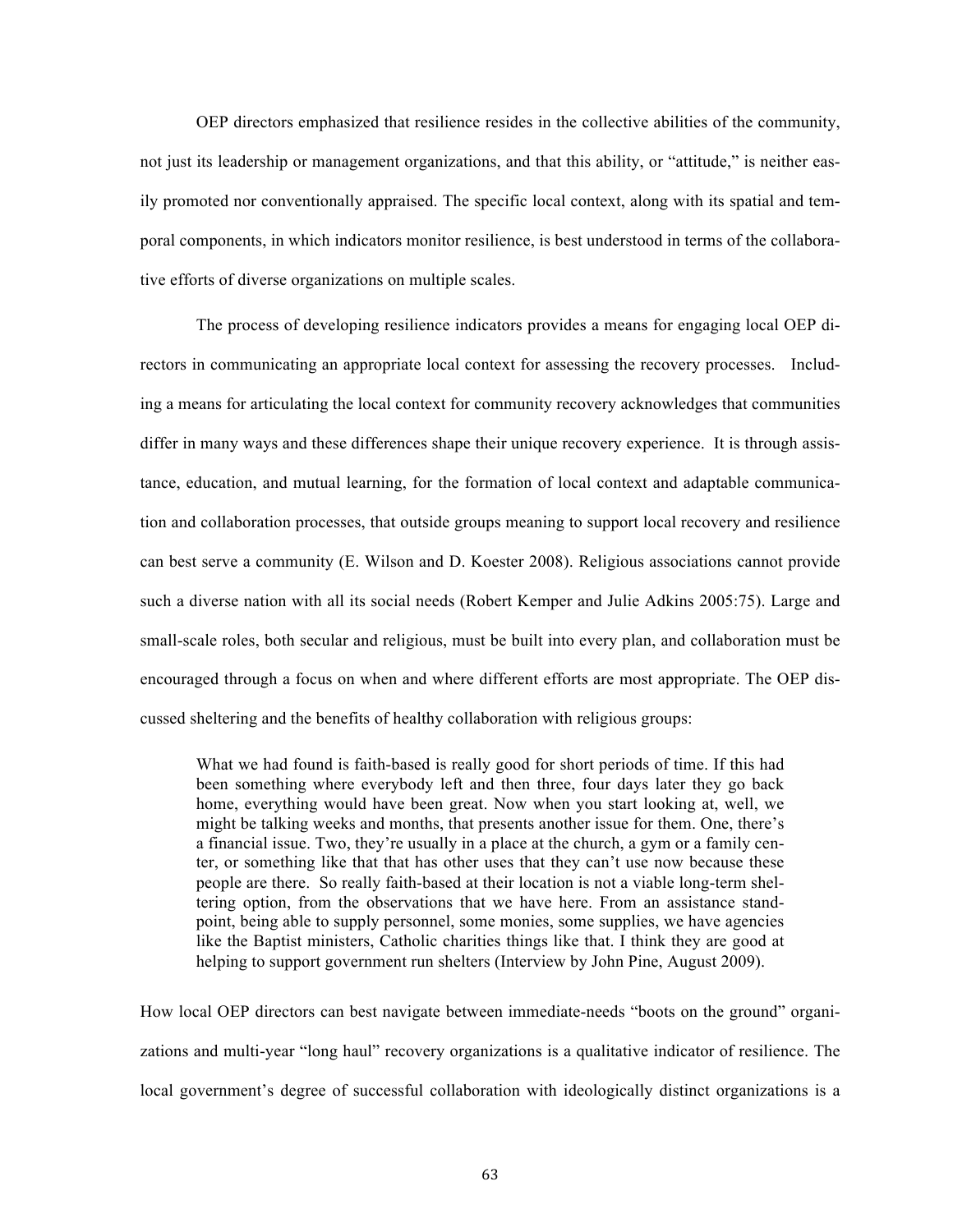OEP directors emphasized that resilience resides in the collective abilities of the community, not just its leadership or management organizations, and that this ability, or "attitude," is neither easily promoted nor conventionally appraised. The specific local context, along with its spatial and temporal components, in which indicators monitor resilience, is best understood in terms of the collaborative efforts of diverse organizations on multiple scales.

The process of developing resilience indicators provides a means for engaging local OEP directors in communicating an appropriate local context for assessing the recovery processes. Including a means for articulating the local context for community recovery acknowledges that communities differ in many ways and these differences shape their unique recovery experience. It is through assistance, education, and mutual learning, for the formation of local context and adaptable communication and collaboration processes, that outside groups meaning to support local recovery and resilience can best serve a community (E. Wilson and D. Koester 2008). Religious associations cannot provide such a diverse nation with all its social needs (Robert Kemper and Julie Adkins 2005:75). Large and small-scale roles, both secular and religious, must be built into every plan, and collaboration must be encouraged through a focus on when and where different efforts are most appropriate. The OEP discussed sheltering and the benefits of healthy collaboration with religious groups:

> What we had found is faith-based is really good for short periods of time. If this had been something where everybody left and then three, four days later they go back home, everything would have been great. Now when you start looking at, well, we might be talking weeks and months, that presents another issue for them. One, there's a financial issue. Two, they're usually in a place at the church, a gym or a family center, or something like that that has other uses that they can't use now because these people are there. So really faith-based at their location is not a viable long-term sheltering option, from the observations that we have here. From an assistance standpoint, being able to supply personnel, some monies, some supplies, we have agencies like the Baptist ministers, Catholic charities things like that. I think they are good at helping to support government run shelters (Interview by John Pine, August 2009).

How local OEP directors can best navigate between immediate-needs "boots on the ground" organizations and multi-year "long haul" recovery organizations is a qualitative indicator of resilience. The local government's degree of successful collaboration with ideologically distinct organizations is a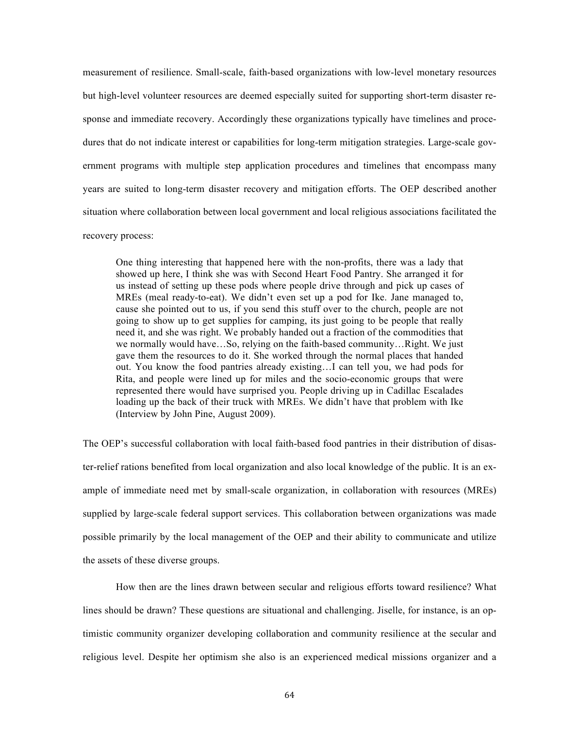measurement of resilience. Small-scale, faith-based organizations with low-level monetary resources but high-level volunteer resources are deemed especially suited for supporting short-term disaster response and immediate recovery. Accordingly these organizations typically have timelines and procedures that do not indicate interest or capabilities for long-term mitigation strategies. Large-scale government programs with multiple step application procedures and timelines that encompass many years are suited to long-term disaster recovery and mitigation efforts. The OEP described another situation where collaboration between local government and local religious associations facilitated the recovery process:

> One thing interesting that happened here with the non-profits, there was a lady that showed up here, I think she was with Second Heart Food Pantry. She arranged it for us instead of setting up these pods where people drive through and pick up cases of MREs (meal ready-to-eat). We didn't even set up a pod for Ike. Jane managed to, cause she pointed out to us, if you send this stuff over to the church, people are not going to show up to get supplies for camping, its just going to be people that really need it, and she was right. We probably handed out a fraction of the commodities that we normally would have…So, relying on the faith-based community…Right. We just gave them the resources to do it. She worked through the normal places that handed out. You know the food pantries already existing…I can tell you, we had pods for Rita, and people were lined up for miles and the socio-economic groups that were represented there would have surprised you. People driving up in Cadillac Escalades loading up the back of their truck with MREs. We didn't have that problem with Ike (Interview by John Pine, August 2009).

The OEP's successful collaboration with local faith-based food pantries in their distribution of disaster-relief rations benefited from local organization and also local knowledge of the public. It is an example of immediate need met by small-scale organization, in collaboration with resources (MREs) supplied by large-scale federal support services. This collaboration between organizations was made possible primarily by the local management of the OEP and their ability to communicate and utilize the assets of these diverse groups.

How then are the lines drawn between secular and religious efforts toward resilience? What lines should be drawn? These questions are situational and challenging. Jiselle, for instance, is an optimistic community organizer developing collaboration and community resilience at the secular and religious level. Despite her optimism she also is an experienced medical missions organizer and a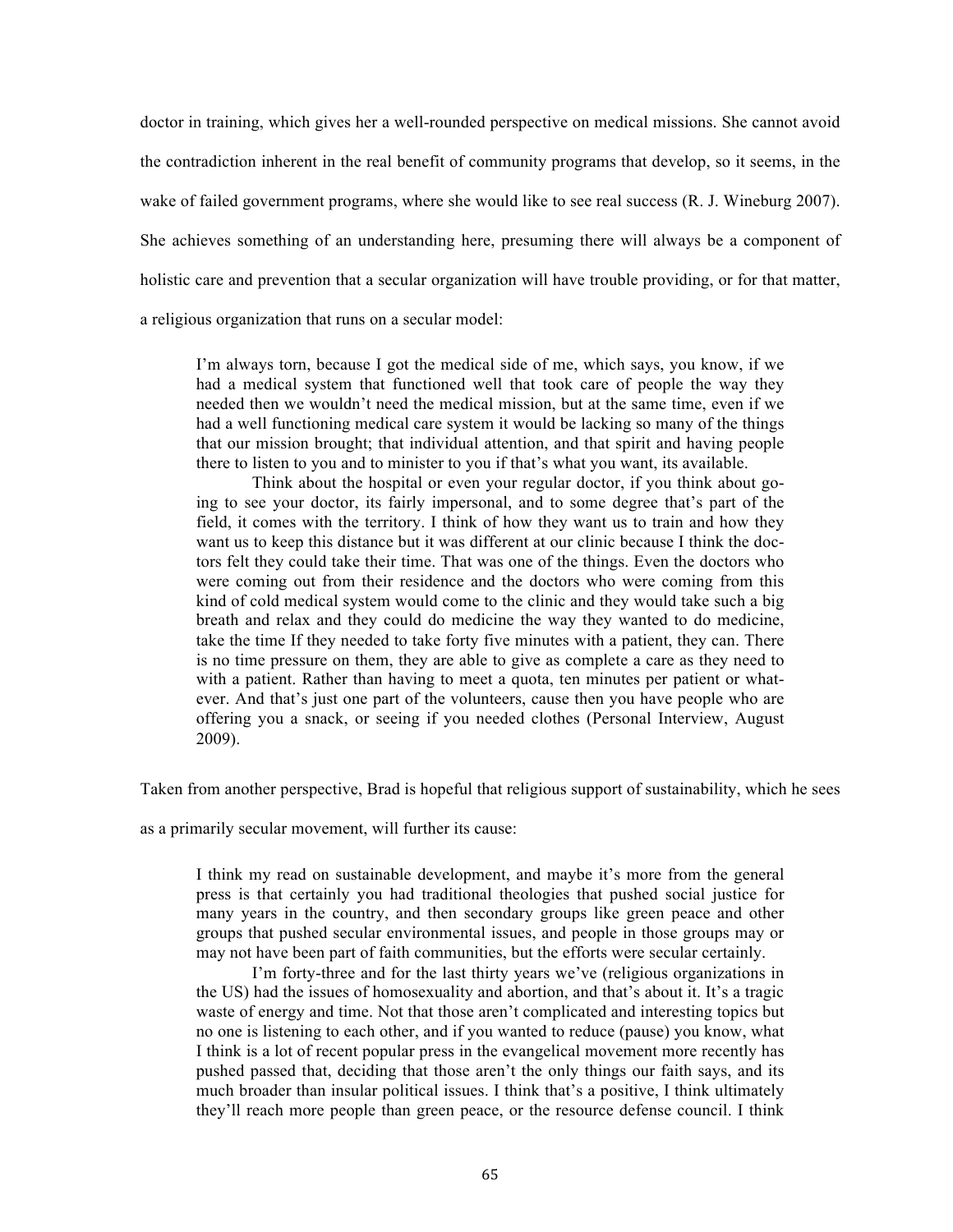doctor in training, which gives her a well-rounded perspective on medical missions. She cannot avoid the contradiction inherent in the real benefit of community programs that develop, so it seems, in the wake of failed government programs, where she would like to see real success (R. J. Wineburg 2007). She achieves something of an understanding here, presuming there will always be a component of holistic care and prevention that a secular organization will have trouble providing, or for that matter, a religious organization that runs on a secular model:

> I'm always torn, because I got the medical side of me, which says, you know, if we had a medical system that functioned well that took care of people the way they needed then we wouldn't need the medical mission, but at the same time, even if we had a well functioning medical care system it would be lacking so many of the things that our mission brought; that individual attention, and that spirit and having people there to listen to you and to minister to you if that's what you want, its available.
>
> Think about the hospital or even your regular doctor, if you think about going to see your doctor, its fairly impersonal, and to some degree that's part of the field, it comes with the territory. I think of how they want us to train and how they want us to keep this distance but it was different at our clinic because I think the doctors felt they could take their time. That was one of the things. Even the doctors who were coming out from their residence and the doctors who were coming from this kind of cold medical system would come to the clinic and they would take such a big breath and relax and they could do medicine the way they wanted to do medicine, take the time If they needed to take forty five minutes with a patient, they can. There is no time pressure on them, they are able to give as complete a care as they need to with a patient. Rather than having to meet a quota, ten minutes per patient or whatever. And that's just one part of the volunteers, cause then you have people who are offering you a snack, or seeing if you needed clothes (Personal Interview, August 2009).

Taken from another perspective, Brad is hopeful that religious support of sustainability, which he sees as a primarily secular movement, will further its cause:

> I think my read on sustainable development, and maybe it's more from the general press is that certainly you had traditional theologies that pushed social justice for many years in the country, and then secondary groups like green peace and other groups that pushed secular environmental issues, and people in those groups may or may not have been part of faith communities, but the efforts were secular certainly.
>
> I'm forty-three and for the last thirty years we've (religious organizations in the US) had the issues of homosexuality and abortion, and that's about it. It's a tragic waste of energy and time. Not that those aren't complicated and interesting topics but no one is listening to each other, and if you wanted to reduce (pause) you know, what I think is a lot of recent popular press in the evangelical movement more recently has pushed passed that, deciding that those aren't the only things our faith says, and its much broader than insular political issues. I think that's a positive, I think ultimately they'll reach more people than green peace, or the resource defense council. I think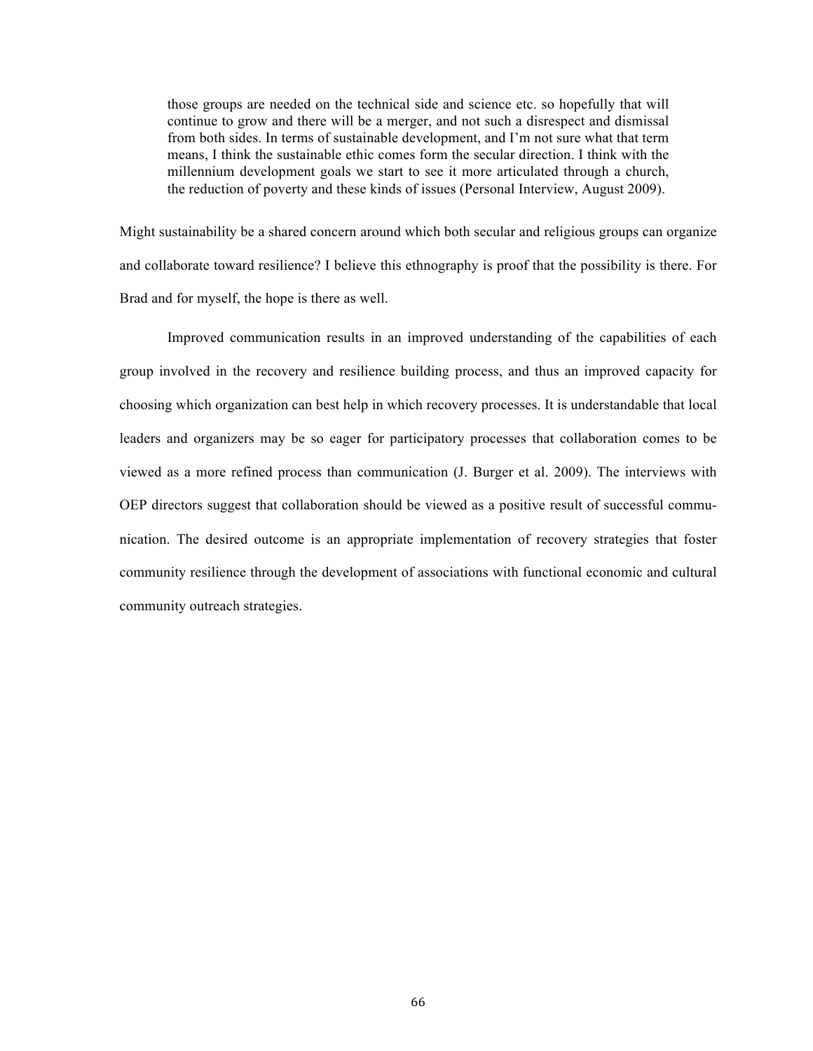> those groups are needed on the technical side and science etc. so hopefully that will continue to grow and there will be a merger, and not such a disrespect and dismissal from both sides. In terms of sustainable development, and I'm not sure what that term means, I think the sustainable ethic comes form the secular direction. I think with the millennium development goals we start to see it more articulated through a church, the reduction of poverty and these kinds of issues (Personal Interview, August 2009).

Might sustainability be a shared concern around which both secular and religious groups can organize and collaborate toward resilience? I believe this ethnography is proof that the possibility is there. For Brad and for myself, the hope is there as well.

Improved communication results in an improved understanding of the capabilities of each group involved in the recovery and resilience building process, and thus an improved capacity for choosing which organization can best help in which recovery processes. It is understandable that local leaders and organizers may be so eager for participatory processes that collaboration comes to be viewed as a more refined process than communication (J. Burger et al. 2009). The interviews with OEP directors suggest that collaboration should be viewed as a positive result of successful communication. The desired outcome is an appropriate implementation of recovery strategies that foster community resilience through the development of associations with functional economic and cultural community outreach strategies.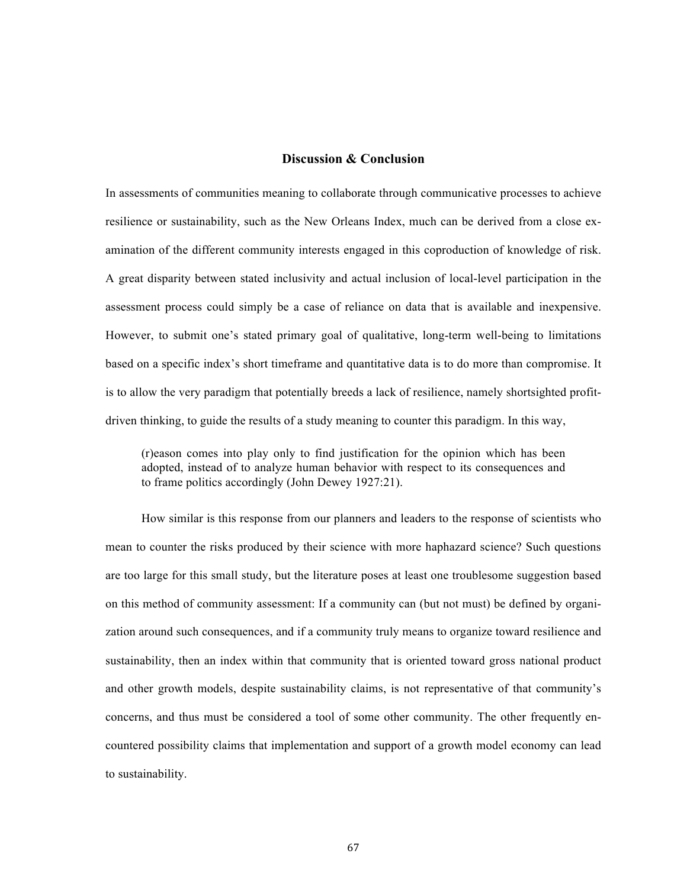## Discussion & Conclusion

In assessments of communities meaning to collaborate through communicative processes to achieve resilience or sustainability, such as the New Orleans Index, much can be derived from a close examination of the different community interests engaged in this coproduction of knowledge of risk. A great disparity between stated inclusivity and actual inclusion of local-level participation in the assessment process could simply be a case of reliance on data that is available and inexpensive. However, to submit one's stated primary goal of qualitative, long-term well-being to limitations based on a specific index's short timeframe and quantitative data is to do more than compromise. It is to allow the very paradigm that potentially breeds a lack of resilience, namely shortsighted profit-driven thinking, to guide the results of a study meaning to counter this paradigm. In this way,

> (r)eason comes into play only to find justification for the opinion which has been adopted, instead of to analyze human behavior with respect to its consequences and to frame politics accordingly (John Dewey 1927:21).

How similar is this response from our planners and leaders to the response of scientists who mean to counter the risks produced by their science with more haphazard science? Such questions are too large for this small study, but the literature poses at least one troublesome suggestion based on this method of community assessment: If a community can (but not must) be defined by organization around such consequences, and if a community truly means to organize toward resilience and sustainability, then an index within that community that is oriented toward gross national product and other growth models, despite sustainability claims, is not representative of that community's concerns, and thus must be considered a tool of some other community. The other frequently encountered possibility claims that implementation and support of a growth model economy can lead to sustainability.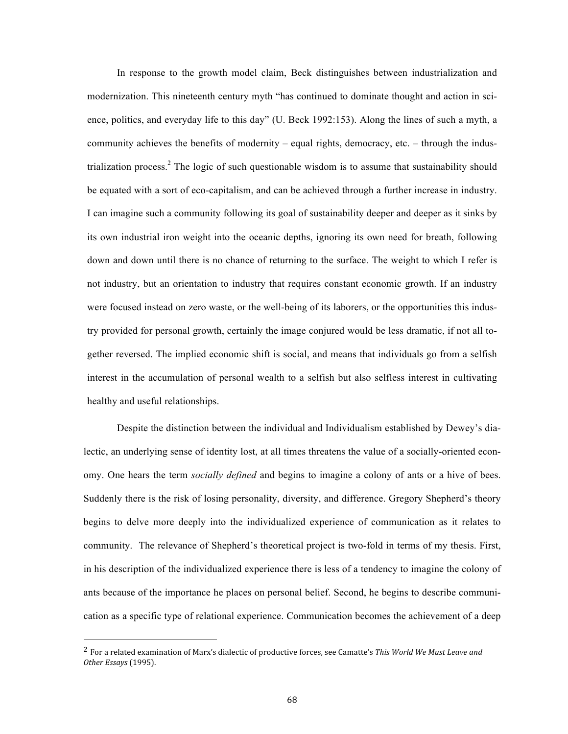In response to the growth model claim, Beck distinguishes between industrialization and modernization. This nineteenth century myth "has continued to dominate thought and action in science, politics, and everyday life to this day" (U. Beck 1992:153). Along the lines of such a myth, a community achieves the benefits of modernity – equal rights, democracy, etc. – through the industrialization process.[2] The logic of such questionable wisdom is to assume that sustainability should be equated with a sort of eco-capitalism, and can be achieved through a further increase in industry. I can imagine such a community following its goal of sustainability deeper and deeper as it sinks by its own industrial iron weight into the oceanic depths, ignoring its own need for breath, following down and down until there is no chance of returning to the surface. The weight to which I refer is not industry, but an orientation to industry that requires constant economic growth. If an industry were focused instead on zero waste, or the well-being of its laborers, or the opportunities this industry provided for personal growth, certainly the image conjured would be less dramatic, if not all together reversed. The implied economic shift is social, and means that individuals go from a selfish interest in the accumulation of personal wealth to a selfish but also selfless interest in cultivating healthy and useful relationships.

Despite the distinction between the individual and Individualism established by Dewey's dialectic, an underlying sense of identity lost, at all times threatens the value of a socially-oriented economy. One hears the term *socially defined* and begins to imagine a colony of ants or a hive of bees. Suddenly there is the risk of losing personality, diversity, and difference. Gregory Shepherd's theory begins to delve more deeply into the individualized experience of communication as it relates to community. The relevance of Shepherd's theoretical project is two-fold in terms of my thesis. First, in his description of the individualized experience there is less of a tendency to imagine the colony of ants because of the importance he places on personal belief. Second, he begins to describe communication as a specific type of relational experience. Communication becomes the achievement of a deep

---

[2] For a related examination of Marx's dialectic of productive forces, see Camatte's *This World We Must Leave and Other Essays* (1995).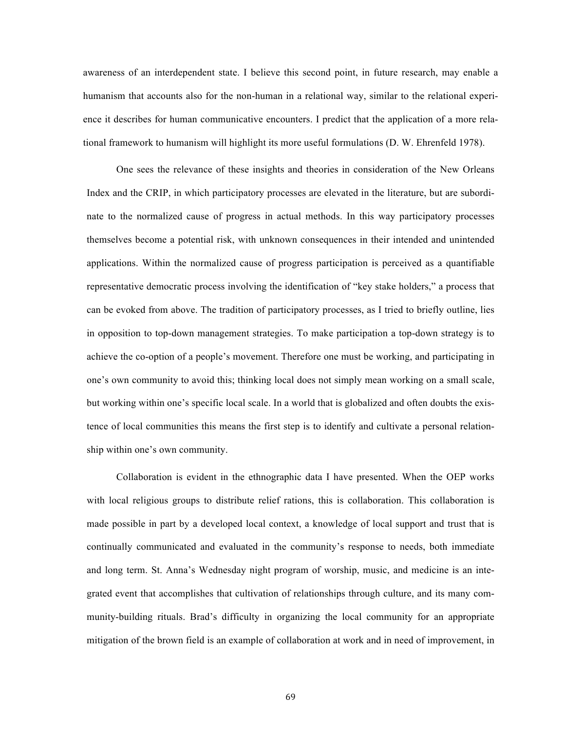awareness of an interdependent state. I believe this second point, in future research, may enable a humanism that accounts also for the non-human in a relational way, similar to the relational experience it describes for human communicative encounters. I predict that the application of a more relational framework to humanism will highlight its more useful formulations (D. W. Ehrenfeld 1978).

One sees the relevance of these insights and theories in consideration of the New Orleans Index and the CRIP, in which participatory processes are elevated in the literature, but are subordinate to the normalized cause of progress in actual methods. In this way participatory processes themselves become a potential risk, with unknown consequences in their intended and unintended applications. Within the normalized cause of progress participation is perceived as a quantifiable representative democratic process involving the identification of "key stake holders," a process that can be evoked from above. The tradition of participatory processes, as I tried to briefly outline, lies in opposition to top-down management strategies. To make participation a top-down strategy is to achieve the co-option of a people's movement. Therefore one must be working, and participating in one's own community to avoid this; thinking local does not simply mean working on a small scale, but working within one's specific local scale. In a world that is globalized and often doubts the existence of local communities this means the first step is to identify and cultivate a personal relationship within one's own community.

Collaboration is evident in the ethnographic data I have presented. When the OEP works with local religious groups to distribute relief rations, this is collaboration. This collaboration is made possible in part by a developed local context, a knowledge of local support and trust that is continually communicated and evaluated in the community's response to needs, both immediate and long term. St. Anna's Wednesday night program of worship, music, and medicine is an integrated event that accomplishes that cultivation of relationships through culture, and its many community-building rituals. Brad's difficulty in organizing the local community for an appropriate mitigation of the brown field is an example of collaboration at work and in need of improvement, in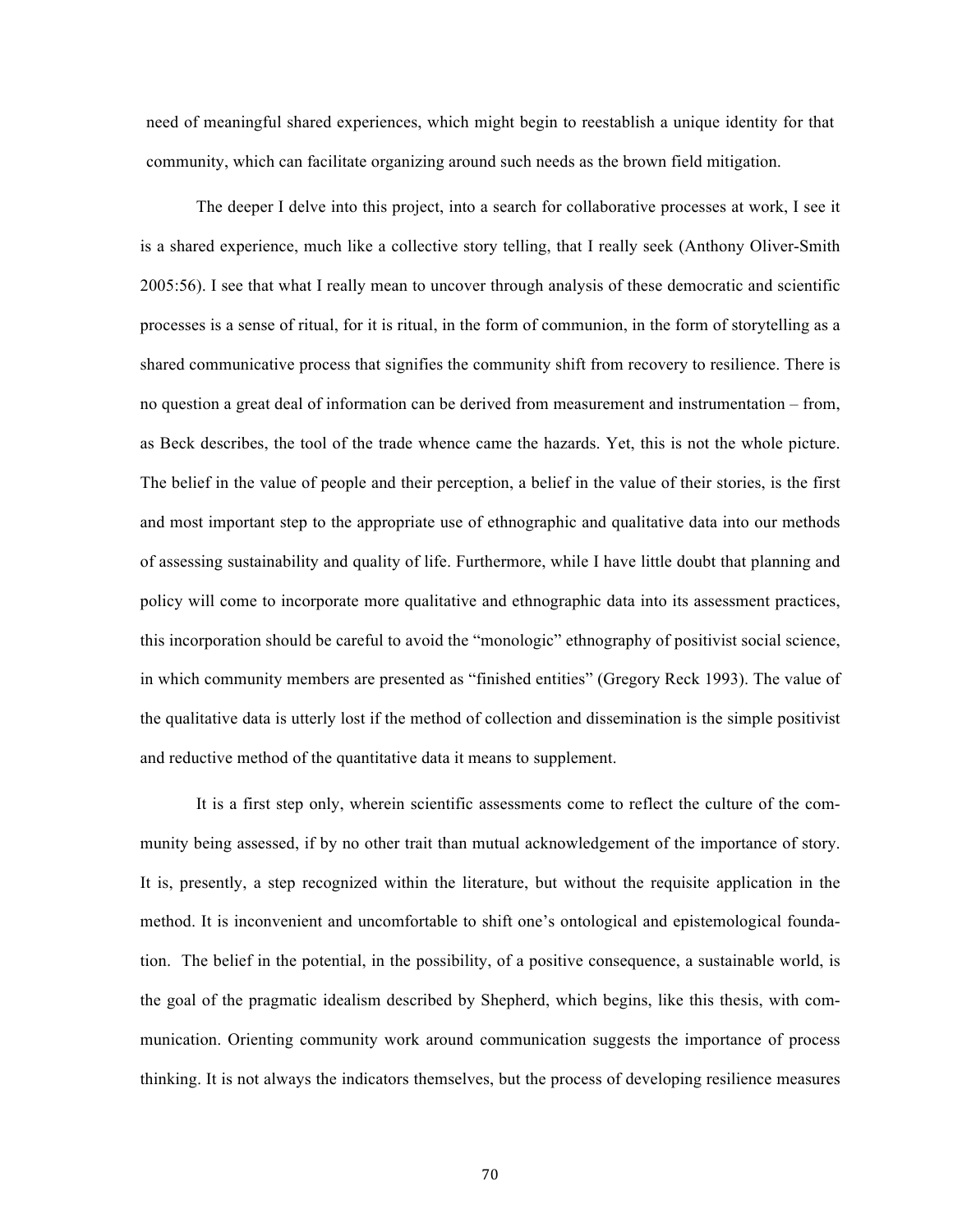need of meaningful shared experiences, which might begin to reestablish a unique identity for that community, which can facilitate organizing around such needs as the brown field mitigation.

The deeper I delve into this project, into a search for collaborative processes at work, I see it is a shared experience, much like a collective story telling, that I really seek (Anthony Oliver-Smith 2005:56). I see that what I really mean to uncover through analysis of these democratic and scientific processes is a sense of ritual, for it is ritual, in the form of communion, in the form of storytelling as a shared communicative process that signifies the community shift from recovery to resilience. There is no question a great deal of information can be derived from measurement and instrumentation – from, as Beck describes, the tool of the trade whence came the hazards. Yet, this is not the whole picture. The belief in the value of people and their perception, a belief in the value of their stories, is the first and most important step to the appropriate use of ethnographic and qualitative data into our methods of assessing sustainability and quality of life. Furthermore, while I have little doubt that planning and policy will come to incorporate more qualitative and ethnographic data into its assessment practices, this incorporation should be careful to avoid the "monologic" ethnography of positivist social science, in which community members are presented as "finished entities" (Gregory Reck 1993). The value of the qualitative data is utterly lost if the method of collection and dissemination is the simple positivist and reductive method of the quantitative data it means to supplement.

It is a first step only, wherein scientific assessments come to reflect the culture of the community being assessed, if by no other trait than mutual acknowledgement of the importance of story. It is, presently, a step recognized within the literature, but without the requisite application in the method. It is inconvenient and uncomfortable to shift one's ontological and epistemological foundation. The belief in the potential, in the possibility, of a positive consequence, a sustainable world, is the goal of the pragmatic idealism described by Shepherd, which begins, like this thesis, with communication. Orienting community work around communication suggests the importance of process thinking. It is not always the indicators themselves, but the process of developing resilience measures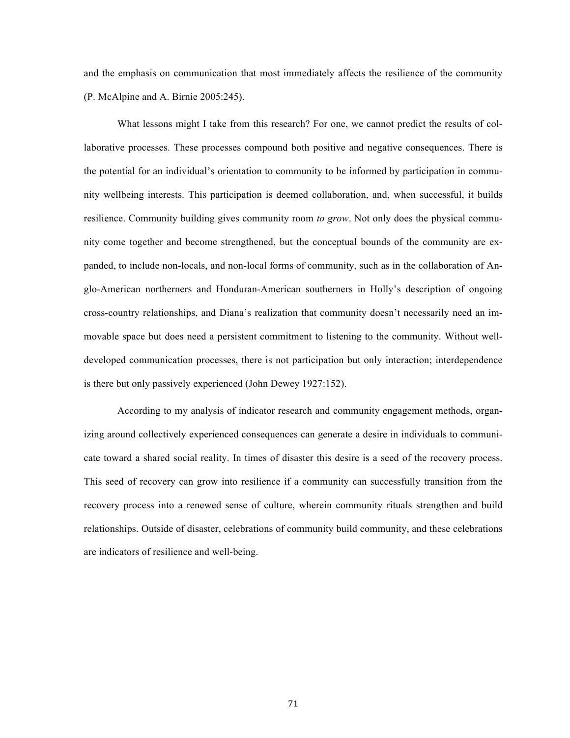and the emphasis on communication that most immediately affects the resilience of the community (P. McAlpine and A. Birnie 2005:245).

What lessons might I take from this research? For one, we cannot predict the results of collaborative processes. These processes compound both positive and negative consequences. There is the potential for an individual's orientation to community to be informed by participation in community wellbeing interests. This participation is deemed collaboration, and, when successful, it builds resilience. Community building gives community room *to grow*. Not only does the physical community come together and become strengthened, but the conceptual bounds of the community are expanded, to include non-locals, and non-local forms of community, such as in the collaboration of Anglo-American northerners and Honduran-American southerners in Holly's description of ongoing cross-country relationships, and Diana's realization that community doesn't necessarily need an immovable space but does need a persistent commitment to listening to the community. Without well-developed communication processes, there is not participation but only interaction; interdependence is there but only passively experienced (John Dewey 1927:152).

According to my analysis of indicator research and community engagement methods, organizing around collectively experienced consequences can generate a desire in individuals to communicate toward a shared social reality. In times of disaster this desire is a seed of the recovery process. This seed of recovery can grow into resilience if a community can successfully transition from the recovery process into a renewed sense of culture, wherein community rituals strengthen and build relationships. Outside of disaster, celebrations of community build community, and these celebrations are indicators of resilience and well-being.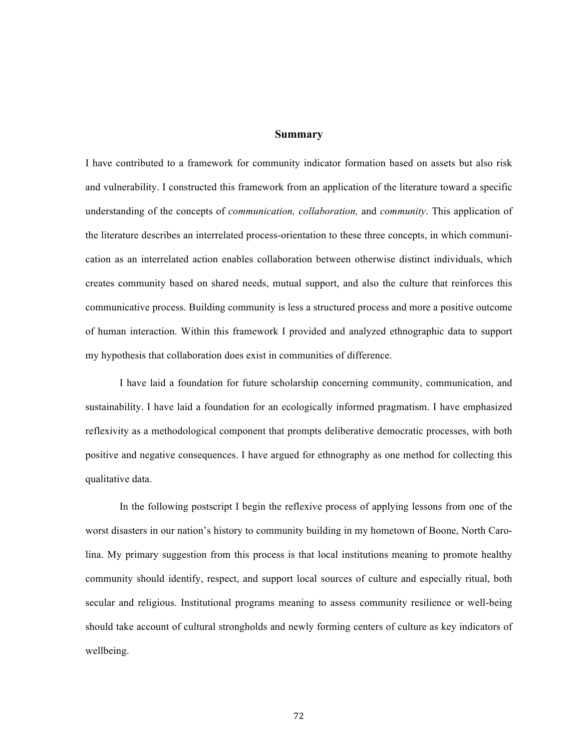## Summary

I have contributed to a framework for community indicator formation based on assets but also risk and vulnerability. I constructed this framework from an application of the literature toward a specific understanding of the concepts of *communication, collaboration,* and *community*. This application of the literature describes an interrelated process-orientation to these three concepts, in which communication as an interrelated action enables collaboration between otherwise distinct individuals, which creates community based on shared needs, mutual support, and also the culture that reinforces this communicative process. Building community is less a structured process and more a positive outcome of human interaction. Within this framework I provided and analyzed ethnographic data to support my hypothesis that collaboration does exist in communities of difference.

I have laid a foundation for future scholarship concerning community, communication, and sustainability. I have laid a foundation for an ecologically informed pragmatism. I have emphasized reflexivity as a methodological component that prompts deliberative democratic processes, with both positive and negative consequences. I have argued for ethnography as one method for collecting this qualitative data.

In the following postscript I begin the reflexive process of applying lessons from one of the worst disasters in our nation's history to community building in my hometown of Boone, North Carolina. My primary suggestion from this process is that local institutions meaning to promote healthy community should identify, respect, and support local sources of culture and especially ritual, both secular and religious. Institutional programs meaning to assess community resilience or well-being should take account of cultural strongholds and newly forming centers of culture as key indicators of wellbeing.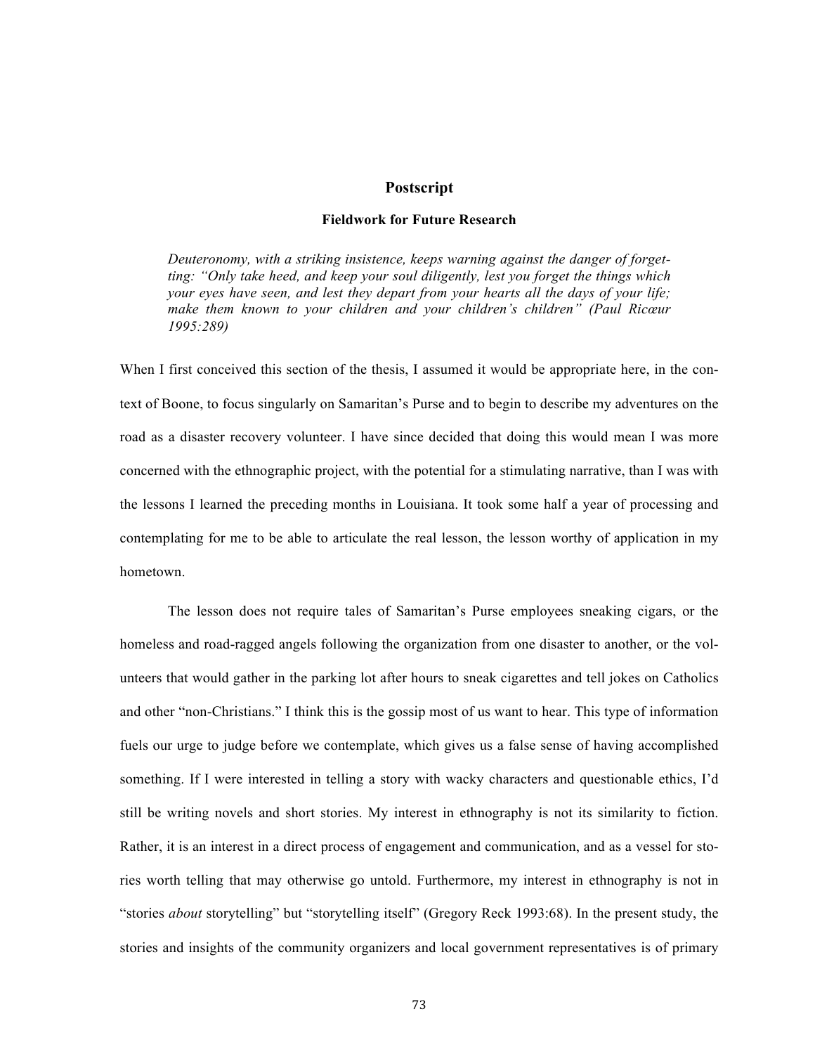## Postscript

### Fieldwork for Future Research

> *Deuteronomy, with a striking insistence, keeps warning against the danger of forgetting: "Only take heed, and keep your soul diligently, lest you forget the things which your eyes have seen, and lest they depart from your hearts all the days of your life; make them known to your children and your children's children" (Paul Ricœur 1995:289)*

When I first conceived this section of the thesis, I assumed it would be appropriate here, in the context of Boone, to focus singularly on Samaritan's Purse and to begin to describe my adventures on the road as a disaster recovery volunteer. I have since decided that doing this would mean I was more concerned with the ethnographic project, with the potential for a stimulating narrative, than I was with the lessons I learned the preceding months in Louisiana. It took some half a year of processing and contemplating for me to be able to articulate the real lesson, the lesson worthy of application in my hometown.

The lesson does not require tales of Samaritan's Purse employees sneaking cigars, or the homeless and road-ragged angels following the organization from one disaster to another, or the volunteers that would gather in the parking lot after hours to sneak cigarettes and tell jokes on Catholics and other "non-Christians." I think this is the gossip most of us want to hear. This type of information fuels our urge to judge before we contemplate, which gives us a false sense of having accomplished something. If I were interested in telling a story with wacky characters and questionable ethics, I'd still be writing novels and short stories. My interest in ethnography is not its similarity to fiction. Rather, it is an interest in a direct process of engagement and communication, and as a vessel for stories worth telling that may otherwise go untold. Furthermore, my interest in ethnography is not in "stories *about* storytelling" but "storytelling itself" (Gregory Reck 1993:68). In the present study, the stories and insights of the community organizers and local government representatives is of primary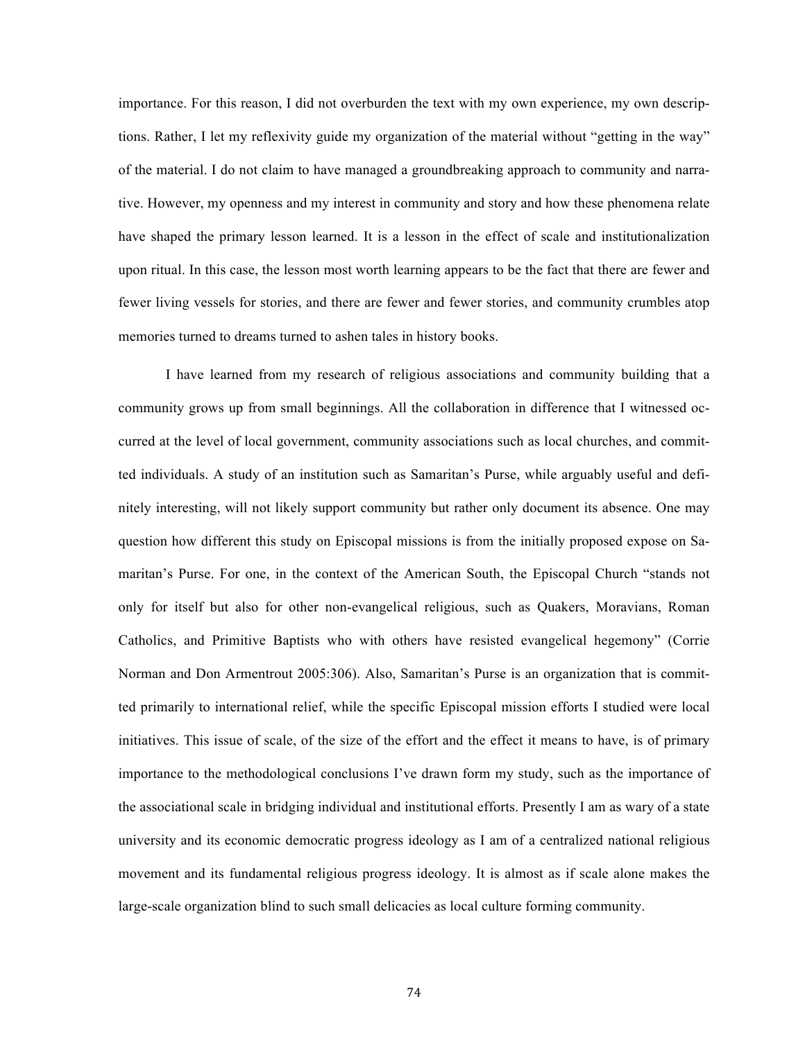importance. For this reason, I did not overburden the text with my own experience, my own descriptions. Rather, I let my reflexivity guide my organization of the material without "getting in the way" of the material. I do not claim to have managed a groundbreaking approach to community and narrative. However, my openness and my interest in community and story and how these phenomena relate have shaped the primary lesson learned. It is a lesson in the effect of scale and institutionalization upon ritual. In this case, the lesson most worth learning appears to be the fact that there are fewer and fewer living vessels for stories, and there are fewer and fewer stories, and community crumbles atop memories turned to dreams turned to ashen tales in history books.

I have learned from my research of religious associations and community building that a community grows up from small beginnings. All the collaboration in difference that I witnessed occurred at the level of local government, community associations such as local churches, and committed individuals. A study of an institution such as Samaritan's Purse, while arguably useful and definitely interesting, will not likely support community but rather only document its absence. One may question how different this study on Episcopal missions is from the initially proposed expose on Samaritan's Purse. For one, in the context of the American South, the Episcopal Church "stands not only for itself but also for other non-evangelical religious, such as Quakers, Moravians, Roman Catholics, and Primitive Baptists who with others have resisted evangelical hegemony" (Corrie Norman and Don Armentrout 2005:306). Also, Samaritan's Purse is an organization that is committed primarily to international relief, while the specific Episcopal mission efforts I studied were local initiatives. This issue of scale, of the size of the effort and the effect it means to have, is of primary importance to the methodological conclusions I've drawn form my study, such as the importance of the associational scale in bridging individual and institutional efforts. Presently I am as wary of a state university and its economic democratic progress ideology as I am of a centralized national religious movement and its fundamental religious progress ideology. It is almost as if scale alone makes the large-scale organization blind to such small delicacies as local culture forming community.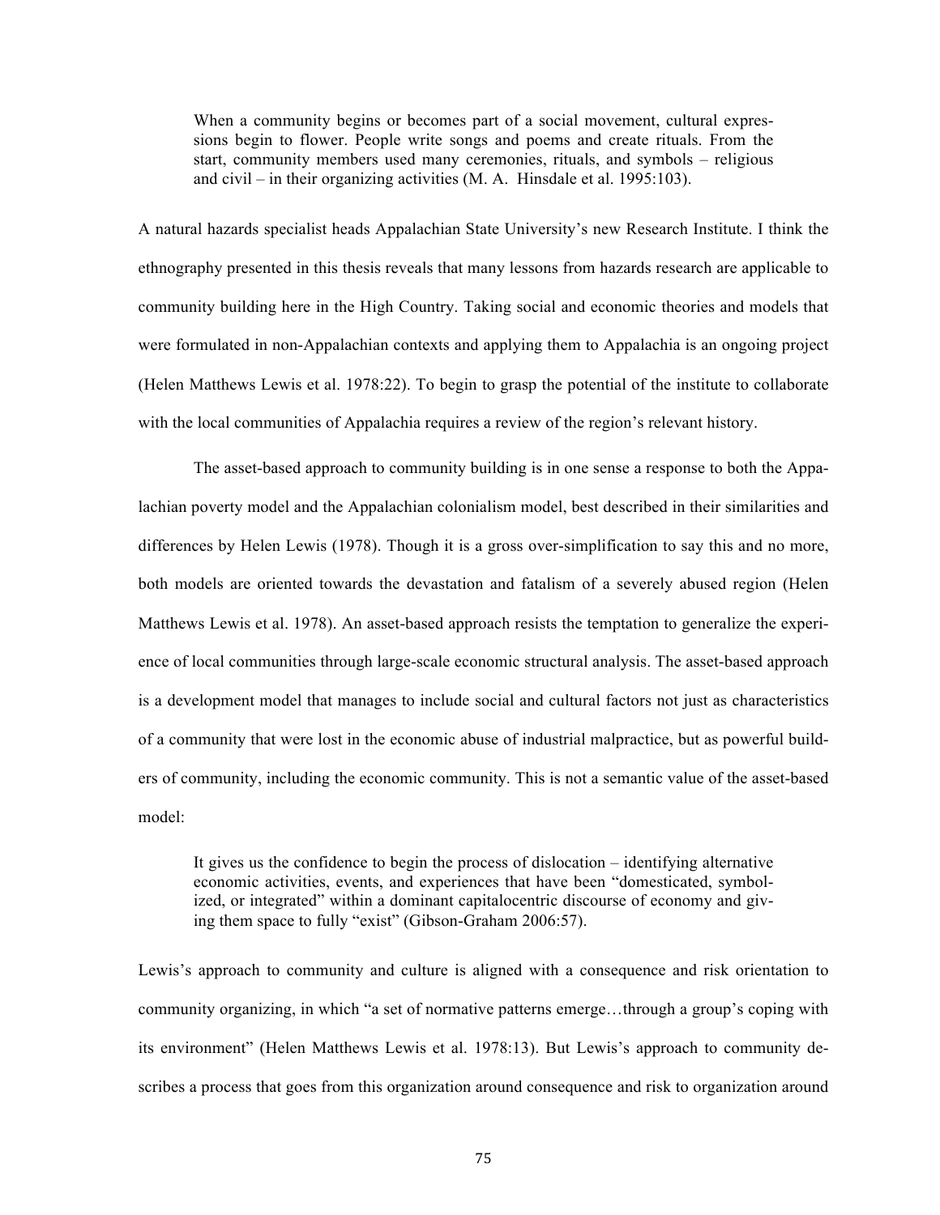> When a community begins or becomes part of a social movement, cultural expressions begin to flower. People write songs and poems and create rituals. From the start, community members used many ceremonies, rituals, and symbols – religious and civil – in their organizing activities (M. A. Hinsdale et al. 1995:103).

A natural hazards specialist heads Appalachian State University's new Research Institute. I think the ethnography presented in this thesis reveals that many lessons from hazards research are applicable to community building here in the High Country. Taking social and economic theories and models that were formulated in non-Appalachian contexts and applying them to Appalachia is an ongoing project (Helen Matthews Lewis et al. 1978:22). To begin to grasp the potential of the institute to collaborate with the local communities of Appalachia requires a review of the region's relevant history.

The asset-based approach to community building is in one sense a response to both the Appalachian poverty model and the Appalachian colonialism model, best described in their similarities and differences by Helen Lewis (1978). Though it is a gross over-simplification to say this and no more, both models are oriented towards the devastation and fatalism of a severely abused region (Helen Matthews Lewis et al. 1978). An asset-based approach resists the temptation to generalize the experience of local communities through large-scale economic structural analysis. The asset-based approach is a development model that manages to include social and cultural factors not just as characteristics of a community that were lost in the economic abuse of industrial malpractice, but as powerful builders of community, including the economic community. This is not a semantic value of the asset-based model:

> It gives us the confidence to begin the process of dislocation – identifying alternative economic activities, events, and experiences that have been "domesticated, symbolized, or integrated" within a dominant capitalocentric discourse of economy and giving them space to fully "exist" (Gibson-Graham 2006:57).

Lewis's approach to community and culture is aligned with a consequence and risk orientation to community organizing, in which "a set of normative patterns emerge…through a group's coping with its environment" (Helen Matthews Lewis et al. 1978:13). But Lewis's approach to community describes a process that goes from this organization around consequence and risk to organization around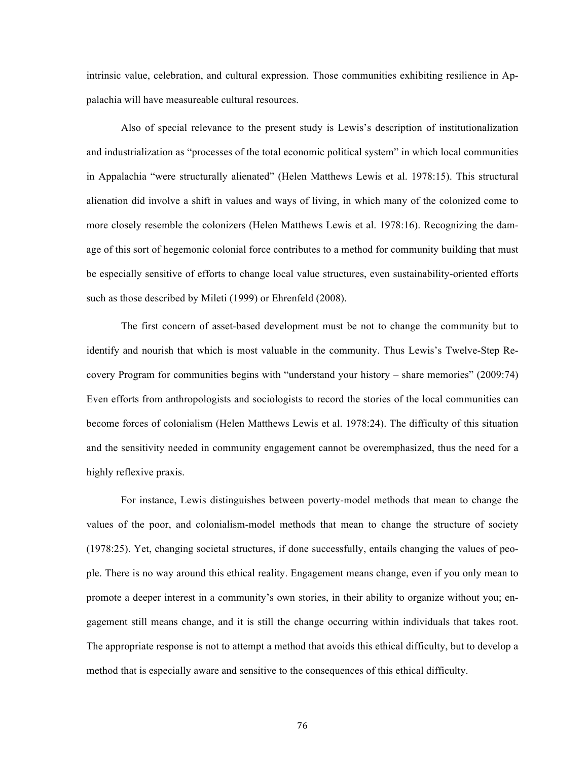intrinsic value, celebration, and cultural expression. Those communities exhibiting resilience in Appalachia will have measureable cultural resources.

Also of special relevance to the present study is Lewis's description of institutionalization and industrialization as "processes of the total economic political system" in which local communities in Appalachia "were structurally alienated" (Helen Matthews Lewis et al. 1978:15). This structural alienation did involve a shift in values and ways of living, in which many of the colonized come to more closely resemble the colonizers (Helen Matthews Lewis et al. 1978:16). Recognizing the damage of this sort of hegemonic colonial force contributes to a method for community building that must be especially sensitive of efforts to change local value structures, even sustainability-oriented efforts such as those described by Mileti (1999) or Ehrenfeld (2008).

The first concern of asset-based development must be not to change the community but to identify and nourish that which is most valuable in the community. Thus Lewis's Twelve-Step Recovery Program for communities begins with "understand your history – share memories" (2009:74) Even efforts from anthropologists and sociologists to record the stories of the local communities can become forces of colonialism (Helen Matthews Lewis et al. 1978:24). The difficulty of this situation and the sensitivity needed in community engagement cannot be overemphasized, thus the need for a highly reflexive praxis.

For instance, Lewis distinguishes between poverty-model methods that mean to change the values of the poor, and colonialism-model methods that mean to change the structure of society (1978:25). Yet, changing societal structures, if done successfully, entails changing the values of people. There is no way around this ethical reality. Engagement means change, even if you only mean to promote a deeper interest in a community's own stories, in their ability to organize without you; engagement still means change, and it is still the change occurring within individuals that takes root. The appropriate response is not to attempt a method that avoids this ethical difficulty, but to develop a method that is especially aware and sensitive to the consequences of this ethical difficulty.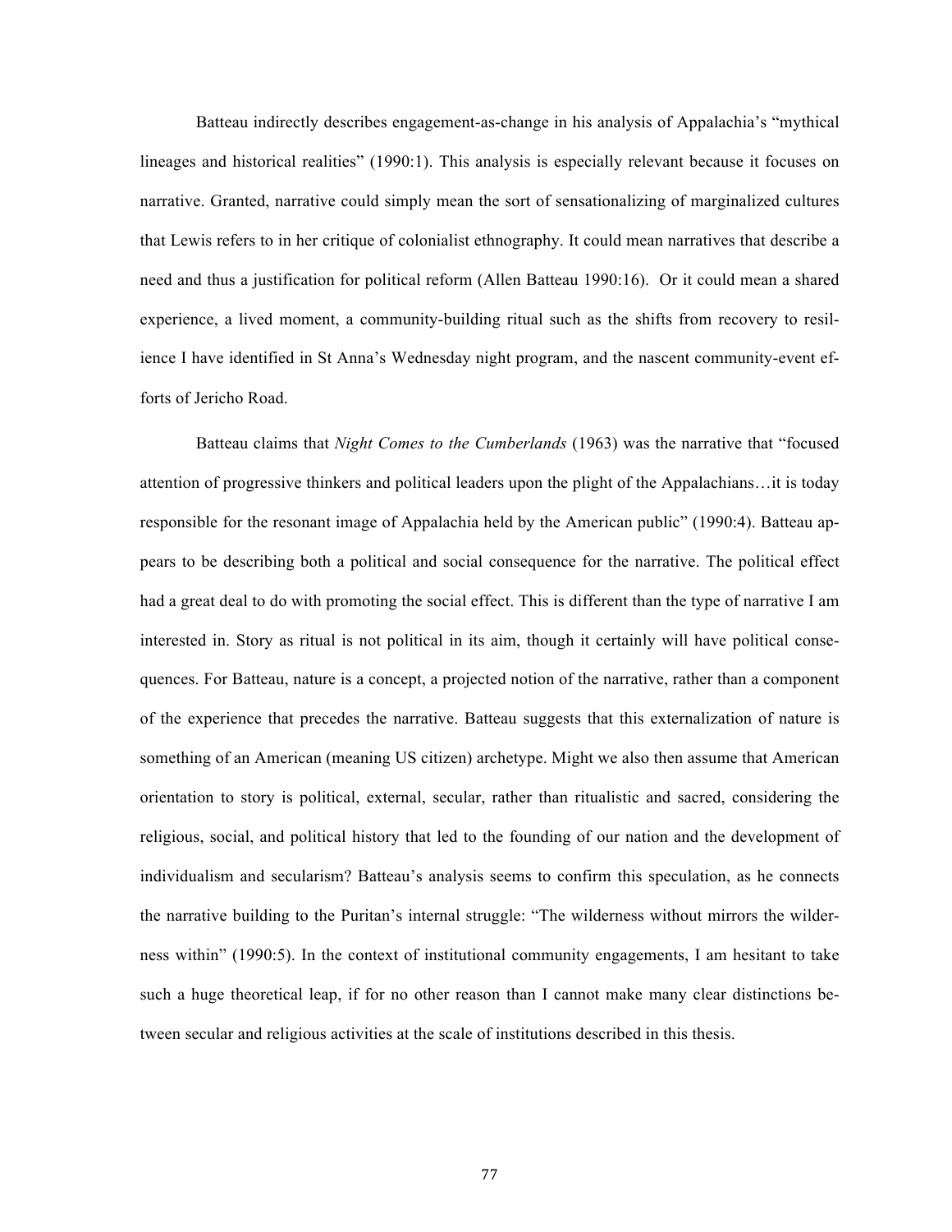Batteau indirectly describes engagement-as-change in his analysis of Appalachia's "mythical lineages and historical realities" (1990:1). This analysis is especially relevant because it focuses on narrative. Granted, narrative could simply mean the sort of sensationalizing of marginalized cultures that Lewis refers to in her critique of colonialist ethnography. It could mean narratives that describe a need and thus a justification for political reform (Allen Batteau 1990:16). Or it could mean a shared experience, a lived moment, a community-building ritual such as the shifts from recovery to resilience I have identified in St Anna's Wednesday night program, and the nascent community-event efforts of Jericho Road.

Batteau claims that *Night Comes to the Cumberlands* (1963) was the narrative that "focused attention of progressive thinkers and political leaders upon the plight of the Appalachians…it is today responsible for the resonant image of Appalachia held by the American public" (1990:4). Batteau appears to be describing both a political and social consequence for the narrative. The political effect had a great deal to do with promoting the social effect. This is different than the type of narrative I am interested in. Story as ritual is not political in its aim, though it certainly will have political consequences. For Batteau, nature is a concept, a projected notion of the narrative, rather than a component of the experience that precedes the narrative. Batteau suggests that this externalization of nature is something of an American (meaning US citizen) archetype. Might we also then assume that American orientation to story is political, external, secular, rather than ritualistic and sacred, considering the religious, social, and political history that led to the founding of our nation and the development of individualism and secularism? Batteau's analysis seems to confirm this speculation, as he connects the narrative building to the Puritan's internal struggle: "The wilderness without mirrors the wilderness within" (1990:5). In the context of institutional community engagements, I am hesitant to take such a huge theoretical leap, if for no other reason than I cannot make many clear distinctions between secular and religious activities at the scale of institutions described in this thesis.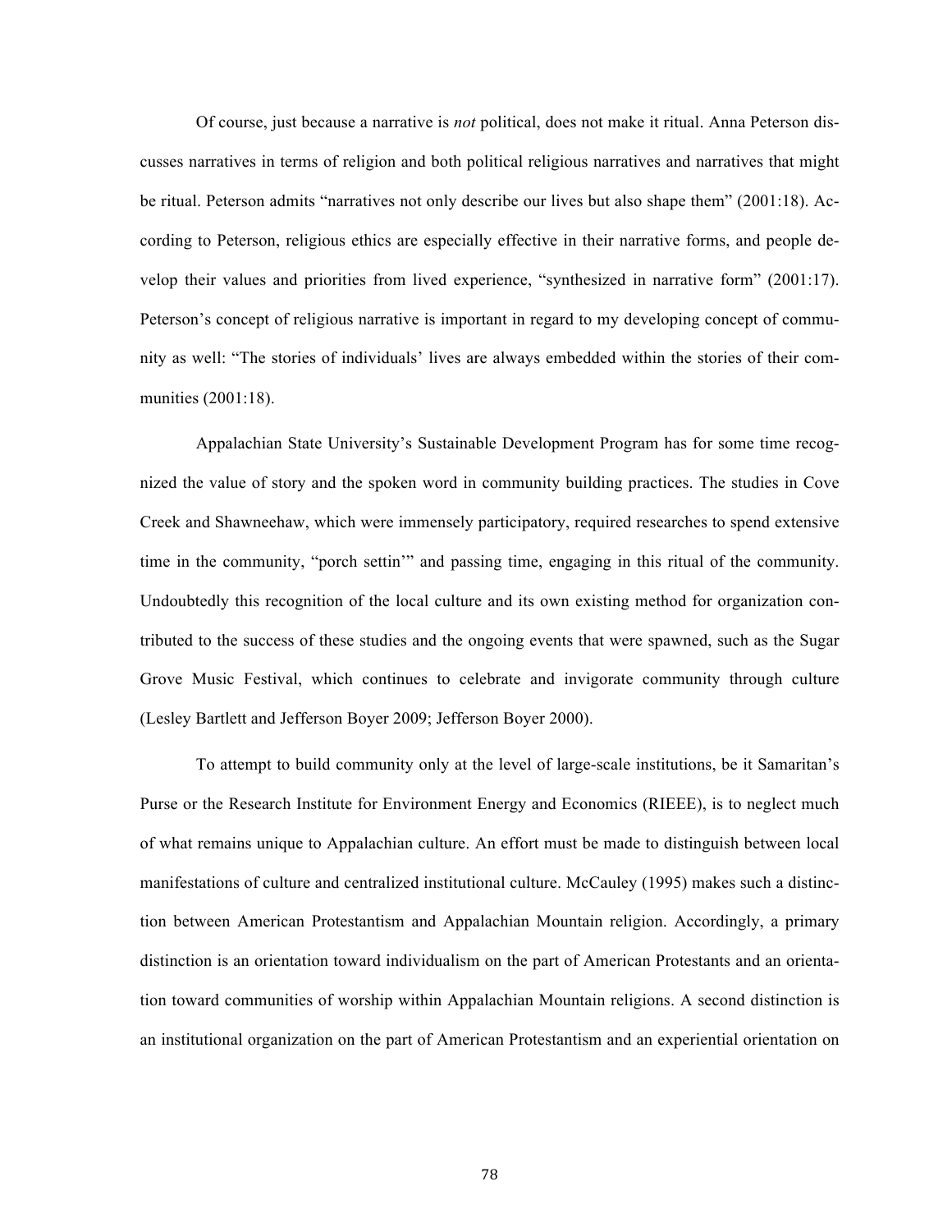Of course, just because a narrative is *not* political, does not make it ritual. Anna Peterson discusses narratives in terms of religion and both political religious narratives and narratives that might be ritual. Peterson admits "narratives not only describe our lives but also shape them" (2001:18). According to Peterson, religious ethics are especially effective in their narrative forms, and people develop their values and priorities from lived experience, "synthesized in narrative form" (2001:17). Peterson's concept of religious narrative is important in regard to my developing concept of community as well: "The stories of individuals' lives are always embedded within the stories of their communities (2001:18).

Appalachian State University's Sustainable Development Program has for some time recognized the value of story and the spoken word in community building practices. The studies in Cove Creek and Shawneehaw, which were immensely participatory, required researches to spend extensive time in the community, "porch settin'" and passing time, engaging in this ritual of the community. Undoubtedly this recognition of the local culture and its own existing method for organization contributed to the success of these studies and the ongoing events that were spawned, such as the Sugar Grove Music Festival, which continues to celebrate and invigorate community through culture (Lesley Bartlett and Jefferson Boyer 2009; Jefferson Boyer 2000).

To attempt to build community only at the level of large-scale institutions, be it Samaritan's Purse or the Research Institute for Environment Energy and Economics (RIEEE), is to neglect much of what remains unique to Appalachian culture. An effort must be made to distinguish between local manifestations of culture and centralized institutional culture. McCauley (1995) makes such a distinction between American Protestantism and Appalachian Mountain religion. Accordingly, a primary distinction is an orientation toward individualism on the part of American Protestants and an orientation toward communities of worship within Appalachian Mountain religions. A second distinction is an institutional organization on the part of American Protestantism and an experiential orientation on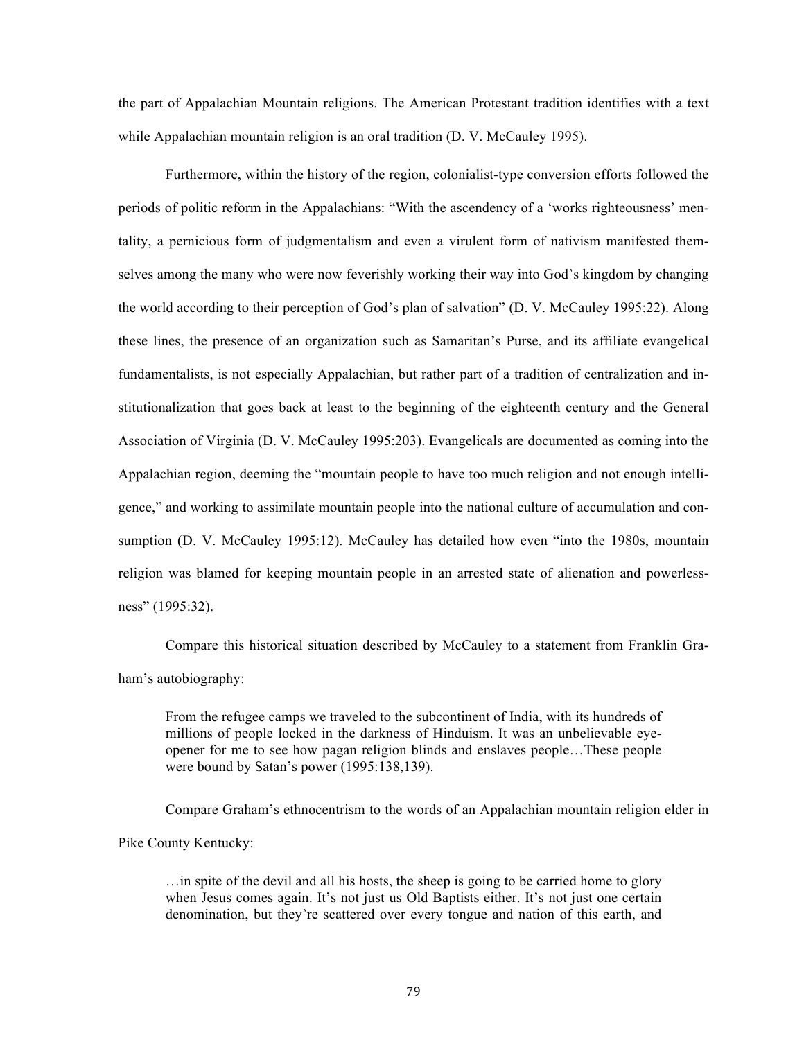the part of Appalachian Mountain religions. The American Protestant tradition identifies with a text while Appalachian mountain religion is an oral tradition (D. V. McCauley 1995).

Furthermore, within the history of the region, colonialist-type conversion efforts followed the periods of politic reform in the Appalachians: "With the ascendency of a 'works righteousness' mentality, a pernicious form of judgmentalism and even a virulent form of nativism manifested themselves among the many who were now feverishly working their way into God's kingdom by changing the world according to their perception of God's plan of salvation" (D. V. McCauley 1995:22). Along these lines, the presence of an organization such as Samaritan's Purse, and its affiliate evangelical fundamentalists, is not especially Appalachian, but rather part of a tradition of centralization and institutionalization that goes back at least to the beginning of the eighteenth century and the General Association of Virginia (D. V. McCauley 1995:203). Evangelicals are documented as coming into the Appalachian region, deeming the "mountain people to have too much religion and not enough intelligence," and working to assimilate mountain people into the national culture of accumulation and consumption (D. V. McCauley 1995:12). McCauley has detailed how even "into the 1980s, mountain religion was blamed for keeping mountain people in an arrested state of alienation and powerlessness" (1995:32).

Compare this historical situation described by McCauley to a statement from Franklin Graham's autobiography:

> From the refugee camps we traveled to the subcontinent of India, with its hundreds of millions of people locked in the darkness of Hinduism. It was an unbelievable eye-opener for me to see how pagan religion blinds and enslaves people…These people were bound by Satan's power (1995:138,139).

Compare Graham's ethnocentrism to the words of an Appalachian mountain religion elder in Pike County Kentucky:

> …in spite of the devil and all his hosts, the sheep is going to be carried home to glory when Jesus comes again. It's not just us Old Baptists either. It's not just one certain denomination, but they're scattered over every tongue and nation of this earth, and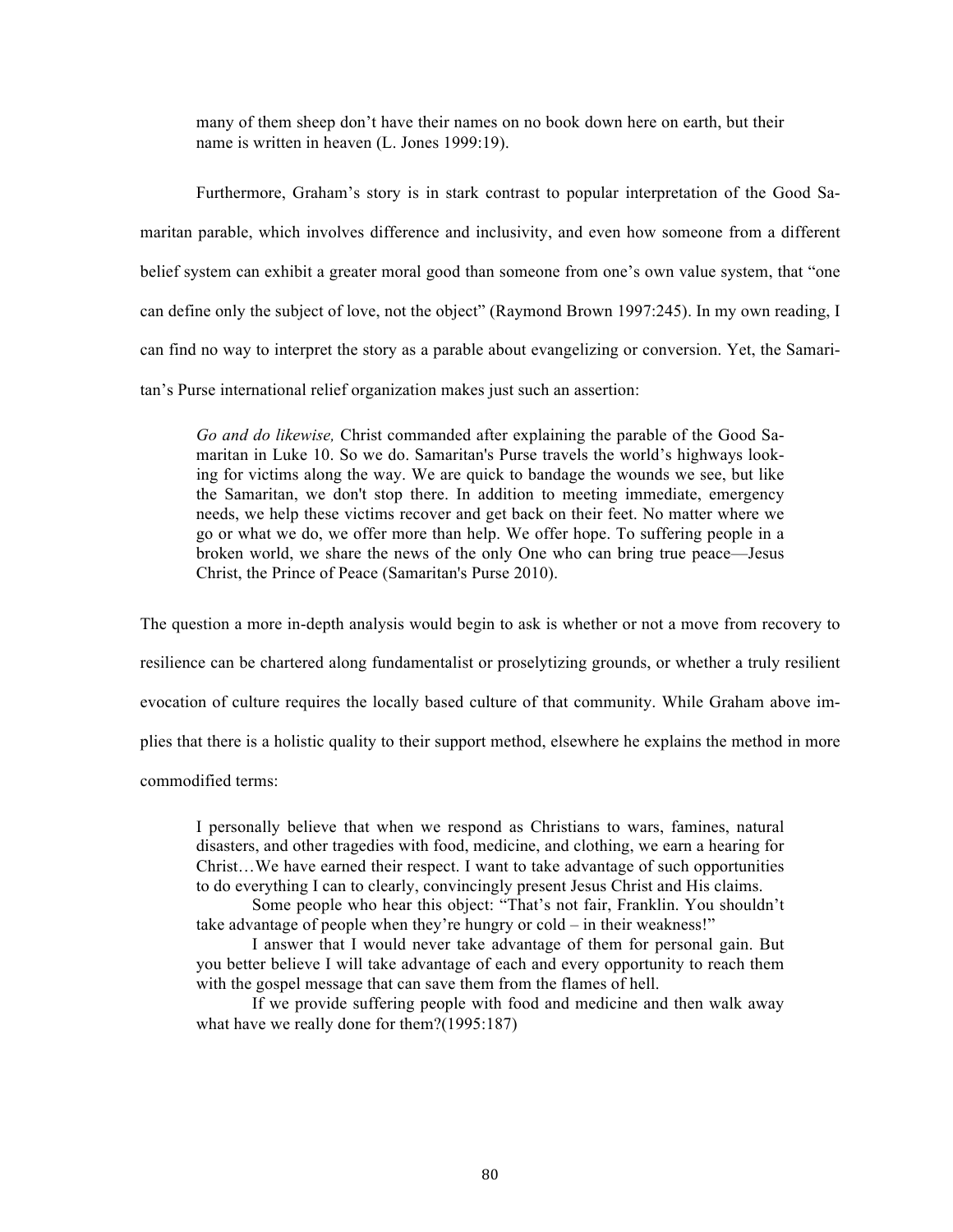> many of them sheep don't have their names on no book down here on earth, but their name is written in heaven (L. Jones 1999:19).

Furthermore, Graham's story is in stark contrast to popular interpretation of the Good Samaritan parable, which involves difference and inclusivity, and even how someone from a different belief system can exhibit a greater moral good than someone from one's own value system, that "one can define only the subject of love, not the object" (Raymond Brown 1997:245). In my own reading, I can find no way to interpret the story as a parable about evangelizing or conversion. Yet, the Samaritan's Purse international relief organization makes just such an assertion:

> *Go and do likewise,* Christ commanded after explaining the parable of the Good Samaritan in Luke 10. So we do. Samaritan's Purse travels the world's highways looking for victims along the way. We are quick to bandage the wounds we see, but like the Samaritan, we don't stop there. In addition to meeting immediate, emergency needs, we help these victims recover and get back on their feet. No matter where we go or what we do, we offer more than help. We offer hope. To suffering people in a broken world, we share the news of the only One who can bring true peace—Jesus Christ, the Prince of Peace (Samaritan's Purse 2010).

The question a more in-depth analysis would begin to ask is whether or not a move from recovery to resilience can be chartered along fundamentalist or proselytizing grounds, or whether a truly resilient evocation of culture requires the locally based culture of that community. While Graham above implies that there is a holistic quality to their support method, elsewhere he explains the method in more commodified terms:

> I personally believe that when we respond as Christians to wars, famines, natural disasters, and other tragedies with food, medicine, and clothing, we earn a hearing for Christ…We have earned their respect. I want to take advantage of such opportunities to do everything I can to clearly, convincingly present Jesus Christ and His claims.
>
> Some people who hear this object: "That's not fair, Franklin. You shouldn't take advantage of people when they're hungry or cold – in their weakness!"
>
> I answer that I would never take advantage of them for personal gain. But you better believe I will take advantage of each and every opportunity to reach them with the gospel message that can save them from the flames of hell.
>
> If we provide suffering people with food and medicine and then walk away what have we really done for them?(1995:187)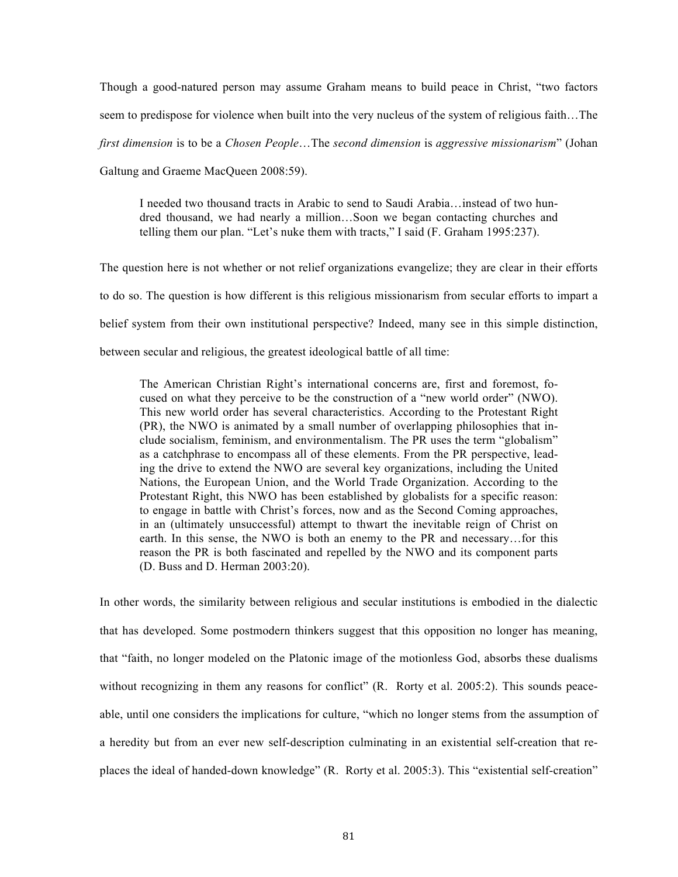Though a good-natured person may assume Graham means to build peace in Christ, "two factors seem to predispose for violence when built into the very nucleus of the system of religious faith…The *first dimension* is to be a *Chosen People*…The *second dimension* is *aggressive missionarism*" (Johan Galtung and Graeme MacQueen 2008:59).

> I needed two thousand tracts in Arabic to send to Saudi Arabia…instead of two hundred thousand, we had nearly a million…Soon we began contacting churches and telling them our plan. "Let's nuke them with tracts," I said (F. Graham 1995:237).

The question here is not whether or not relief organizations evangelize; they are clear in their efforts to do so. The question is how different is this religious missionarism from secular efforts to impart a belief system from their own institutional perspective? Indeed, many see in this simple distinction, between secular and religious, the greatest ideological battle of all time:

> The American Christian Right's international concerns are, first and foremost, focused on what they perceive to be the construction of a "new world order" (NWO). This new world order has several characteristics. According to the Protestant Right (PR), the NWO is animated by a small number of overlapping philosophies that include socialism, feminism, and environmentalism. The PR uses the term "globalism" as a catchphrase to encompass all of these elements. From the PR perspective, leading the drive to extend the NWO are several key organizations, including the United Nations, the European Union, and the World Trade Organization. According to the Protestant Right, this NWO has been established by globalists for a specific reason: to engage in battle with Christ's forces, now and as the Second Coming approaches, in an (ultimately unsuccessful) attempt to thwart the inevitable reign of Christ on earth. In this sense, the NWO is both an enemy to the PR and necessary…for this reason the PR is both fascinated and repelled by the NWO and its component parts (D. Buss and D. Herman 2003:20).

In other words, the similarity between religious and secular institutions is embodied in the dialectic that has developed. Some postmodern thinkers suggest that this opposition no longer has meaning, that "faith, no longer modeled on the Platonic image of the motionless God, absorbs these dualisms without recognizing in them any reasons for conflict" (R. Rorty et al. 2005:2). This sounds peaceable, until one considers the implications for culture, "which no longer stems from the assumption of a heredity but from an ever new self-description culminating in an existential self-creation that replaces the ideal of handed-down knowledge" (R. Rorty et al. 2005:3). This "existential self-creation"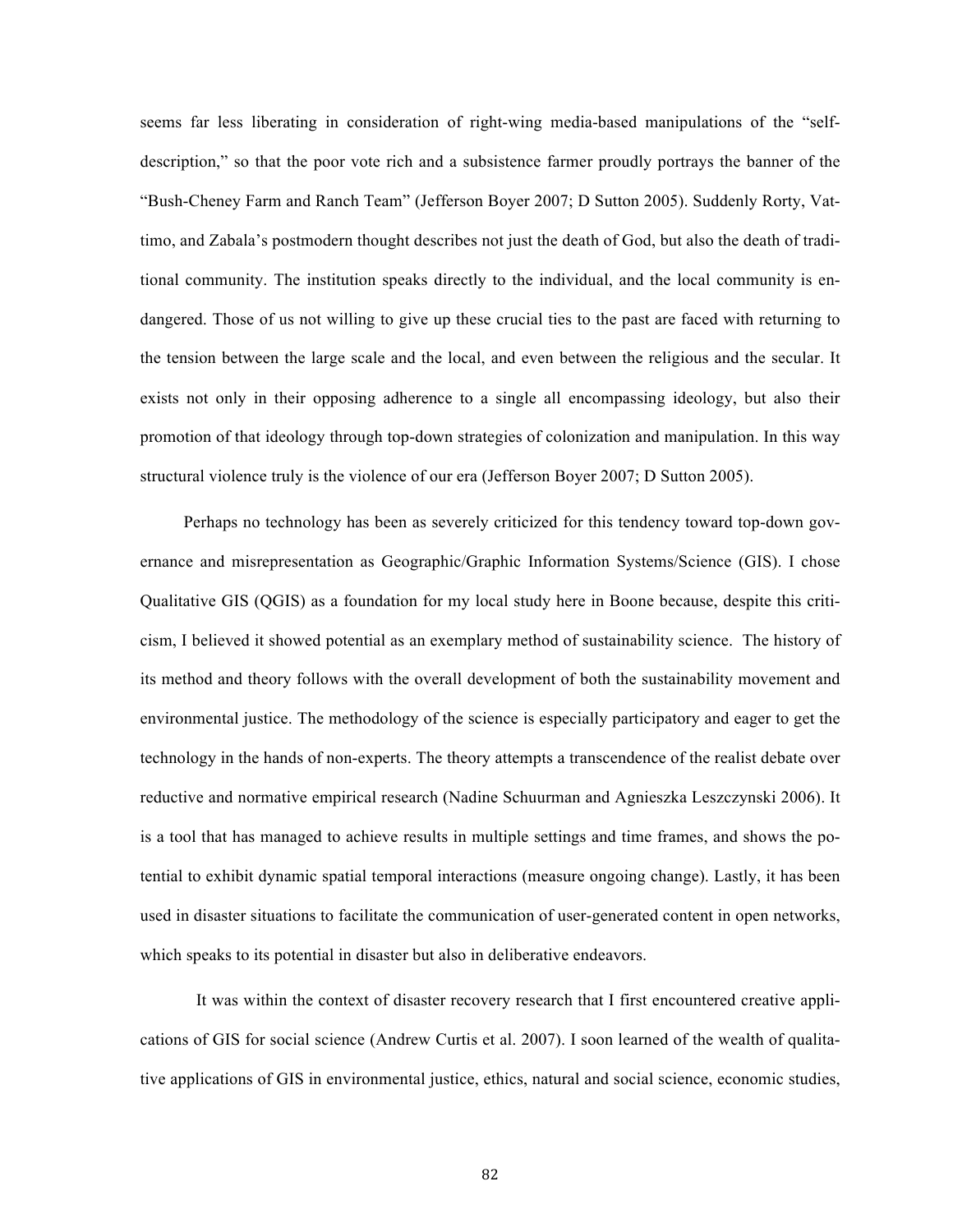seems far less liberating in consideration of right-wing media-based manipulations of the "self-description," so that the poor vote rich and a subsistence farmer proudly portrays the banner of the "Bush-Cheney Farm and Ranch Team" (Jefferson Boyer 2007; D Sutton 2005). Suddenly Rorty, Vattimo, and Zabala's postmodern thought describes not just the death of God, but also the death of traditional community. The institution speaks directly to the individual, and the local community is endangered. Those of us not willing to give up these crucial ties to the past are faced with returning to the tension between the large scale and the local, and even between the religious and the secular. It exists not only in their opposing adherence to a single all encompassing ideology, but also their promotion of that ideology through top-down strategies of colonization and manipulation. In this way structural violence truly is the violence of our era (Jefferson Boyer 2007; D Sutton 2005).

Perhaps no technology has been as severely criticized for this tendency toward top-down governance and misrepresentation as Geographic/Graphic Information Systems/Science (GIS). I chose Qualitative GIS (QGIS) as a foundation for my local study here in Boone because, despite this criticism, I believed it showed potential as an exemplary method of sustainability science. The history of its method and theory follows with the overall development of both the sustainability movement and environmental justice. The methodology of the science is especially participatory and eager to get the technology in the hands of non-experts. The theory attempts a transcendence of the realist debate over reductive and normative empirical research (Nadine Schuurman and Agnieszka Leszczynski 2006). It is a tool that has managed to achieve results in multiple settings and time frames, and shows the potential to exhibit dynamic spatial temporal interactions (measure ongoing change). Lastly, it has been used in disaster situations to facilitate the communication of user-generated content in open networks, which speaks to its potential in disaster but also in deliberative endeavors.

It was within the context of disaster recovery research that I first encountered creative applications of GIS for social science (Andrew Curtis et al. 2007). I soon learned of the wealth of qualitative applications of GIS in environmental justice, ethics, natural and social science, economic studies,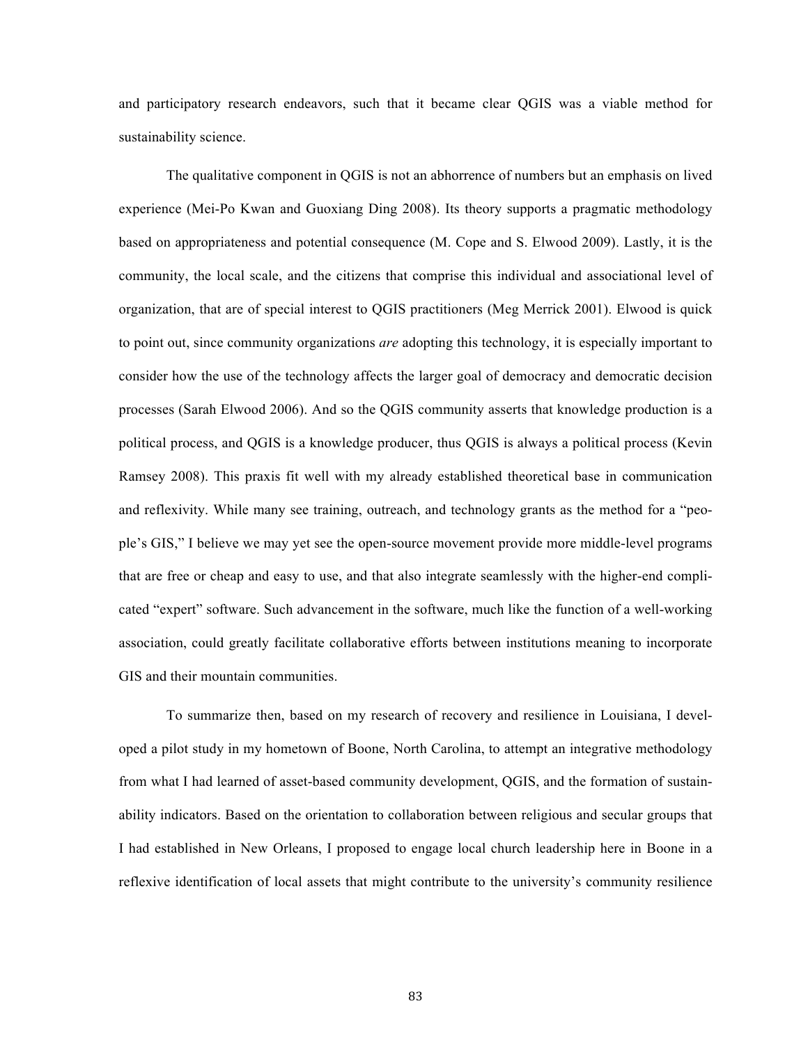and participatory research endeavors, such that it became clear QGIS was a viable method for sustainability science.

The qualitative component in QGIS is not an abhorrence of numbers but an emphasis on lived experience (Mei-Po Kwan and Guoxiang Ding 2008). Its theory supports a pragmatic methodology based on appropriateness and potential consequence (M. Cope and S. Elwood 2009). Lastly, it is the community, the local scale, and the citizens that comprise this individual and associational level of organization, that are of special interest to QGIS practitioners (Meg Merrick 2001). Elwood is quick to point out, since community organizations *are* adopting this technology, it is especially important to consider how the use of the technology affects the larger goal of democracy and democratic decision processes (Sarah Elwood 2006). And so the QGIS community asserts that knowledge production is a political process, and QGIS is a knowledge producer, thus QGIS is always a political process (Kevin Ramsey 2008). This praxis fit well with my already established theoretical base in communication and reflexivity. While many see training, outreach, and technology grants as the method for a "people's GIS," I believe we may yet see the open-source movement provide more middle-level programs that are free or cheap and easy to use, and that also integrate seamlessly with the higher-end complicated "expert" software. Such advancement in the software, much like the function of a well-working association, could greatly facilitate collaborative efforts between institutions meaning to incorporate GIS and their mountain communities.

To summarize then, based on my research of recovery and resilience in Louisiana, I developed a pilot study in my hometown of Boone, North Carolina, to attempt an integrative methodology from what I had learned of asset-based community development, QGIS, and the formation of sustainability indicators. Based on the orientation to collaboration between religious and secular groups that I had established in New Orleans, I proposed to engage local church leadership here in Boone in a reflexive identification of local assets that might contribute to the university's community resilience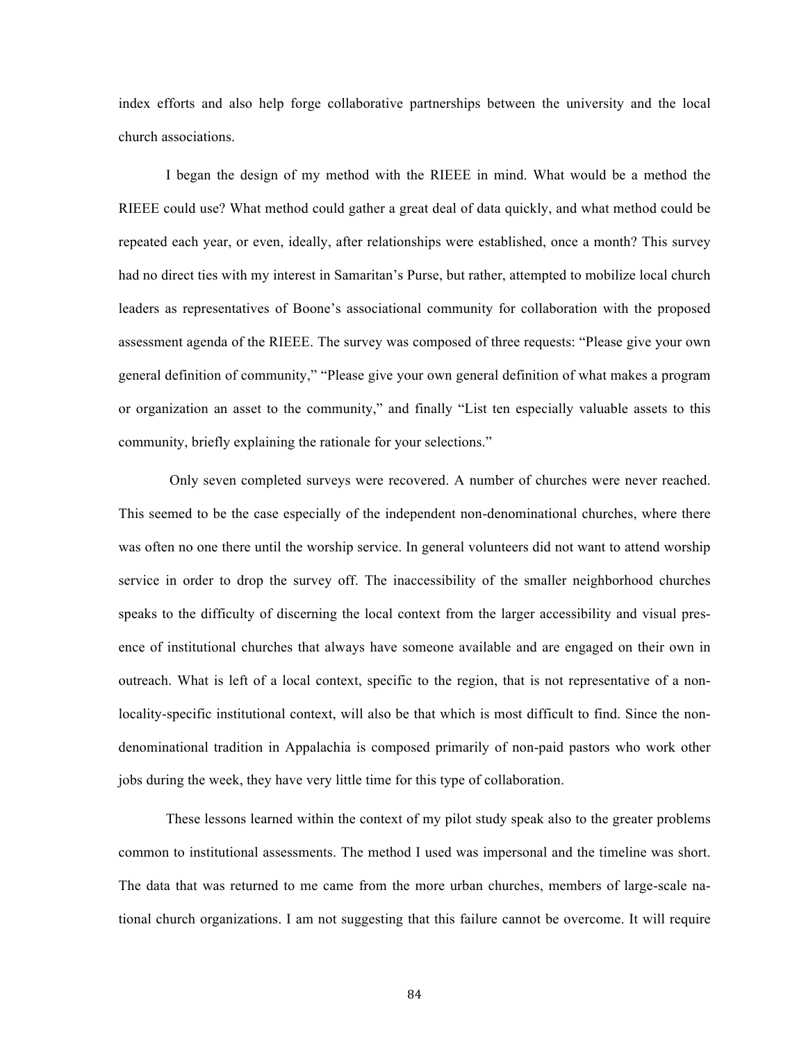index efforts and also help forge collaborative partnerships between the university and the local church associations.

I began the design of my method with the RIEEE in mind. What would be a method the RIEEE could use? What method could gather a great deal of data quickly, and what method could be repeated each year, or even, ideally, after relationships were established, once a month? This survey had no direct ties with my interest in Samaritan's Purse, but rather, attempted to mobilize local church leaders as representatives of Boone's associational community for collaboration with the proposed assessment agenda of the RIEEE. The survey was composed of three requests: "Please give your own general definition of community," "Please give your own general definition of what makes a program or organization an asset to the community," and finally "List ten especially valuable assets to this community, briefly explaining the rationale for your selections."

Only seven completed surveys were recovered. A number of churches were never reached. This seemed to be the case especially of the independent non-denominational churches, where there was often no one there until the worship service. In general volunteers did not want to attend worship service in order to drop the survey off. The inaccessibility of the smaller neighborhood churches speaks to the difficulty of discerning the local context from the larger accessibility and visual presence of institutional churches that always have someone available and are engaged on their own in outreach. What is left of a local context, specific to the region, that is not representative of a non-locality-specific institutional context, will also be that which is most difficult to find. Since the non-denominational tradition in Appalachia is composed primarily of non-paid pastors who work other jobs during the week, they have very little time for this type of collaboration.

These lessons learned within the context of my pilot study speak also to the greater problems common to institutional assessments. The method I used was impersonal and the timeline was short. The data that was returned to me came from the more urban churches, members of large-scale national church organizations. I am not suggesting that this failure cannot be overcome. It will require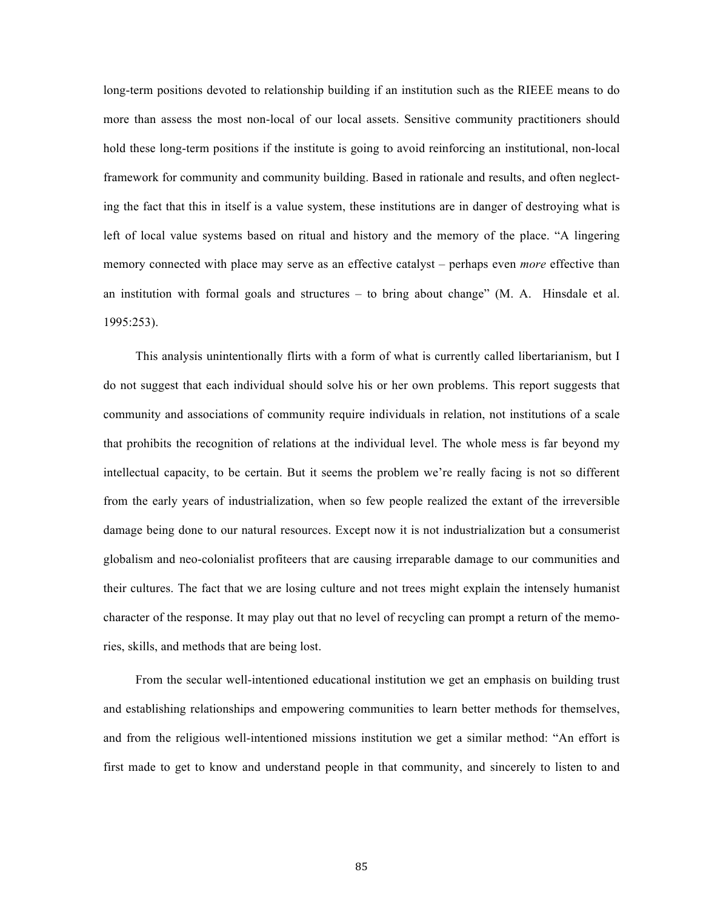long-term positions devoted to relationship building if an institution such as the RIEEE means to do more than assess the most non-local of our local assets. Sensitive community practitioners should hold these long-term positions if the institute is going to avoid reinforcing an institutional, non-local framework for community and community building. Based in rationale and results, and often neglecting the fact that this in itself is a value system, these institutions are in danger of destroying what is left of local value systems based on ritual and history and the memory of the place. "A lingering memory connected with place may serve as an effective catalyst – perhaps even *more* effective than an institution with formal goals and structures – to bring about change" (M. A. Hinsdale et al. 1995:253).

This analysis unintentionally flirts with a form of what is currently called libertarianism, but I do not suggest that each individual should solve his or her own problems. This report suggests that community and associations of community require individuals in relation, not institutions of a scale that prohibits the recognition of relations at the individual level. The whole mess is far beyond my intellectual capacity, to be certain. But it seems the problem we're really facing is not so different from the early years of industrialization, when so few people realized the extant of the irreversible damage being done to our natural resources. Except now it is not industrialization but a consumerist globalism and neo-colonialist profiteers that are causing irreparable damage to our communities and their cultures. The fact that we are losing culture and not trees might explain the intensely humanist character of the response. It may play out that no level of recycling can prompt a return of the memories, skills, and methods that are being lost.

From the secular well-intentioned educational institution we get an emphasis on building trust and establishing relationships and empowering communities to learn better methods for themselves, and from the religious well-intentioned missions institution we get a similar method: "An effort is first made to get to know and understand people in that community, and sincerely to listen to and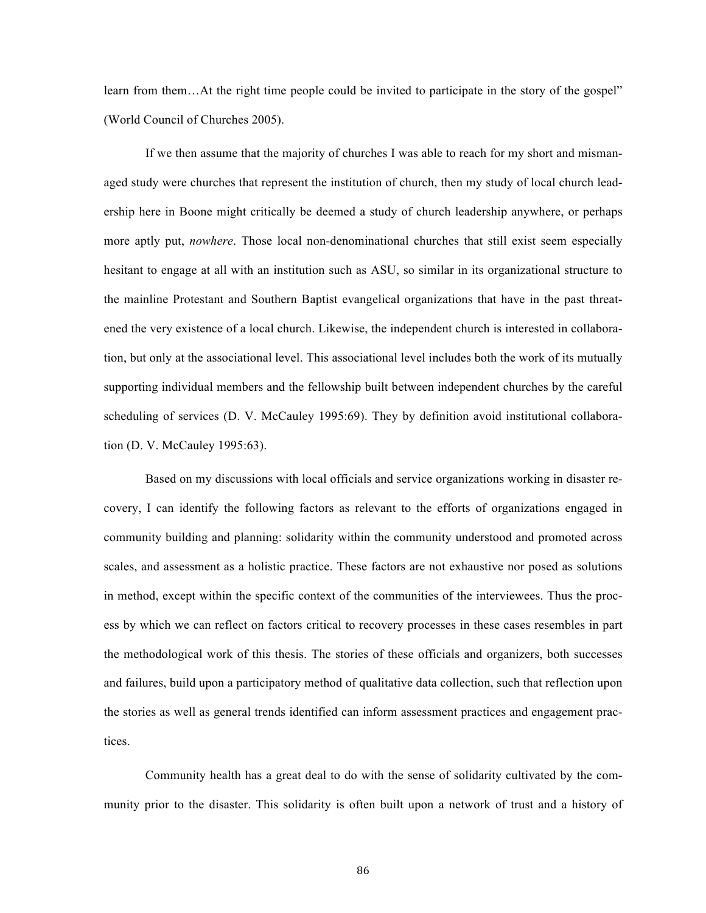learn from them…At the right time people could be invited to participate in the story of the gospel" (World Council of Churches 2005).

If we then assume that the majority of churches I was able to reach for my short and mismanaged study were churches that represent the institution of church, then my study of local church leadership here in Boone might critically be deemed a study of church leadership anywhere, or perhaps more aptly put, *nowhere*. Those local non-denominational churches that still exist seem especially hesitant to engage at all with an institution such as ASU, so similar in its organizational structure to the mainline Protestant and Southern Baptist evangelical organizations that have in the past threatened the very existence of a local church. Likewise, the independent church is interested in collaboration, but only at the associational level. This associational level includes both the work of its mutually supporting individual members and the fellowship built between independent churches by the careful scheduling of services (D. V. McCauley 1995:69). They by definition avoid institutional collaboration (D. V. McCauley 1995:63).

Based on my discussions with local officials and service organizations working in disaster recovery, I can identify the following factors as relevant to the efforts of organizations engaged in community building and planning: solidarity within the community understood and promoted across scales, and assessment as a holistic practice. These factors are not exhaustive nor posed as solutions in method, except within the specific context of the communities of the interviewees. Thus the process by which we can reflect on factors critical to recovery processes in these cases resembles in part the methodological work of this thesis. The stories of these officials and organizers, both successes and failures, build upon a participatory method of qualitative data collection, such that reflection upon the stories as well as general trends identified can inform assessment practices and engagement practices.

Community health has a great deal to do with the sense of solidarity cultivated by the community prior to the disaster. This solidarity is often built upon a network of trust and a history of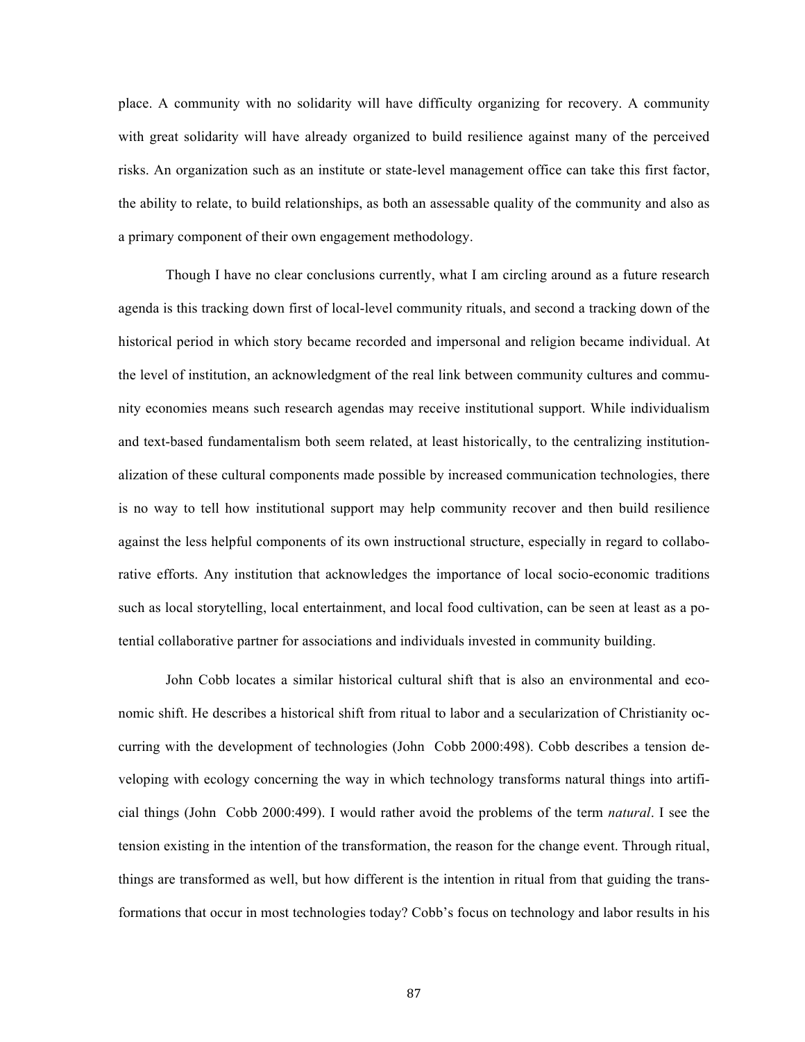place. A community with no solidarity will have difficulty organizing for recovery. A community with great solidarity will have already organized to build resilience against many of the perceived risks. An organization such as an institute or state-level management office can take this first factor, the ability to relate, to build relationships, as both an assessable quality of the community and also as a primary component of their own engagement methodology.

Though I have no clear conclusions currently, what I am circling around as a future research agenda is this tracking down first of local-level community rituals, and second a tracking down of the historical period in which story became recorded and impersonal and religion became individual. At the level of institution, an acknowledgment of the real link between community cultures and community economies means such research agendas may receive institutional support. While individualism and text-based fundamentalism both seem related, at least historically, to the centralizing institutionalization of these cultural components made possible by increased communication technologies, there is no way to tell how institutional support may help community recover and then build resilience against the less helpful components of its own instructional structure, especially in regard to collaborative efforts. Any institution that acknowledges the importance of local socio-economic traditions such as local storytelling, local entertainment, and local food cultivation, can be seen at least as a potential collaborative partner for associations and individuals invested in community building.

John Cobb locates a similar historical cultural shift that is also an environmental and economic shift. He describes a historical shift from ritual to labor and a secularization of Christianity occurring with the development of technologies (John Cobb 2000:498). Cobb describes a tension developing with ecology concerning the way in which technology transforms natural things into artificial things (John Cobb 2000:499). I would rather avoid the problems of the term *natural*. I see the tension existing in the intention of the transformation, the reason for the change event. Through ritual, things are transformed as well, but how different is the intention in ritual from that guiding the transformations that occur in most technologies today? Cobb's focus on technology and labor results in his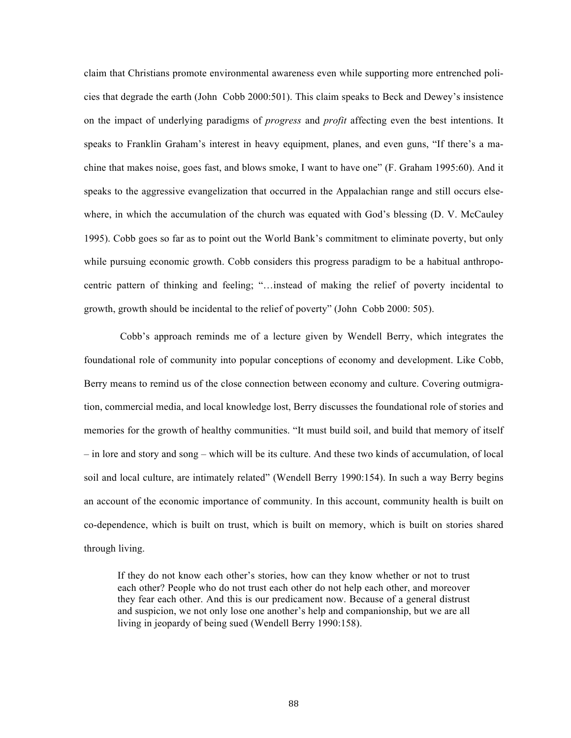claim that Christians promote environmental awareness even while supporting more entrenched policies that degrade the earth (John Cobb 2000:501). This claim speaks to Beck and Dewey's insistence on the impact of underlying paradigms of *progress* and *profit* affecting even the best intentions. It speaks to Franklin Graham's interest in heavy equipment, planes, and even guns, "If there's a machine that makes noise, goes fast, and blows smoke, I want to have one" (F. Graham 1995:60). And it speaks to the aggressive evangelization that occurred in the Appalachian range and still occurs elsewhere, in which the accumulation of the church was equated with God's blessing (D. V. McCauley 1995). Cobb goes so far as to point out the World Bank's commitment to eliminate poverty, but only while pursuing economic growth. Cobb considers this progress paradigm to be a habitual anthropocentric pattern of thinking and feeling; "…instead of making the relief of poverty incidental to growth, growth should be incidental to the relief of poverty" (John Cobb 2000: 505).

Cobb's approach reminds me of a lecture given by Wendell Berry, which integrates the foundational role of community into popular conceptions of economy and development. Like Cobb, Berry means to remind us of the close connection between economy and culture. Covering outmigration, commercial media, and local knowledge lost, Berry discusses the foundational role of stories and memories for the growth of healthy communities. "It must build soil, and build that memory of itself – in lore and story and song – which will be its culture. And these two kinds of accumulation, of local soil and local culture, are intimately related" (Wendell Berry 1990:154). In such a way Berry begins an account of the economic importance of community. In this account, community health is built on co-dependence, which is built on trust, which is built on memory, which is built on stories shared through living.

> If they do not know each other's stories, how can they know whether or not to trust each other? People who do not trust each other do not help each other, and moreover they fear each other. And this is our predicament now. Because of a general distrust and suspicion, we not only lose one another's help and companionship, but we are all living in jeopardy of being sued (Wendell Berry 1990:158).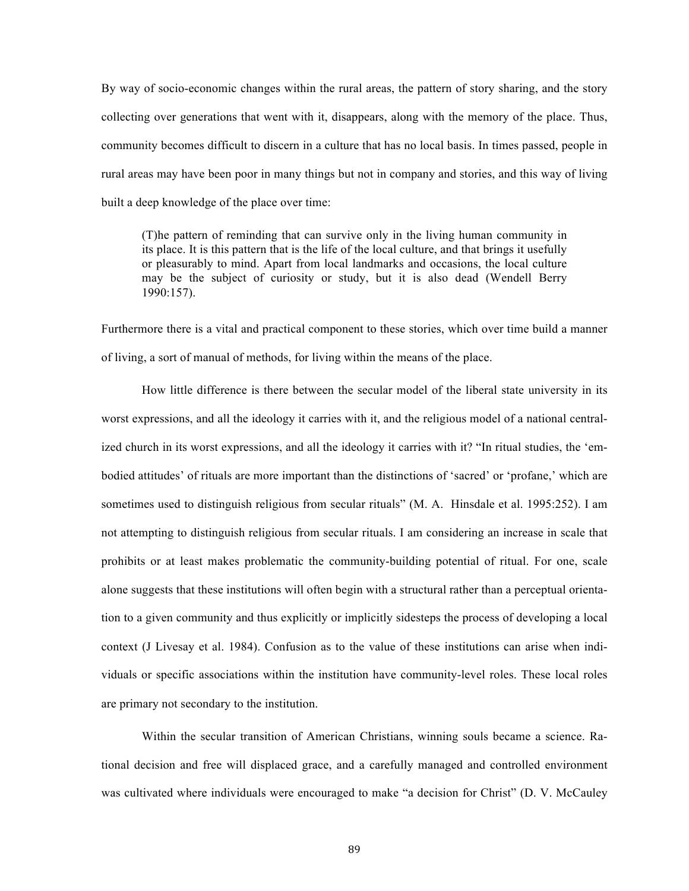By way of socio-economic changes within the rural areas, the pattern of story sharing, and the story collecting over generations that went with it, disappears, along with the memory of the place. Thus, community becomes difficult to discern in a culture that has no local basis. In times passed, people in rural areas may have been poor in many things but not in company and stories, and this way of living built a deep knowledge of the place over time:

> (T)he pattern of reminding that can survive only in the living human community in its place. It is this pattern that is the life of the local culture, and that brings it usefully or pleasurably to mind. Apart from local landmarks and occasions, the local culture may be the subject of curiosity or study, but it is also dead (Wendell Berry 1990:157).

Furthermore there is a vital and practical component to these stories, which over time build a manner of living, a sort of manual of methods, for living within the means of the place.

How little difference is there between the secular model of the liberal state university in its worst expressions, and all the ideology it carries with it, and the religious model of a national centralized church in its worst expressions, and all the ideology it carries with it? "In ritual studies, the 'embodied attitudes' of rituals are more important than the distinctions of 'sacred' or 'profane,' which are sometimes used to distinguish religious from secular rituals" (M. A. Hinsdale et al. 1995:252). I am not attempting to distinguish religious from secular rituals. I am considering an increase in scale that prohibits or at least makes problematic the community-building potential of ritual. For one, scale alone suggests that these institutions will often begin with a structural rather than a perceptual orientation to a given community and thus explicitly or implicitly sidesteps the process of developing a local context (J Livesay et al. 1984). Confusion as to the value of these institutions can arise when individuals or specific associations within the institution have community-level roles. These local roles are primary not secondary to the institution.

Within the secular transition of American Christians, winning souls became a science. Rational decision and free will displaced grace, and a carefully managed and controlled environment was cultivated where individuals were encouraged to make "a decision for Christ" (D. V. McCauley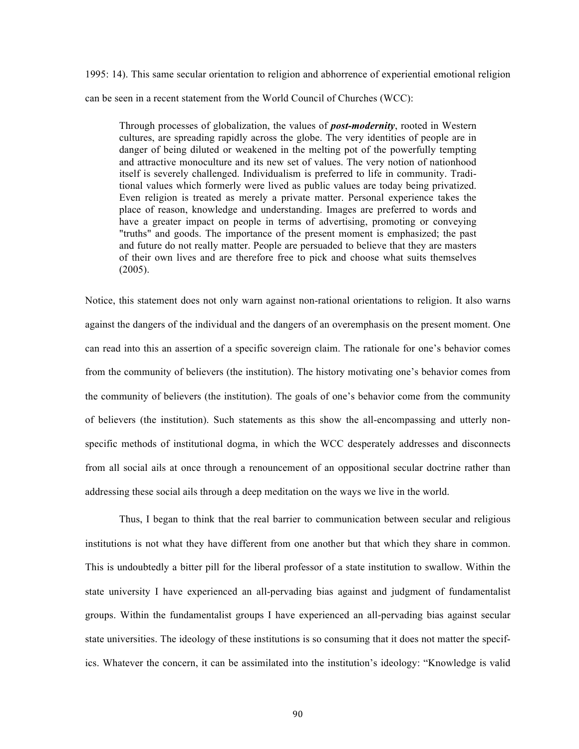1995: 14). This same secular orientation to religion and abhorrence of experiential emotional religion can be seen in a recent statement from the World Council of Churches (WCC):

> Through processes of globalization, the values of ***post-modernity***, rooted in Western cultures, are spreading rapidly across the globe. The very identities of people are in danger of being diluted or weakened in the melting pot of the powerfully tempting and attractive monoculture and its new set of values. The very notion of nationhood itself is severely challenged. Individualism is preferred to life in community. Traditional values which formerly were lived as public values are today being privatized. Even religion is treated as merely a private matter. Personal experience takes the place of reason, knowledge and understanding. Images are preferred to words and have a greater impact on people in terms of advertising, promoting or conveying "truths" and goods. The importance of the present moment is emphasized; the past and future do not really matter. People are persuaded to believe that they are masters of their own lives and are therefore free to pick and choose what suits themselves (2005).

Notice, this statement does not only warn against non-rational orientations to religion. It also warns against the dangers of the individual and the dangers of an overemphasis on the present moment. One can read into this an assertion of a specific sovereign claim. The rationale for one's behavior comes from the community of believers (the institution). The history motivating one's behavior comes from the community of believers (the institution). The goals of one's behavior come from the community of believers (the institution). Such statements as this show the all-encompassing and utterly non-specific methods of institutional dogma, in which the WCC desperately addresses and disconnects from all social ails at once through a renouncement of an oppositional secular doctrine rather than addressing these social ails through a deep meditation on the ways we live in the world.

Thus, I began to think that the real barrier to communication between secular and religious institutions is not what they have different from one another but that which they share in common. This is undoubtedly a bitter pill for the liberal professor of a state institution to swallow. Within the state university I have experienced an all-pervading bias against and judgment of fundamentalist groups. Within the fundamentalist groups I have experienced an all-pervading bias against secular state universities. The ideology of these institutions is so consuming that it does not matter the specifics. Whatever the concern, it can be assimilated into the institution's ideology: "Knowledge is valid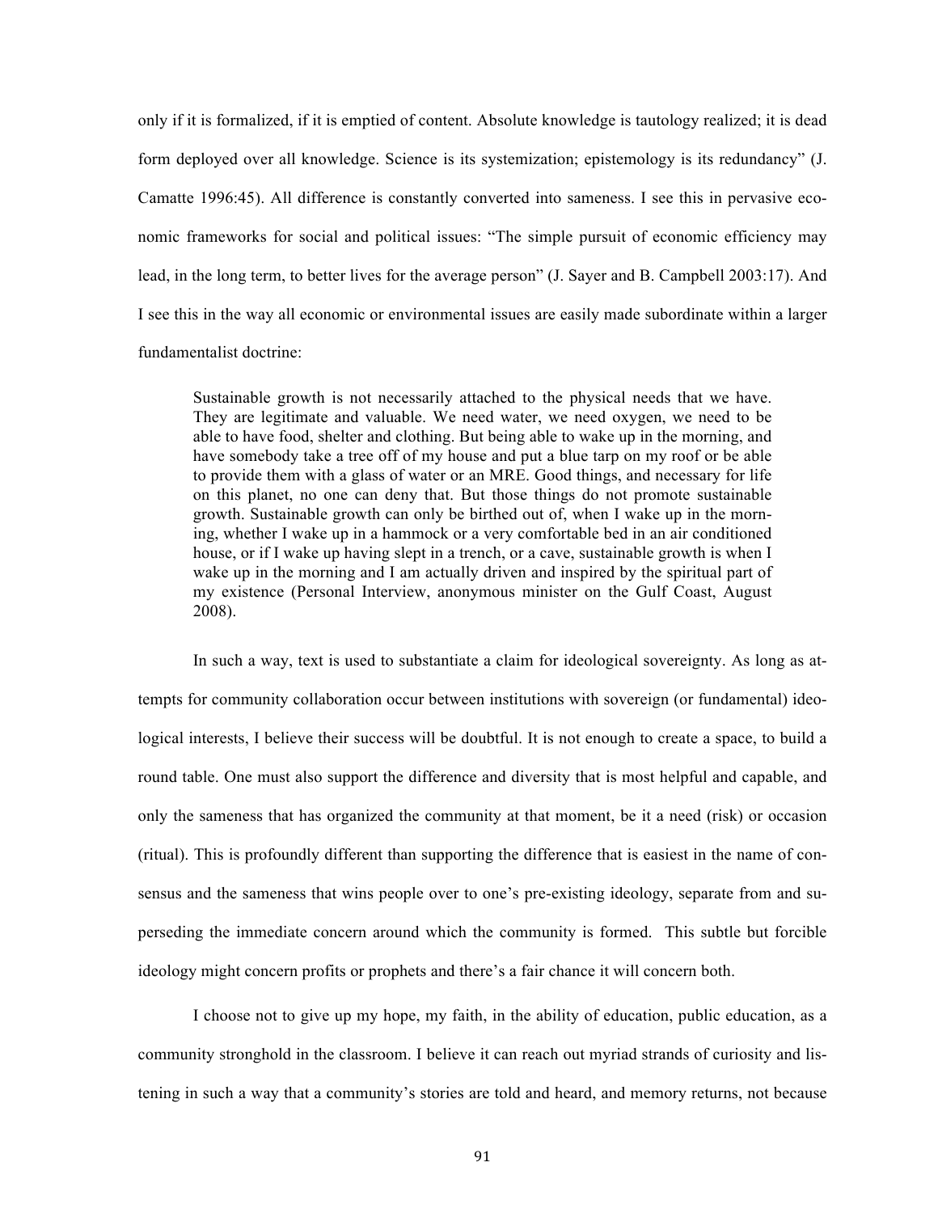only if it is formalized, if it is emptied of content. Absolute knowledge is tautology realized; it is dead form deployed over all knowledge. Science is its systemization; epistemology is its redundancy" (J. Camatte 1996:45). All difference is constantly converted into sameness. I see this in pervasive economic frameworks for social and political issues: "The simple pursuit of economic efficiency may lead, in the long term, to better lives for the average person" (J. Sayer and B. Campbell 2003:17). And I see this in the way all economic or environmental issues are easily made subordinate within a larger fundamentalist doctrine:

> Sustainable growth is not necessarily attached to the physical needs that we have. They are legitimate and valuable. We need water, we need oxygen, we need to be able to have food, shelter and clothing. But being able to wake up in the morning, and have somebody take a tree off of my house and put a blue tarp on my roof or be able to provide them with a glass of water or an MRE. Good things, and necessary for life on this planet, no one can deny that. But those things do not promote sustainable growth. Sustainable growth can only be birthed out of, when I wake up in the morning, whether I wake up in a hammock or a very comfortable bed in an air conditioned house, or if I wake up having slept in a trench, or a cave, sustainable growth is when I wake up in the morning and I am actually driven and inspired by the spiritual part of my existence (Personal Interview, anonymous minister on the Gulf Coast, August 2008).

In such a way, text is used to substantiate a claim for ideological sovereignty. As long as attempts for community collaboration occur between institutions with sovereign (or fundamental) ideological interests, I believe their success will be doubtful. It is not enough to create a space, to build a round table. One must also support the difference and diversity that is most helpful and capable, and only the sameness that has organized the community at that moment, be it a need (risk) or occasion (ritual). This is profoundly different than supporting the difference that is easiest in the name of consensus and the sameness that wins people over to one's pre-existing ideology, separate from and superseding the immediate concern around which the community is formed. This subtle but forcible ideology might concern profits or prophets and there's a fair chance it will concern both.

I choose not to give up my hope, my faith, in the ability of education, public education, as a community stronghold in the classroom. I believe it can reach out myriad strands of curiosity and listening in such a way that a community's stories are told and heard, and memory returns, not because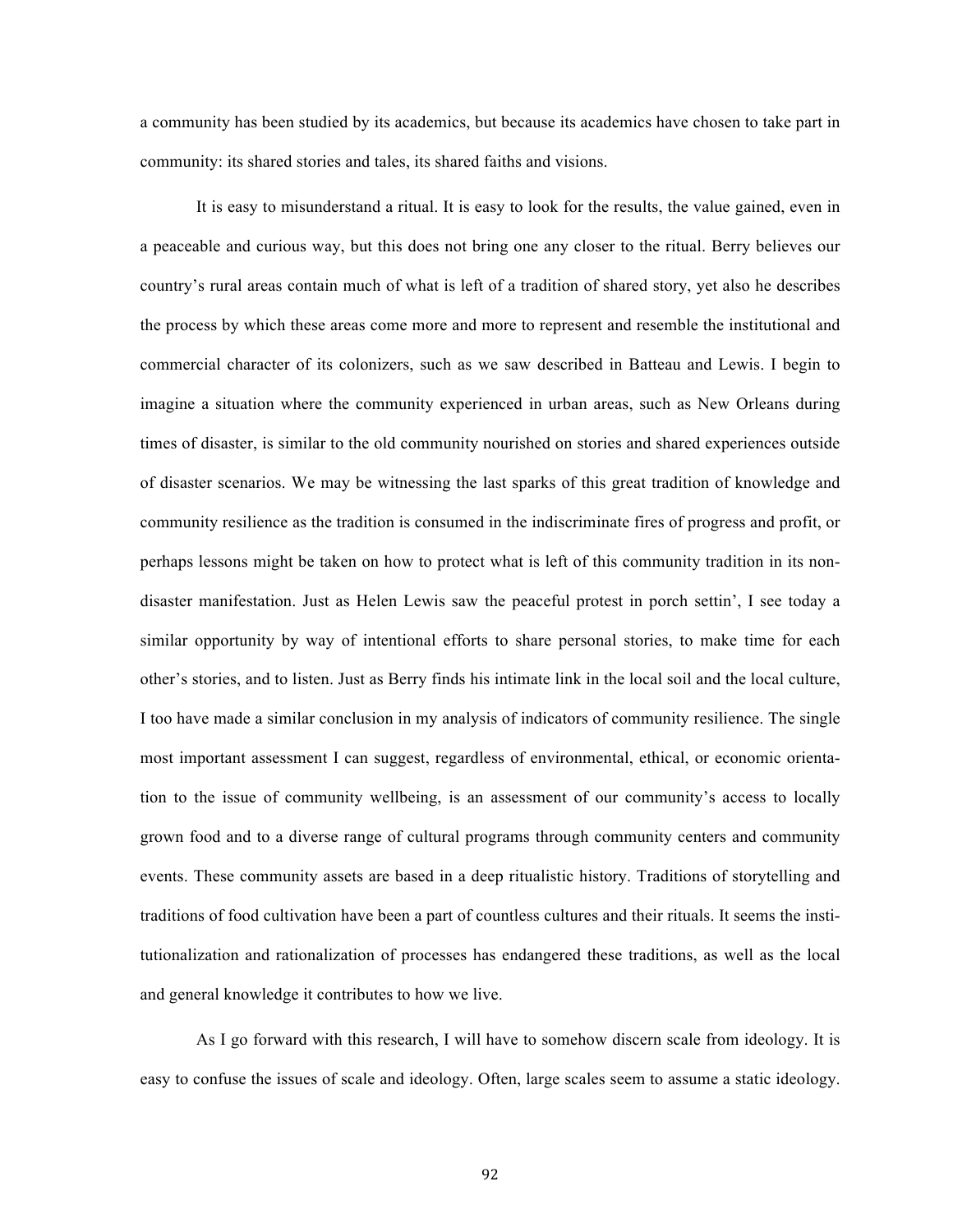a community has been studied by its academics, but because its academics have chosen to take part in community: its shared stories and tales, its shared faiths and visions.

It is easy to misunderstand a ritual. It is easy to look for the results, the value gained, even in a peaceable and curious way, but this does not bring one any closer to the ritual. Berry believes our country's rural areas contain much of what is left of a tradition of shared story, yet also he describes the process by which these areas come more and more to represent and resemble the institutional and commercial character of its colonizers, such as we saw described in Batteau and Lewis. I begin to imagine a situation where the community experienced in urban areas, such as New Orleans during times of disaster, is similar to the old community nourished on stories and shared experiences outside of disaster scenarios. We may be witnessing the last sparks of this great tradition of knowledge and community resilience as the tradition is consumed in the indiscriminate fires of progress and profit, or perhaps lessons might be taken on how to protect what is left of this community tradition in its non-disaster manifestation. Just as Helen Lewis saw the peaceful protest in porch settin', I see today a similar opportunity by way of intentional efforts to share personal stories, to make time for each other's stories, and to listen. Just as Berry finds his intimate link in the local soil and the local culture, I too have made a similar conclusion in my analysis of indicators of community resilience. The single most important assessment I can suggest, regardless of environmental, ethical, or economic orientation to the issue of community wellbeing, is an assessment of our community's access to locally grown food and to a diverse range of cultural programs through community centers and community events. These community assets are based in a deep ritualistic history. Traditions of storytelling and traditions of food cultivation have been a part of countless cultures and their rituals. It seems the institutionalization and rationalization of processes has endangered these traditions, as well as the local and general knowledge it contributes to how we live.

As I go forward with this research, I will have to somehow discern scale from ideology. It is easy to confuse the issues of scale and ideology. Often, large scales seem to assume a static ideology.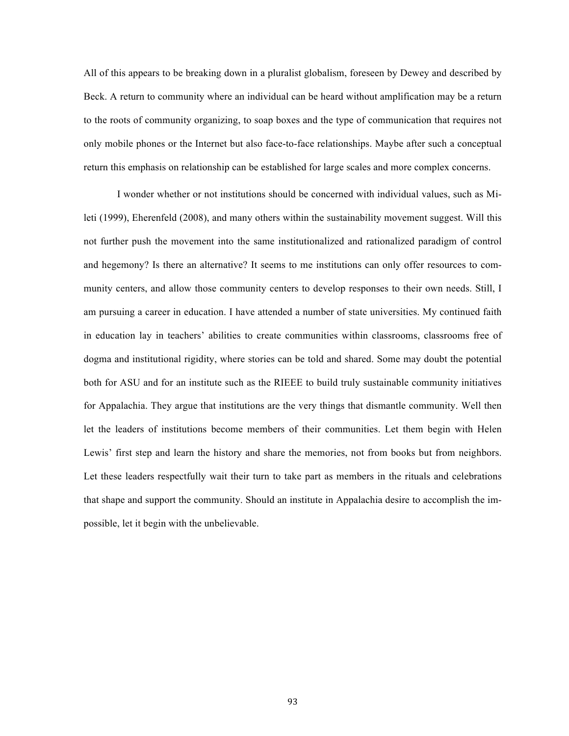All of this appears to be breaking down in a pluralist globalism, foreseen by Dewey and described by Beck. A return to community where an individual can be heard without amplification may be a return to the roots of community organizing, to soap boxes and the type of communication that requires not only mobile phones or the Internet but also face-to-face relationships. Maybe after such a conceptual return this emphasis on relationship can be established for large scales and more complex concerns.

I wonder whether or not institutions should be concerned with individual values, such as Mileti (1999), Eherenfeld (2008), and many others within the sustainability movement suggest. Will this not further push the movement into the same institutionalized and rationalized paradigm of control and hegemony? Is there an alternative? It seems to me institutions can only offer resources to community centers, and allow those community centers to develop responses to their own needs. Still, I am pursuing a career in education. I have attended a number of state universities. My continued faith in education lay in teachers' abilities to create communities within classrooms, classrooms free of dogma and institutional rigidity, where stories can be told and shared. Some may doubt the potential both for ASU and for an institute such as the RIEEE to build truly sustainable community initiatives for Appalachia. They argue that institutions are the very things that dismantle community. Well then let the leaders of institutions become members of their communities. Let them begin with Helen Lewis' first step and learn the history and share the memories, not from books but from neighbors. Let these leaders respectfully wait their turn to take part as members in the rituals and celebrations that shape and support the community. Should an institute in Appalachia desire to accomplish the impossible, let it begin with the unbelievable.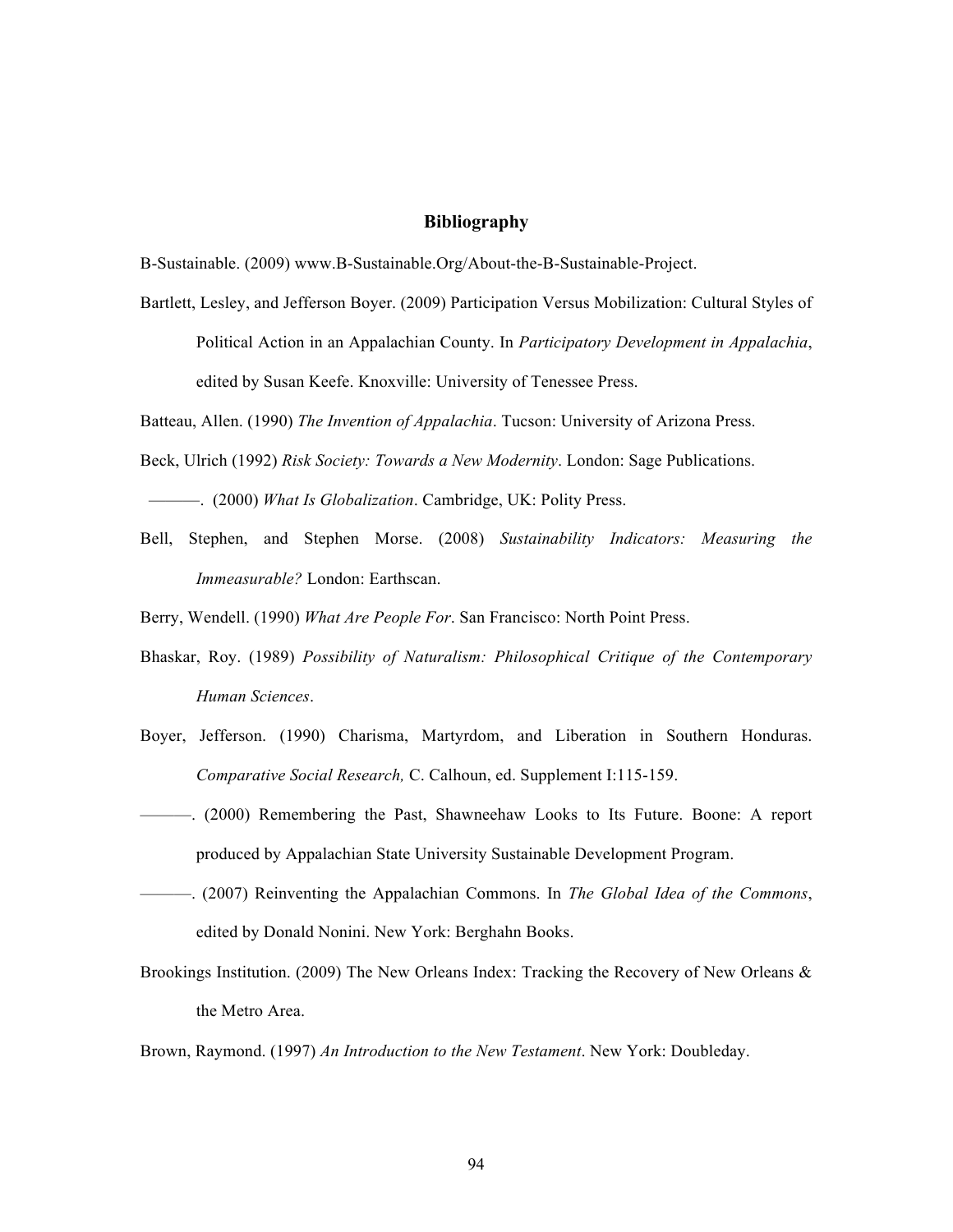## Bibliography

B-Sustainable. (2009) www.B-Sustainable.Org/About-the-B-Sustainable-Project.

Bartlett, Lesley, and Jefferson Boyer. (2009) Participation Versus Mobilization: Cultural Styles of Political Action in an Appalachian County. In *Participatory Development in Appalachia*, edited by Susan Keefe. Knoxville: University of Tenessee Press.

Batteau, Allen. (1990) *The Invention of Appalachia*. Tucson: University of Arizona Press.

Beck, Ulrich (1992) *Risk Society: Towards a New Modernity*. London: Sage Publications.

———. (2000) *What Is Globalization*. Cambridge, UK: Polity Press.

Bell, Stephen, and Stephen Morse. (2008) *Sustainability Indicators: Measuring the Immeasurable?* London: Earthscan.

Berry, Wendell. (1990) *What Are People For*. San Francisco: North Point Press.

Bhaskar, Roy. (1989) *Possibility of Naturalism: Philosophical Critique of the Contemporary Human Sciences*.

Boyer, Jefferson. (1990) Charisma, Martyrdom, and Liberation in Southern Honduras. *Comparative Social Research,* C. Calhoun, ed. Supplement I:115-159.

———. (2000) Remembering the Past, Shawneehaw Looks to Its Future. Boone: A report produced by Appalachian State University Sustainable Development Program.

———. (2007) Reinventing the Appalachian Commons. In *The Global Idea of the Commons*, edited by Donald Nonini. New York: Berghahn Books.

Brookings Institution. (2009) The New Orleans Index: Tracking the Recovery of New Orleans & the Metro Area.

Brown, Raymond. (1997) *An Introduction to the New Testament*. New York: Doubleday.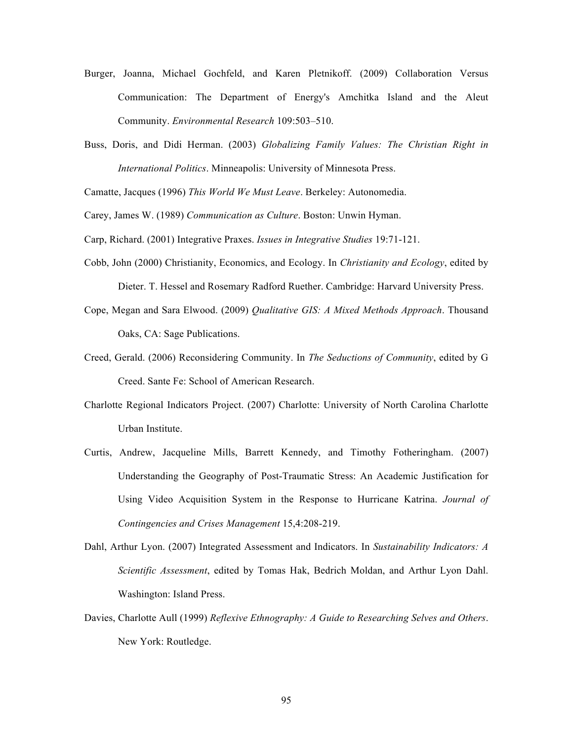Burger, Joanna, Michael Gochfeld, and Karen Pletnikoff. (2009) Collaboration Versus Communication: The Department of Energy's Amchitka Island and the Aleut Community. *Environmental Research* 109:503–510.

Buss, Doris, and Didi Herman. (2003) *Globalizing Family Values: The Christian Right in International Politics*. Minneapolis: University of Minnesota Press.

Camatte, Jacques (1996) *This World We Must Leave*. Berkeley: Autonomedia.

Carey, James W. (1989) *Communication as Culture*. Boston: Unwin Hyman.

Carp, Richard. (2001) Integrative Praxes. *Issues in Integrative Studies* 19:71-121.

Cobb, John (2000) Christianity, Economics, and Ecology. In *Christianity and Ecology*, edited by Dieter. T. Hessel and Rosemary Radford Ruether. Cambridge: Harvard University Press.

Cope, Megan and Sara Elwood. (2009) *Qualitative GIS: A Mixed Methods Approach*. Thousand Oaks, CA: Sage Publications.

Creed, Gerald. (2006) Reconsidering Community. In *The Seductions of Community*, edited by G Creed. Sante Fe: School of American Research.

Charlotte Regional Indicators Project. (2007) Charlotte: University of North Carolina Charlotte Urban Institute.

Curtis, Andrew, Jacqueline Mills, Barrett Kennedy, and Timothy Fotheringham. (2007) Understanding the Geography of Post-Traumatic Stress: An Academic Justification for Using Video Acquisition System in the Response to Hurricane Katrina. *Journal of Contingencies and Crises Management* 15,4:208-219.

Dahl, Arthur Lyon. (2007) Integrated Assessment and Indicators. In *Sustainability Indicators: A Scientific Assessment*, edited by Tomas Hak, Bedrich Moldan, and Arthur Lyon Dahl. Washington: Island Press.

Davies, Charlotte Aull (1999) *Reflexive Ethnography: A Guide to Researching Selves and Others*. New York: Routledge.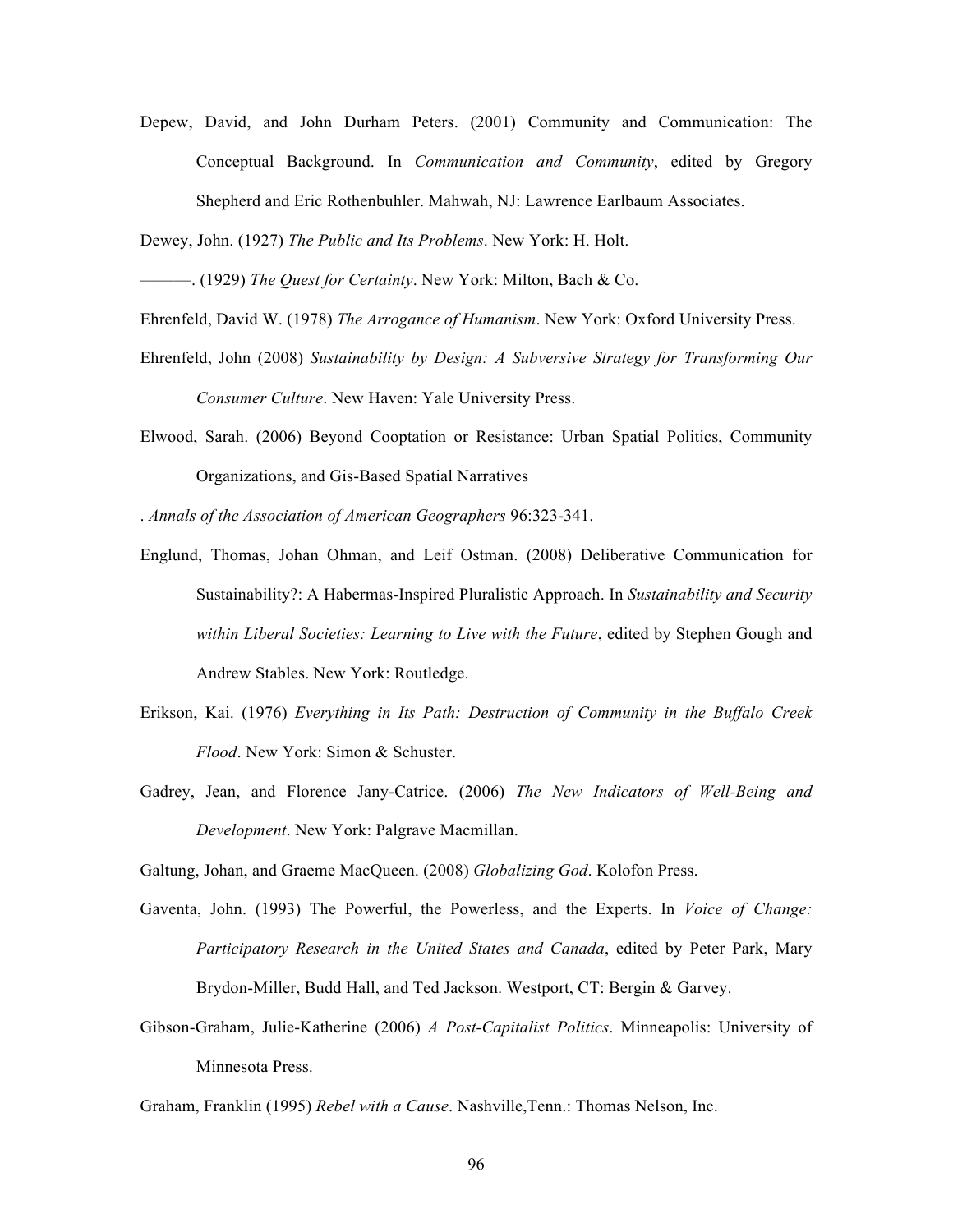Depew, David, and John Durham Peters. (2001) Community and Communication: The Conceptual Background. In *Communication and Community*, edited by Gregory Shepherd and Eric Rothenbuhler. Mahwah, NJ: Lawrence Earlbaum Associates.

Dewey, John. (1927) *The Public and Its Problems*. New York: H. Holt.

———. (1929) *The Quest for Certainty*. New York: Milton, Bach & Co.

Ehrenfeld, David W. (1978) *The Arrogance of Humanism*. New York: Oxford University Press.

Ehrenfeld, John (2008) *Sustainability by Design: A Subversive Strategy for Transforming Our Consumer Culture*. New Haven: Yale University Press.

Elwood, Sarah. (2006) Beyond Cooptation or Resistance: Urban Spatial Politics, Community Organizations, and Gis-Based Spatial Narratives

. *Annals of the Association of American Geographers* 96:323-341.

Englund, Thomas, Johan Ohman, and Leif Ostman. (2008) Deliberative Communication for Sustainability?: A Habermas-Inspired Pluralistic Approach. In *Sustainability and Security within Liberal Societies: Learning to Live with the Future*, edited by Stephen Gough and Andrew Stables. New York: Routledge.

Erikson, Kai. (1976) *Everything in Its Path: Destruction of Community in the Buffalo Creek Flood*. New York: Simon & Schuster.

Gadrey, Jean, and Florence Jany-Catrice. (2006) *The New Indicators of Well-Being and Development*. New York: Palgrave Macmillan.

Galtung, Johan, and Graeme MacQueen. (2008) *Globalizing God*. Kolofon Press.

Gaventa, John. (1993) The Powerful, the Powerless, and the Experts. In *Voice of Change: Participatory Research in the United States and Canada*, edited by Peter Park, Mary Brydon-Miller, Budd Hall, and Ted Jackson. Westport, CT: Bergin & Garvey.

Gibson-Graham, Julie-Katherine (2006) *A Post-Capitalist Politics*. Minneapolis: University of Minnesota Press.

Graham, Franklin (1995) *Rebel with a Cause*. Nashville,Tenn.: Thomas Nelson, Inc.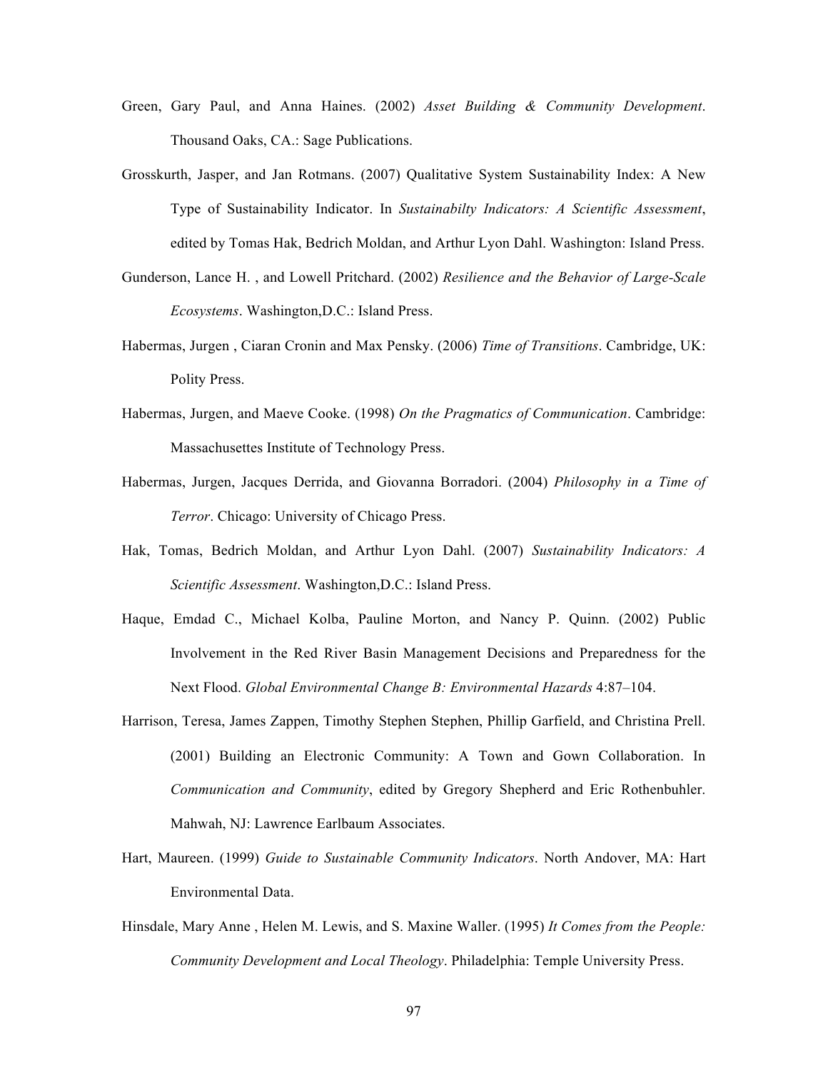Green, Gary Paul, and Anna Haines. (2002) *Asset Building & Community Development*. Thousand Oaks, CA.: Sage Publications.

Grosskurth, Jasper, and Jan Rotmans. (2007) Qualitative System Sustainability Index: A New Type of Sustainability Indicator. In *Sustainabilty Indicators: A Scientific Assessment*, edited by Tomas Hak, Bedrich Moldan, and Arthur Lyon Dahl. Washington: Island Press.

Gunderson, Lance H. , and Lowell Pritchard. (2002) *Resilience and the Behavior of Large-Scale Ecosystems*. Washington,D.C.: Island Press.

Habermas, Jurgen , Ciaran Cronin and Max Pensky. (2006) *Time of Transitions*. Cambridge, UK: Polity Press.

Habermas, Jurgen, and Maeve Cooke. (1998) *On the Pragmatics of Communication*. Cambridge: Massachusettes Institute of Technology Press.

Habermas, Jurgen, Jacques Derrida, and Giovanna Borradori. (2004) *Philosophy in a Time of Terror*. Chicago: University of Chicago Press.

Hak, Tomas, Bedrich Moldan, and Arthur Lyon Dahl. (2007) *Sustainability Indicators: A Scientific Assessment*. Washington,D.C.: Island Press.

Haque, Emdad C., Michael Kolba, Pauline Morton, and Nancy P. Quinn. (2002) Public Involvement in the Red River Basin Management Decisions and Preparedness for the Next Flood. *Global Environmental Change B: Environmental Hazards* 4:87–104.

Harrison, Teresa, James Zappen, Timothy Stephen Stephen, Phillip Garfield, and Christina Prell. (2001) Building an Electronic Community: A Town and Gown Collaboration. In *Communication and Community*, edited by Gregory Shepherd and Eric Rothenbuhler. Mahwah, NJ: Lawrence Earlbaum Associates.

Hart, Maureen. (1999) *Guide to Sustainable Community Indicators*. North Andover, MA: Hart Environmental Data.

Hinsdale, Mary Anne , Helen M. Lewis, and S. Maxine Waller. (1995) *It Comes from the People: Community Development and Local Theology*. Philadelphia: Temple University Press.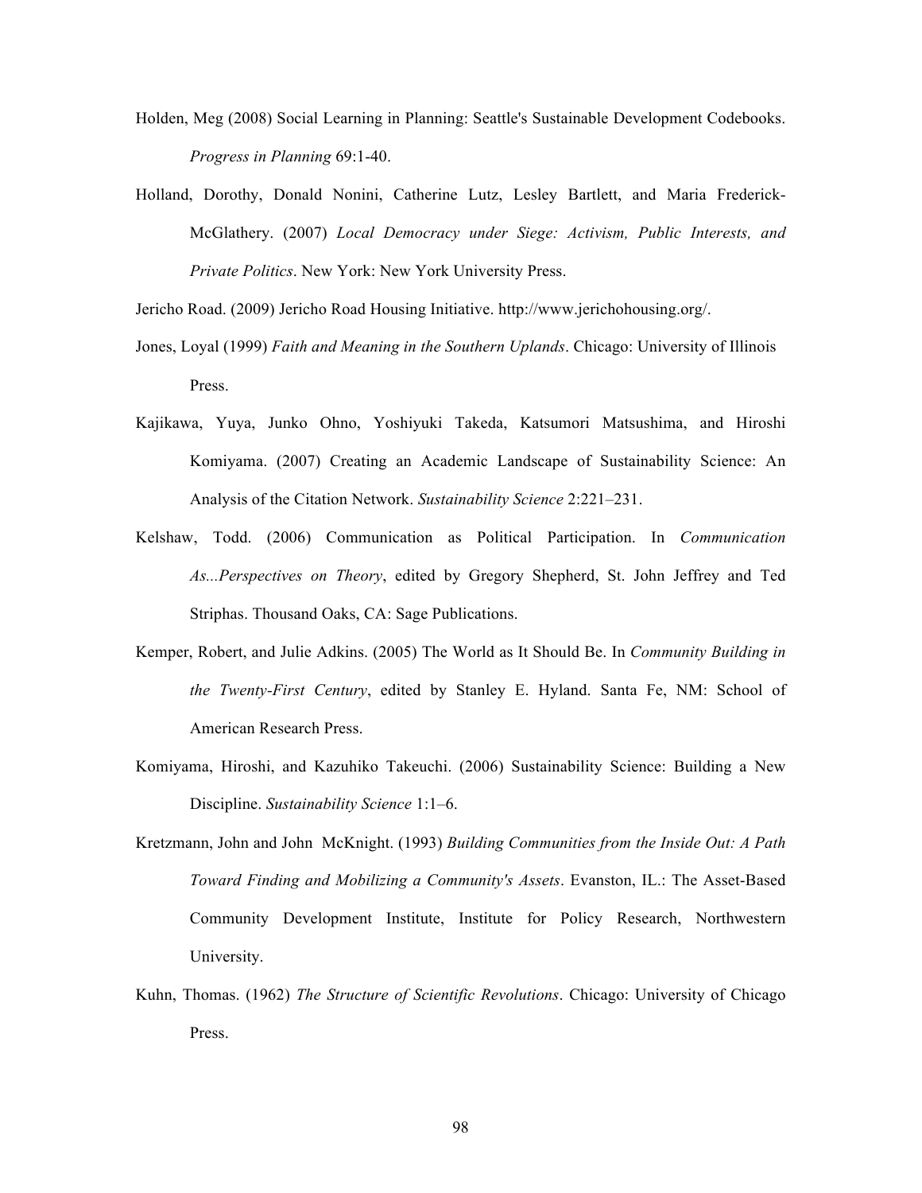Holden, Meg (2008) Social Learning in Planning: Seattle's Sustainable Development Codebooks. *Progress in Planning* 69:1-40.

Holland, Dorothy, Donald Nonini, Catherine Lutz, Lesley Bartlett, and Maria Frederick-McGlathery. (2007) *Local Democracy under Siege: Activism, Public Interests, and Private Politics*. New York: New York University Press.

Jericho Road. (2009) Jericho Road Housing Initiative. http://www.jerichohousing.org/.

Jones, Loyal (1999) *Faith and Meaning in the Southern Uplands*. Chicago: University of Illinois Press.

Kajikawa, Yuya, Junko Ohno, Yoshiyuki Takeda, Katsumori Matsushima, and Hiroshi Komiyama. (2007) Creating an Academic Landscape of Sustainability Science: An Analysis of the Citation Network. *Sustainability Science* 2:221–231.

Kelshaw, Todd. (2006) Communication as Political Participation. In *Communication As...Perspectives on Theory*, edited by Gregory Shepherd, St. John Jeffrey and Ted Striphas. Thousand Oaks, CA: Sage Publications.

Kemper, Robert, and Julie Adkins. (2005) The World as It Should Be. In *Community Building in the Twenty-First Century*, edited by Stanley E. Hyland. Santa Fe, NM: School of American Research Press.

Komiyama, Hiroshi, and Kazuhiko Takeuchi. (2006) Sustainability Science: Building a New Discipline. *Sustainability Science* 1:1–6.

Kretzmann, John and John McKnight. (1993) *Building Communities from the Inside Out: A Path Toward Finding and Mobilizing a Community's Assets*. Evanston, IL.: The Asset-Based Community Development Institute, Institute for Policy Research, Northwestern University.

Kuhn, Thomas. (1962) *The Structure of Scientific Revolutions*. Chicago: University of Chicago Press.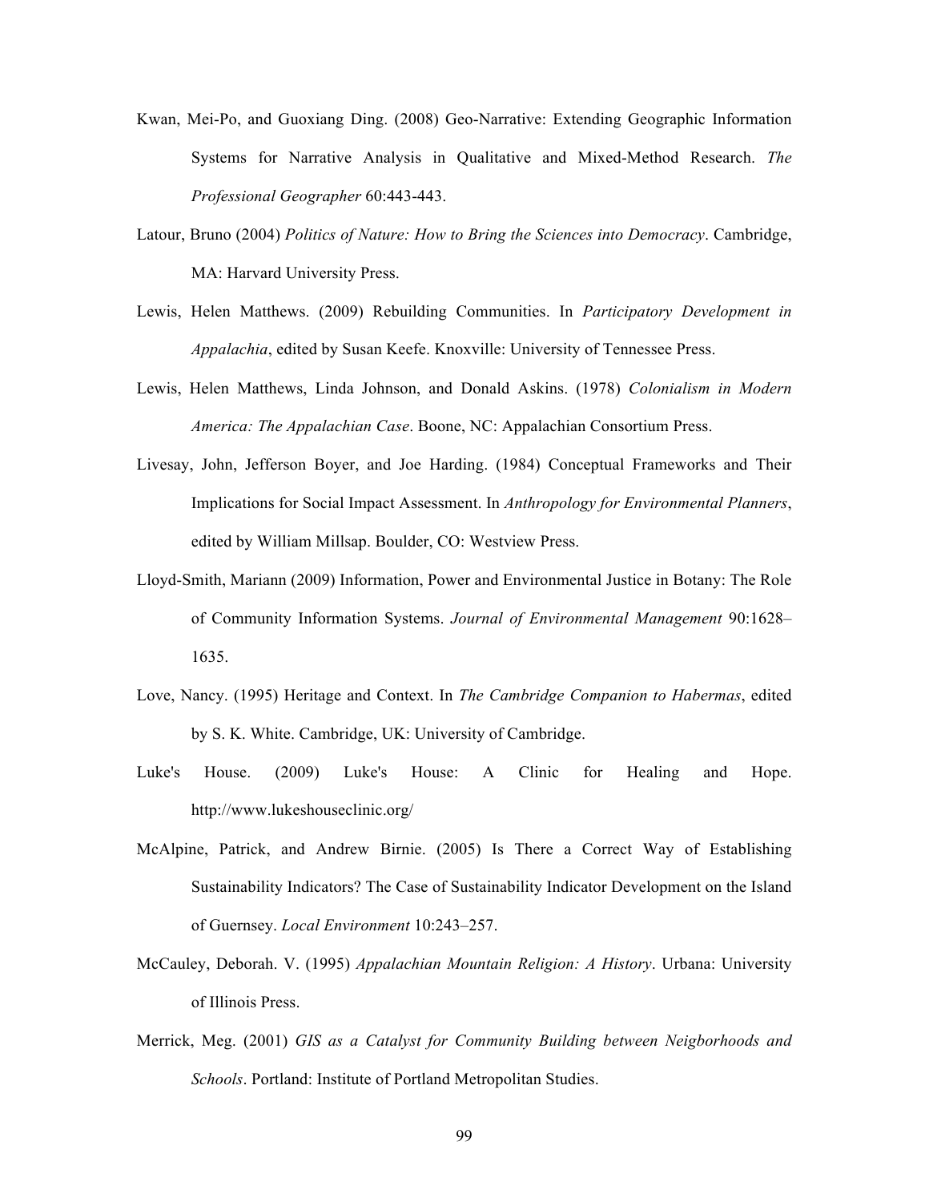Kwan, Mei-Po, and Guoxiang Ding. (2008) Geo-Narrative: Extending Geographic Information Systems for Narrative Analysis in Qualitative and Mixed-Method Research. *The Professional Geographer* 60:443-443.

Latour, Bruno (2004) *Politics of Nature: How to Bring the Sciences into Democracy*. Cambridge, MA: Harvard University Press.

Lewis, Helen Matthews. (2009) Rebuilding Communities. In *Participatory Development in Appalachia*, edited by Susan Keefe. Knoxville: University of Tennessee Press.

Lewis, Helen Matthews, Linda Johnson, and Donald Askins. (1978) *Colonialism in Modern America: The Appalachian Case*. Boone, NC: Appalachian Consortium Press.

Livesay, John, Jefferson Boyer, and Joe Harding. (1984) Conceptual Frameworks and Their Implications for Social Impact Assessment. In *Anthropology for Environmental Planners*, edited by William Millsap. Boulder, CO: Westview Press.

Lloyd-Smith, Mariann (2009) Information, Power and Environmental Justice in Botany: The Role of Community Information Systems. *Journal of Environmental Management* 90:1628–1635.

Love, Nancy. (1995) Heritage and Context. In *The Cambridge Companion to Habermas*, edited by S. K. White. Cambridge, UK: University of Cambridge.

Luke's House. (2009) Luke's House: A Clinic for Healing and Hope. http://www.lukeshouseclinic.org/

McAlpine, Patrick, and Andrew Birnie. (2005) Is There a Correct Way of Establishing Sustainability Indicators? The Case of Sustainability Indicator Development on the Island of Guernsey. *Local Environment* 10:243–257.

McCauley, Deborah. V. (1995) *Appalachian Mountain Religion: A History*. Urbana: University of Illinois Press.

Merrick, Meg. (2001) *GIS as a Catalyst for Community Building between Neigborhoods and Schools*. Portland: Institute of Portland Metropolitan Studies.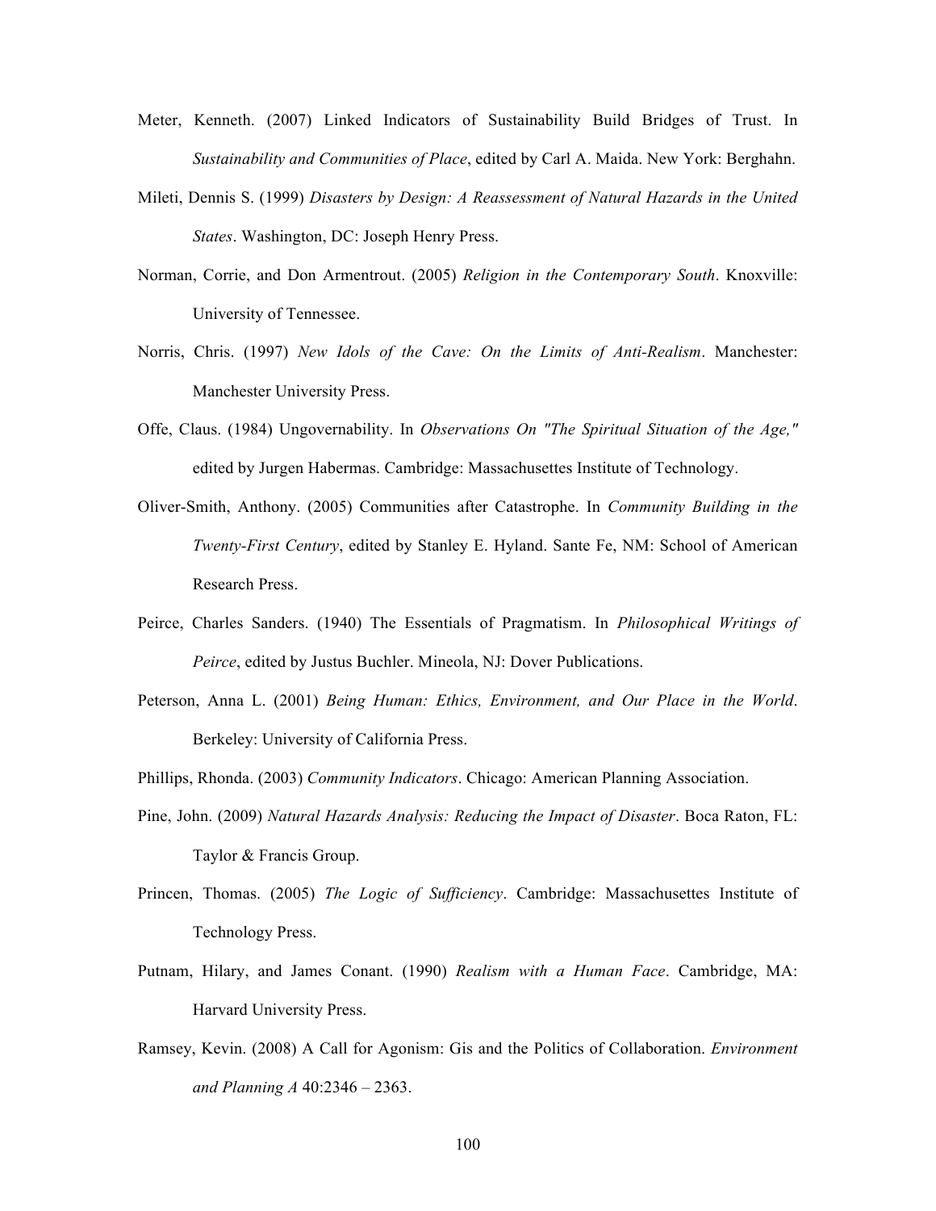Meter, Kenneth. (2007) Linked Indicators of Sustainability Build Bridges of Trust. In *Sustainability and Communities of Place*, edited by Carl A. Maida. New York: Berghahn.

Mileti, Dennis S. (1999) *Disasters by Design: A Reassessment of Natural Hazards in the United States*. Washington, DC: Joseph Henry Press.

Norman, Corrie, and Don Armentrout. (2005) *Religion in the Contemporary South*. Knoxville: University of Tennessee.

Norris, Chris. (1997) *New Idols of the Cave: On the Limits of Anti-Realism*. Manchester: Manchester University Press.

Offe, Claus. (1984) Ungovernability. In *Observations On "The Spiritual Situation of the Age,"* edited by Jurgen Habermas. Cambridge: Massachusettes Institute of Technology.

Oliver-Smith, Anthony. (2005) Communities after Catastrophe. In *Community Building in the Twenty-First Century*, edited by Stanley E. Hyland. Sante Fe, NM: School of American Research Press.

Peirce, Charles Sanders. (1940) The Essentials of Pragmatism. In *Philosophical Writings of Peirce*, edited by Justus Buchler. Mineola, NJ: Dover Publications.

Peterson, Anna L. (2001) *Being Human: Ethics, Environment, and Our Place in the World*. Berkeley: University of California Press.

Phillips, Rhonda. (2003) *Community Indicators*. Chicago: American Planning Association.

Pine, John. (2009) *Natural Hazards Analysis: Reducing the Impact of Disaster*. Boca Raton, FL: Taylor & Francis Group.

Princen, Thomas. (2005) *The Logic of Sufficiency*. Cambridge: Massachusettes Institute of Technology Press.

Putnam, Hilary, and James Conant. (1990) *Realism with a Human Face*. Cambridge, MA: Harvard University Press.

Ramsey, Kevin. (2008) A Call for Agonism: Gis and the Politics of Collaboration. *Environment and Planning A* 40:2346 – 2363.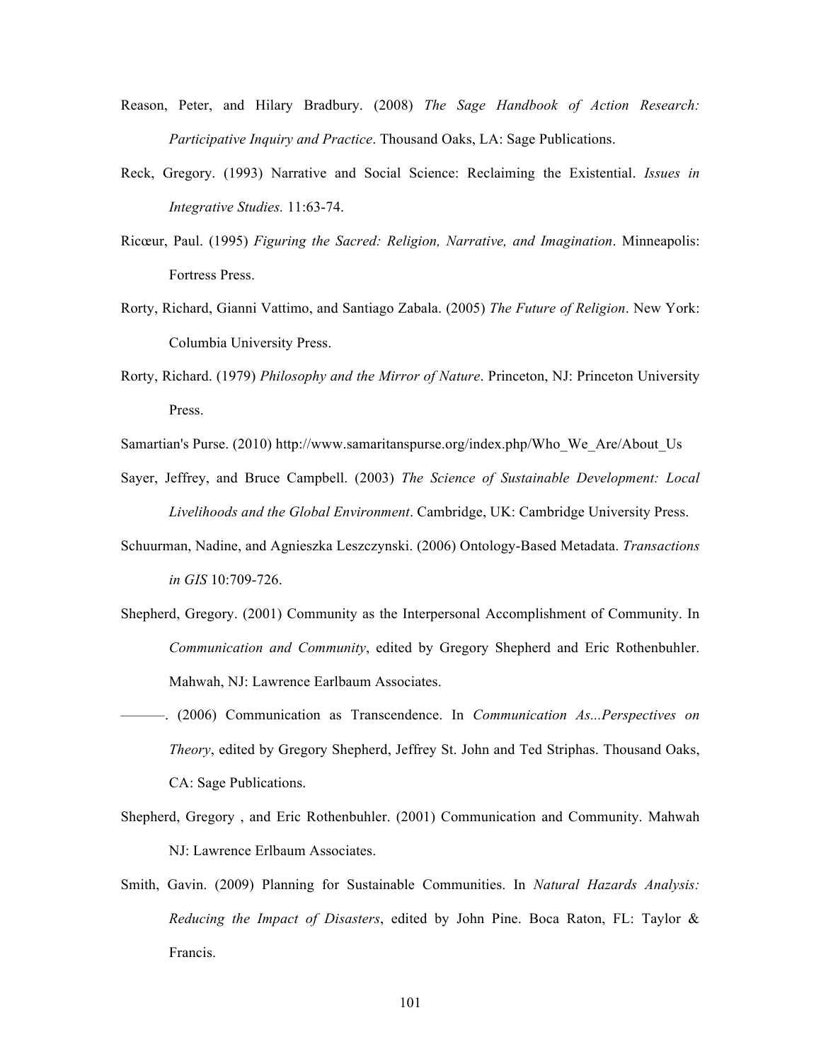Reason, Peter, and Hilary Bradbury. (2008) *The Sage Handbook of Action Research: Participative Inquiry and Practice*. Thousand Oaks, LA: Sage Publications.

Reck, Gregory. (1993) Narrative and Social Science: Reclaiming the Existential. *Issues in Integrative Studies.* 11:63-74.

Ricœur, Paul. (1995) *Figuring the Sacred: Religion, Narrative, and Imagination*. Minneapolis: Fortress Press.

Rorty, Richard, Gianni Vattimo, and Santiago Zabala. (2005) *The Future of Religion*. New York: Columbia University Press.

Rorty, Richard. (1979) *Philosophy and the Mirror of Nature*. Princeton, NJ: Princeton University Press.

Samartian's Purse. (2010) http://www.samaritanspurse.org/index.php/Who_We_Are/About_Us

Sayer, Jeffrey, and Bruce Campbell. (2003) *The Science of Sustainable Development: Local Livelihoods and the Global Environment*. Cambridge, UK: Cambridge University Press.

Schuurman, Nadine, and Agnieszka Leszczynski. (2006) Ontology-Based Metadata. *Transactions in GIS* 10:709-726.

Shepherd, Gregory. (2001) Community as the Interpersonal Accomplishment of Community. In *Communication and Community*, edited by Gregory Shepherd and Eric Rothenbuhler. Mahwah, NJ: Lawrence Earlbaum Associates.

———. (2006) Communication as Transcendence. In *Communication As...Perspectives on Theory*, edited by Gregory Shepherd, Jeffrey St. John and Ted Striphas. Thousand Oaks, CA: Sage Publications.

Shepherd, Gregory , and Eric Rothenbuhler. (2001) Communication and Community. Mahwah NJ: Lawrence Erlbaum Associates.

Smith, Gavin. (2009) Planning for Sustainable Communities. In *Natural Hazards Analysis: Reducing the Impact of Disasters*, edited by John Pine. Boca Raton, FL: Taylor & Francis.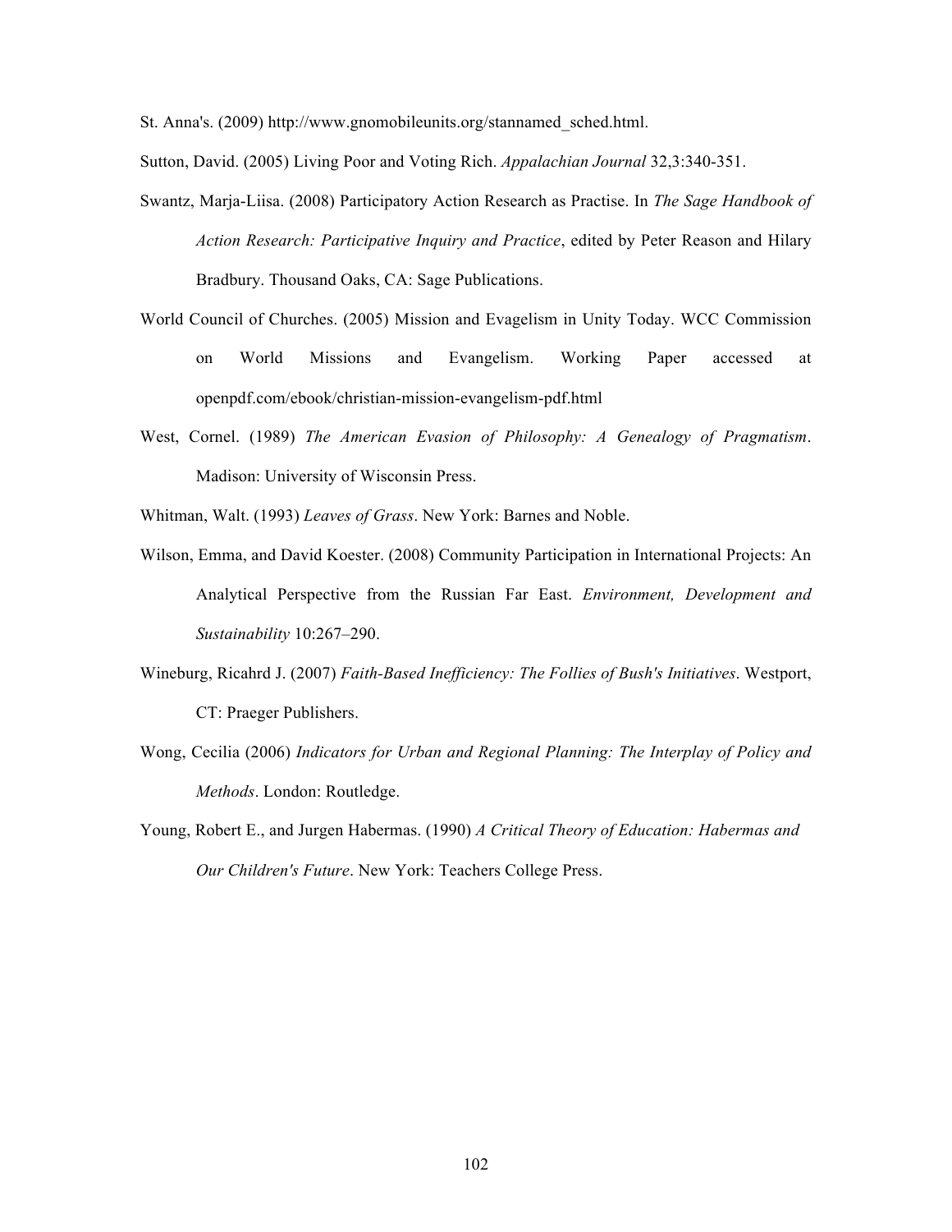St. Anna's. (2009) http://www.gnomobileunits.org/stannamed_sched.html.

Sutton, David. (2005) Living Poor and Voting Rich. *Appalachian Journal* 32,3:340-351.

Swantz, Marja-Liisa. (2008) Participatory Action Research as Practise. In *The Sage Handbook of Action Research: Participative Inquiry and Practice*, edited by Peter Reason and Hilary Bradbury. Thousand Oaks, CA: Sage Publications.

World Council of Churches. (2005) Mission and Evagelism in Unity Today. WCC Commission on World Missions and Evangelism. Working Paper accessed at openpdf.com/ebook/christian-mission-evangelism-pdf.html

West, Cornel. (1989) *The American Evasion of Philosophy: A Genealogy of Pragmatism*. Madison: University of Wisconsin Press.

Whitman, Walt. (1993) *Leaves of Grass*. New York: Barnes and Noble.

Wilson, Emma, and David Koester. (2008) Community Participation in International Projects: An Analytical Perspective from the Russian Far East. *Environment, Development and Sustainability* 10:267–290.

Wineburg, Ricahrd J. (2007) *Faith-Based Inefficiency: The Follies of Bush's Initiatives*. Westport, CT: Praeger Publishers.

Wong, Cecilia (2006) *Indicators for Urban and Regional Planning: The Interplay of Policy and Methods*. London: Routledge.

Young, Robert E., and Jurgen Habermas. (1990) *A Critical Theory of Education: Habermas and Our Children's Future*. New York: Teachers College Press.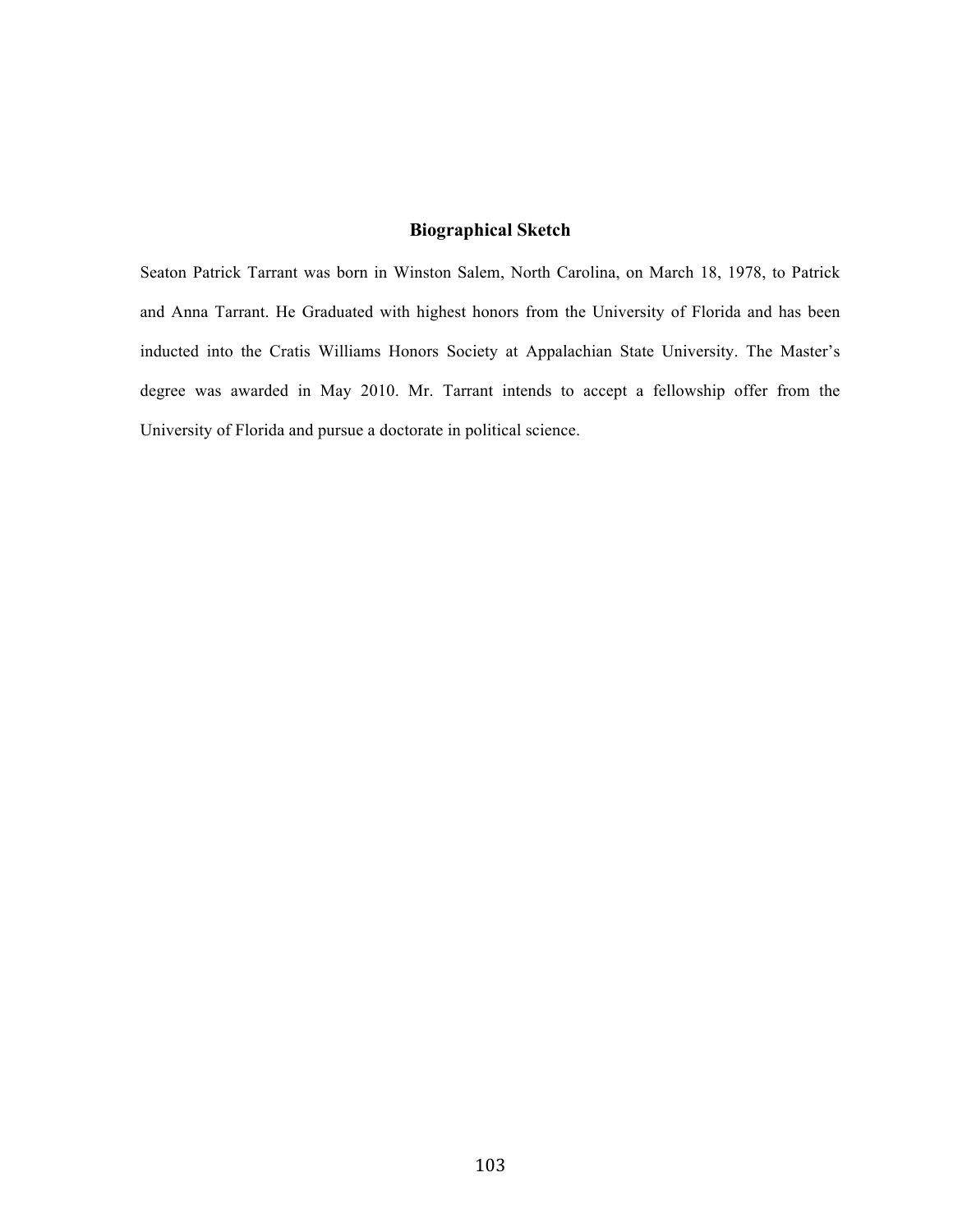## Biographical Sketch

Seaton Patrick Tarrant was born in Winston Salem, North Carolina, on March 18, 1978, to Patrick and Anna Tarrant. He Graduated with highest honors from the University of Florida and has been inducted into the Cratis Williams Honors Society at Appalachian State University. The Master's degree was awarded in May 2010. Mr. Tarrant intends to accept a fellowship offer from the University of Florida and pursue a doctorate in political science.